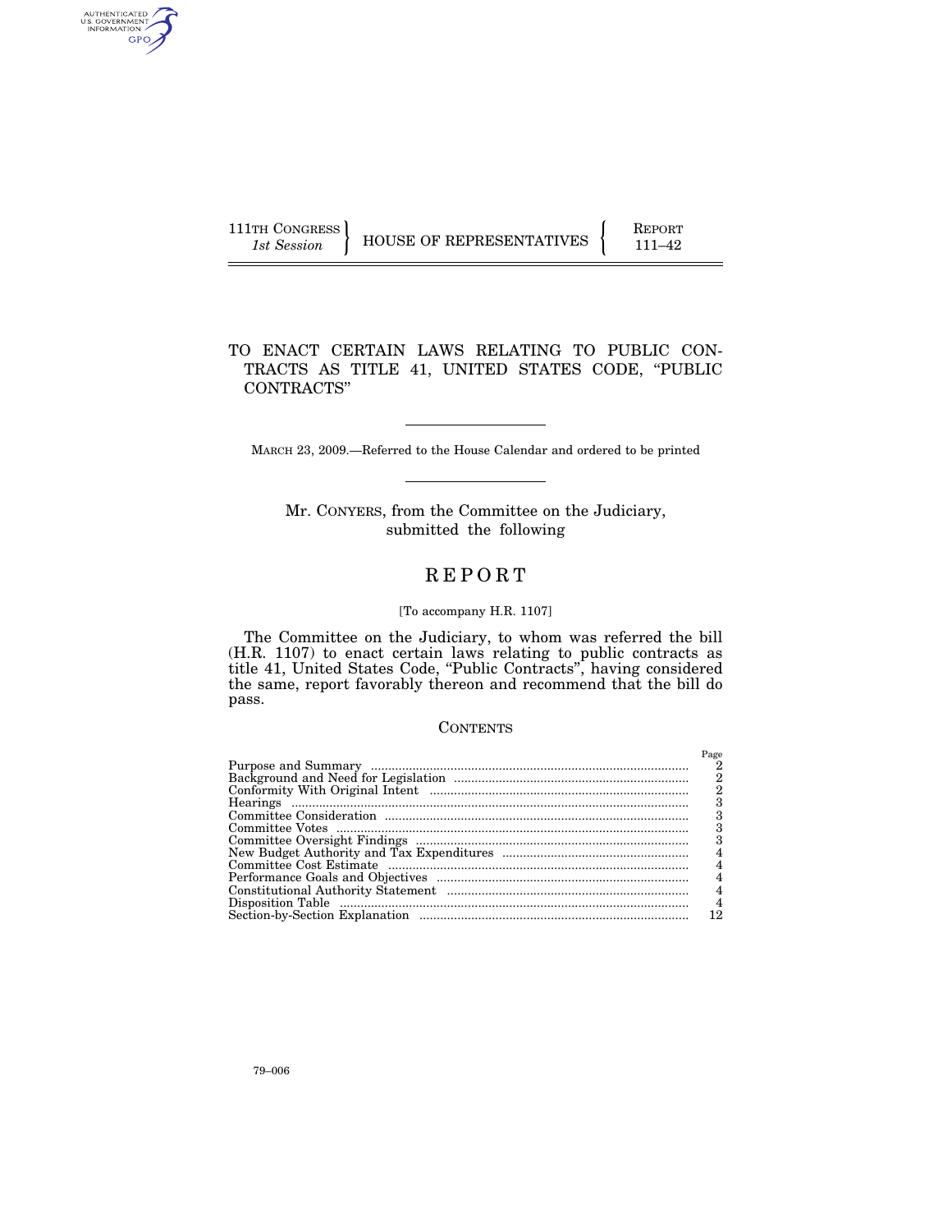111TH CONGRESS
*1st Session*

HOUSE OF REPRESENTATIVES

REPORT
111–42

# TO ENACT CERTAIN LAWS RELATING TO PUBLIC CONTRACTS AS TITLE 41, UNITED STATES CODE, "PUBLIC CONTRACTS"

MARCH 23, 2009.—Referred to the House Calendar and ordered to be printed

Mr. CONYERS, from the Committee on the Judiciary, submitted the following

# REPORT

[To accompany H.R. 1107]

The Committee on the Judiciary, to whom was referred the bill (H.R. 1107) to enact certain laws relating to public contracts as title 41, United States Code, "Public Contracts", having considered the same, report favorably thereon and recommend that the bill do pass.

## CONTENTS

| | Page |
|---|---|
| Purpose and Summary | 2 |
| Background and Need for Legislation | 2 |
| Conformity With Original Intent | 2 |
| Hearings | 3 |
| Committee Consideration | 3 |
| Committee Votes | 3 |
| Committee Oversight Findings | 3 |
| New Budget Authority and Tax Expenditures | 4 |
| Committee Cost Estimate | 4 |
| Performance Goals and Objectives | 4 |
| Constitutional Authority Statement | 4 |
| Disposition Table | 4 |
| Section-by-Section Explanation | 12 |

79–006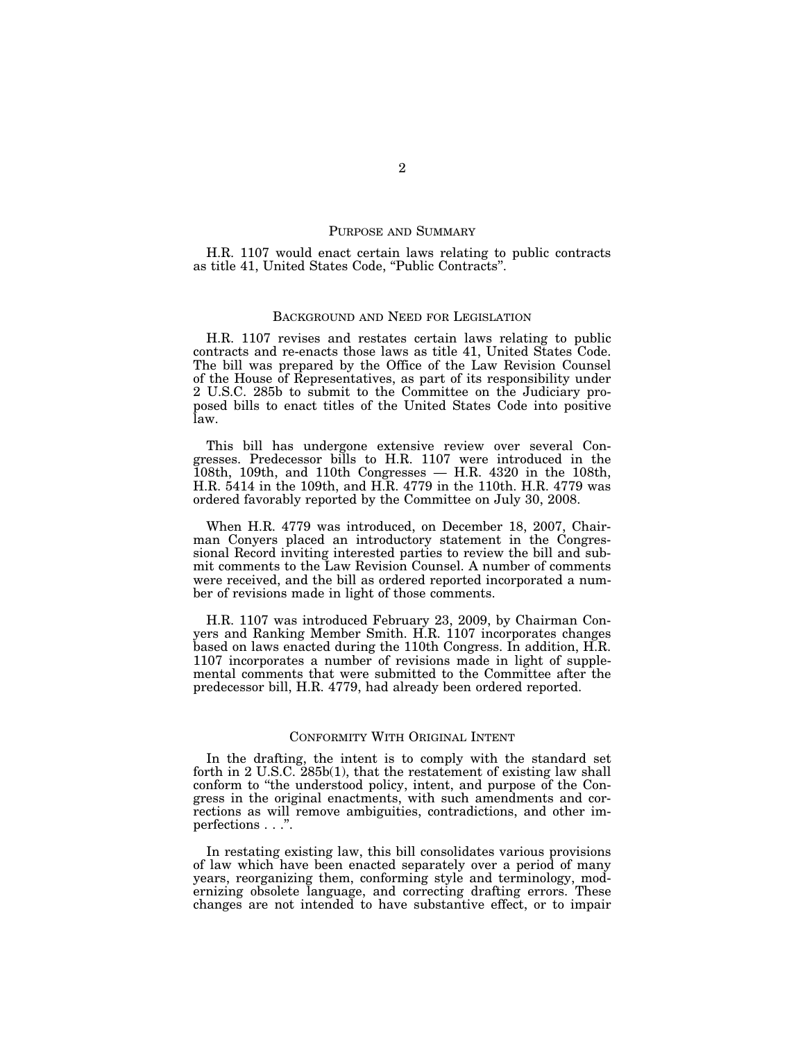## PURPOSE AND SUMMARY

H.R. 1107 would enact certain laws relating to public contracts as title 41, United States Code, "Public Contracts".

## BACKGROUND AND NEED FOR LEGISLATION

H.R. 1107 revises and restates certain laws relating to public contracts and re-enacts those laws as title 41, United States Code. The bill was prepared by the Office of the Law Revision Counsel of the House of Representatives, as part of its responsibility under 2 U.S.C. 285b to submit to the Committee on the Judiciary proposed bills to enact titles of the United States Code into positive law.

This bill has undergone extensive review over several Congresses. Predecessor bills to H.R. 1107 were introduced in the 108th, 109th, and 110th Congresses — H.R. 4320 in the 108th, H.R. 5414 in the 109th, and H.R. 4779 in the 110th. H.R. 4779 was ordered favorably reported by the Committee on July 30, 2008.

When H.R. 4779 was introduced, on December 18, 2007, Chairman Conyers placed an introductory statement in the Congressional Record inviting interested parties to review the bill and submit comments to the Law Revision Counsel. A number of comments were received, and the bill as ordered reported incorporated a number of revisions made in light of those comments.

H.R. 1107 was introduced February 23, 2009, by Chairman Conyers and Ranking Member Smith. H.R. 1107 incorporates changes based on laws enacted during the 110th Congress. In addition, H.R. 1107 incorporates a number of revisions made in light of supplemental comments that were submitted to the Committee after the predecessor bill, H.R. 4779, had already been ordered reported.

## CONFORMITY WITH ORIGINAL INTENT

In the drafting, the intent is to comply with the standard set forth in 2 U.S.C. 285b(1), that the restatement of existing law shall conform to "the understood policy, intent, and purpose of the Congress in the original enactments, with such amendments and corrections as will remove ambiguities, contradictions, and other imperfections . . .".

In restating existing law, this bill consolidates various provisions of law which have been enacted separately over a period of many years, reorganizing them, conforming style and terminology, modernizing obsolete language, and correcting drafting errors. These changes are not intended to have substantive effect, or to impair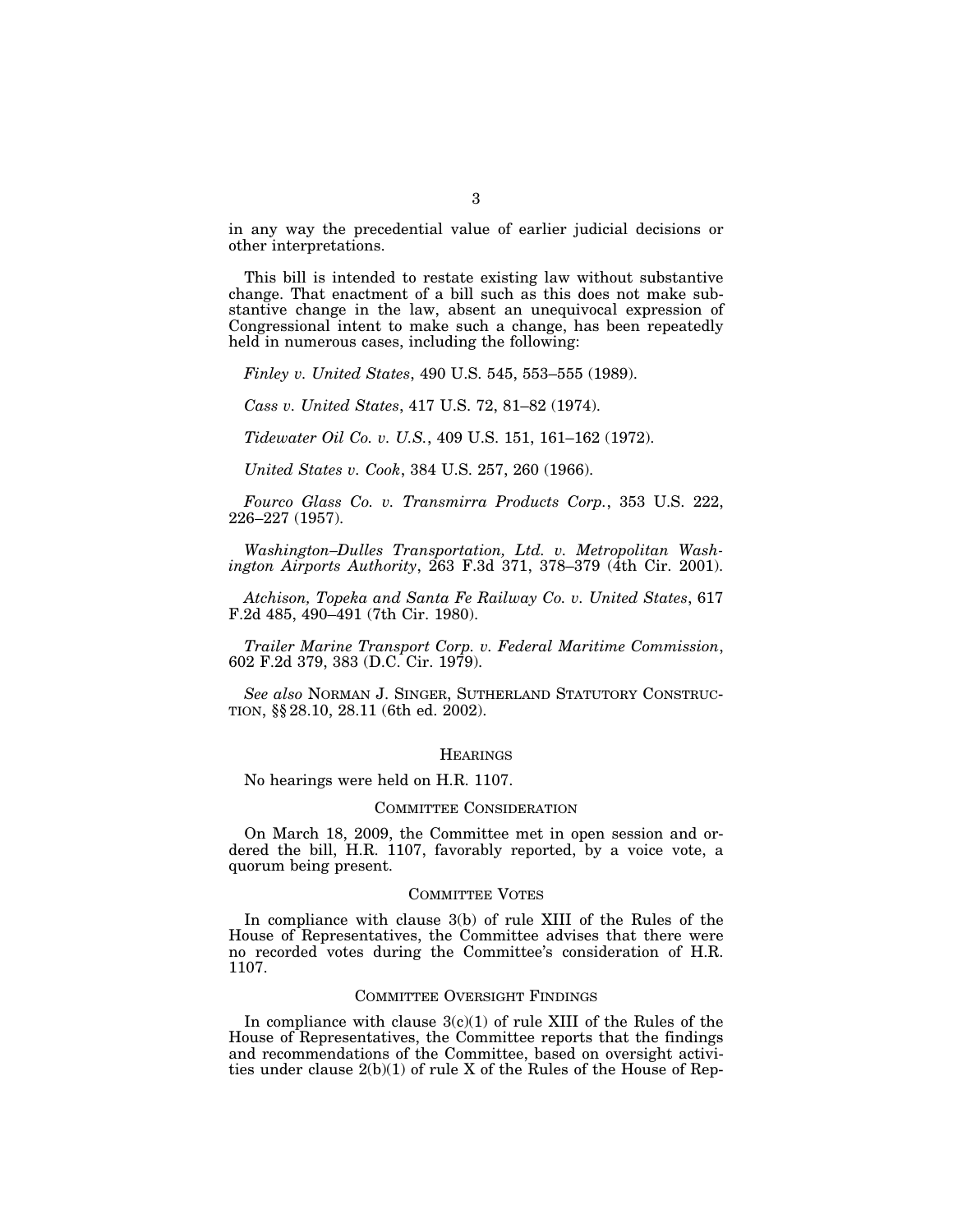in any way the precedential value of earlier judicial decisions or other interpretations.

This bill is intended to restate existing law without substantive change. That enactment of a bill such as this does not make substantive change in the law, absent an unequivocal expression of Congressional intent to make such a change, has been repeatedly held in numerous cases, including the following:

*Finley v. United States*, 490 U.S. 545, 553–555 (1989).

*Cass v. United States*, 417 U.S. 72, 81–82 (1974).

*Tidewater Oil Co. v. U.S.*, 409 U.S. 151, 161–162 (1972).

*United States v. Cook*, 384 U.S. 257, 260 (1966).

*Fourco Glass Co. v. Transmirra Products Corp.*, 353 U.S. 222, 226–227 (1957).

*Washington–Dulles Transportation, Ltd. v. Metropolitan Washington Airports Authority*, 263 F.3d 371, 378–379 (4th Cir. 2001).

*Atchison, Topeka and Santa Fe Railway Co. v. United States*, 617 F.2d 485, 490–491 (7th Cir. 1980).

*Trailer Marine Transport Corp. v. Federal Maritime Commission*, 602 F.2d 379, 383 (D.C. Cir. 1979).

*See also* NORMAN J. SINGER, SUTHERLAND STATUTORY CONSTRUCTION, §§ 28.10, 28.11 (6th ed. 2002).

## HEARINGS

No hearings were held on H.R. 1107.

## COMMITTEE CONSIDERATION

On March 18, 2009, the Committee met in open session and ordered the bill, H.R. 1107, favorably reported, by a voice vote, a quorum being present.

## COMMITTEE VOTES

In compliance with clause 3(b) of rule XIII of the Rules of the House of Representatives, the Committee advises that there were no recorded votes during the Committee's consideration of H.R. 1107.

## COMMITTEE OVERSIGHT FINDINGS

In compliance with clause 3(c)(1) of rule XIII of the Rules of the House of Representatives, the Committee reports that the findings and recommendations of the Committee, based on oversight activities under clause 2(b)(1) of rule X of the Rules of the House of Rep-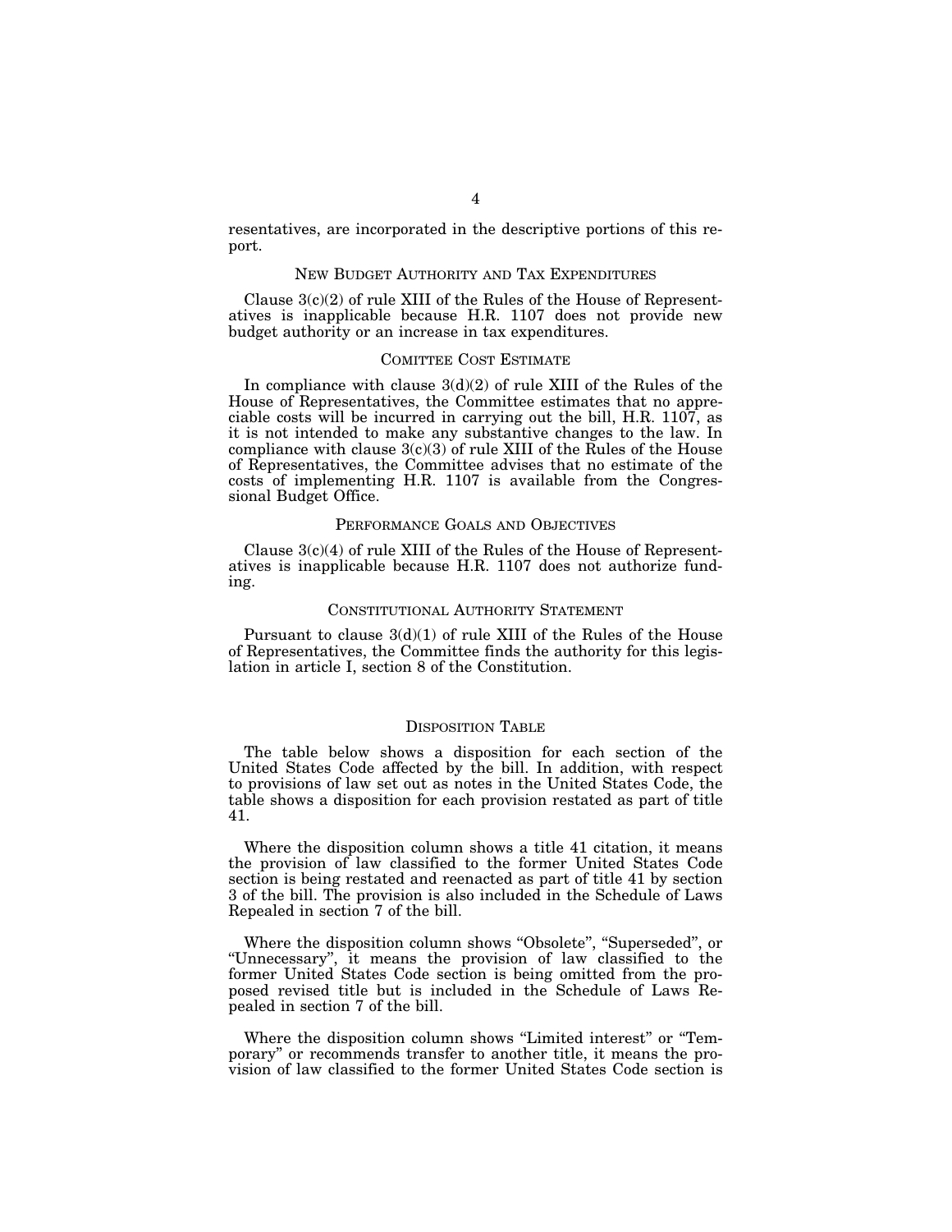resentatives, are incorporated in the descriptive portions of this report.

## NEW BUDGET AUTHORITY AND TAX EXPENDITURES

Clause 3(c)(2) of rule XIII of the Rules of the House of Representatives is inapplicable because H.R. 1107 does not provide new budget authority or an increase in tax expenditures.

## COMITTEE COST ESTIMATE

In compliance with clause 3(d)(2) of rule XIII of the Rules of the House of Representatives, the Committee estimates that no appreciable costs will be incurred in carrying out the bill, H.R. 1107, as it is not intended to make any substantive changes to the law. In compliance with clause 3(c)(3) of rule XIII of the Rules of the House of Representatives, the Committee advises that no estimate of the costs of implementing H.R. 1107 is available from the Congressional Budget Office.

## PERFORMANCE GOALS AND OBJECTIVES

Clause 3(c)(4) of rule XIII of the Rules of the House of Representatives is inapplicable because H.R. 1107 does not authorize funding.

## CONSTITUTIONAL AUTHORITY STATEMENT

Pursuant to clause 3(d)(1) of rule XIII of the Rules of the House of Representatives, the Committee finds the authority for this legislation in article I, section 8 of the Constitution.

## DISPOSITION TABLE

The table below shows a disposition for each section of the United States Code affected by the bill. In addition, with respect to provisions of law set out as notes in the United States Code, the table shows a disposition for each provision restated as part of title 41.

Where the disposition column shows a title 41 citation, it means the provision of law classified to the former United States Code section is being restated and reenacted as part of title 41 by section 3 of the bill. The provision is also included in the Schedule of Laws Repealed in section 7 of the bill.

Where the disposition column shows "Obsolete", "Superseded", or "Unnecessary", it means the provision of law classified to the former United States Code section is being omitted from the proposed revised title but is included in the Schedule of Laws Repealed in section 7 of the bill.

Where the disposition column shows "Limited interest" or "Temporary" or recommends transfer to another title, it means the provision of law classified to the former United States Code section is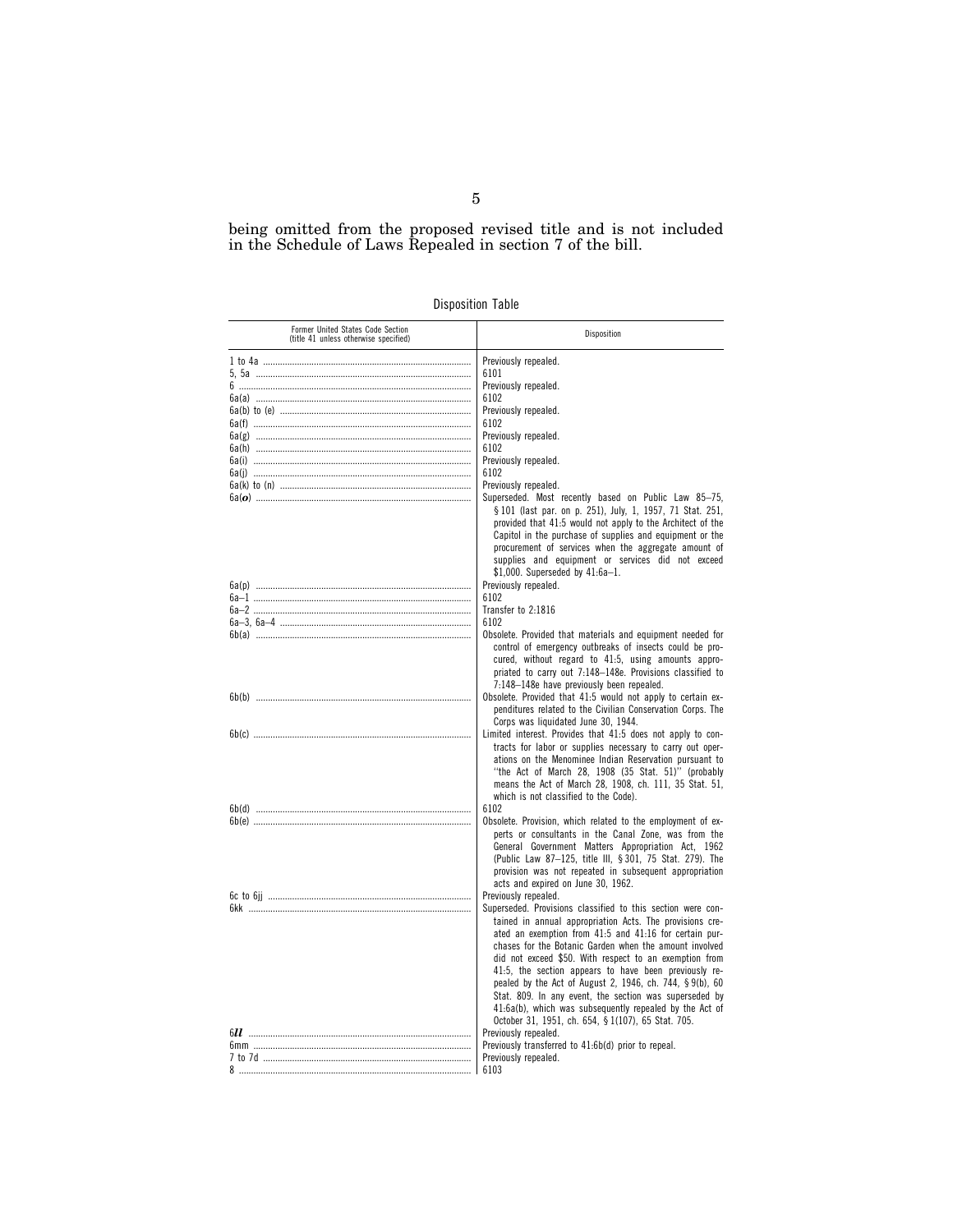being omitted from the proposed revised title and is not included in the Schedule of Laws Repealed in section 7 of the bill.

Disposition Table

| Former United States Code Section (title 41 unless otherwise specified) | Disposition |
|---|---|
| 1 to 4a | Previously repealed. |
| 5, 5a | 6101 |
| 6 | Previously repealed. |
| 6a(a) | 6102 |
| 6a(b) to (e) | Previously repealed. |
| 6a(f) | 6102 |
| 6a(g) | Previously repealed. |
| 6a(h) | 6102 |
| 6a(i) | Previously repealed. |
| 6a(j) | 6102 |
| 6a(k) to (n) | Previously repealed. |
| 6a(**o**) | Superseded. Most recently based on Public Law 85–75, § 101 (last par. on p. 251), July, 1, 1957, 71 Stat. 251, provided that 41:5 would not apply to the Architect of the Capitol in the purchase of supplies and equipment or the procurement of services when the aggregate amount of supplies and equipment or services did not exceed $1,000. Superseded by 41:6a–1. |
| 6a(p) | Previously repealed. |
| 6a–1 | 6102 |
| 6a–2 | Transfer to 2:1816 |
| 6a–3, 6a–4 | 6102 |
| 6b(a) | Obsolete. Provided that materials and equipment needed for control of emergency outbreaks of insects could be procured, without regard to 41:5, using amounts appropriated to carry out 7:148–148e. Provisions classified to 7:148–148e have previously been repealed. |
| 6b(b) | Obsolete. Provided that 41:5 would not apply to certain expenditures related to the Civilian Conservation Corps. The Corps was liquidated June 30, 1944. |
| 6b(c) | Limited interest. Provides that 41:5 does not apply to contracts for labor or supplies necessary to carry out operations on the Menominee Indian Reservation pursuant to "the Act of March 28, 1908 (35 Stat. 51)" (probably means the Act of March 28, 1908, ch. 111, 35 Stat. 51, which is not classified to the Code). |
| 6b(d) | 6102 |
| 6b(e) | Obsolete. Provision, which related to the employment of experts or consultants in the Canal Zone, was from the General Government Matters Appropriation Act, 1962 (Public Law 87–125, title III, § 301, 75 Stat. 279). The provision was not repeated in subsequent appropriation acts and expired on June 30, 1962. |
| 6c to 6jj | Previously repealed. |
| 6kk | Superseded. Provisions classified to this section were contained in annual appropriation Acts. The provisions created an exemption from 41:5 and 41:16 for certain purchases for the Botanic Garden when the amount involved did not exceed $50. With respect to an exemption from 41:5, the section appears to have been previously repealed by the Act of August 2, 1946, ch. 744, § 9(b), 60 Stat. 809. In any event, the section was superseded by 41:6a(b), which was subsequently repealed by the Act of October 31, 1951, ch. 654, § 1(107), 65 Stat. 705. |
| 6***ll*** | Previously repealed. |
| 6mm | Previously transferred to 41:6b(d) prior to repeal. |
| 7 to 7d | Previously repealed. |
| 8 | 6103 |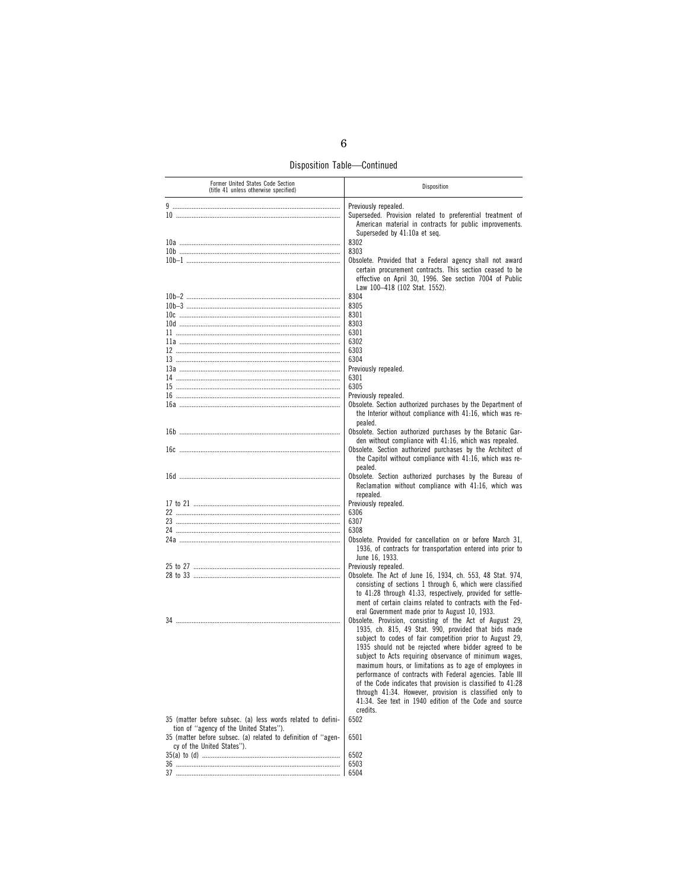Disposition Table—Continued

| Former United States Code Section (title 41 unless otherwise specified) | Disposition |
|---|---|
| 9 | Previously repealed. |
| 10 | Superseded. Provision related to preferential treatment of American material in contracts for public improvements. Superseded by 41:10a et seq. |
| 10a | 8302 |
| 10b | 8303 |
| 10b–1 | Obsolete. Provided that a Federal agency shall not award certain procurement contracts. This section ceased to be effective on April 30, 1996. See section 7004 of Public Law 100–418 (102 Stat. 1552). |
| 10b–2 | 8304 |
| 10b–3 | 8305 |
| 10c | 8301 |
| 10d | 8303 |
| 11 | 6301 |
| 11a | 6302 |
| 12 | 6303 |
| 13 | 6304 |
| 13a | Previously repealed. |
| 14 | 6301 |
| 15 | 6305 |
| 16 | Previously repealed. |
| 16a | Obsolete. Section authorized purchases by the Department of the Interior without compliance with 41:16, which was repealed. |
| 16b | Obsolete. Section authorized purchases by the Botanic Garden without compliance with 41:16, which was repealed. |
| 16c | Obsolete. Section authorized purchases by the Architect of the Capitol without compliance with 41:16, which was repealed. |
| 16d | Obsolete. Section authorized purchases by the Bureau of Reclamation without compliance with 41:16, which was repealed. |
| 17 to 21 | Previously repealed. |
| 22 | 6306 |
| 23 | 6307 |
| 24 | 6308 |
| 24a | Obsolete. Provided for cancellation on or before March 31, 1936, of contracts for transportation entered into prior to June 16, 1933. |
| 25 to 27 | Previously repealed. |
| 28 to 33 | Obsolete. The Act of June 16, 1934, ch. 553, 48 Stat. 974, consisting of sections 1 through 6, which were classified to 41:28 through 41:33, respectively, provided for settlement of certain claims related to contracts with the Federal Government made prior to August 10, 1933. |
| 34 | Obsolete. Provision, consisting of the Act of August 29, 1935, ch. 815, 49 Stat. 990, provided that bids made subject to codes of fair competition prior to August 29, 1935 should not be rejected where bidder agreed to be subject to Acts requiring observance of minimum wages, maximum hours, or limitations as to age of employees in performance of contracts with Federal agencies. Table III of the Code indicates that provision is classified to 41:28 through 41:34. However, provision is classified only to 41:34. See text in 1940 edition of the Code and source credits. |
| 35 (matter before subsec. (a) less words related to definition of "agency of the United States"). | 6502 |
| 35 (matter before subsec. (a) related to definition of "agency of the United States"). | 6501 |
| 35(a) to (d) | 6502 |
| 36 | 6503 |
| 37 | 6504 |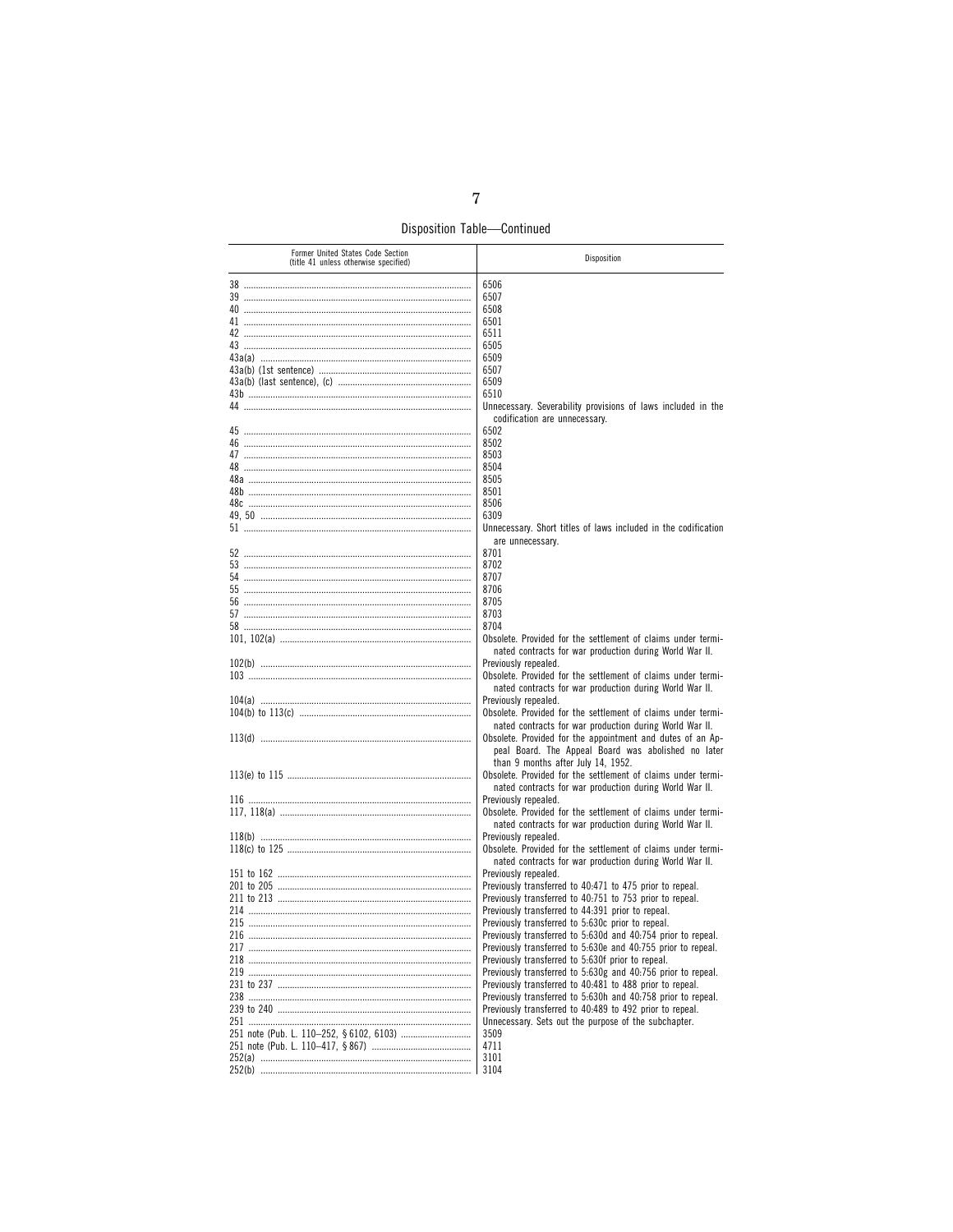Disposition Table—Continued

| Former United States Code Section (title 41 unless otherwise specified) | Disposition |
|---|---|
| 38 | 6506 |
| 39 | 6507 |
| 40 | 6508 |
| 41 | 6501 |
| 42 | 6511 |
| 43 | 6505 |
| 43a(a) | 6509 |
| 43a(b) (1st sentence) | 6507 |
| 43a(b) (last sentence), (c) | 6509 |
| 43b | 6510 |
| 44 | Unnecessary. Severability provisions of laws included in the codification are unnecessary. |
| 45 | 6502 |
| 46 | 8502 |
| 47 | 8503 |
| 48 | 8504 |
| 48a | 8505 |
| 48b | 8501 |
| 48c | 8506 |
| 49, 50 | 6309 |
| 51 | Unnecessary. Short titles of laws included in the codification are unnecessary. |
| 52 | 8701 |
| 53 | 8702 |
| 54 | 8707 |
| 55 | 8706 |
| 56 | 8705 |
| 57 | 8703 |
| 58 | 8704 |
| 101, 102(a) | Obsolete. Provided for the settlement of claims under terminated contracts for war production during World War II. |
| 102(b) | Previously repealed. |
| 103 | Obsolete. Provided for the settlement of claims under terminated contracts for war production during World War II. |
| 104(a) | Previously repealed. |
| 104(b) to 113(c) | Obsolete. Provided for the settlement of claims under terminated contracts for war production during World War II. |
| 113(d) | Obsolete. Provided for the appointment and duties of an Appeal Board. The Appeal Board was abolished no later than 9 months after July 14, 1952. |
| 113(e) to 115 | Obsolete. Provided for the settlement of claims under terminated contracts for war production during World War II. |
| 116 | Previously repealed. |
| 117, 118(a) | Obsolete. Provided for the settlement of claims under terminated contracts for war production during World War II. |
| 118(b) | Previously repealed. |
| 118(c) to 125 | Obsolete. Provided for the settlement of claims under terminated contracts for war production during World War II. |
| 151 to 162 | Previously repealed. |
| 201 to 205 | Previously transferred to 40:471 to 475 prior to repeal. |
| 211 to 213 | Previously transferred to 40:751 to 753 prior to repeal. |
| 214 | Previously transferred to 44:391 prior to repeal. |
| 215 | Previously transferred to 5:630c prior to repeal. |
| 216 | Previously transferred to 5:630d and 40:754 prior to repeal. |
| 217 | Previously transferred to 5:630e and 40:755 prior to repeal. |
| 218 | Previously transferred to 5:630f prior to repeal. |
| 219 | Previously transferred to 5:630g and 40:756 prior to repeal. |
| 231 to 237 | Previously transferred to 40:481 to 488 prior to repeal. |
| 238 | Previously transferred to 5:630h and 40:758 prior to repeal. |
| 239 to 240 | Previously transferred to 40:489 to 492 prior to repeal. |
| 251 | Unnecessary. Sets out the purpose of the subchapter. |
| 251 note (Pub. L. 110–252, § 6102, 6103) | 3509 |
| 251 note (Pub. L. 110–417, § 867) | 4711 |
| 252(a) | 3101 |
| 252(b) | 3104 |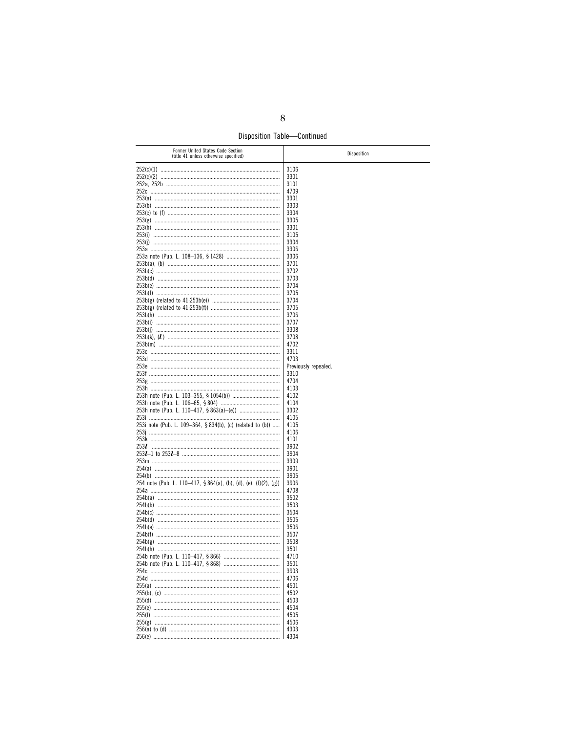Disposition Table—Continued

| Former United States Code Section (title 41 unless otherwise specified) | Disposition |
|---|---|
| 252(c)(1) | 3106 |
| 252(c)(2) | 3301 |
| 252a, 252b | 3101 |
| 252c | 4709 |
| 253(a) | 3301 |
| 253(b) | 3303 |
| 253(c) to (f) | 3304 |
| 253(g) | 3305 |
| 253(h) | 3301 |
| 253(i) | 3105 |
| 253(j) | 3304 |
| 253a | 3306 |
| 253a note (Pub. L. 108–136, § 1428) | 3306 |
| 253b(a), (b) | 3701 |
| 253b(c) | 3702 |
| 253b(d) | 3703 |
| 253b(e) | 3704 |
| 253b(f) | 3705 |
| 253b(g) (related to 41:253b(e)) | 3704 |
| 253b(g) (related to 41:253b(f)) | 3705 |
| 253b(h) | 3706 |
| 253b(i) | 3707 |
| 253b(j) | 3308 |
| 253b(k), (*l*) | 3708 |
| 253b(m) | 4702 |
| 253c | 3311 |
| 253d | 4703 |
| 253e | Previously repealed. |
| 253f | 3310 |
| 253g | 4704 |
| 253h | 4103 |
| 253h note (Pub. L. 103–355, § 1054(b)) | 4102 |
| 253h note (Pub. L. 106–65, § 804) | 4104 |
| 253h note (Pub. L. 110–417, § 863(a)–(e)) | 3302 |
| 253i | 4105 |
| 253i note (Pub. L. 109–364, § 834(b), (c) (related to (b)) | 4105 |
| 253j | 4106 |
| 253k | 4101 |
| 253*l* | 3902 |
| 253*l*–1 to 253*l*–8 | 3904 |
| 253m | 3309 |
| 254(a) | 3901 |
| 254(b) | 3905 |
| 254 note (Pub. L. 110–417, § 864(a), (b), (d), (e), (f)(2), (g)) | 3906 |
| 254a | 4708 |
| 254b(a) | 3502 |
| 254b(b) | 3503 |
| 254b(c) | 3504 |
| 254b(d) | 3505 |
| 254b(e) | 3506 |
| 254b(f) | 3507 |
| 254b(g) | 3508 |
| 254b(h) | 3501 |
| 254b note (Pub. L. 110–417, § 866) | 4710 |
| 254b note (Pub. L. 110–417, § 868) | 3501 |
| 254c | 3903 |
| 254d | 4706 |
| 255(a) | 4501 |
| 255(b), (c) | 4502 |
| 255(d) | 4503 |
| 255(e) | 4504 |
| 255(f) | 4505 |
| 255(g) | 4506 |
| 256(a) to (d) | 4303 |
| 256(e) | 4304 |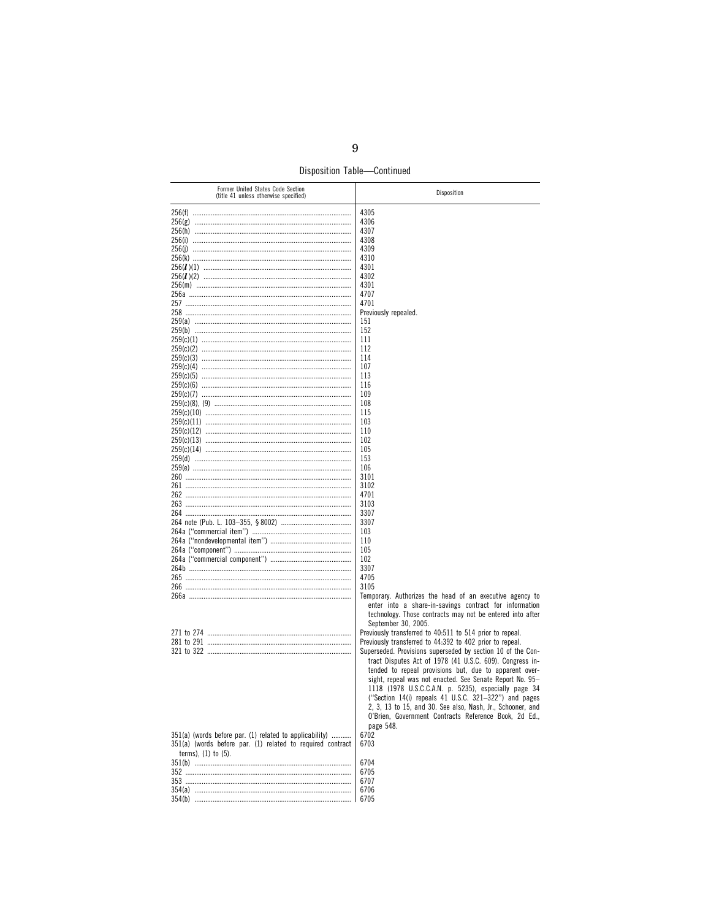Disposition Table—Continued

| Former United States Code Section (title 41 unless otherwise specified) | Disposition |
| --- | --- |
| 256(f) | 4305 |
| 256(g) | 4306 |
| 256(h) | 4307 |
| 256(i) | 4308 |
| 256(j) | 4309 |
| 256(k) | 4310 |
| 256(*l*)(1) | 4301 |
| 256(*l*)(2) | 4302 |
| 256(m) | 4301 |
| 256a | 4707 |
| 257 | 4701 |
| 258 | Previously repealed. |
| 259(a) | 151 |
| 259(b) | 152 |
| 259(c)(1) | 111 |
| 259(c)(2) | 112 |
| 259(c)(3) | 114 |
| 259(c)(4) | 107 |
| 259(c)(5) | 113 |
| 259(c)(6) | 116 |
| 259(c)(7) | 109 |
| 259(c)(8), (9) | 108 |
| 259(c)(10) | 115 |
| 259(c)(11) | 103 |
| 259(c)(12) | 110 |
| 259(c)(13) | 102 |
| 259(c)(14) | 105 |
| 259(d) | 153 |
| 259(e) | 106 |
| 260 | 3101 |
| 261 | 3102 |
| 262 | 4701 |
| 263 | 3103 |
| 264 | 3307 |
| 264 note (Pub. L. 103–355, § 8002) | 3307 |
| 264a ("commercial item") | 103 |
| 264a ("nondevelopmental item") | 110 |
| 264a ("component") | 105 |
| 264a ("commercial component") | 102 |
| 264b | 3307 |
| 265 | 4705 |
| 266 | 3105 |
| 266a | Temporary. Authorizes the head of an executive agency to enter into a share-in-savings contract for information technology. Those contracts may not be entered into after September 30, 2005. |
| 271 to 274 | Previously transferred to 40:511 to 514 prior to repeal. |
| 281 to 291 | Previously transferred to 44:392 to 402 prior to repeal. |
| 321 to 322 | Superseded. Provisions superseded by section 10 of the Contract Disputes Act of 1978 (41 U.S.C. 609). Congress intended to repeal provisions but, due to apparent oversight, repeal was not enacted. See Senate Report No. 95–1118 (1978 U.S.C.C.A.N. p. 5235), especially page 34 ("Section 14(i) repeals 41 U.S.C. 321–322") and pages 2, 3, 13 to 15, and 30. See also, Nash, Jr., Schooner, and O'Brien, Government Contracts Reference Book, 2d Ed., page 548. |
| 351(a) (words before par. (1) related to applicability) | 6702 |
| 351(a) (words before par. (1) related to required contract terms), (1) to (5). | 6703 |
| 351(b) | 6704 |
| 352 | 6705 |
| 353 | 6707 |
| 354(a) | 6706 |
| 354(b) | 6705 |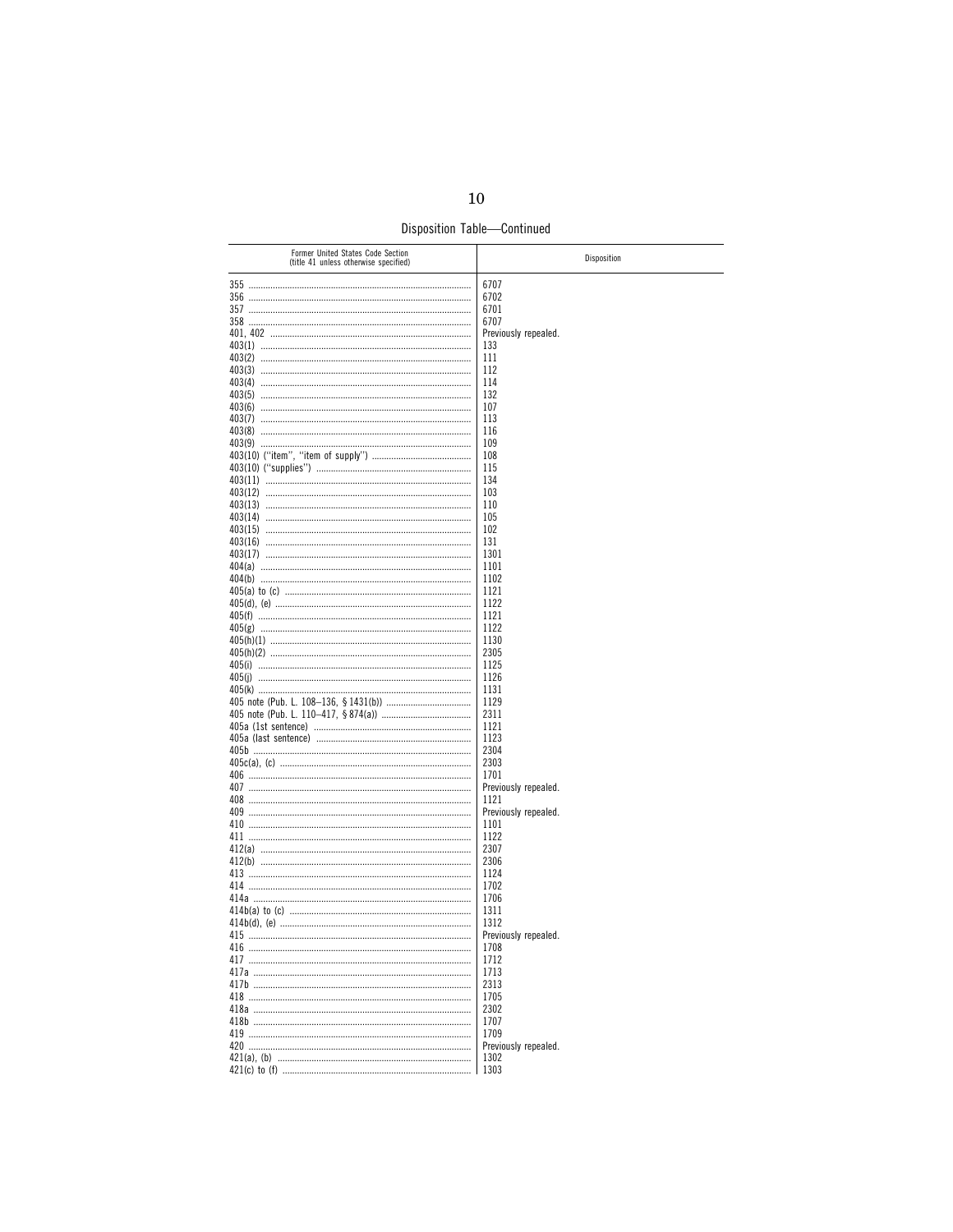Disposition Table—Continued

| Former United States Code Section (title 41 unless otherwise specified) | Disposition |
|---|---|
| 355 | 6707 |
| 356 | 6702 |
| 357 | 6701 |
| 358 | 6707 |
| 401, 402 | Previously repealed. |
| 403(1) | 133 |
| 403(2) | 111 |
| 403(3) | 112 |
| 403(4) | 114 |
| 403(5) | 132 |
| 403(6) | 107 |
| 403(7) | 113 |
| 403(8) | 116 |
| 403(9) | 109 |
| 403(10) (“item”, “item of supply”) | 108 |
| 403(10) (“supplies”) | 115 |
| 403(11) | 134 |
| 403(12) | 103 |
| 403(13) | 110 |
| 403(14) | 105 |
| 403(15) | 102 |
| 403(16) | 131 |
| 403(17) | 1301 |
| 404(a) | 1101 |
| 404(b) | 1102 |
| 405(a) to (c) | 1121 |
| 405(d), (e) | 1122 |
| 405(f) | 1121 |
| 405(g) | 1122 |
| 405(h)(1) | 1130 |
| 405(h)(2) | 2305 |
| 405(i) | 1125 |
| 405(j) | 1126 |
| 405(k) | 1131 |
| 405 note (Pub. L. 108–136, § 1431(b)) | 1129 |
| 405 note (Pub. L. 110–417, § 874(a)) | 2311 |
| 405a (1st sentence) | 1121 |
| 405a (last sentence) | 1123 |
| 405b | 2304 |
| 405c(a), (c) | 2303 |
| 406 | 1701 |
| 407 | Previously repealed. |
| 408 | 1121 |
| 409 | Previously repealed. |
| 410 | 1101 |
| 411 | 1122 |
| 412(a) | 2307 |
| 412(b) | 2306 |
| 413 | 1124 |
| 414 | 1702 |
| 414a | 1706 |
| 414b(a) to (c) | 1311 |
| 414b(d), (e) | 1312 |
| 415 | Previously repealed. |
| 416 | 1708 |
| 417 | 1712 |
| 417a | 1713 |
| 417b | 2313 |
| 418 | 1705 |
| 418a | 2302 |
| 418b | 1707 |
| 419 | 1709 |
| 420 | Previously repealed. |
| 421(a), (b) | 1302 |
| 421(c) to (f) | 1303 |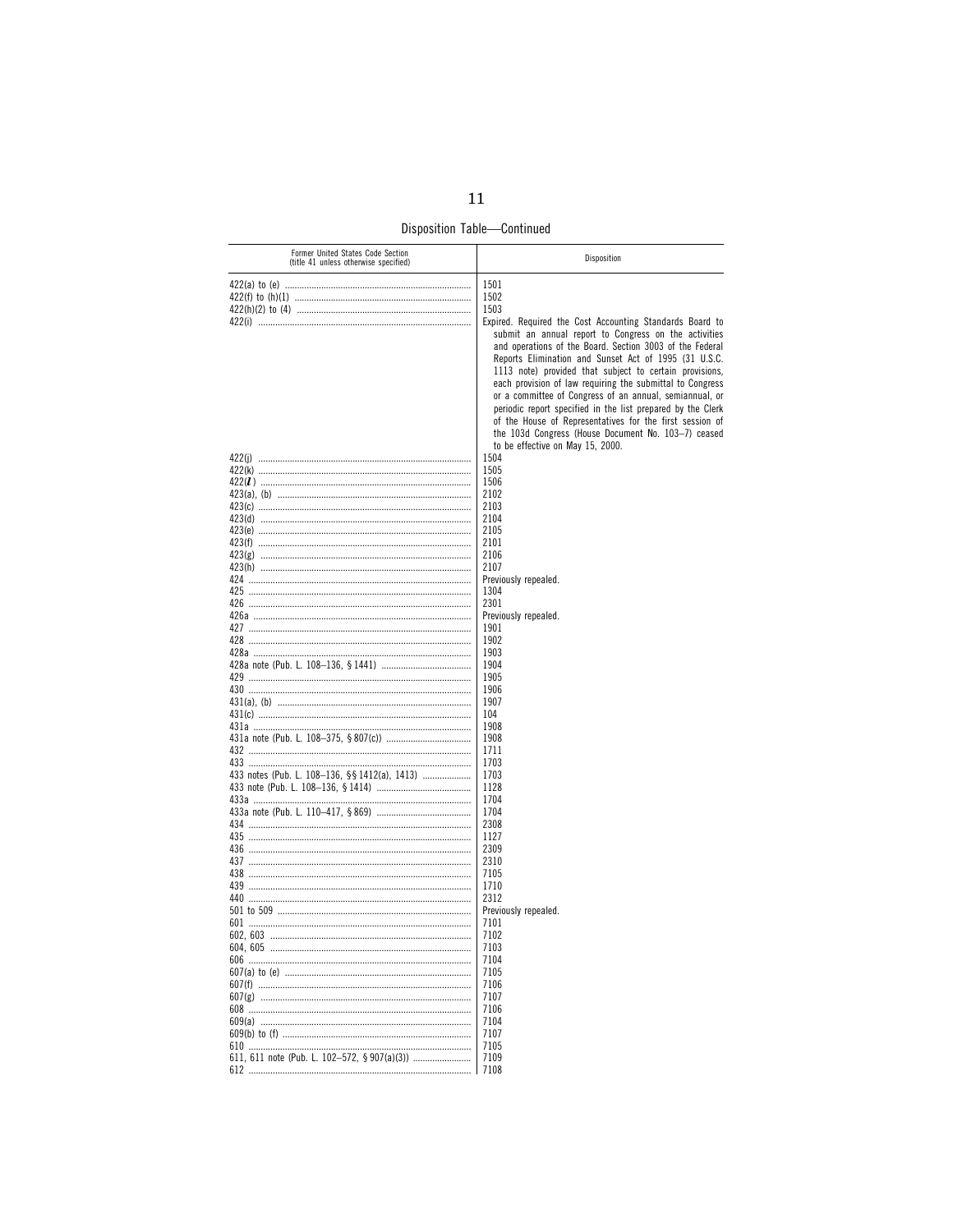Disposition Table—Continued

| Former United States Code Section (title 41 unless otherwise specified) | Disposition |
| --- | --- |
| 422(a) to (e) | 1501 |
| 422(f) to (h)(1) | 1502 |
| 422(h)(2) to (4) | 1503 |
| 422(i) | Expired. Required the Cost Accounting Standards Board to submit an annual report to Congress on the activities and operations of the Board. Section 3003 of the Federal Reports Elimination and Sunset Act of 1995 (31 U.S.C. 1113 note) provided that subject to certain provisions, each provision of law requiring the submittal to Congress or a committee of Congress of an annual, semiannual, or periodic report specified in the list prepared by the Clerk of the House of Representatives for the first session of the 103d Congress (House Document No. 103–7) ceased to be effective on May 15, 2000. |
| 422(j) | 1504 |
| 422(k) | 1505 |
| 422(*l*) | 1506 |
| 423(a), (b) | 2102 |
| 423(c) | 2103 |
| 423(d) | 2104 |
| 423(e) | 2105 |
| 423(f) | 2101 |
| 423(g) | 2106 |
| 423(h) | 2107 |
| 424 | Previously repealed. |
| 425 | 1304 |
| 426 | 2301 |
| 426a | Previously repealed. |
| 427 | 1901 |
| 428 | 1902 |
| 428a | 1903 |
| 428a note (Pub. L. 108–136, § 1441) | 1904 |
| 429 | 1905 |
| 430 | 1906 |
| 431(a), (b) | 1907 |
| 431(c) | 104 |
| 431a | 1908 |
| 431a note (Pub. L. 108–375, § 807(c)) | 1908 |
| 432 | 1711 |
| 433 | 1703 |
| 433 notes (Pub. L. 108–136, §§ 1412(a), 1413) | 1703 |
| 433 note (Pub. L. 108–136, § 1414) | 1128 |
| 433a | 1704 |
| 433a note (Pub. L. 110–417, § 869) | 1704 |
| 434 | 2308 |
| 435 | 1127 |
| 436 | 2309 |
| 437 | 2310 |
| 438 | 7105 |
| 439 | 1710 |
| 440 | 2312 |
| 501 to 509 | Previously repealed. |
| 601 | 7101 |
| 602, 603 | 7102 |
| 604, 605 | 7103 |
| 606 | 7104 |
| 607(a) to (e) | 7105 |
| 607(f) | 7106 |
| 607(g) | 7107 |
| 608 | 7106 |
| 609(a) | 7104 |
| 609(b) to (f) | 7107 |
| 610 | 7105 |
| 611, 611 note (Pub. L. 102–572, § 907(a)(3)) | 7109 |
| 612 | 7108 |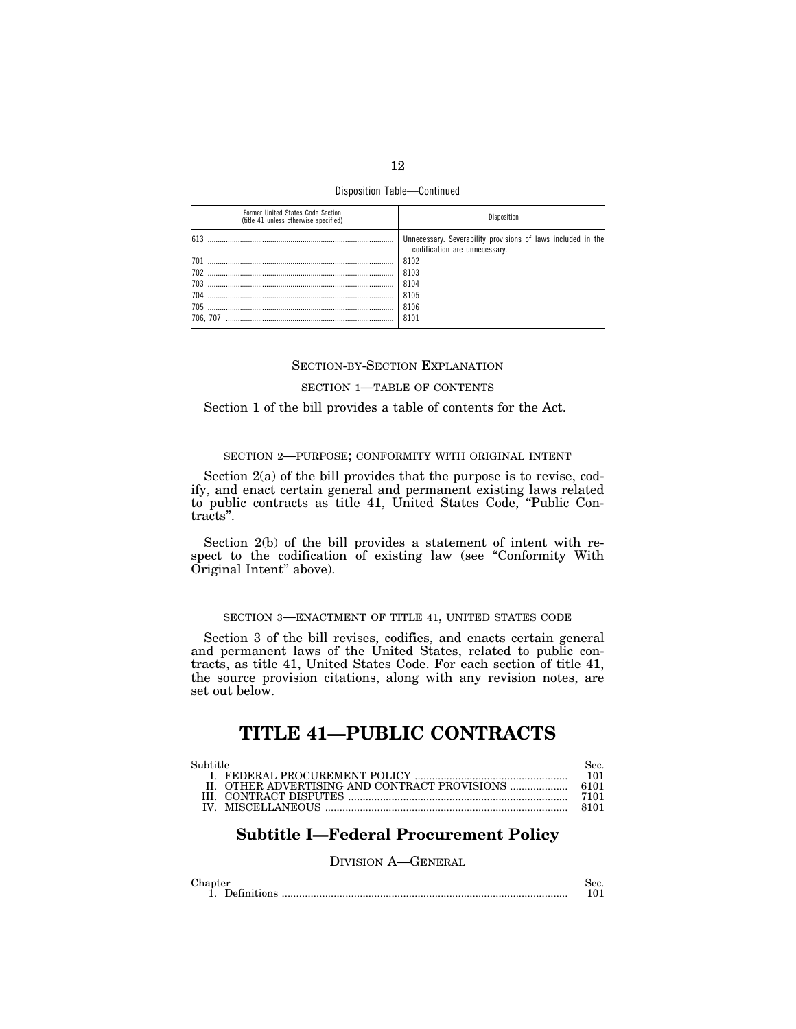Disposition Table—Continued

| Former United States Code Section (title 41 unless otherwise specified) | Disposition |
| --- | --- |
| 613 | Unnecessary. Severability provisions of laws included in the codification are unnecessary. |
| 701 | 8102 |
| 702 | 8103 |
| 703 | 8104 |
| 704 | 8105 |
| 705 | 8106 |
| 706, 707 | 8101 |

## SECTION-BY-SECTION EXPLANATION

### SECTION 1—TABLE OF CONTENTS

Section 1 of the bill provides a table of contents for the Act.

### SECTION 2—PURPOSE; CONFORMITY WITH ORIGINAL INTENT

Section 2(a) of the bill provides that the purpose is to revise, codify, and enact certain general and permanent existing laws related to public contracts as title 41, United States Code, "Public Contracts".

Section 2(b) of the bill provides a statement of intent with respect to the codification of existing law (see "Conformity With Original Intent" above).

### SECTION 3—ENACTMENT OF TITLE 41, UNITED STATES CODE

Section 3 of the bill revises, codifies, and enacts certain general and permanent laws of the United States, related to public contracts, as title 41, United States Code. For each section of title 41, the source provision citations, along with any revision notes, are set out below.

# TITLE 41—PUBLIC CONTRACTS

| Subtitle | Sec. |
| --- | --- |
| I. FEDERAL PROCUREMENT POLICY | 101 |
| II. OTHER ADVERTISING AND CONTRACT PROVISIONS | 6101 |
| III. CONTRACT DISPUTES | 7101 |
| IV. MISCELLANEOUS | 8101 |

## Subtitle I—Federal Procurement Policy

### DIVISION A—GENERAL

| Chapter | Sec. |
| --- | --- |
| 1. Definitions | 101 |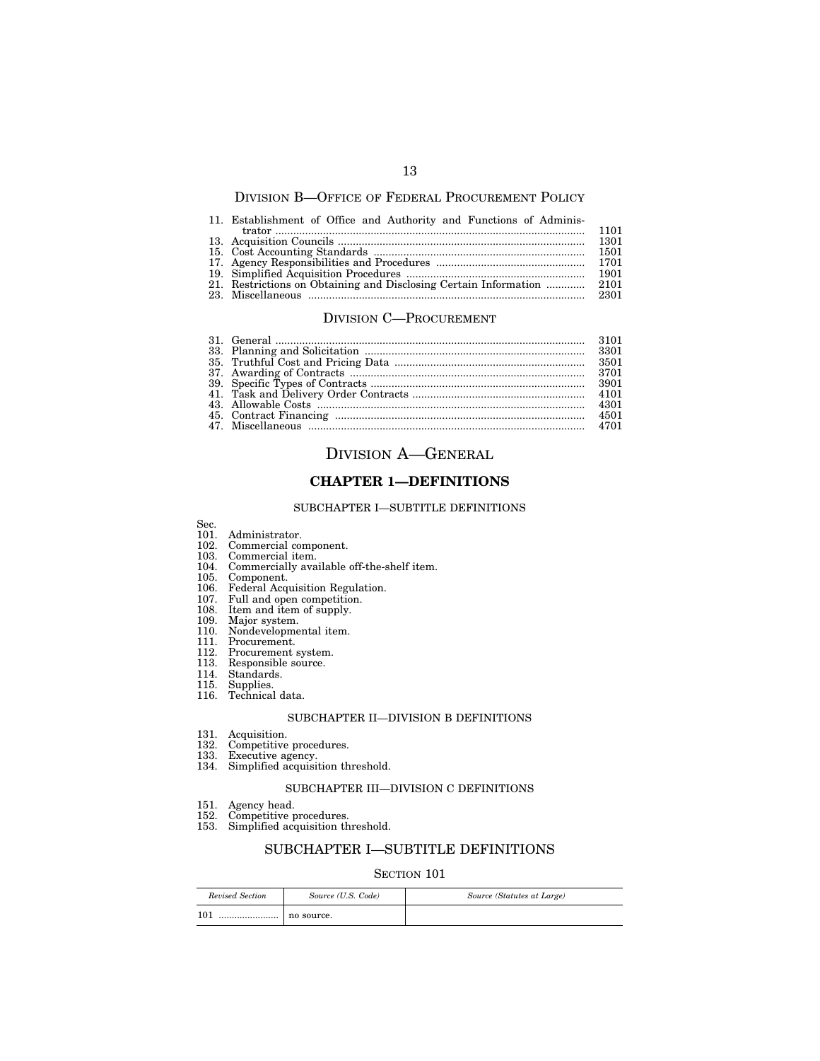## DIVISION B—OFFICE OF FEDERAL PROCUREMENT POLICY

| | |
|---|---|
| 11. Establishment of Office and Authority and Functions of Administrator | 1101 |
| 13. Acquisition Councils | 1301 |
| 15. Cost Accounting Standards | 1501 |
| 17. Agency Responsibilities and Procedures | 1701 |
| 19. Simplified Acquisition Procedures | 1901 |
| 21. Restrictions on Obtaining and Disclosing Certain Information | 2101 |
| 23. Miscellaneous | 2301 |

## DIVISION C—PROCUREMENT

| | |
|---|---|
| 31. General | 3101 |
| 33. Planning and Solicitation | 3301 |
| 35. Truthful Cost and Pricing Data | 3501 |
| 37. Awarding of Contracts | 3701 |
| 39. Specific Types of Contracts | 3901 |
| 41. Task and Delivery Order Contracts | 4101 |
| 43. Allowable Costs | 4301 |
| 45. Contract Financing | 4501 |
| 47. Miscellaneous | 4701 |

# DIVISION A—GENERAL

## CHAPTER 1—DEFINITIONS

### SUBCHAPTER I—SUBTITLE DEFINITIONS

Sec.
101. Administrator.
102. Commercial component.
103. Commercial item.
104. Commercially available off-the-shelf item.
105. Component.
106. Federal Acquisition Regulation.
107. Full and open competition.
108. Item and item of supply.
109. Major system.
110. Nondevelopmental item.
111. Procurement.
112. Procurement system.
113. Responsible source.
114. Standards.
115. Supplies.
116. Technical data.

### SUBCHAPTER II—DIVISION B DEFINITIONS

131. Acquisition.
132. Competitive procedures.
133. Executive agency.
134. Simplified acquisition threshold.

### SUBCHAPTER III—DIVISION C DEFINITIONS

151. Agency head.
152. Competitive procedures.
153. Simplified acquisition threshold.

## SUBCHAPTER I—SUBTITLE DEFINITIONS

### SECTION 101

| *Revised Section* | *Source (U.S. Code)* | *Source (Statutes at Large)* |
|---|---|---|
| 101 | no source. | |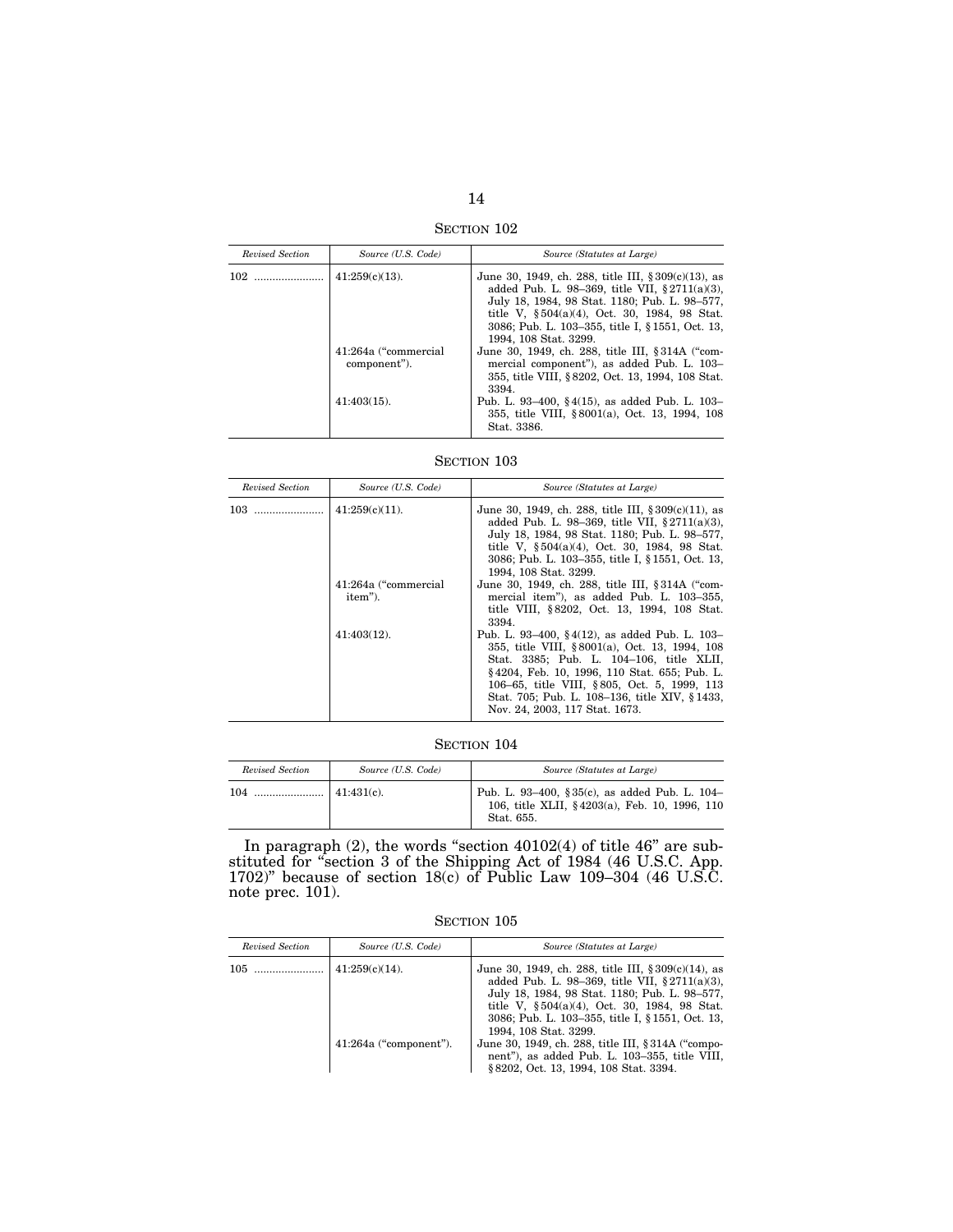### SECTION 102

| *Revised Section* | *Source (U.S. Code)* | *Source (Statutes at Large)* |
|---|---|---|
| 102 | 41:259(c)(13). | June 30, 1949, ch. 288, title III, §309(c)(13), as added Pub. L. 98–369, title VII, §2711(a)(3), July 18, 1984, 98 Stat. 1180; Pub. L. 98–577, title V, §504(a)(4), Oct. 30, 1984, 98 Stat. 3086; Pub. L. 103–355, title I, §1551, Oct. 13, 1994, 108 Stat. 3299. |
| | 41:264a ("commercial component"). | June 30, 1949, ch. 288, title III, §314A ("commercial component"), as added Pub. L. 103–355, title VIII, §8202, Oct. 13, 1994, 108 Stat. 3394. |
| | 41:403(15). | Pub. L. 93–400, §4(15), as added Pub. L. 103–355, title VIII, §8001(a), Oct. 13, 1994, 108 Stat. 3386. |

### SECTION 103

| *Revised Section* | *Source (U.S. Code)* | *Source (Statutes at Large)* |
|---|---|---|
| 103 | 41:259(c)(11). | June 30, 1949, ch. 288, title III, §309(c)(11), as added Pub. L. 98–369, title VII, §2711(a)(3), July 18, 1984, 98 Stat. 1180; Pub. L. 98–577, title V, §504(a)(4), Oct. 30, 1984, 98 Stat. 3086; Pub. L. 103–355, title I, §1551, Oct. 13, 1994, 108 Stat. 3299. |
| | 41:264a ("commercial item"). | June 30, 1949, ch. 288, title III, §314A ("commercial item"), as added Pub. L. 103–355, title VIII, §8202, Oct. 13, 1994, 108 Stat. 3394. |
| | 41:403(12). | Pub. L. 93–400, §4(12), as added Pub. L. 103–355, title VIII, §8001(a), Oct. 13, 1994, 108 Stat. 3385; Pub. L. 104–106, title XLII, §4204, Feb. 10, 1996, 110 Stat. 655; Pub. L. 106–65, title VIII, §805, Oct. 5, 1999, 113 Stat. 705; Pub. L. 108–136, title XIV, §1433, Nov. 24, 2003, 117 Stat. 1673. |

### SECTION 104

| *Revised Section* | *Source (U.S. Code)* | *Source (Statutes at Large)* |
|---|---|---|
| 104 | 41:431(c). | Pub. L. 93–400, §35(c), as added Pub. L. 104–106, title XLII, §4203(a), Feb. 10, 1996, 110 Stat. 655. |

In paragraph (2), the words "section 40102(4) of title 46" are substituted for "section 3 of the Shipping Act of 1984 (46 U.S.C. App. 1702)" because of section 18(c) of Public Law 109–304 (46 U.S.C. note prec. 101).

### SECTION 105

| *Revised Section* | *Source (U.S. Code)* | *Source (Statutes at Large)* |
|---|---|---|
| 105 | 41:259(c)(14). | June 30, 1949, ch. 288, title III, §309(c)(14), as added Pub. L. 98–369, title VII, §2711(a)(3), July 18, 1984, 98 Stat. 1180; Pub. L. 98–577, title V, §504(a)(4), Oct. 30, 1984, 98 Stat. 3086; Pub. L. 103–355, title I, §1551, Oct. 13, 1994, 108 Stat. 3299. |
| | 41:264a ("component"). | June 30, 1949, ch. 288, title III, §314A ("component"), as added Pub. L. 103–355, title VIII, §8202, Oct. 13, 1994, 108 Stat. 3394. |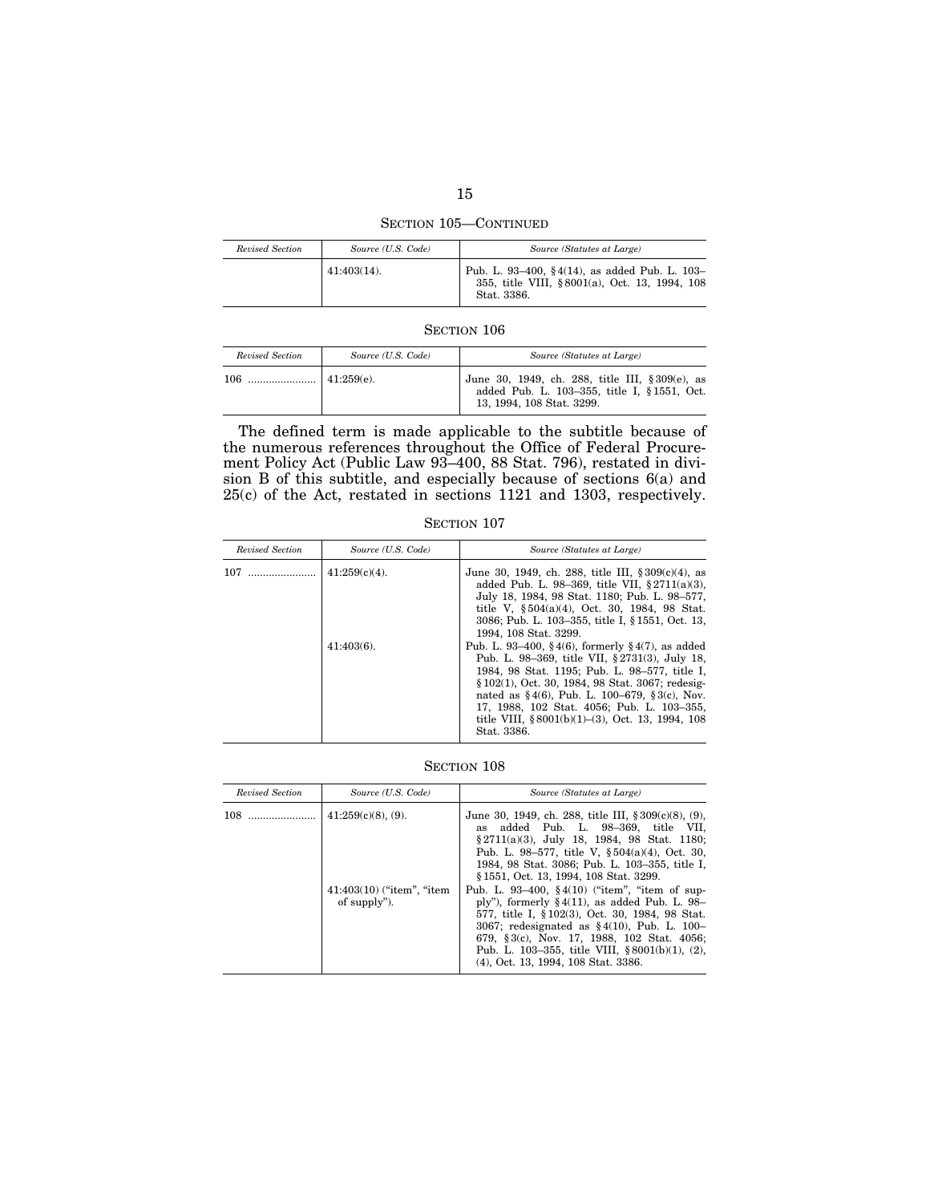SECTION 105—CONTINUED

| *Revised Section* | *Source (U.S. Code)* | *Source (Statutes at Large)* |
|---|---|---|
| | 41:403(14). | Pub. L. 93–400, §4(14), as added Pub. L. 103–355, title VIII, §8001(a), Oct. 13, 1994, 108 Stat. 3386. |

SECTION 106

| *Revised Section* | *Source (U.S. Code)* | *Source (Statutes at Large)* |
|---|---|---|
| 106 ........................ | 41:259(e). | June 30, 1949, ch. 288, title III, §309(e), as added Pub. L. 103–355, title I, §1551, Oct. 13, 1994, 108 Stat. 3299. |

The defined term is made applicable to the subtitle because of the numerous references throughout the Office of Federal Procurement Policy Act (Public Law 93–400, 88 Stat. 796), restated in division B of this subtitle, and especially because of sections 6(a) and 25(c) of the Act, restated in sections 1121 and 1303, respectively.

SECTION 107

| *Revised Section* | *Source (U.S. Code)* | *Source (Statutes at Large)* |
|---|---|---|
| 107 ........................ | 41:259(c)(4). | June 30, 1949, ch. 288, title III, §309(c)(4), as added Pub. L. 98–369, title VII, §2711(a)(3), July 18, 1984, 98 Stat. 1180; Pub. L. 98–577, title V, §504(a)(4), Oct. 30, 1984, 98 Stat. 3086; Pub. L. 103–355, title I, §1551, Oct. 13, 1994, 108 Stat. 3299. |
| | 41:403(6). | Pub. L. 93–400, §4(6), formerly §4(7), as added Pub. L. 98–369, title VII, §2731(3), July 18, 1984, 98 Stat. 1195; Pub. L. 98–577, title I, §102(1), Oct. 30, 1984, 98 Stat. 3067; redesignated as §4(6), Pub. L. 100–679, §3(c), Nov. 17, 1988, 102 Stat. 4056; Pub. L. 103–355, title VIII, §8001(b)(1)–(3), Oct. 13, 1994, 108 Stat. 3386. |

SECTION 108

| *Revised Section* | *Source (U.S. Code)* | *Source (Statutes at Large)* |
|---|---|---|
| 108 ........................ | 41:259(c)(8), (9). | June 30, 1949, ch. 288, title III, §309(c)(8), (9), as added Pub. L. 98–369, title VII, §2711(a)(3), July 18, 1984, 98 Stat. 1180; Pub. L. 98–577, title V, §504(a)(4), Oct. 30, 1984, 98 Stat. 3086; Pub. L. 103–355, title I, §1551, Oct. 13, 1994, 108 Stat. 3299. |
| | 41:403(10) ("item", "item of supply"). | Pub. L. 93–400, §4(10) ("item", "item of supply"), formerly §4(11), as added Pub. L. 98–577, title I, §102(3), Oct. 30, 1984, 98 Stat. 3067; redesignated as §4(10), Pub. L. 100–679, §3(c), Nov. 17, 1988, 102 Stat. 4056; Pub. L. 103–355, title VIII, §8001(b)(1), (2), (4), Oct. 13, 1994, 108 Stat. 3386. |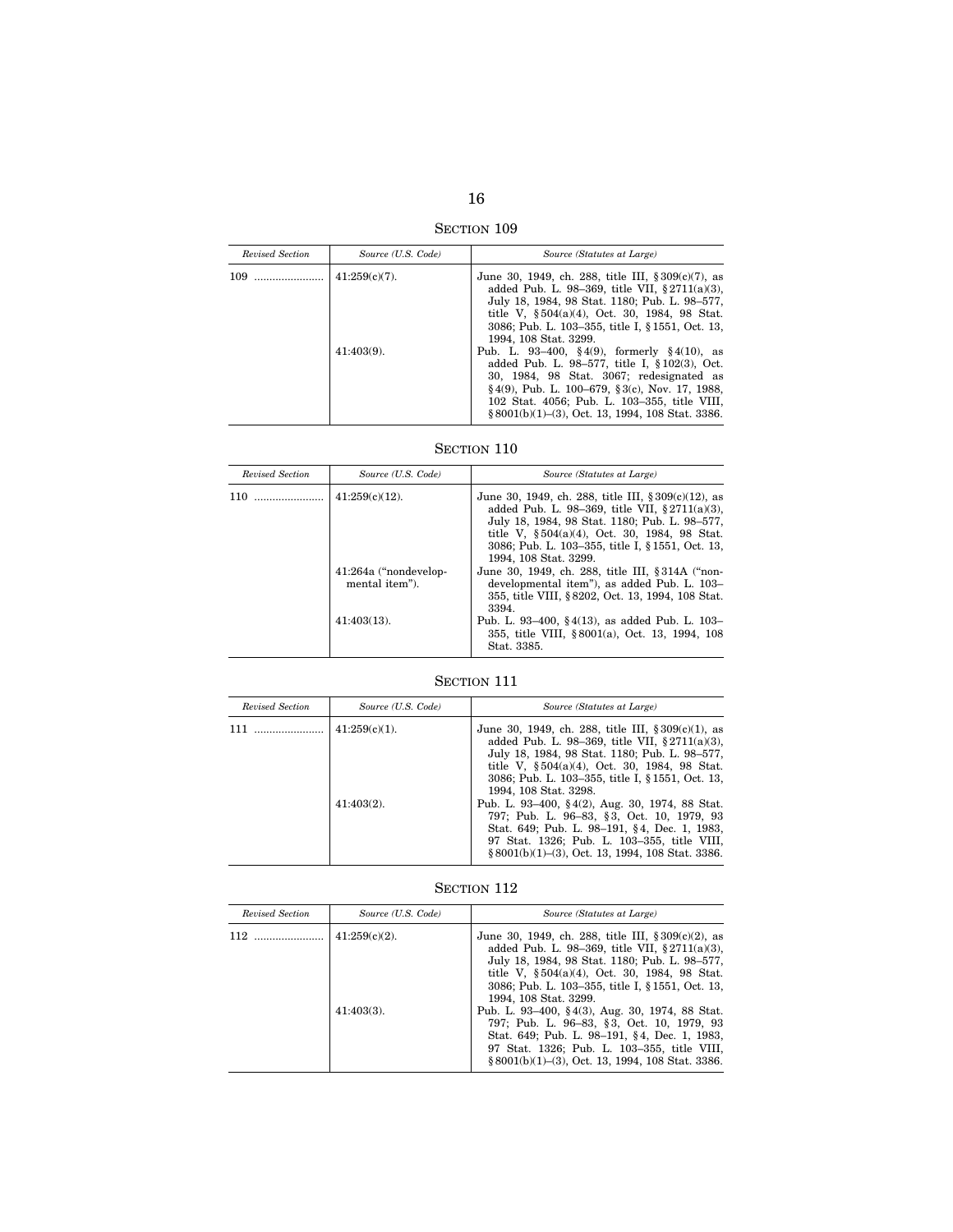## SECTION 109

| *Revised Section* | *Source (U.S. Code)* | *Source (Statutes at Large)* |
|---|---|---|
| 109 ........................ | 41:259(c)(7). | June 30, 1949, ch. 288, title III, § 309(c)(7), as added Pub. L. 98–369, title VII, § 2711(a)(3), July 18, 1984, 98 Stat. 1180; Pub. L. 98–577, title V, § 504(a)(4), Oct. 30, 1984, 98 Stat. 3086; Pub. L. 103–355, title I, § 1551, Oct. 13, 1994, 108 Stat. 3299. |
| | 41:403(9). | Pub. L. 93–400, § 4(9), formerly § 4(10), as added Pub. L. 98–577, title I, § 102(3), Oct. 30, 1984, 98 Stat. 3067; redesignated as § 4(9), Pub. L. 100–679, § 3(c), Nov. 17, 1988, 102 Stat. 4056; Pub. L. 103–355, title VIII, § 8001(b)(1)–(3), Oct. 13, 1994, 108 Stat. 3386. |

## SECTION 110

| *Revised Section* | *Source (U.S. Code)* | *Source (Statutes at Large)* |
|---|---|---|
| 110 ........................ | 41:259(c)(12). | June 30, 1949, ch. 288, title III, § 309(c)(12), as added Pub. L. 98–369, title VII, § 2711(a)(3), July 18, 1984, 98 Stat. 1180; Pub. L. 98–577, title V, § 504(a)(4), Oct. 30, 1984, 98 Stat. 3086; Pub. L. 103–355, title I, § 1551, Oct. 13, 1994, 108 Stat. 3299. |
| | 41:264a ("nondevelopmental item"). | June 30, 1949, ch. 288, title III, § 314A ("nondevelopmental item"), as added Pub. L. 103–355, title VIII, § 8202, Oct. 13, 1994, 108 Stat. 3394. |
| | 41:403(13). | Pub. L. 93–400, § 4(13), as added Pub. L. 103–355, title VIII, § 8001(a), Oct. 13, 1994, 108 Stat. 3385. |

## SECTION 111

| *Revised Section* | *Source (U.S. Code)* | *Source (Statutes at Large)* |
|---|---|---|
| 111 ........................ | 41:259(c)(1). | June 30, 1949, ch. 288, title III, § 309(c)(1), as added Pub. L. 98–369, title VII, § 2711(a)(3), July 18, 1984, 98 Stat. 1180; Pub. L. 98–577, title V, § 504(a)(4), Oct. 30, 1984, 98 Stat. 3086; Pub. L. 103–355, title I, § 1551, Oct. 13, 1994, 108 Stat. 3298. |
| | 41:403(2). | Pub. L. 93–400, § 4(2), Aug. 30, 1974, 88 Stat. 797; Pub. L. 96–83, § 3, Oct. 10, 1979, 93 Stat. 649; Pub. L. 98–191, § 4, Dec. 1, 1983, 97 Stat. 1326; Pub. L. 103–355, title VIII, § 8001(b)(1)–(3), Oct. 13, 1994, 108 Stat. 3386. |

## SECTION 112

| *Revised Section* | *Source (U.S. Code)* | *Source (Statutes at Large)* |
|---|---|---|
| 112 ........................ | 41:259(c)(2). | June 30, 1949, ch. 288, title III, § 309(c)(2), as added Pub. L. 98–369, title VII, § 2711(a)(3), July 18, 1984, 98 Stat. 1180; Pub. L. 98–577, title V, § 504(a)(4), Oct. 30, 1984, 98 Stat. 3086; Pub. L. 103–355, title I, § 1551, Oct. 13, 1994, 108 Stat. 3299. |
| | 41:403(3). | Pub. L. 93–400, § 4(3), Aug. 30, 1974, 88 Stat. 797; Pub. L. 96–83, § 3, Oct. 10, 1979, 93 Stat. 649; Pub. L. 98–191, § 4, Dec. 1, 1983, 97 Stat. 1326; Pub. L. 103–355, title VIII, § 8001(b)(1)–(3), Oct. 13, 1994, 108 Stat. 3386. |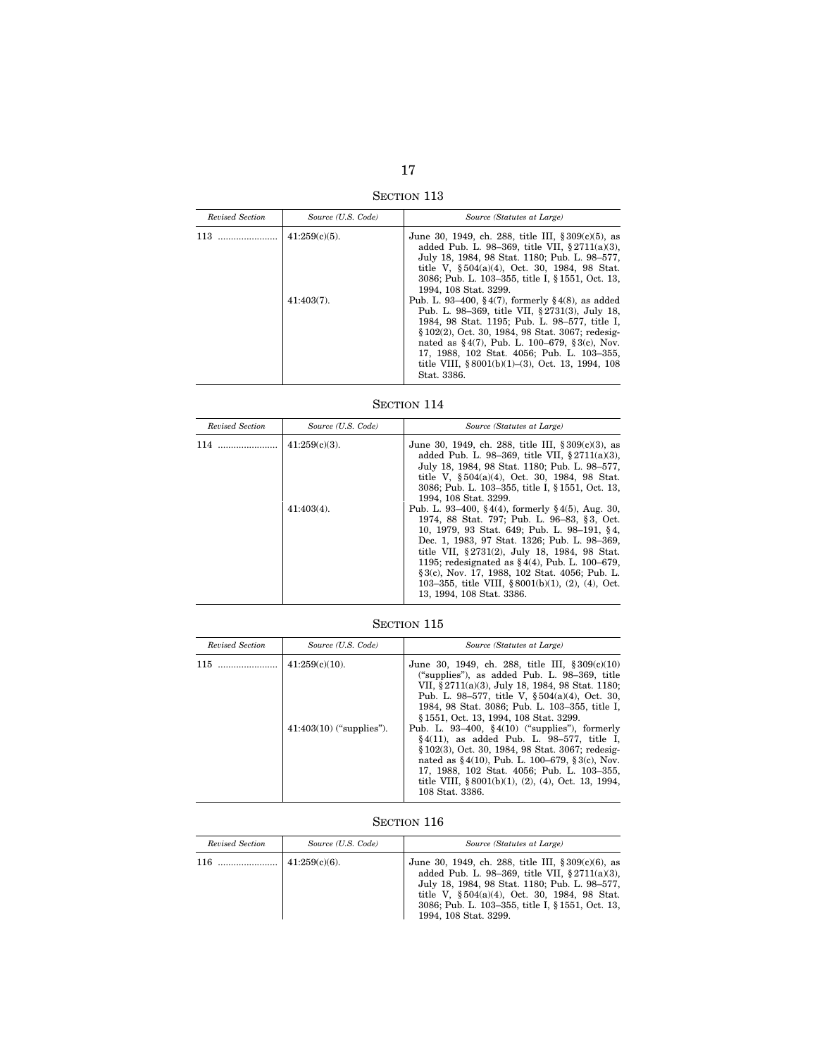## SECTION 113

| *Revised Section* | *Source (U.S. Code)* | *Source (Statutes at Large)* |
|---|---|---|
| 113 ...................... | 41:259(c)(5). | June 30, 1949, ch. 288, title III, §309(c)(5), as added Pub. L. 98–369, title VII, §2711(a)(3), July 18, 1984, 98 Stat. 1180; Pub. L. 98–577, title V, §504(a)(4), Oct. 30, 1984, 98 Stat. 3086; Pub. L. 103–355, title I, §1551, Oct. 13, 1994, 108 Stat. 3299. |
| | 41:403(7). | Pub. L. 93–400, §4(7), formerly §4(8), as added Pub. L. 98–369, title VII, §2731(3), July 18, 1984, 98 Stat. 1195; Pub. L. 98–577, title I, §102(2), Oct. 30, 1984, 98 Stat. 3067; redesignated as §4(7), Pub. L. 100–679, §3(c), Nov. 17, 1988, 102 Stat. 4056; Pub. L. 103–355, title VIII, §8001(b)(1)–(3), Oct. 13, 1994, 108 Stat. 3386. |

## SECTION 114

| *Revised Section* | *Source (U.S. Code)* | *Source (Statutes at Large)* |
|---|---|---|
| 114 ...................... | 41:259(c)(3). | June 30, 1949, ch. 288, title III, §309(c)(3), as added Pub. L. 98–369, title VII, §2711(a)(3), July 18, 1984, 98 Stat. 1180; Pub. L. 98–577, title V, §504(a)(4), Oct. 30, 1984, 98 Stat. 3086; Pub. L. 103–355, title I, §1551, Oct. 13, 1994, 108 Stat. 3299. |
| | 41:403(4). | Pub. L. 93–400, §4(4), formerly §4(5), Aug. 30, 1974, 88 Stat. 797; Pub. L. 96–83, §3, Oct. 10, 1979, 93 Stat. 649; Pub. L. 98–191, §4, Dec. 1, 1983, 97 Stat. 1326; Pub. L. 98–369, title VII, §2731(2), July 18, 1984, 98 Stat. 1195; redesignated as §4(4), Pub. L. 100–679, §3(c), Nov. 17, 1988, 102 Stat. 4056; Pub. L. 103–355, title VIII, §8001(b)(1), (2), (4), Oct. 13, 1994, 108 Stat. 3386. |

## SECTION 115

| *Revised Section* | *Source (U.S. Code)* | *Source (Statutes at Large)* |
|---|---|---|
| 115 ...................... | 41:259(c)(10). | June 30, 1949, ch. 288, title III, §309(c)(10) ("supplies"), as added Pub. L. 98–369, title VII, §2711(a)(3), July 18, 1984, 98 Stat. 1180; Pub. L. 98–577, title V, §504(a)(4), Oct. 30, 1984, 98 Stat. 3086; Pub. L. 103–355, title I, §1551, Oct. 13, 1994, 108 Stat. 3299. |
| | 41:403(10) ("supplies"). | Pub. L. 93–400, §4(10) ("supplies"), formerly §4(11), as added Pub. L. 98–577, title I, §102(3), Oct. 30, 1984, 98 Stat. 3067; redesignated as §4(10), Pub. L. 100–679, §3(c), Nov. 17, 1988, 102 Stat. 4056; Pub. L. 103–355, title VIII, §8001(b)(1), (2), (4), Oct. 13, 1994, 108 Stat. 3386. |

## SECTION 116

| *Revised Section* | *Source (U.S. Code)* | *Source (Statutes at Large)* |
|---|---|---|
| 116 ...................... | 41:259(c)(6). | June 30, 1949, ch. 288, title III, §309(c)(6), as added Pub. L. 98–369, title VII, §2711(a)(3), July 18, 1984, 98 Stat. 1180; Pub. L. 98–577, title V, §504(a)(4), Oct. 30, 1984, 98 Stat. 3086; Pub. L. 103–355, title I, §1551, Oct. 13, 1994, 108 Stat. 3299. |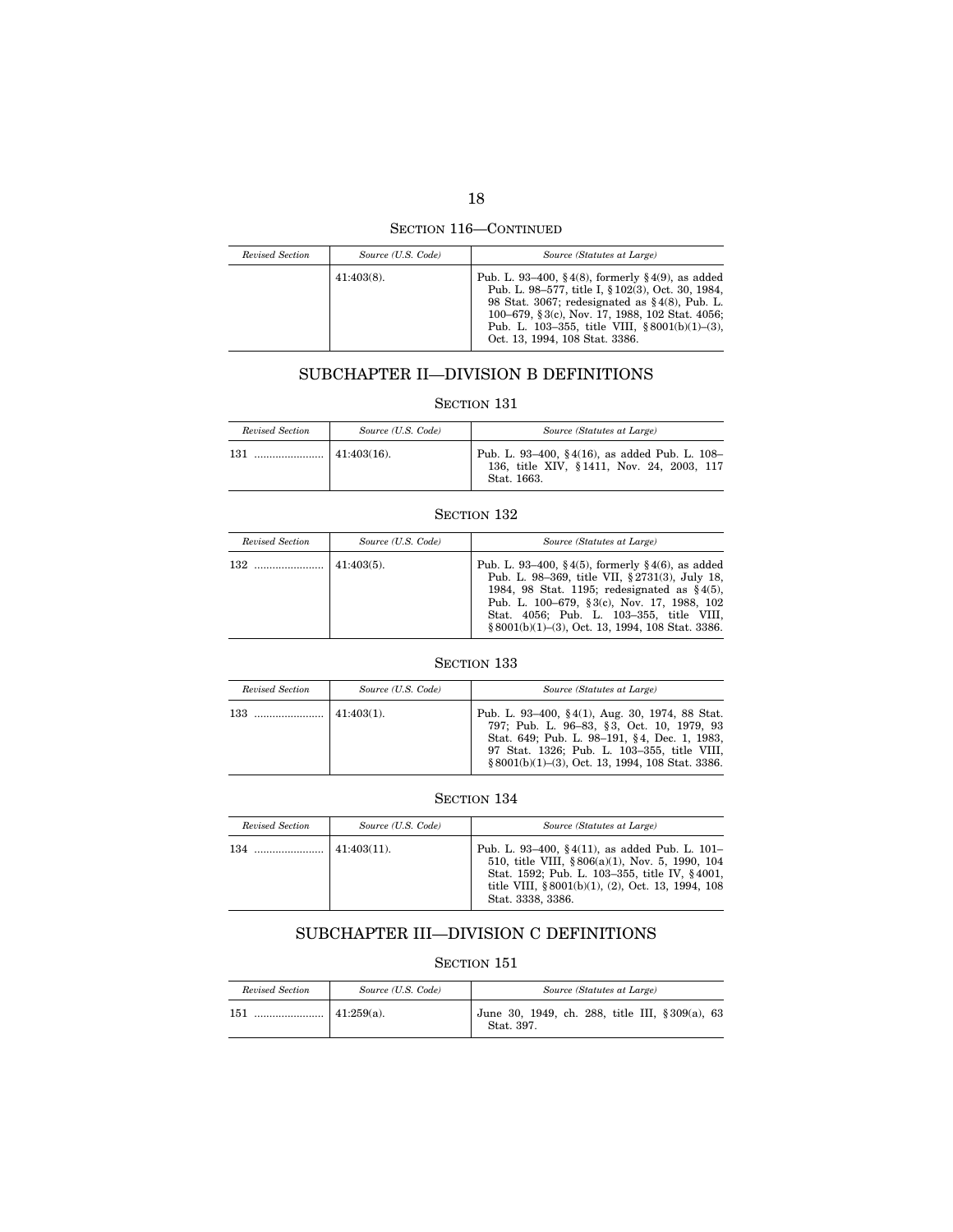SECTION 116—CONTINUED

| *Revised Section* | *Source (U.S. Code)* | *Source (Statutes at Large)* |
|---|---|---|
| | 41:403(8). | Pub. L. 93–400, §4(8), formerly §4(9), as added Pub. L. 98–577, title I, §102(3), Oct. 30, 1984, 98 Stat. 3067; redesignated as §4(8), Pub. L. 100–679, §3(c), Nov. 17, 1988, 102 Stat. 4056; Pub. L. 103–355, title VIII, §8001(b)(1)–(3), Oct. 13, 1994, 108 Stat. 3386. |

## SUBCHAPTER II—DIVISION B DEFINITIONS

### SECTION 131

| *Revised Section* | *Source (U.S. Code)* | *Source (Statutes at Large)* |
|---|---|---|
| 131 ........................ | 41:403(16). | Pub. L. 93–400, §4(16), as added Pub. L. 108–136, title XIV, §1411, Nov. 24, 2003, 117 Stat. 1663. |

### SECTION 132

| *Revised Section* | *Source (U.S. Code)* | *Source (Statutes at Large)* |
|---|---|---|
| 132 ........................ | 41:403(5). | Pub. L. 93–400, §4(5), formerly §4(6), as added Pub. L. 98–369, title VII, §2731(3), July 18, 1984, 98 Stat. 1195; redesignated as §4(5), Pub. L. 100–679, §3(c), Nov. 17, 1988, 102 Stat. 4056; Pub. L. 103–355, title VIII, §8001(b)(1)–(3), Oct. 13, 1994, 108 Stat. 3386. |

### SECTION 133

| *Revised Section* | *Source (U.S. Code)* | *Source (Statutes at Large)* |
|---|---|---|
| 133 ........................ | 41:403(1). | Pub. L. 93–400, §4(1), Aug. 30, 1974, 88 Stat. 797; Pub. L. 96–83, §3, Oct. 10, 1979, 93 Stat. 649; Pub. L. 98–191, §4, Dec. 1, 1983, 97 Stat. 1326; Pub. L. 103–355, title VIII, §8001(b)(1)–(3), Oct. 13, 1994, 108 Stat. 3386. |

### SECTION 134

| *Revised Section* | *Source (U.S. Code)* | *Source (Statutes at Large)* |
|---|---|---|
| 134 ........................ | 41:403(11). | Pub. L. 93–400, §4(11), as added Pub. L. 101–510, title VIII, §806(a)(1), Nov. 5, 1990, 104 Stat. 1592; Pub. L. 103–355, title IV, §4001, title VIII, §8001(b)(1), (2), Oct. 13, 1994, 108 Stat. 3338, 3386. |

## SUBCHAPTER III—DIVISION C DEFINITIONS

### SECTION 151

| *Revised Section* | *Source (U.S. Code)* | *Source (Statutes at Large)* |
|---|---|---|
| 151 ........................ | 41:259(a). | June 30, 1949, ch. 288, title III, §309(a), 63 Stat. 397. |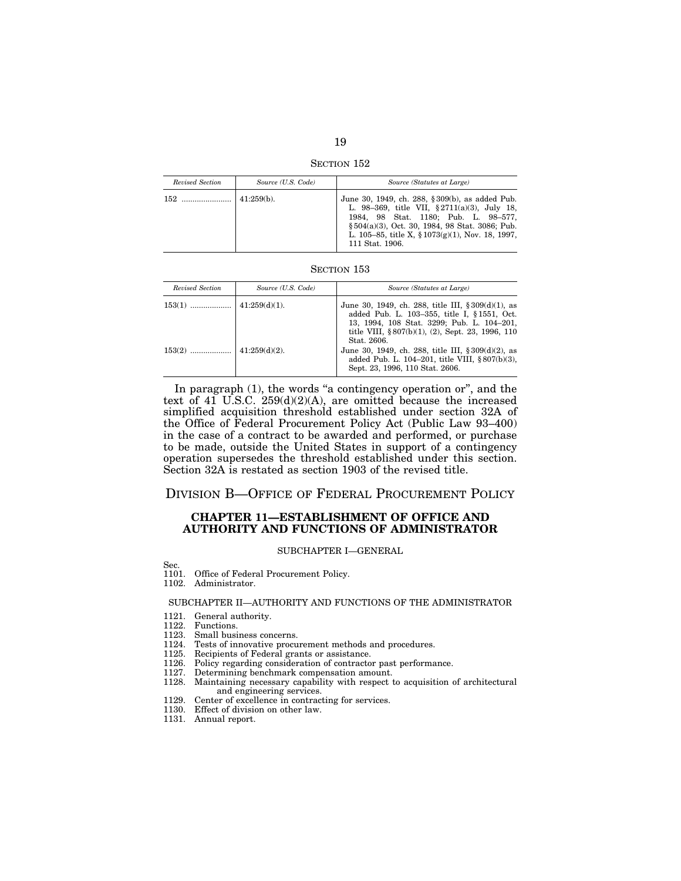SECTION 152

| *Revised Section* | *Source (U.S. Code)* | *Source (Statutes at Large)* |
|---|---|---|
| 152 ....................... | 41:259(b). | June 30, 1949, ch. 288, §309(b), as added Pub. L. 98–369, title VII, §2711(a)(3), July 18, 1984, 98 Stat. 1180; Pub. L. 98–577, §504(a)(3), Oct. 30, 1984, 98 Stat. 3086; Pub. L. 105–85, title X, §1073(g)(1), Nov. 18, 1997, 111 Stat. 1906. |

SECTION 153

| *Revised Section* | *Source (U.S. Code)* | *Source (Statutes at Large)* |
|---|---|---|
| 153(1) .................. | 41:259(d)(1). | June 30, 1949, ch. 288, title III, §309(d)(1), as added Pub. L. 103–355, title I, §1551, Oct. 13, 1994, 108 Stat. 3299; Pub. L. 104–201, title VIII, §807(b)(1), (2), Sept. 23, 1996, 110 Stat. 2606. |
| 153(2) .................. | 41:259(d)(2). | June 30, 1949, ch. 288, title III, §309(d)(2), as added Pub. L. 104–201, title VIII, §807(b)(3), Sept. 23, 1996, 110 Stat. 2606. |

In paragraph (1), the words "a contingency operation or", and the text of 41 U.S.C. 259(d)(2)(A), are omitted because the increased simplified acquisition threshold established under section 32A of the Office of Federal Procurement Policy Act (Public Law 93–400) in the case of a contract to be awarded and performed, or purchase to be made, outside the United States in support of a contingency operation supersedes the threshold established under this section. Section 32A is restated as section 1903 of the revised title.

# DIVISION B—OFFICE OF FEDERAL PROCUREMENT POLICY

## CHAPTER 11—ESTABLISHMENT OF OFFICE AND AUTHORITY AND FUNCTIONS OF ADMINISTRATOR

### SUBCHAPTER I—GENERAL

Sec.
1101. Office of Federal Procurement Policy.
1102. Administrator.

### SUBCHAPTER II—AUTHORITY AND FUNCTIONS OF THE ADMINISTRATOR

1121. General authority.
1122. Functions.
1123. Small business concerns.
1124. Tests of innovative procurement methods and procedures.
1125. Recipients of Federal grants or assistance.
1126. Policy regarding consideration of contractor past performance.
1127. Determining benchmark compensation amount.
1128. Maintaining necessary capability with respect to acquisition of architectural and engineering services.
1129. Center of excellence in contracting for services.
1130. Effect of division on other law.
1131. Annual report.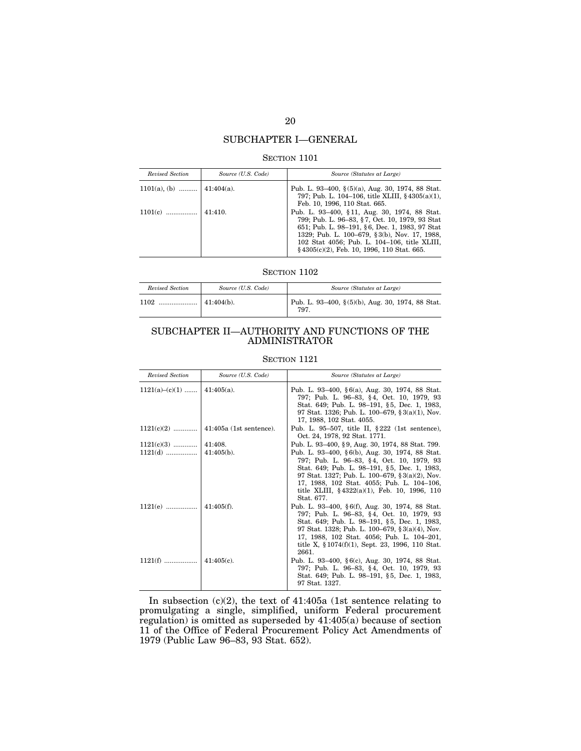## SUBCHAPTER I—GENERAL

### SECTION 1101

| *Revised Section* | *Source (U.S. Code)* | *Source (Statutes at Large)* |
|---|---|---|
| 1101(a), (b) .......... | 41:404(a). | Pub. L. 93–400, §(5)(a), Aug. 30, 1974, 88 Stat. 797; Pub. L. 104–106, title XLIII, §4305(a)(1), Feb. 10, 1996, 110 Stat. 665. |
| 1101(c) ................. | 41:410. | Pub. L. 93–400, §11, Aug. 30, 1974, 88 Stat. 799; Pub. L. 96–83, §7, Oct. 10, 1979, 93 Stat 651; Pub. L. 98–191, §6, Dec. 1, 1983, 97 Stat 1329; Pub. L. 100–679, §3(b), Nov. 17, 1988, 102 Stat 4056; Pub. L. 104–106, title XLIII, §4305(c)(2), Feb. 10, 1996, 110 Stat. 665. |

### SECTION 1102

| *Revised Section* | *Source (U.S. Code)* | *Source (Statutes at Large)* |
|---|---|---|
| 1102 ..................... | 41:404(b). | Pub. L. 93–400, §(5)(b), Aug. 30, 1974, 88 Stat. 797. |

## SUBCHAPTER II—AUTHORITY AND FUNCTIONS OF THE ADMINISTRATOR

### SECTION 1121

| *Revised Section* | *Source (U.S. Code)* | *Source (Statutes at Large)* |
|---|---|---|
| 1121(a)–(c)(1) ....... | 41:405(a). | Pub. L. 93–400, §6(a), Aug. 30, 1974, 88 Stat. 797; Pub. L. 96–83, §4, Oct. 10, 1979, 93 Stat. 649; Pub. L. 98–191, §5, Dec. 1, 1983, 97 Stat. 1326; Pub. L. 100–679, §3(a)(1), Nov. 17, 1988, 102 Stat. 4055. |
| 1121(c)(2) ............. | 41:405a (1st sentence). | Pub. L. 95–507, title II, §222 (1st sentence), Oct. 24, 1978, 92 Stat. 1771. |
| 1121(c)(3) ............. | 41:408. | Pub. L. 93–400, §9, Aug. 30, 1974, 88 Stat. 799. |
| 1121(d) ................. | 41:405(b). | Pub. L. 93–400, §6(b), Aug. 30, 1974, 88 Stat. 797; Pub. L. 96–83, §4, Oct. 10, 1979, 93 Stat. 649; Pub. L. 98–191, §5, Dec. 1, 1983, 97 Stat. 1327; Pub. L. 100–679, §3(a)(2), Nov. 17, 1988, 102 Stat. 4055; Pub. L. 104–106, title XLIII, §4322(a)(1), Feb. 10, 1996, 110 Stat. 677. |
| 1121(e) ................. | 41:405(f). | Pub. L. 93–400, §6(f), Aug. 30, 1974, 88 Stat. 797; Pub. L. 96–83, §4, Oct. 10, 1979, 93 Stat. 649; Pub. L. 98–191, §5, Dec. 1, 1983, 97 Stat. 1328; Pub. L. 100–679, §3(a)(4), Nov. 17, 1988, 102 Stat. 4056; Pub. L. 104–201, title X, §1074(f)(1), Sept. 23, 1996, 110 Stat. 2661. |
| 1121(f) .................. | 41:405(c). | Pub. L. 93–400, §6(c), Aug. 30, 1974, 88 Stat. 797; Pub. L. 96–83, §4, Oct. 10, 1979, 93 Stat. 649; Pub. L. 98–191, §5, Dec. 1, 1983, 97 Stat. 1327. |

In subsection (c)(2), the text of 41:405a (1st sentence relating to promulgating a single, simplified, uniform Federal procurement regulation) is omitted as superseded by 41:405(a) because of section 11 of the Office of Federal Procurement Policy Act Amendments of 1979 (Public Law 96–83, 93 Stat. 652).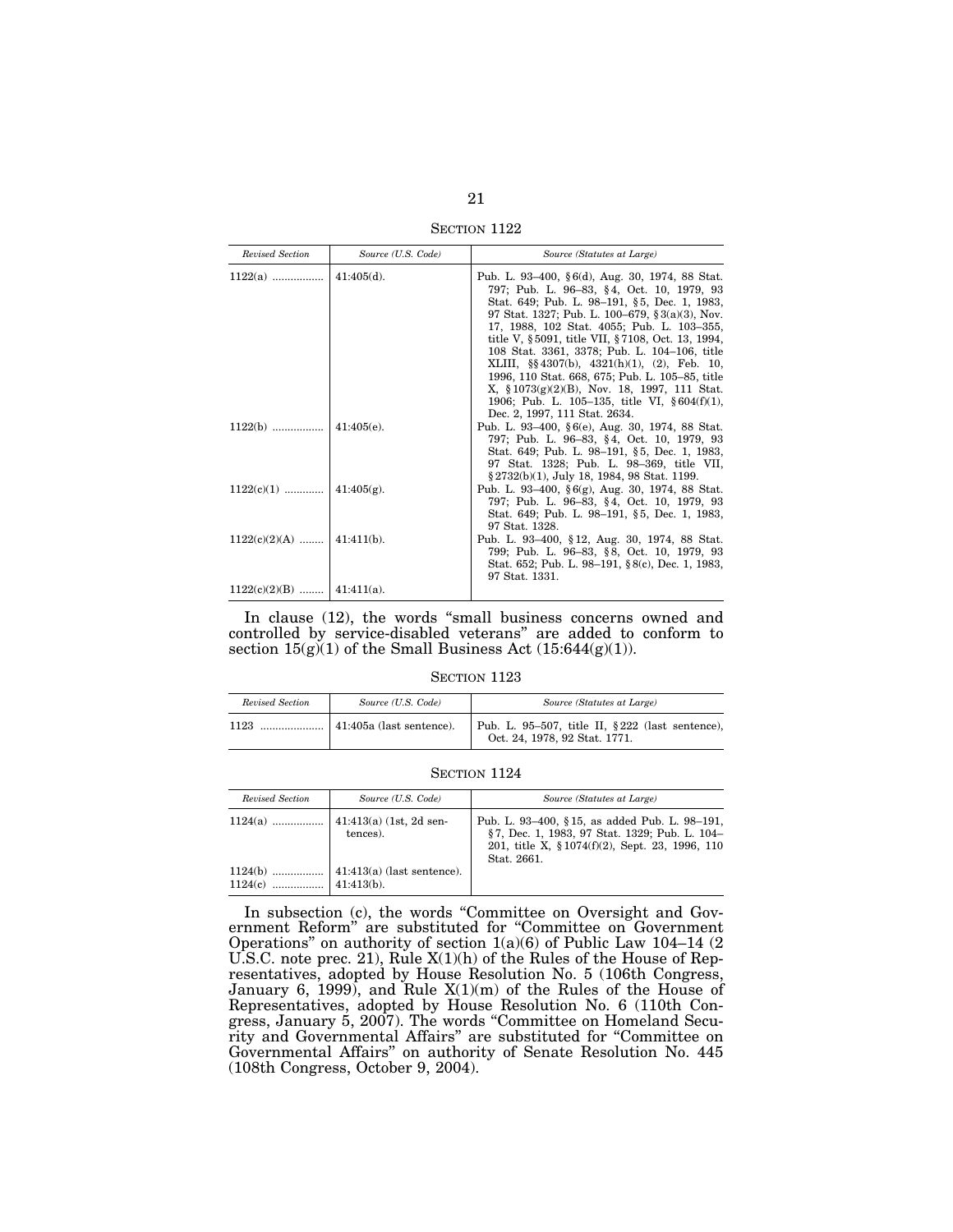SECTION 1122

| *Revised Section* | *Source (U.S. Code)* | *Source (Statutes at Large)* |
|---|---|---|
| 1122(a) ................ | 41:405(d). | Pub. L. 93–400, §6(d), Aug. 30, 1974, 88 Stat. 797; Pub. L. 96–83, §4, Oct. 10, 1979, 93 Stat. 649; Pub. L. 98–191, §5, Dec. 1, 1983, 97 Stat. 1327; Pub. L. 100–679, §3(a)(3), Nov. 17, 1988, 102 Stat. 4055; Pub. L. 103–355, title V, §5091, title VII, §7108, Oct. 13, 1994, 108 Stat. 3361, 3378; Pub. L. 104–106, title XLIII, §§4307(b), 4321(h)(1), (2), Feb. 10, 1996, 110 Stat. 668, 675; Pub. L. 105–85, title X, §1073(g)(2)(B), Nov. 18, 1997, 111 Stat. 1906; Pub. L. 105–135, title VI, §604(f)(1), Dec. 2, 1997, 111 Stat. 2634. |
| 1122(b) ................ | 41:405(e). | Pub. L. 93–400, §6(e), Aug. 30, 1974, 88 Stat. 797; Pub. L. 96–83, §4, Oct. 10, 1979, 93 Stat. 649; Pub. L. 98–191, §5, Dec. 1, 1983, 97 Stat. 1328; Pub. L. 98–369, title VII, §2732(b)(1), July 18, 1984, 98 Stat. 1199. |
| 1122(c)(1) ............ | 41:405(g). | Pub. L. 93–400, §6(g), Aug. 30, 1974, 88 Stat. 797; Pub. L. 96–83, §4, Oct. 10, 1979, 93 Stat. 649; Pub. L. 98–191, §5, Dec. 1, 1983, 97 Stat. 1328. |
| 1122(c)(2)(A) ........ | 41:411(b). | Pub. L. 93–400, §12, Aug. 30, 1974, 88 Stat. 799; Pub. L. 96–83, §8, Oct. 10, 1979, 93 Stat. 652; Pub. L. 98–191, §8(c), Dec. 1, 1983, 97 Stat. 1331. |
| 1122(c)(2)(B) ........ | 41:411(a). | |

In clause (12), the words "small business concerns owned and controlled by service-disabled veterans" are added to conform to section 15(g)(1) of the Small Business Act (15:644(g)(1)).

SECTION 1123

| *Revised Section* | *Source (U.S. Code)* | *Source (Statutes at Large)* |
|---|---|---|
| 1123 .................... | 41:405a (last sentence). | Pub. L. 95–507, title II, §222 (last sentence), Oct. 24, 1978, 92 Stat. 1771. |

SECTION 1124

| *Revised Section* | *Source (U.S. Code)* | *Source (Statutes at Large)* |
|---|---|---|
| 1124(a) ................ | 41:413(a) (1st, 2d sentences). | Pub. L. 93–400, §15, as added Pub. L. 98–191, §7, Dec. 1, 1983, 97 Stat. 1329; Pub. L. 104–201, title X, §1074(f)(2), Sept. 23, 1996, 110 Stat. 2661. |
| 1124(b) ................ | 41:413(a) (last sentence). | |
| 1124(c) ................ | 41:413(b). | |

In subsection (c), the words "Committee on Oversight and Government Reform" are substituted for "Committee on Government Operations" on authority of section 1(a)(6) of Public Law 104–14 (2 U.S.C. note prec. 21), Rule X(1)(h) of the Rules of the House of Representatives, adopted by House Resolution No. 5 (106th Congress, January 6, 1999), and Rule X(1)(m) of the Rules of the House of Representatives, adopted by House Resolution No. 6 (110th Congress, January 5, 2007). The words "Committee on Homeland Security and Governmental Affairs" are substituted for "Committee on Governmental Affairs" on authority of Senate Resolution No. 445 (108th Congress, October 9, 2004).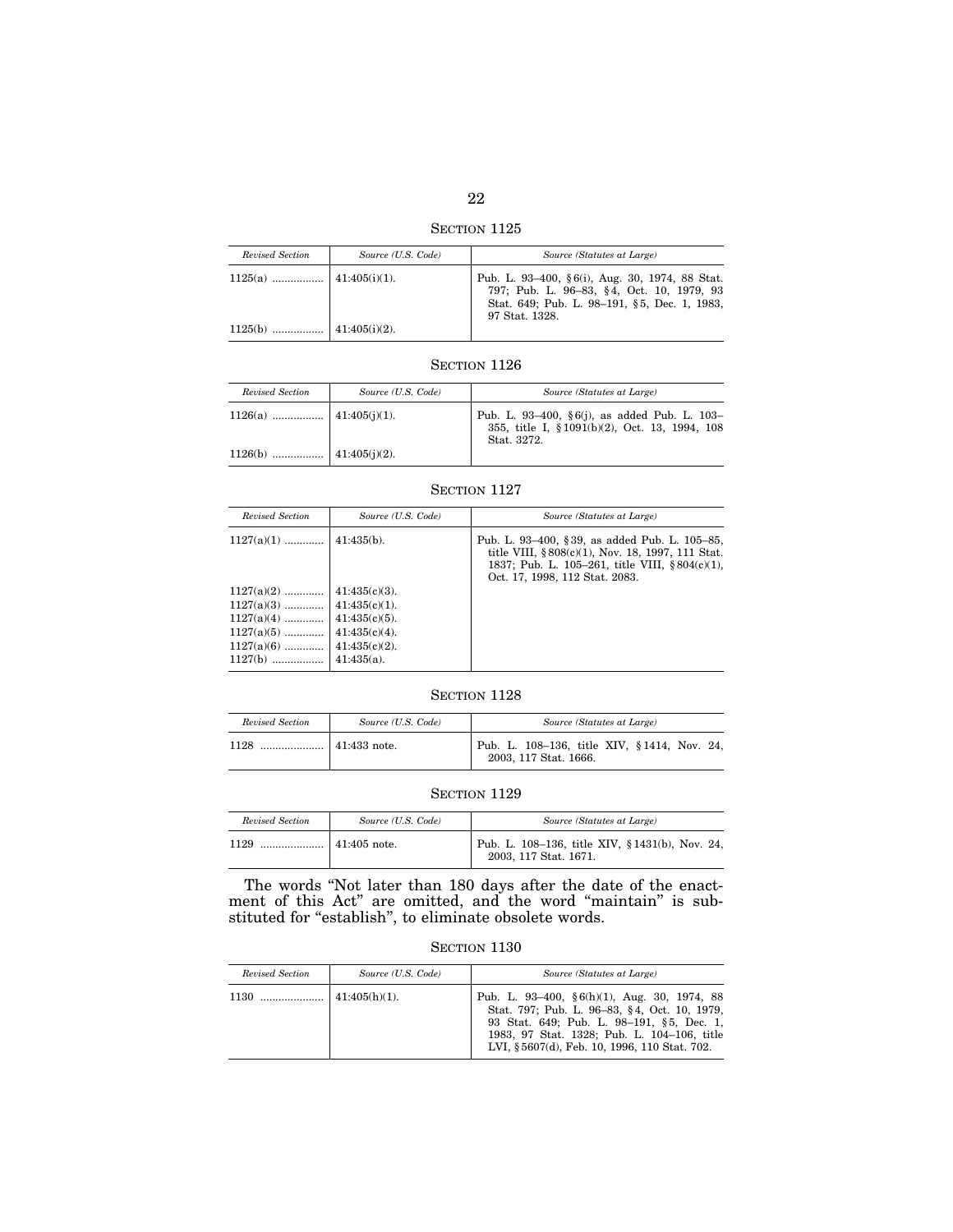SECTION 1125

| Revised Section | Source (U.S. Code) | Source (Statutes at Large) |
|---|---|---|
| 1125(a) ................ | 41:405(i)(1). | Pub. L. 93–400, §6(i), Aug. 30, 1974, 88 Stat. 797; Pub. L. 96–83, §4, Oct. 10, 1979, 93 Stat. 649; Pub. L. 98–191, §5, Dec. 1, 1983, 97 Stat. 1328. |
| 1125(b) ................ | 41:405(i)(2). | |

SECTION 1126

| Revised Section | Source (U.S. Code) | Source (Statutes at Large) |
|---|---|---|
| 1126(a) ................ | 41:405(j)(1). | Pub. L. 93–400, §6(j), as added Pub. L. 103–355, title I, §1091(b)(2), Oct. 13, 1994, 108 Stat. 3272. |
| 1126(b) ................ | 41:405(j)(2). | |

SECTION 1127

| Revised Section | Source (U.S. Code) | Source (Statutes at Large) |
|---|---|---|
| 1127(a)(1) ............ | 41:435(b). | Pub. L. 93–400, §39, as added Pub. L. 105–85, title VIII, §808(c)(1), Nov. 18, 1997, 111 Stat. 1837; Pub. L. 105–261, title VIII, §804(c)(1), Oct. 17, 1998, 112 Stat. 2083. |
| 1127(a)(2) ............ | 41:435(c)(3). | |
| 1127(a)(3) ............ | 41:435(c)(1). | |
| 1127(a)(4) ............ | 41:435(c)(5). | |
| 1127(a)(5) ............ | 41:435(c)(4). | |
| 1127(a)(6) ............ | 41:435(c)(2). | |
| 1127(b) ................ | 41:435(a). | |

SECTION 1128

| Revised Section | Source (U.S. Code) | Source (Statutes at Large) |
|---|---|---|
| 1128 .................... | 41:433 note. | Pub. L. 108–136, title XIV, §1414, Nov. 24, 2003, 117 Stat. 1666. |

SECTION 1129

| Revised Section | Source (U.S. Code) | Source (Statutes at Large) |
|---|---|---|
| 1129 .................... | 41:405 note. | Pub. L. 108–136, title XIV, §1431(b), Nov. 24, 2003, 117 Stat. 1671. |

The words "Not later than 180 days after the date of the enactment of this Act" are omitted, and the word "maintain" is substituted for "establish", to eliminate obsolete words.

SECTION 1130

| Revised Section | Source (U.S. Code) | Source (Statutes at Large) |
|---|---|---|
| 1130 .................... | 41:405(h)(1). | Pub. L. 93–400, §6(h)(1), Aug. 30, 1974, 88 Stat. 797; Pub. L. 96–83, §4, Oct. 10, 1979, 93 Stat. 649; Pub. L. 98–191, §5, Dec. 1, 1983, 97 Stat. 1328; Pub. L. 104–106, title LVI, §5607(d), Feb. 10, 1996, 110 Stat. 702. |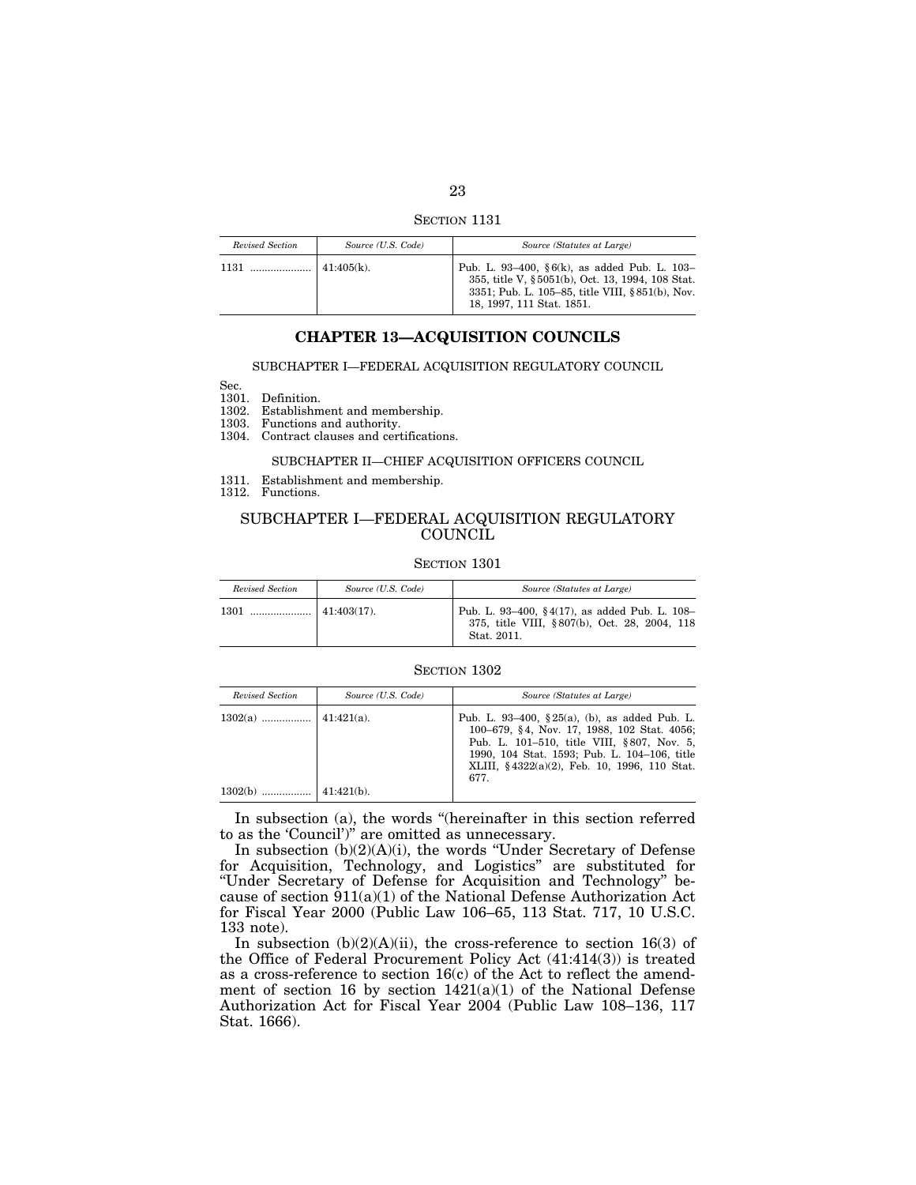SECTION 1131

| *Revised Section* | *Source (U.S. Code)* | *Source (Statutes at Large)* |
|---|---|---|
| 1131 .................... | 41:405(k). | Pub. L. 93–400, §6(k), as added Pub. L. 103–355, title V, §5051(b), Oct. 13, 1994, 108 Stat. 3351; Pub. L. 105–85, title VIII, §851(b), Nov. 18, 1997, 111 Stat. 1851. |

## CHAPTER 13—ACQUISITION COUNCILS

SUBCHAPTER I—FEDERAL ACQUISITION REGULATORY COUNCIL

Sec.
1301. Definition.
1302. Establishment and membership.
1303. Functions and authority.
1304. Contract clauses and certifications.

SUBCHAPTER II—CHIEF ACQUISITION OFFICERS COUNCIL

1311. Establishment and membership.
1312. Functions.

### SUBCHAPTER I—FEDERAL ACQUISITION REGULATORY COUNCIL

SECTION 1301

| *Revised Section* | *Source (U.S. Code)* | *Source (Statutes at Large)* |
|---|---|---|
| 1301 .................... | 41:403(17). | Pub. L. 93–400, §4(17), as added Pub. L. 108–375, title VIII, §807(b), Oct. 28, 2004, 118 Stat. 2011. |

SECTION 1302

| *Revised Section* | *Source (U.S. Code)* | *Source (Statutes at Large)* |
|---|---|---|
| 1302(a) ................ | 41:421(a). | Pub. L. 93–400, §25(a), (b), as added Pub. L. 100–679, §4, Nov. 17, 1988, 102 Stat. 4056; Pub. L. 101–510, title VIII, §807, Nov. 5, 1990, 104 Stat. 1593; Pub. L. 104–106, title XLIII, §4322(a)(2), Feb. 10, 1996, 110 Stat. 677. |
| 1302(b) ................ | 41:421(b). | |

In subsection (a), the words "(hereinafter in this section referred to as the 'Council')" are omitted as unnecessary.

In subsection (b)(2)(A)(i), the words "Under Secretary of Defense for Acquisition, Technology, and Logistics" are substituted for "Under Secretary of Defense for Acquisition and Technology" because of section 911(a)(1) of the National Defense Authorization Act for Fiscal Year 2000 (Public Law 106–65, 113 Stat. 717, 10 U.S.C. 133 note).

In subsection (b)(2)(A)(ii), the cross-reference to section 16(3) of the Office of Federal Procurement Policy Act (41:414(3)) is treated as a cross-reference to section 16(c) of the Act to reflect the amendment of section 16 by section 1421(a)(1) of the National Defense Authorization Act for Fiscal Year 2004 (Public Law 108–136, 117 Stat. 1666).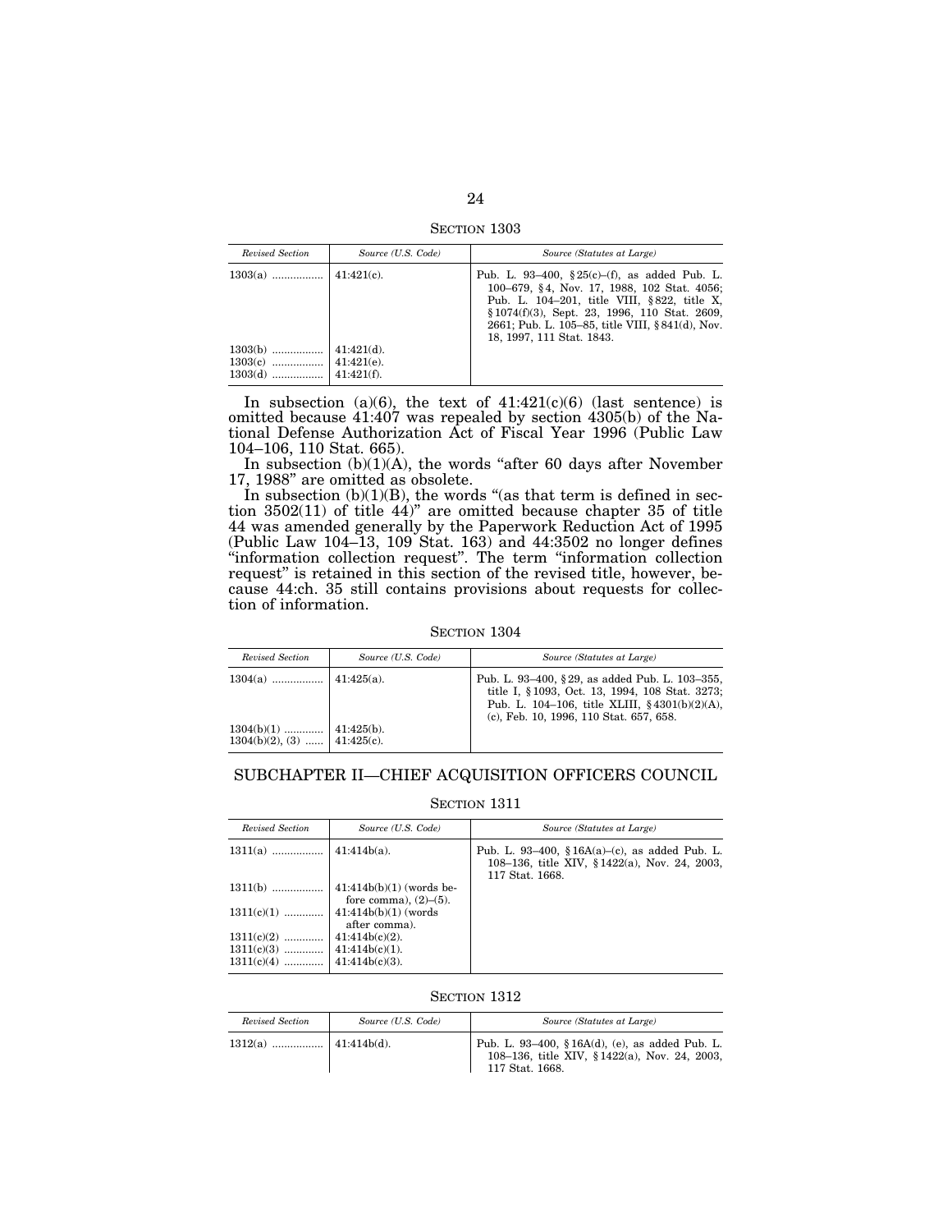SECTION 1303

| Revised Section | Source (U.S. Code) | Source (Statutes at Large) |
|---|---|---|
| 1303(a) ................. | 41:421(c). | Pub. L. 93–400, §25(c)–(f), as added Pub. L. 100–679, §4, Nov. 17, 1988, 102 Stat. 4056; Pub. L. 104–201, title VIII, §822, title X, §1074(f)(3), Sept. 23, 1996, 110 Stat. 2609, 2661; Pub. L. 105–85, title VIII, §841(d), Nov. 18, 1997, 111 Stat. 1843. |
| 1303(b) ................. | 41:421(d). | |
| 1303(c) ................. | 41:421(e). | |
| 1303(d) ................. | 41:421(f). | |

In subsection (a)(6), the text of 41:421(c)(6) (last sentence) is omitted because 41:407 was repealed by section 4305(b) of the National Defense Authorization Act of Fiscal Year 1996 (Public Law 104–106, 110 Stat. 665).

In subsection (b)(1)(A), the words "after 60 days after November 17, 1988" are omitted as obsolete.

In subsection (b)(1)(B), the words "(as that term is defined in section 3502(11) of title 44)" are omitted because chapter 35 of title 44 was amended generally by the Paperwork Reduction Act of 1995 (Public Law 104–13, 109 Stat. 163) and 44:3502 no longer defines "information collection request". The term "information collection request" is retained in this section of the revised title, however, because 44:ch. 35 still contains provisions about requests for collection of information.

SECTION 1304

| Revised Section | Source (U.S. Code) | Source (Statutes at Large) |
|---|---|---|
| 1304(a) ................. | 41:425(a). | Pub. L. 93–400, §29, as added Pub. L. 103–355, title I, §1093, Oct. 13, 1994, 108 Stat. 3273; Pub. L. 104–106, title XLIII, §4301(b)(2)(A), (c), Feb. 10, 1996, 110 Stat. 657, 658. |
| 1304(b)(1) ............. | 41:425(b). | |
| 1304(b)(2), (3) ...... | 41:425(c). | |

## SUBCHAPTER II—CHIEF ACQUISITION OFFICERS COUNCIL

SECTION 1311

| Revised Section | Source (U.S. Code) | Source (Statutes at Large) |
|---|---|---|
| 1311(a) ................. | 41:414b(a). | Pub. L. 93–400, §16A(a)–(c), as added Pub. L. 108–136, title XIV, §1422(a), Nov. 24, 2003, 117 Stat. 1668. |
| 1311(b) ................. | 41:414b(b)(1) (words before comma), (2)–(5). | |
| 1311(c)(1) ............. | 41:414b(b)(1) (words after comma). | |
| 1311(c)(2) ............. | 41:414b(c)(2). | |
| 1311(c)(3) ............. | 41:414b(c)(1). | |
| 1311(c)(4) ............. | 41:414b(c)(3). | |

SECTION 1312

| Revised Section | Source (U.S. Code) | Source (Statutes at Large) |
|---|---|---|
| 1312(a) ................. | 41:414b(d). | Pub. L. 93–400, §16A(d), (e), as added Pub. L. 108–136, title XIV, §1422(a), Nov. 24, 2003, 117 Stat. 1668. |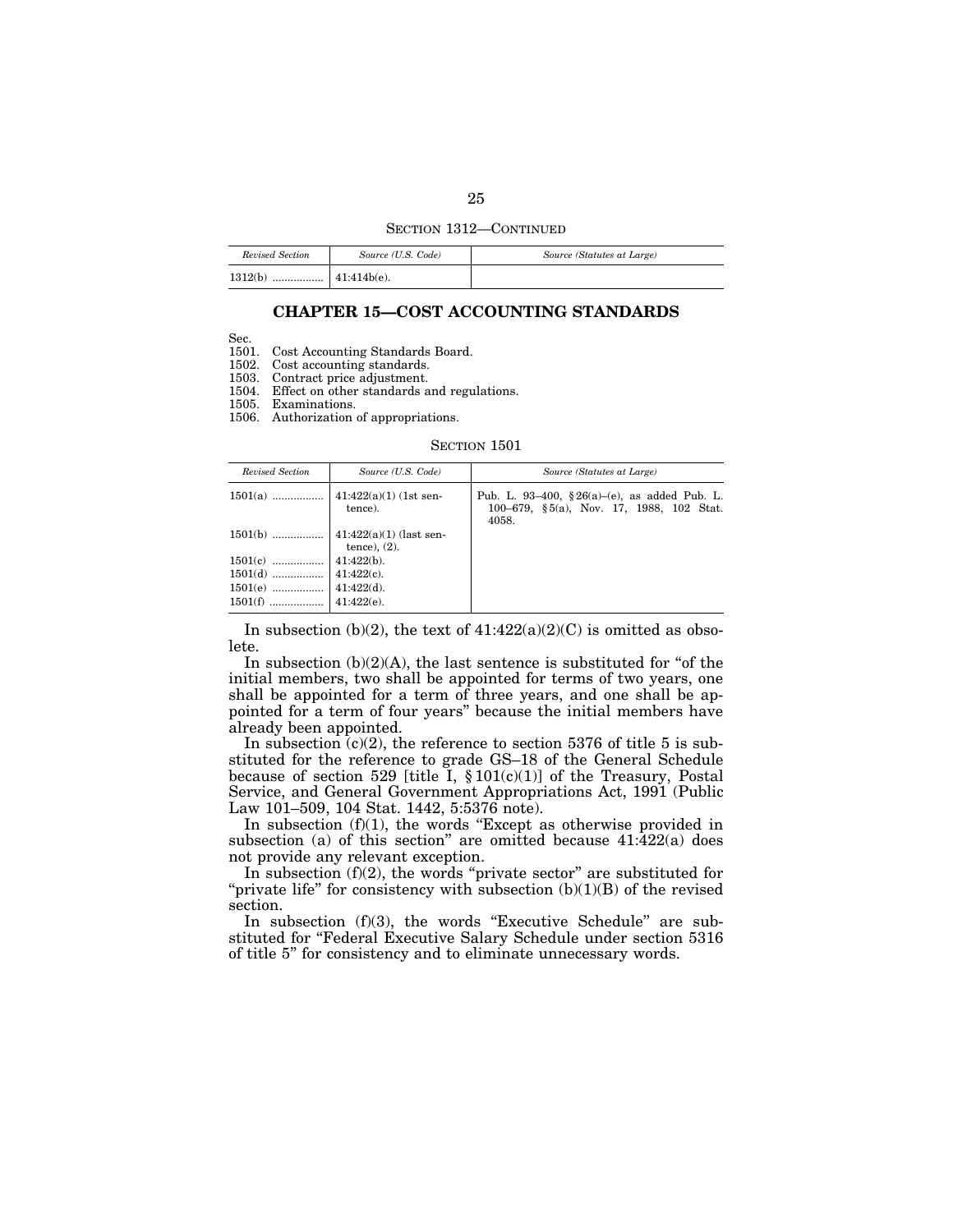SECTION 1312—CONTINUED

| *Revised Section* | *Source (U.S. Code)* | *Source (Statutes at Large)* |
|---|---|---|
| 1312(b) ................. | 41:414b(e). | |

## CHAPTER 15—COST ACCOUNTING STANDARDS

Sec.
1501. Cost Accounting Standards Board.
1502. Cost accounting standards.
1503. Contract price adjustment.
1504. Effect on other standards and regulations.
1505. Examinations.
1506. Authorization of appropriations.

SECTION 1501

| *Revised Section* | *Source (U.S. Code)* | *Source (Statutes at Large)* |
|---|---|---|
| 1501(a) ................. | 41:422(a)(1) (1st sentence). | Pub. L. 93–400, §26(a)–(e), as added Pub. L. 100–679, §5(a), Nov. 17, 1988, 102 Stat. 4058. |
| 1501(b) ................. | 41:422(a)(1) (last sentence), (2). | |
| 1501(c) ................. | 41:422(b). | |
| 1501(d) ................. | 41:422(c). | |
| 1501(e) ................. | 41:422(d). | |
| 1501(f) .................. | 41:422(e). | |

In subsection (b)(2), the text of 41:422(a)(2)(C) is omitted as obsolete.

In subsection (b)(2)(A), the last sentence is substituted for "of the initial members, two shall be appointed for terms of two years, one shall be appointed for a term of three years, and one shall be appointed for a term of four years" because the initial members have already been appointed.

In subsection (c)(2), the reference to section 5376 of title 5 is substituted for the reference to grade GS–18 of the General Schedule because of section 529 [title I, §101(c)(1)] of the Treasury, Postal Service, and General Government Appropriations Act, 1991 (Public Law 101–509, 104 Stat. 1442, 5:5376 note).

In subsection (f)(1), the words "Except as otherwise provided in subsection (a) of this section" are omitted because 41:422(a) does not provide any relevant exception.

In subsection (f)(2), the words "private sector" are substituted for "private life" for consistency with subsection (b)(1)(B) of the revised section.

In subsection (f)(3), the words "Executive Schedule" are substituted for "Federal Executive Salary Schedule under section 5316 of title 5" for consistency and to eliminate unnecessary words.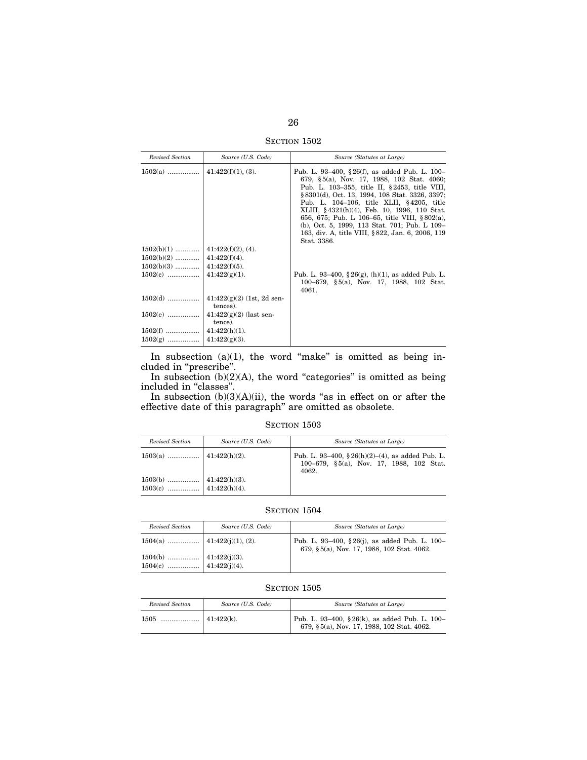SECTION 1502

| Revised Section | Source (U.S. Code) | Source (Statutes at Large) |
|---|---|---|
| 1502(a) | 41:422(f)(1), (3). | Pub. L. 93–400, §26(f), as added Pub. L. 100–679, §5(a), Nov. 17, 1988, 102 Stat. 4060; Pub. L. 103–355, title II, §2453, title VIII, §8301(d), Oct. 13, 1994, 108 Stat. 3326, 3397; Pub. L. 104–106, title XLII, §4205, title XLIII, §4321(h)(4), Feb. 10, 1996, 110 Stat. 656, 675; Pub. L 106–65, title VIII, §802(a), (b), Oct. 5, 1999, 113 Stat. 701; Pub. L 109–163, div. A, title VIII, §822, Jan. 6, 2006, 119 Stat. 3386. |
| 1502(b)(1) | 41:422(f)(2), (4). | |
| 1502(b)(2) | 41:422(f)(4). | |
| 1502(b)(3) | 41:422(f)(5). | |
| 1502(c) | 41:422(g)(1). | Pub. L. 93–400, §26(g), (h)(1), as added Pub. L. 100–679, §5(a), Nov. 17, 1988, 102 Stat. 4061. |
| 1502(d) | 41:422(g)(2) (1st, 2d sentences). | |
| 1502(e) | 41:422(g)(2) (last sentence). | |
| 1502(f) | 41:422(h)(1). | |
| 1502(g) | 41:422(g)(3). | |

In subsection (a)(1), the word "make" is omitted as being included in "prescribe".

In subsection (b)(2)(A), the word "categories" is omitted as being included in "classes".

In subsection (b)(3)(A)(ii), the words "as in effect on or after the effective date of this paragraph" are omitted as obsolete.

SECTION 1503

| Revised Section | Source (U.S. Code) | Source (Statutes at Large) |
|---|---|---|
| 1503(a) | 41:422(h)(2). | Pub. L. 93–400, §26(h)(2)–(4), as added Pub. L. 100–679, §5(a), Nov. 17, 1988, 102 Stat. 4062. |
| 1503(b) | 41:422(h)(3). | |
| 1503(c) | 41:422(h)(4). | |

SECTION 1504

| Revised Section | Source (U.S. Code) | Source (Statutes at Large) |
|---|---|---|
| 1504(a) | 41:422(j)(1), (2). | Pub. L. 93–400, §26(j), as added Pub. L. 100–679, §5(a), Nov. 17, 1988, 102 Stat. 4062. |
| 1504(b) | 41:422(j)(3). | |
| 1504(c) | 41:422(j)(4). | |

SECTION 1505

| Revised Section | Source (U.S. Code) | Source (Statutes at Large) |
|---|---|---|
| 1505 | 41:422(k). | Pub. L. 93–400, §26(k), as added Pub. L. 100–679, §5(a), Nov. 17, 1988, 102 Stat. 4062. |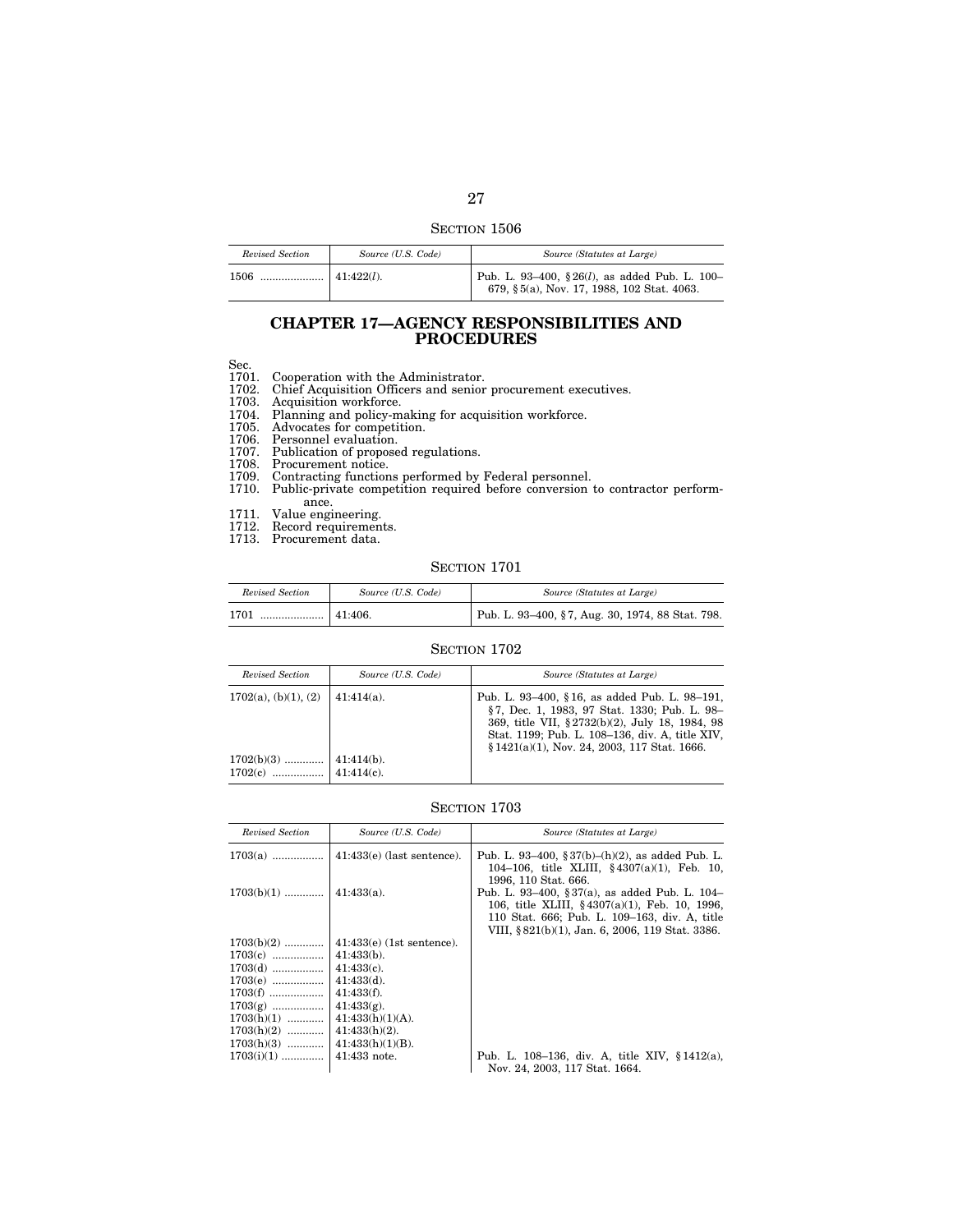SECTION 1506

| *Revised Section* | *Source (U.S. Code)* | *Source (Statutes at Large)* |
|---|---|---|
| 1506 .................... | 41:422(*l*). | Pub. L. 93–400, §26(*l*), as added Pub. L. 100–679, §5(a), Nov. 17, 1988, 102 Stat. 4063. |

## CHAPTER 17—AGENCY RESPONSIBILITIES AND PROCEDURES

Sec.
1701. Cooperation with the Administrator.
1702. Chief Acquisition Officers and senior procurement executives.
1703. Acquisition workforce.
1704. Planning and policy-making for acquisition workforce.
1705. Advocates for competition.
1706. Personnel evaluation.
1707. Publication of proposed regulations.
1708. Procurement notice.
1709. Contracting functions performed by Federal personnel.
1710. Public-private competition required before conversion to contractor performance.
1711. Value engineering.
1712. Record requirements.
1713. Procurement data.

SECTION 1701

| *Revised Section* | *Source (U.S. Code)* | *Source (Statutes at Large)* |
|---|---|---|
| 1701 .................... | 41:406. | Pub. L. 93–400, §7, Aug. 30, 1974, 88 Stat. 798. |

SECTION 1702

| *Revised Section* | *Source (U.S. Code)* | *Source (Statutes at Large)* |
|---|---|---|
| 1702(a), (b)(1), (2) | 41:414(a). | Pub. L. 93–400, §16, as added Pub. L. 98–191, §7, Dec. 1, 1983, 97 Stat. 1330; Pub. L. 98–369, title VII, §2732(b)(2), July 18, 1984, 98 Stat. 1199; Pub. L. 108–136, div. A, title XIV, §1421(a)(1), Nov. 24, 2003, 117 Stat. 1666. |
| 1702(b)(3) ............ | 41:414(b). | |
| 1702(c) ................ | 41:414(c). | |

SECTION 1703

| *Revised Section* | *Source (U.S. Code)* | *Source (Statutes at Large)* |
|---|---|---|
| 1703(a) ................ | 41:433(e) (last sentence). | Pub. L. 93–400, §37(b)–(h)(2), as added Pub. L. 104–106, title XLIII, §4307(a)(1), Feb. 10, 1996, 110 Stat. 666. |
| 1703(b)(1) ............ | 41:433(a). | Pub. L. 93–400, §37(a), as added Pub. L. 104–106, title XLIII, §4307(a)(1), Feb. 10, 1996, 110 Stat. 666; Pub. L. 109–163, div. A, title VIII, §821(b)(1), Jan. 6, 2006, 119 Stat. 3386. |
| 1703(b)(2) ............ | 41:433(e) (1st sentence). | |
| 1703(c) ................ | 41:433(b). | |
| 1703(d) ................ | 41:433(c). | |
| 1703(e) ................ | 41:433(d). | |
| 1703(f) ................. | 41:433(f). | |
| 1703(g) ................ | 41:433(g). | |
| 1703(h)(1) ........... | 41:433(h)(1)(A). | |
| 1703(h)(2) ........... | 41:433(h)(2). | |
| 1703(h)(3) ........... | 41:433(h)(1)(B). | |
| 1703(i)(1) ............. | 41:433 note. | Pub. L. 108–136, div. A, title XIV, §1412(a), Nov. 24, 2003, 117 Stat. 1664. |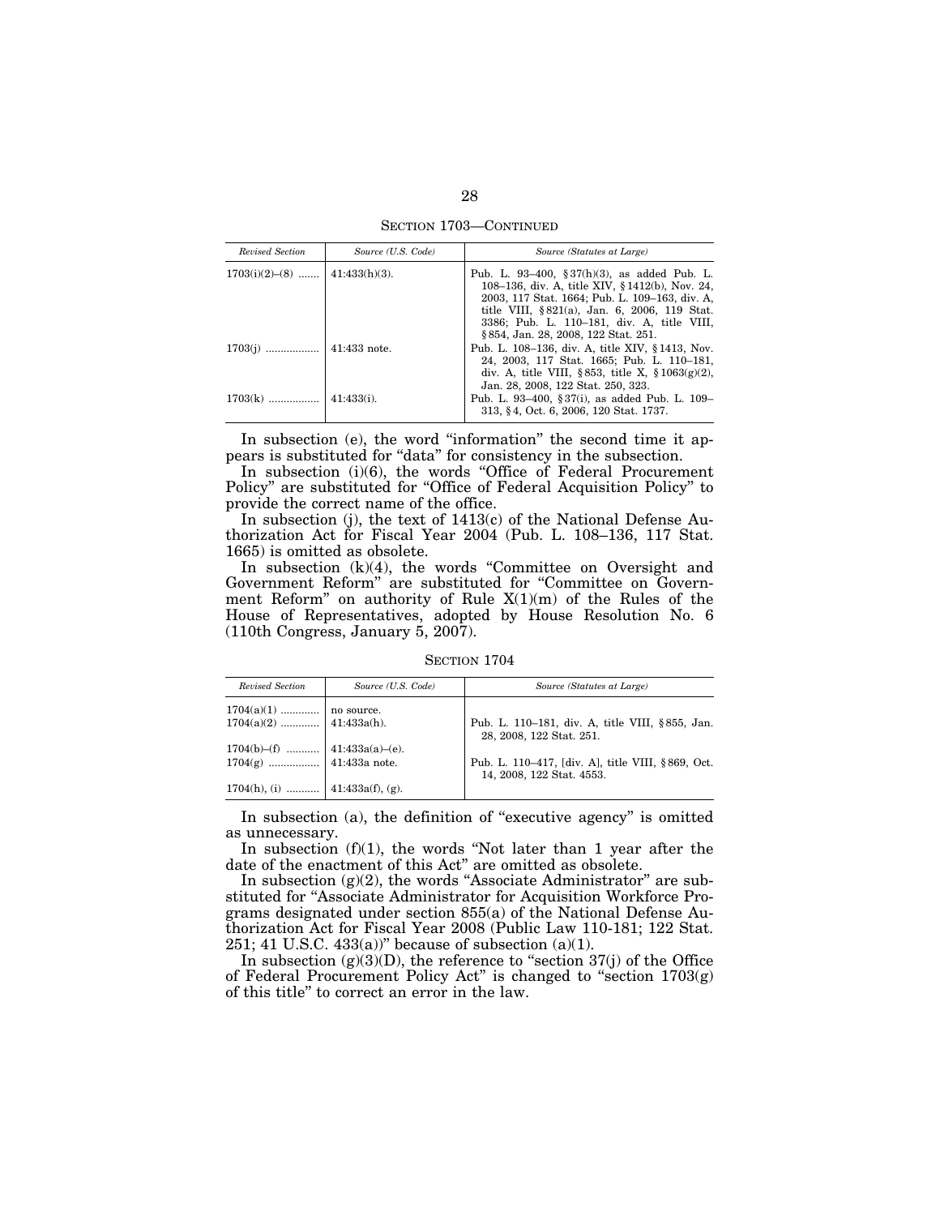SECTION 1703—CONTINUED

| *Revised Section* | *Source (U.S. Code)* | *Source (Statutes at Large)* |
|---|---|---|
| 1703(i)(2)–(8) ....... | 41:433(h)(3). | Pub. L. 93–400, §37(h)(3), as added Pub. L. 108–136, div. A, title XIV, §1412(b), Nov. 24, 2003, 117 Stat. 1664; Pub. L. 109–163, div. A, title VIII, §821(a), Jan. 6, 2006, 119 Stat. 3386; Pub. L. 110–181, div. A, title VIII, §854, Jan. 28, 2008, 122 Stat. 251. |
| 1703(j) .................. | 41:433 note. | Pub. L. 108–136, div. A, title XIV, §1413, Nov. 24, 2003, 117 Stat. 1665; Pub. L. 110–181, div. A, title VIII, §853, title X, §1063(g)(2), Jan. 28, 2008, 122 Stat. 250, 323. |
| 1703(k) ................. | 41:433(i). | Pub. L. 93–400, §37(i), as added Pub. L. 109–313, §4, Oct. 6, 2006, 120 Stat. 1737. |

In subsection (e), the word "information" the second time it appears is substituted for "data" for consistency in the subsection.

In subsection (i)(6), the words "Office of Federal Procurement Policy" are substituted for "Office of Federal Acquisition Policy" to provide the correct name of the office.

In subsection (j), the text of 1413(c) of the National Defense Authorization Act for Fiscal Year 2004 (Pub. L. 108–136, 117 Stat. 1665) is omitted as obsolete.

In subsection (k)(4), the words "Committee on Oversight and Government Reform" are substituted for "Committee on Government Reform" on authority of Rule X(1)(m) of the Rules of the House of Representatives, adopted by House Resolution No. 6 (110th Congress, January 5, 2007).

SECTION 1704

| *Revised Section* | *Source (U.S. Code)* | *Source (Statutes at Large)* |
|---|---|---|
| 1704(a)(1) ............. | no source. | |
| 1704(a)(2) ............. | 41:433a(h). | Pub. L. 110–181, div. A, title VIII, §855, Jan. 28, 2008, 122 Stat. 251. |
| 1704(b)–(f) ........... | 41:433a(a)–(e). | |
| 1704(g) ................. | 41:433a note. | Pub. L. 110–417, [div. A], title VIII, §869, Oct. 14, 2008, 122 Stat. 4553. |
| 1704(h), (i) ........... | 41:433a(f), (g). | |

In subsection (a), the definition of "executive agency" is omitted as unnecessary.

In subsection (f)(1), the words "Not later than 1 year after the date of the enactment of this Act" are omitted as obsolete.

In subsection (g)(2), the words "Associate Administrator" are substituted for "Associate Administrator for Acquisition Workforce Programs designated under section 855(a) of the National Defense Authorization Act for Fiscal Year 2008 (Public Law 110-181; 122 Stat. 251; 41 U.S.C. 433(a))" because of subsection (a)(1).

In subsection (g)(3)(D), the reference to "section 37(j) of the Office of Federal Procurement Policy Act" is changed to "section 1703(g) of this title" to correct an error in the law.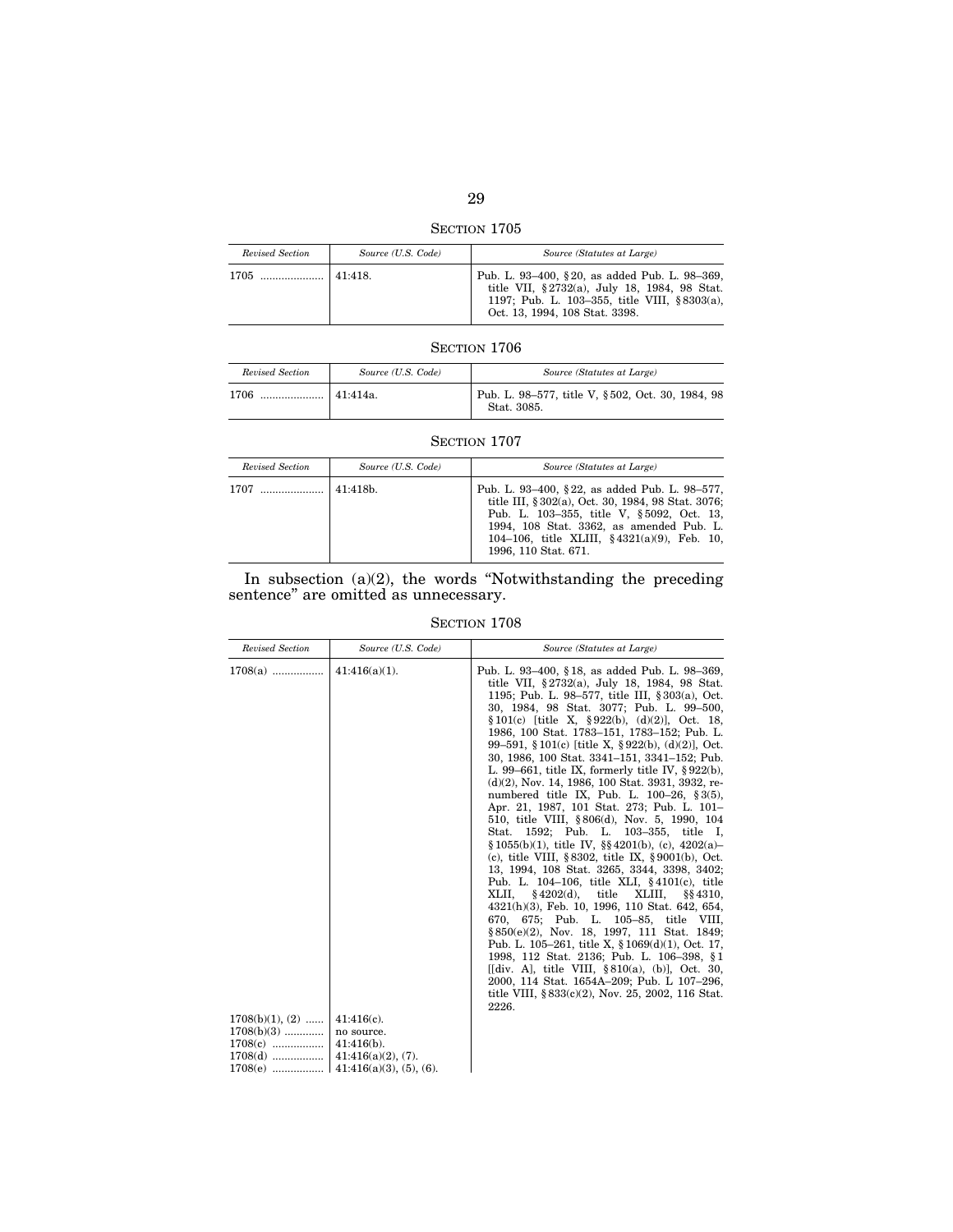SECTION 1705

| *Revised Section* | *Source (U.S. Code)* | *Source (Statutes at Large)* |
|---|---|---|
| 1705 ..................... | 41:418. | Pub. L. 93–400, §20, as added Pub. L. 98–369, title VII, §2732(a), July 18, 1984, 98 Stat. 1197; Pub. L. 103–355, title VIII, §8303(a), Oct. 13, 1994, 108 Stat. 3398. |

SECTION 1706

| *Revised Section* | *Source (U.S. Code)* | *Source (Statutes at Large)* |
|---|---|---|
| 1706 ..................... | 41:414a. | Pub. L. 98–577, title V, §502, Oct. 30, 1984, 98 Stat. 3085. |

SECTION 1707

| *Revised Section* | *Source (U.S. Code)* | *Source (Statutes at Large)* |
|---|---|---|
| 1707 ..................... | 41:418b. | Pub. L. 93–400, §22, as added Pub. L. 98–577, title III, §302(a), Oct. 30, 1984, 98 Stat. 3076; Pub. L. 103–355, title V, §5092, Oct. 13, 1994, 108 Stat. 3362, as amended Pub. L. 104–106, title XLIII, §4321(a)(9), Feb. 10, 1996, 110 Stat. 671. |

In subsection (a)(2), the words "Notwithstanding the preceding sentence" are omitted as unnecessary.

SECTION 1708

| *Revised Section* | *Source (U.S. Code)* | *Source (Statutes at Large)* |
|---|---|---|
| 1708(a) ................. | 41:416(a)(1). | Pub. L. 93–400, §18, as added Pub. L. 98–369, title VII, §2732(a), July 18, 1984, 98 Stat. 1195; Pub. L. 98–577, title III, §303(a), Oct. 30, 1984, 98 Stat. 3077; Pub. L. 99–500, §101(c) [title X, §922(b), (d)(2)], Oct. 18, 1986, 100 Stat. 1783–151, 1783–152; Pub. L. 99–591, §101(c) [title X, §922(b), (d)(2)], Oct. 30, 1986, 100 Stat. 3341–151, 3341–152; Pub. L. 99–661, title IX, formerly title IV, §922(b), (d)(2), Nov. 14, 1986, 100 Stat. 3931, 3932, renumbered title IX, Pub. L. 100–26, §3(5), Apr. 21, 1987, 101 Stat. 273; Pub. L. 101–510, title VIII, §806(d), Nov. 5, 1990, 104 Stat. 1592; Pub. L. 103–355, title I, §1055(b)(1), title IV, §§4201(b), (c), 4202(a)–(c), title VIII, §8302, title IX, §9001(b), Oct. 13, 1994, 108 Stat. 3265, 3344, 3398, 3402; Pub. L. 104–106, title XLI, §4101(c), title XLII, §4202(d), title XLIII, §§4310, 4321(h)(3), Feb. 10, 1996, 110 Stat. 642, 654, 670, 675; Pub. L. 105–85, title VIII, §850(e)(2), Nov. 18, 1997, 111 Stat. 1849; Pub. L. 105–261, title X, §1069(d)(1), Oct. 17, 1998, 112 Stat. 2136; Pub. L. 106–398, §1 [[div. A], title VIII, §810(a), (b)], Oct. 30, 2000, 114 Stat. 1654A–209; Pub. L 107–296, title VIII, §833(c)(2), Nov. 25, 2002, 116 Stat. 2226. |
| 1708(b)(1), (2) ...... | 41:416(c). | |
| 1708(b)(3) ............. | no source. | |
| 1708(c) ................. | 41:416(b). | |
| 1708(d) ................. | 41:416(a)(2), (7). | |
| 1708(e) ................. | 41:416(a)(3), (5), (6). | |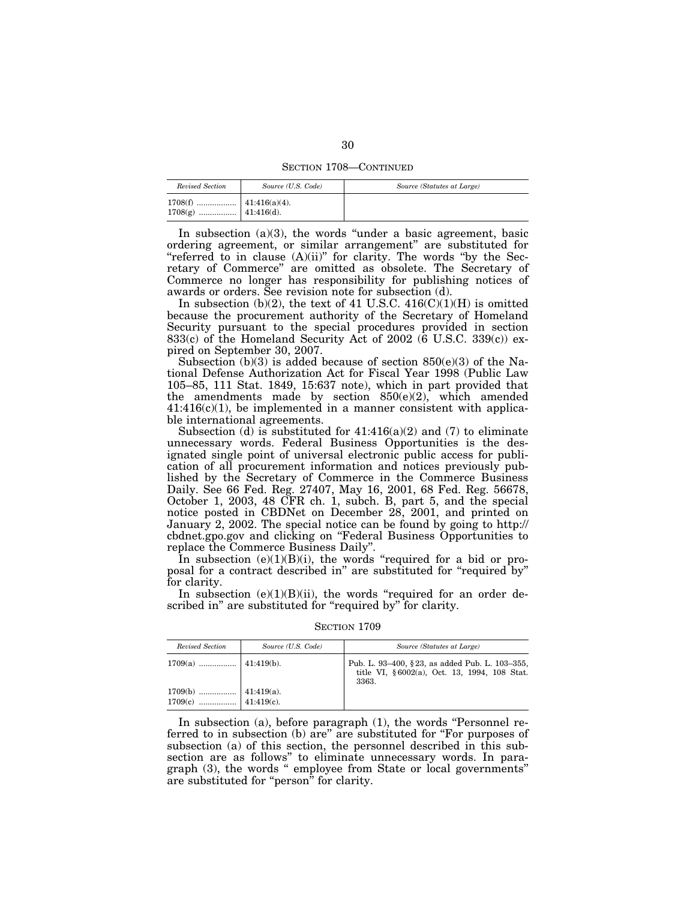SECTION 1708—CONTINUED

| *Revised Section* | *Source (U.S. Code)* | *Source (Statutes at Large)* |
|---|---|---|
| 1708(f) ................. | 41:416(a)(4). | |
| 1708(g) ................. | 41:416(d). | |

In subsection (a)(3), the words "under a basic agreement, basic ordering agreement, or similar arrangement" are substituted for "referred to in clause (A)(ii)" for clarity. The words "by the Secretary of Commerce" are omitted as obsolete. The Secretary of Commerce no longer has responsibility for publishing notices of awards or orders. See revision note for subsection (d).

In subsection (b)(2), the text of 41 U.S.C. 416(C)(1)(H) is omitted because the procurement authority of the Secretary of Homeland Security pursuant to the special procedures provided in section 833(c) of the Homeland Security Act of 2002 (6 U.S.C. 339(c)) expired on September 30, 2007.

Subsection (b)(3) is added because of section 850(e)(3) of the National Defense Authorization Act for Fiscal Year 1998 (Public Law 105–85, 111 Stat. 1849, 15:637 note), which in part provided that the amendments made by section 850(e)(2), which amended 41:416(c)(1), be implemented in a manner consistent with applicable international agreements.

Subsection (d) is substituted for 41:416(a)(2) and (7) to eliminate unnecessary words. Federal Business Opportunities is the designated single point of universal electronic public access for publication of all procurement information and notices previously published by the Secretary of Commerce in the Commerce Business Daily. See 66 Fed. Reg. 27407, May 16, 2001, 68 Fed. Reg. 56678, October 1, 2003, 48 CFR ch. 1, subch. B, part 5, and the special notice posted in CBDNet on December 28, 2001, and printed on January 2, 2002. The special notice can be found by going to http://cbdnet.gpo.gov and clicking on "Federal Business Opportunities to replace the Commerce Business Daily".

In subsection (e)(1)(B)(i), the words "required for a bid or proposal for a contract described in" are substituted for "required by" for clarity.

In subsection (e)(1)(B)(ii), the words "required for an order described in" are substituted for "required by" for clarity.

SECTION 1709

| *Revised Section* | *Source (U.S. Code)* | *Source (Statutes at Large)* |
|---|---|---|
| 1709(a) ................. | 41:419(b). | Pub. L. 93–400, §23, as added Pub. L. 103–355, title VI, §6002(a), Oct. 13, 1994, 108 Stat. 3363. |
| 1709(b) ................. | 41:419(a). | |
| 1709(c) ................. | 41:419(c). | |

In subsection (a), before paragraph (1), the words "Personnel referred to in subsection (b) are" are substituted for "For purposes of subsection (a) of this section, the personnel described in this subsection are as follows" to eliminate unnecessary words. In paragraph (3), the words " employee from State or local governments" are substituted for "person" for clarity.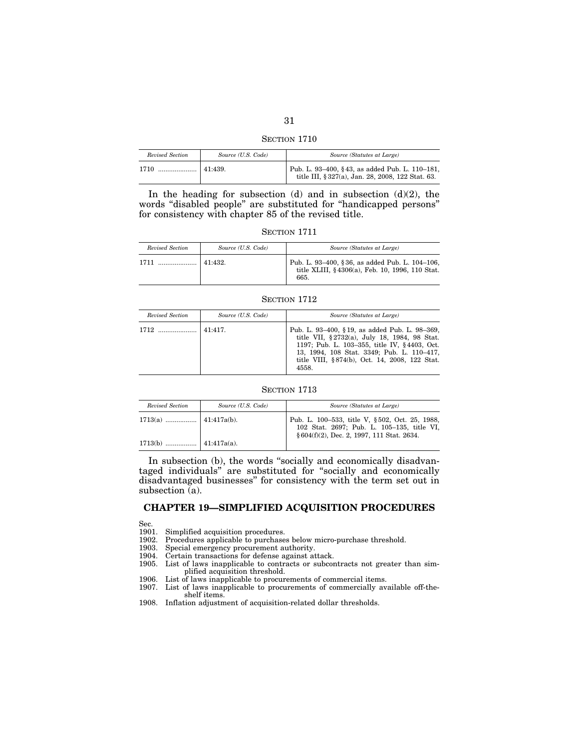SECTION 1710

| *Revised Section* | *Source (U.S. Code)* | *Source (Statutes at Large)* |
|---|---|---|
| 1710 .................... | 41:439. | Pub. L. 93–400, §43, as added Pub. L. 110–181, title III, §327(a), Jan. 28, 2008, 122 Stat. 63. |

In the heading for subsection (d) and in subsection (d)(2), the words "disabled people" are substituted for "handicapped persons" for consistency with chapter 85 of the revised title.

SECTION 1711

| *Revised Section* | *Source (U.S. Code)* | *Source (Statutes at Large)* |
|---|---|---|
| 1711 .................... | 41:432. | Pub. L. 93–400, §36, as added Pub. L. 104–106, title XLIII, §4306(a), Feb. 10, 1996, 110 Stat. 665. |

SECTION 1712

| *Revised Section* | *Source (U.S. Code)* | *Source (Statutes at Large)* |
|---|---|---|
| 1712 .................... | 41:417. | Pub. L. 93–400, §19, as added Pub. L. 98–369, title VII, §2732(a), July 18, 1984, 98 Stat. 1197; Pub. L. 103–355, title IV, §4403, Oct. 13, 1994, 108 Stat. 3349; Pub. L. 110–417, title VIII, §874(b), Oct. 14, 2008, 122 Stat. 4558. |

SECTION 1713

| *Revised Section* | *Source (U.S. Code)* | *Source (Statutes at Large)* |
|---|---|---|
| 1713(a) ................ | 41:417a(b). | Pub. L. 100–533, title V, §502, Oct. 25, 1988, 102 Stat. 2697; Pub. L. 105–135, title VI, §604(f)(2), Dec. 2, 1997, 111 Stat. 2634. |
| 1713(b) ................ | 41:417a(a). | |

In subsection (b), the words "socially and economically disadvantaged individuals" are substituted for "socially and economically disadvantaged businesses" for consistency with the term set out in subsection (a).

## CHAPTER 19—SIMPLIFIED ACQUISITION PROCEDURES

Sec.
1901. Simplified acquisition procedures.
1902. Procedures applicable to purchases below micro-purchase threshold.
1903. Special emergency procurement authority.
1904. Certain transactions for defense against attack.
1905. List of laws inapplicable to contracts or subcontracts not greater than simplified acquisition threshold.
1906. List of laws inapplicable to procurements of commercial items.
1907. List of laws inapplicable to procurements of commercially available off-the-shelf items.
1908. Inflation adjustment of acquisition-related dollar thresholds.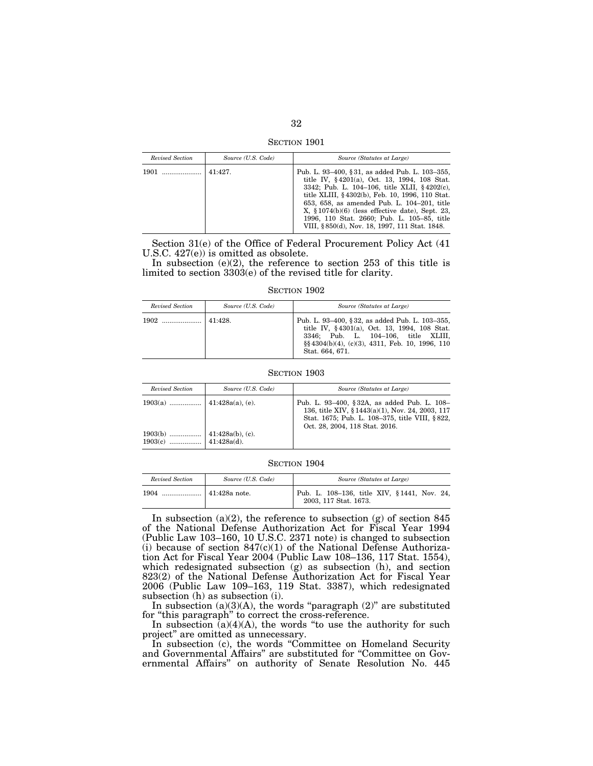## SECTION 1901

| Revised Section | Source (U.S. Code) | Source (Statutes at Large) |
|---|---|---|
| 1901 .................... | 41:427. | Pub. L. 93–400, § 31, as added Pub. L. 103–355, title IV, § 4201(a), Oct. 13, 1994, 108 Stat. 3342; Pub. L. 104–106, title XLII, § 4202(c), title XLIII, § 4302(b), Feb. 10, 1996, 110 Stat. 653, 658, as amended Pub. L. 104–201, title X, § 1074(b)(6) (less effective date), Sept. 23, 1996, 110 Stat. 2660; Pub. L. 105–85, title VIII, § 850(d), Nov. 18, 1997, 111 Stat. 1848. |

Section 31(e) of the Office of Federal Procurement Policy Act (41 U.S.C. 427(e)) is omitted as obsolete.

In subsection (e)(2), the reference to section 253 of this title is limited to section 3303(e) of the revised title for clarity.

## SECTION 1902

| Revised Section | Source (U.S. Code) | Source (Statutes at Large) |
|---|---|---|
| 1902 .................... | 41:428. | Pub. L. 93–400, § 32, as added Pub. L. 103–355, title IV, § 4301(a), Oct. 13, 1994, 108 Stat. 3346; Pub. L. 104–106, title XLIII, §§ 4304(b)(4), (c)(3), 4311, Feb. 10, 1996, 110 Stat. 664, 671. |

## SECTION 1903

| Revised Section | Source (U.S. Code) | Source (Statutes at Large) |
|---|---|---|
| 1903(a) ................ | 41:428a(a), (e). | Pub. L. 93–400, § 32A, as added Pub. L. 108–136, title XIV, § 1443(a)(1), Nov. 24, 2003, 117 Stat. 1675; Pub. L. 108–375, title VIII, § 822, Oct. 28, 2004, 118 Stat. 2016. |
| 1903(b) ................ | 41:428a(b), (c). | |
| 1903(c) ................ | 41:428a(d). | |

## SECTION 1904

| Revised Section | Source (U.S. Code) | Source (Statutes at Large) |
|---|---|---|
| 1904 .................... | 41:428a note. | Pub. L. 108–136, title XIV, § 1441, Nov. 24, 2003, 117 Stat. 1673. |

In subsection (a)(2), the reference to subsection (g) of section 845 of the National Defense Authorization Act for Fiscal Year 1994 (Public Law 103–160, 10 U.S.C. 2371 note) is changed to subsection (i) because of section 847(c)(1) of the National Defense Authorization Act for Fiscal Year 2004 (Public Law 108–136, 117 Stat. 1554), which redesignated subsection (g) as subsection (h), and section 823(2) of the National Defense Authorization Act for Fiscal Year 2006 (Public Law 109–163, 119 Stat. 3387), which redesignated subsection (h) as subsection (i).

In subsection (a)(3)(A), the words "paragraph (2)" are substituted for "this paragraph" to correct the cross-reference.

In subsection (a)(4)(A), the words "to use the authority for such project" are omitted as unnecessary.

In subsection (c), the words "Committee on Homeland Security and Governmental Affairs" are substituted for "Committee on Governmental Affairs" on authority of Senate Resolution No. 445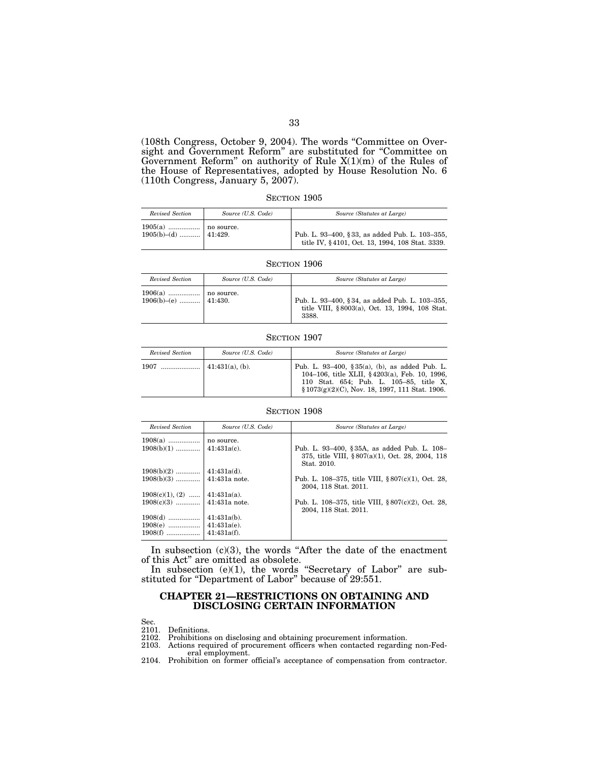(108th Congress, October 9, 2004). The words "Committee on Oversight and Government Reform" are substituted for "Committee on Government Reform" on authority of Rule X(1)(m) of the Rules of the House of Representatives, adopted by House Resolution No. 6 (110th Congress, January 5, 2007).

SECTION 1905

| *Revised Section* | *Source (U.S. Code)* | *Source (Statutes at Large)* |
|---|---|---|
| 1905(a) | no source. | |
| 1905(b)–(d) | 41:429. | Pub. L. 93–400, §33, as added Pub. L. 103–355, title IV, §4101, Oct. 13, 1994, 108 Stat. 3339. |

SECTION 1906

| *Revised Section* | *Source (U.S. Code)* | *Source (Statutes at Large)* |
|---|---|---|
| 1906(a) | no source. | |
| 1906(b)–(e) | 41:430. | Pub. L. 93–400, §34, as added Pub. L. 103–355, title VIII, §8003(a), Oct. 13, 1994, 108 Stat. 3388. |

SECTION 1907

| *Revised Section* | *Source (U.S. Code)* | *Source (Statutes at Large)* |
|---|---|---|
| 1907 | 41:431(a), (b). | Pub. L. 93–400, §35(a), (b), as added Pub. L. 104–106, title XLII, §4203(a), Feb. 10, 1996, 110 Stat. 654; Pub. L. 105–85, title X, §1073(g)(2)(C), Nov. 18, 1997, 111 Stat. 1906. |

SECTION 1908

| *Revised Section* | *Source (U.S. Code)* | *Source (Statutes at Large)* |
|---|---|---|
| 1908(a) | no source. | |
| 1908(b)(1) | 41:431a(c). | Pub. L. 93–400, §35A, as added Pub. L. 108–375, title VIII, §807(a)(1), Oct. 28, 2004, 118 Stat. 2010. |
| 1908(b)(2) | 41:431a(d). | |
| 1908(b)(3) | 41:431a note. | Pub. L. 108–375, title VIII, §807(c)(1), Oct. 28, 2004, 118 Stat. 2011. |
| 1908(c)(1), (2) | 41:431a(a). | |
| 1908(c)(3) | 41:431a note. | Pub. L. 108–375, title VIII, §807(c)(2), Oct. 28, 2004, 118 Stat. 2011. |
| 1908(d) | 41:431a(b). | |
| 1908(e) | 41:431a(e). | |
| 1908(f) | 41:431a(f). | |

In subsection (c)(3), the words "After the date of the enactment of this Act" are omitted as obsolete.

In subsection (e)(1), the words "Secretary of Labor" are substituted for "Department of Labor" because of 29:551.

## CHAPTER 21—RESTRICTIONS ON OBTAINING AND DISCLOSING CERTAIN INFORMATION

Sec.
2101. Definitions.
2102. Prohibitions on disclosing and obtaining procurement information.
2103. Actions required of procurement officers when contacted regarding non-Federal employment.
2104. Prohibition on former official's acceptance of compensation from contractor.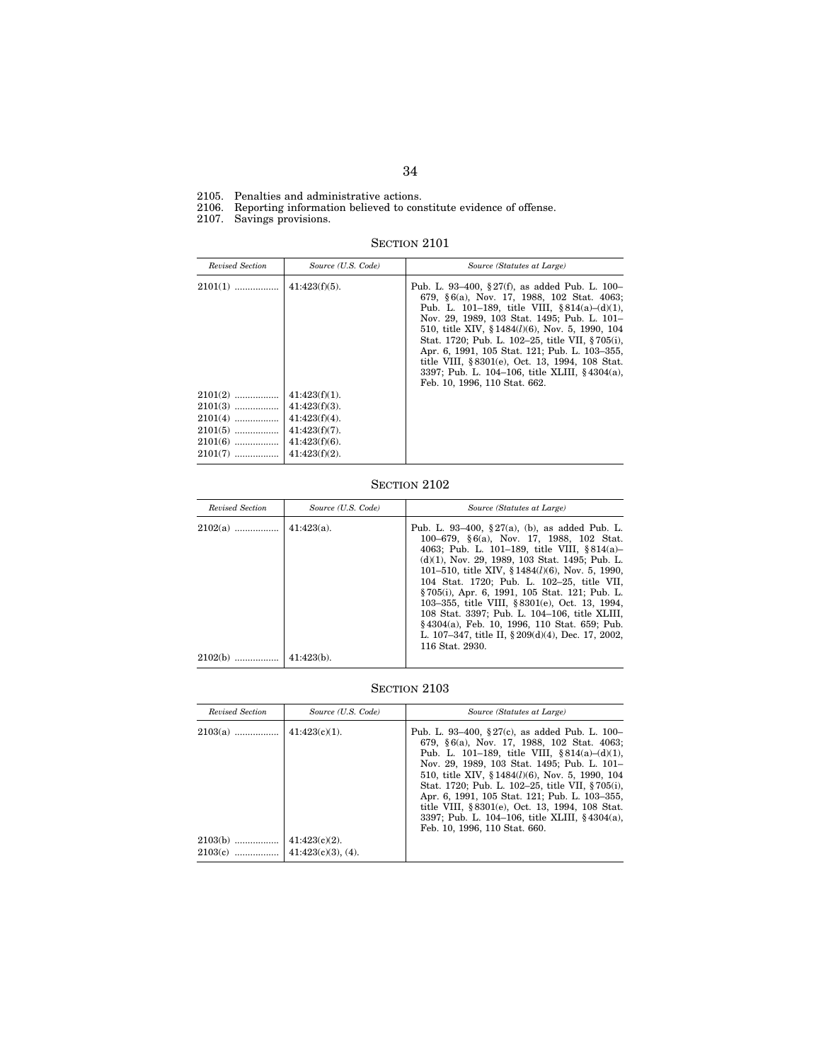2105. Penalties and administrative actions.
2106. Reporting information believed to constitute evidence of offense.
2107. Savings provisions.

## SECTION 2101

| *Revised Section* | *Source (U.S. Code)* | *Source (Statutes at Large)* |
|---|---|---|
| 2101(1) ................. | 41:423(f)(5). | Pub. L. 93–400, §27(f), as added Pub. L. 100–679, §6(a), Nov. 17, 1988, 102 Stat. 4063; Pub. L. 101–189, title VIII, §814(a)–(d)(1), Nov. 29, 1989, 103 Stat. 1495; Pub. L. 101–510, title XIV, §1484(*l*)(6), Nov. 5, 1990, 104 Stat. 1720; Pub. L. 102–25, title VII, §705(i), Apr. 6, 1991, 105 Stat. 121; Pub. L. 103–355, title VIII, §8301(e), Oct. 13, 1994, 108 Stat. 3397; Pub. L. 104–106, title XLIII, §4304(a), Feb. 10, 1996, 110 Stat. 662. |
| 2101(2) ................. | 41:423(f)(1). | |
| 2101(3) ................. | 41:423(f)(3). | |
| 2101(4) ................. | 41:423(f)(4). | |
| 2101(5) ................. | 41:423(f)(7). | |
| 2101(6) ................. | 41:423(f)(6). | |
| 2101(7) ................. | 41:423(f)(2). | |

## SECTION 2102

| *Revised Section* | *Source (U.S. Code)* | *Source (Statutes at Large)* |
|---|---|---|
| 2102(a) ................. | 41:423(a). | Pub. L. 93–400, §27(a), (b), as added Pub. L. 100–679, §6(a), Nov. 17, 1988, 102 Stat. 4063; Pub. L. 101–189, title VIII, §814(a)–(d)(1), Nov. 29, 1989, 103 Stat. 1495; Pub. L. 101–510, title XIV, §1484(*l*)(6), Nov. 5, 1990, 104 Stat. 1720; Pub. L. 102–25, title VII, §705(i), Apr. 6, 1991, 105 Stat. 121; Pub. L. 103–355, title VIII, §8301(e), Oct. 13, 1994, 108 Stat. 3397; Pub. L. 104–106, title XLIII, §4304(a), Feb. 10, 1996, 110 Stat. 659; Pub. L. 107–347, title II, §209(d)(4), Dec. 17, 2002, 116 Stat. 2930. |
| 2102(b) ................. | 41:423(b). | |

## SECTION 2103

| *Revised Section* | *Source (U.S. Code)* | *Source (Statutes at Large)* |
|---|---|---|
| 2103(a) ................. | 41:423(c)(1). | Pub. L. 93–400, §27(c), as added Pub. L. 100–679, §6(a), Nov. 17, 1988, 102 Stat. 4063; Pub. L. 101–189, title VIII, §814(a)–(d)(1), Nov. 29, 1989, 103 Stat. 1495; Pub. L. 101–510, title XIV, §1484(*l*)(6), Nov. 5, 1990, 104 Stat. 1720; Pub. L. 102–25, title VII, §705(i), Apr. 6, 1991, 105 Stat. 121; Pub. L. 103–355, title VIII, §8301(e), Oct. 13, 1994, 108 Stat. 3397; Pub. L. 104–106, title XLIII, §4304(a), Feb. 10, 1996, 110 Stat. 660. |
| 2103(b) ................. | 41:423(c)(2). | |
| 2103(c) ................. | 41:423(c)(3), (4). | |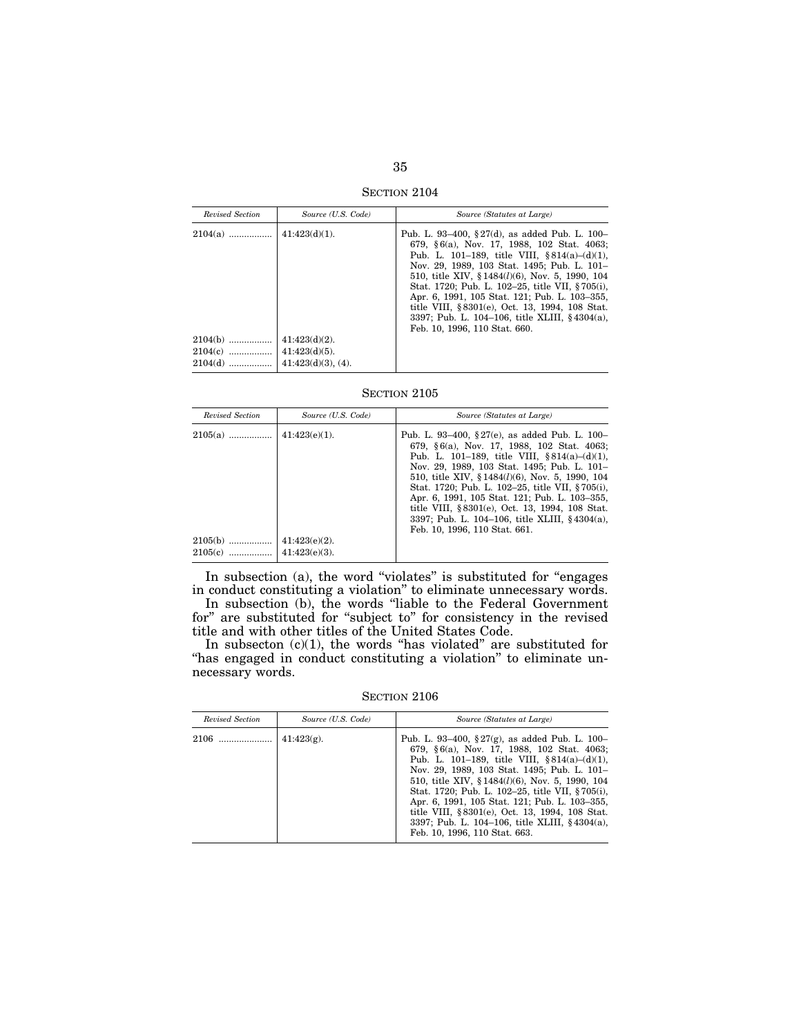SECTION 2104

| *Revised Section* | *Source (U.S. Code)* | *Source (Statutes at Large)* |
|---|---|---|
| 2104(a) ................. | 41:423(d)(1). | Pub. L. 93–400, §27(d), as added Pub. L. 100–679, §6(a), Nov. 17, 1988, 102 Stat. 4063; Pub. L. 101–189, title VIII, §814(a)–(d)(1), Nov. 29, 1989, 103 Stat. 1495; Pub. L. 101–510, title XIV, §1484(*l*)(6), Nov. 5, 1990, 104 Stat. 1720; Pub. L. 102–25, title VII, §705(i), Apr. 6, 1991, 105 Stat. 121; Pub. L. 103–355, title VIII, §8301(e), Oct. 13, 1994, 108 Stat. 3397; Pub. L. 104–106, title XLIII, §4304(a), Feb. 10, 1996, 110 Stat. 660. |
| 2104(b) ................. | 41:423(d)(2). | |
| 2104(c) ................. | 41:423(d)(5). | |
| 2104(d) ................. | 41:423(d)(3), (4). | |

SECTION 2105

| *Revised Section* | *Source (U.S. Code)* | *Source (Statutes at Large)* |
|---|---|---|
| 2105(a) ................. | 41:423(e)(1). | Pub. L. 93–400, §27(e), as added Pub. L. 100–679, §6(a), Nov. 17, 1988, 102 Stat. 4063; Pub. L. 101–189, title VIII, §814(a)–(d)(1), Nov. 29, 1989, 103 Stat. 1495; Pub. L. 101–510, title XIV, §1484(*l*)(6), Nov. 5, 1990, 104 Stat. 1720; Pub. L. 102–25, title VII, §705(i), Apr. 6, 1991, 105 Stat. 121; Pub. L. 103–355, title VIII, §8301(e), Oct. 13, 1994, 108 Stat. 3397; Pub. L. 104–106, title XLIII, §4304(a), Feb. 10, 1996, 110 Stat. 661. |
| 2105(b) ................. | 41:423(e)(2). | |
| 2105(c) ................. | 41:423(e)(3). | |

In subsection (a), the word "violates" is substituted for "engages in conduct constituting a violation" to eliminate unnecessary words.

In subsection (b), the words "liable to the Federal Government for" are substituted for "subject to" for consistency in the revised title and with other titles of the United States Code.

In subsecton (c)(1), the words "has violated" are substituted for "has engaged in conduct constituting a violation" to eliminate unnecessary words.

SECTION 2106

| *Revised Section* | *Source (U.S. Code)* | *Source (Statutes at Large)* |
|---|---|---|
| 2106 ..................... | 41:423(g). | Pub. L. 93–400, §27(g), as added Pub. L. 100–679, §6(a), Nov. 17, 1988, 102 Stat. 4063; Pub. L. 101–189, title VIII, §814(a)–(d)(1), Nov. 29, 1989, 103 Stat. 1495; Pub. L. 101–510, title XIV, §1484(*l*)(6), Nov. 5, 1990, 104 Stat. 1720; Pub. L. 102–25, title VII, §705(i), Apr. 6, 1991, 105 Stat. 121; Pub. L. 103–355, title VIII, §8301(e), Oct. 13, 1994, 108 Stat. 3397; Pub. L. 104–106, title XLIII, §4304(a), Feb. 10, 1996, 110 Stat. 663. |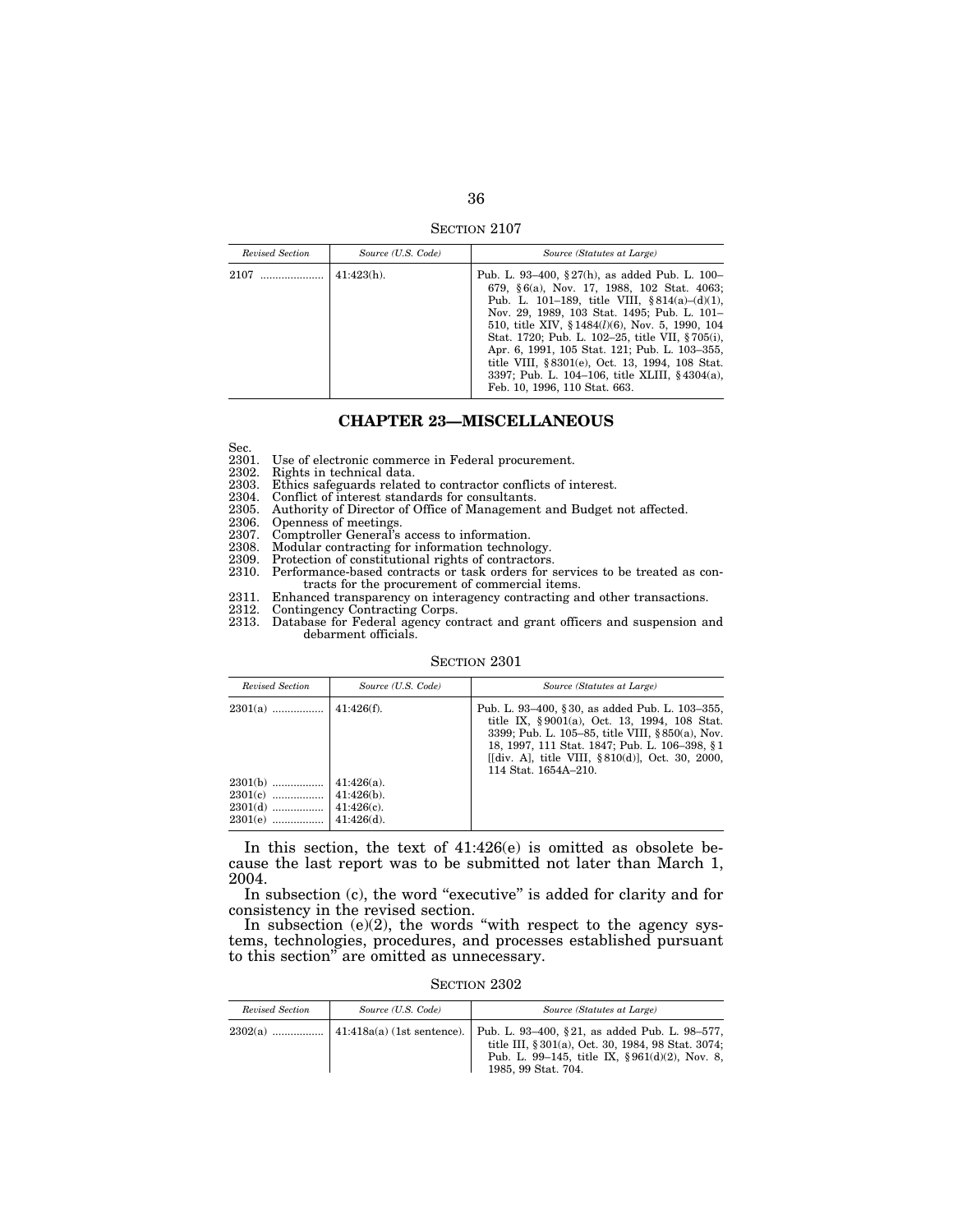SECTION 2107

| Revised Section | Source (U.S. Code) | Source (Statutes at Large) |
| --- | --- | --- |
| 2107 .................... | 41:423(h). | Pub. L. 93–400, §27(h), as added Pub. L. 100–679, §6(a), Nov. 17, 1988, 102 Stat. 4063; Pub. L. 101–189, title VIII, §814(a)–(d)(1), Nov. 29, 1989, 103 Stat. 1495; Pub. L. 101–510, title XIV, §1484(*l*)(6), Nov. 5, 1990, 104 Stat. 1720; Pub. L. 102–25, title VII, §705(i), Apr. 6, 1991, 105 Stat. 121; Pub. L. 103–355, title VIII, §8301(e), Oct. 13, 1994, 108 Stat. 3397; Pub. L. 104–106, title XLIII, §4304(a), Feb. 10, 1996, 110 Stat. 663. |

## CHAPTER 23—MISCELLANEOUS

Sec.
2301. Use of electronic commerce in Federal procurement.
2302. Rights in technical data.
2303. Ethics safeguards related to contractor conflicts of interest.
2304. Conflict of interest standards for consultants.
2305. Authority of Director of Office of Management and Budget not affected.
2306. Openness of meetings.
2307. Comptroller General's access to information.
2308. Modular contracting for information technology.
2309. Protection of constitutional rights of contractors.
2310. Performance-based contracts or task orders for services to be treated as contracts for the procurement of commercial items.
2311. Enhanced transparency on interagency contracting and other transactions.
2312. Contingency Contracting Corps.
2313. Database for Federal agency contract and grant officers and suspension and debarment officials.

SECTION 2301

| Revised Section | Source (U.S. Code) | Source (Statutes at Large) |
| --- | --- | --- |
| 2301(a) ................. | 41:426(f). | Pub. L. 93–400, §30, as added Pub. L. 103–355, title IX, §9001(a), Oct. 13, 1994, 108 Stat. 3399; Pub. L. 105–85, title VIII, §850(a), Nov. 18, 1997, 111 Stat. 1847; Pub. L. 106–398, §1 [[div. A], title VIII, §810(d)], Oct. 30, 2000, 114 Stat. 1654A–210. |
| 2301(b) ................. | 41:426(a). | |
| 2301(c) ................. | 41:426(b). | |
| 2301(d) ................. | 41:426(c). | |
| 2301(e) ................. | 41:426(d). | |

In this section, the text of 41:426(e) is omitted as obsolete because the last report was to be submitted not later than March 1, 2004.

In subsection (c), the word "executive" is added for clarity and for consistency in the revised section.

In subsection (e)(2), the words "with respect to the agency systems, technologies, procedures, and processes established pursuant to this section" are omitted as unnecessary.

SECTION 2302

| Revised Section | Source (U.S. Code) | Source (Statutes at Large) |
| --- | --- | --- |
| 2302(a) ................. | 41:418a(a) (1st sentence). | Pub. L. 93–400, §21, as added Pub. L. 98–577, title III, §301(a), Oct. 30, 1984, 98 Stat. 3074; Pub. L. 99–145, title IX, §961(d)(2), Nov. 8, 1985, 99 Stat. 704. |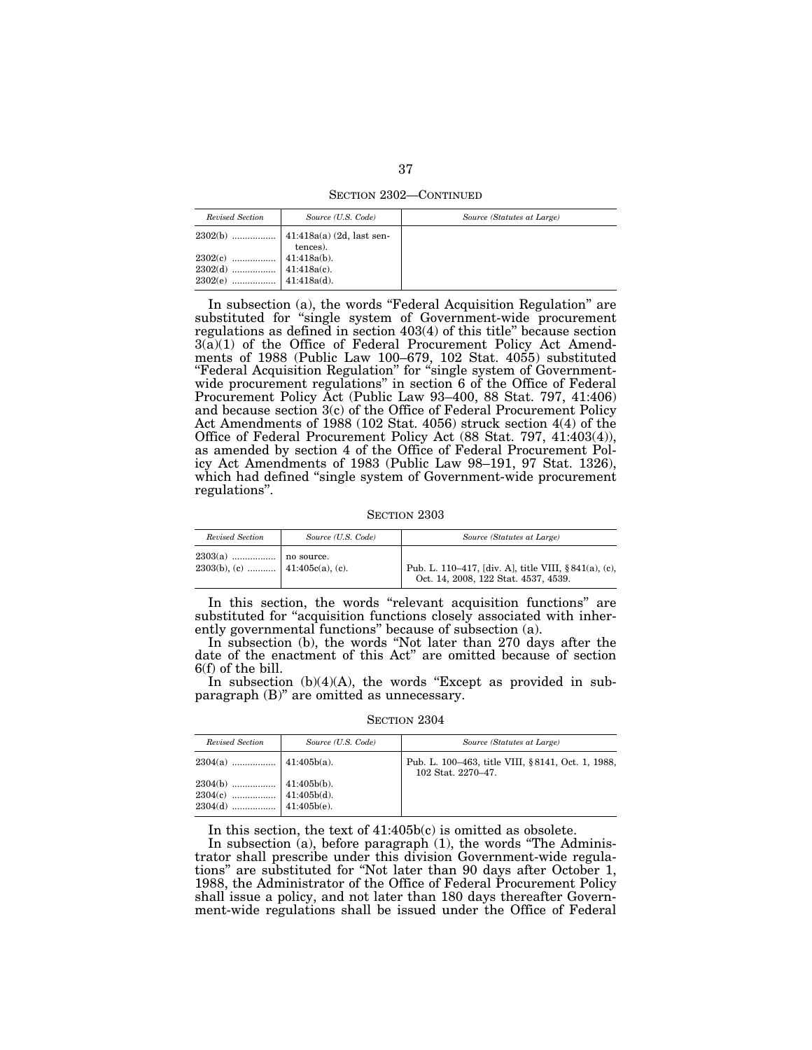SECTION 2302—CONTINUED

| *Revised Section* | *Source (U.S. Code)* | *Source (Statutes at Large)* |
|---|---|---|
| 2302(b) ................. | 41:418a(a) (2d, last sentences). | |
| 2302(c) ................. | 41:418a(b). | |
| 2302(d) ................. | 41:418a(c). | |
| 2302(e) ................. | 41:418a(d). | |

In subsection (a), the words "Federal Acquisition Regulation" are substituted for "single system of Government-wide procurement regulations as defined in section 403(4) of this title" because section 3(a)(1) of the Office of Federal Procurement Policy Act Amendments of 1988 (Public Law 100–679, 102 Stat. 4055) substituted "Federal Acquisition Regulation" for "single system of Government-wide procurement regulations" in section 6 of the Office of Federal Procurement Policy Act (Public Law 93–400, 88 Stat. 797, 41:406) and because section 3(c) of the Office of Federal Procurement Policy Act Amendments of 1988 (102 Stat. 4056) struck section 4(4) of the Office of Federal Procurement Policy Act (88 Stat. 797, 41:403(4)), as amended by section 4 of the Office of Federal Procurement Policy Act Amendments of 1983 (Public Law 98–191, 97 Stat. 1326), which had defined "single system of Government-wide procurement regulations".

SECTION 2303

| *Revised Section* | *Source (U.S. Code)* | *Source (Statutes at Large)* |
|---|---|---|
| 2303(a) ................. | no source. | |
| 2303(b), (c) ........... | 41:405c(a), (c). | Pub. L. 110–417, [div. A], title VIII, §841(a), (c), Oct. 14, 2008, 122 Stat. 4537, 4539. |

In this section, the words "relevant acquisition functions" are substituted for "acquisition functions closely associated with inherently governmental functions" because of subsection (a).

In subsection (b), the words "Not later than 270 days after the date of the enactment of this Act" are omitted because of section 6(f) of the bill.

In subsection (b)(4)(A), the words "Except as provided in subparagraph (B)" are omitted as unnecessary.

SECTION 2304

| *Revised Section* | *Source (U.S. Code)* | *Source (Statutes at Large)* |
|---|---|---|
| 2304(a) ................. | 41:405b(a). | Pub. L. 100–463, title VIII, §8141, Oct. 1, 1988, 102 Stat. 2270–47. |
| 2304(b) ................. | 41:405b(b). | |
| 2304(c) ................. | 41:405b(d). | |
| 2304(d) ................. | 41:405b(e). | |

In this section, the text of 41:405b(c) is omitted as obsolete.

In subsection (a), before paragraph (1), the words "The Administrator shall prescribe under this division Government-wide regulations" are substituted for "Not later than 90 days after October 1, 1988, the Administrator of the Office of Federal Procurement Policy shall issue a policy, and not later than 180 days thereafter Government-wide regulations shall be issued under the Office of Federal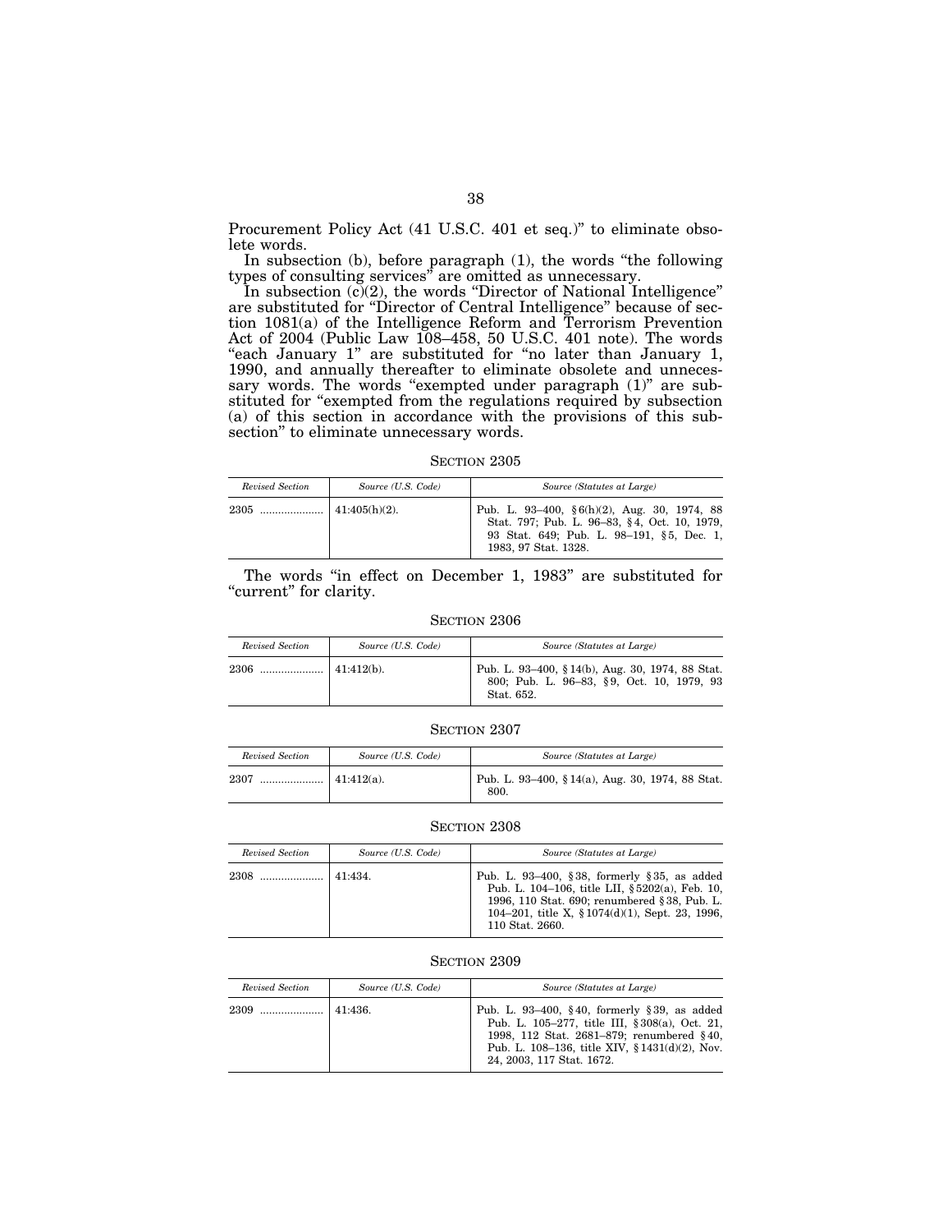Procurement Policy Act (41 U.S.C. 401 et seq.)" to eliminate obsolete words.

In subsection (b), before paragraph (1), the words "the following types of consulting services" are omitted as unnecessary.

In subsection (c)(2), the words "Director of National Intelligence" are substituted for "Director of Central Intelligence" because of section 1081(a) of the Intelligence Reform and Terrorism Prevention Act of 2004 (Public Law 108–458, 50 U.S.C. 401 note). The words "each January 1" are substituted for "no later than January 1, 1990, and annually thereafter to eliminate obsolete and unnecessary words. The words "exempted under paragraph (1)" are substituted for "exempted from the regulations required by subsection (a) of this section in accordance with the provisions of this subsection" to eliminate unnecessary words.

SECTION 2305

| *Revised Section* | *Source (U.S. Code)* | *Source (Statutes at Large)* |
|---|---|---|
| 2305 ..................... | 41:405(h)(2). | Pub. L. 93–400, §6(h)(2), Aug. 30, 1974, 88 Stat. 797; Pub. L. 96–83, §4, Oct. 10, 1979, 93 Stat. 649; Pub. L. 98–191, §5, Dec. 1, 1983, 97 Stat. 1328. |

The words "in effect on December 1, 1983" are substituted for "current" for clarity.

SECTION 2306

| *Revised Section* | *Source (U.S. Code)* | *Source (Statutes at Large)* |
|---|---|---|
| 2306 ..................... | 41:412(b). | Pub. L. 93–400, §14(b), Aug. 30, 1974, 88 Stat. 800; Pub. L. 96–83, §9, Oct. 10, 1979, 93 Stat. 652. |

SECTION 2307

| *Revised Section* | *Source (U.S. Code)* | *Source (Statutes at Large)* |
|---|---|---|
| 2307 ..................... | 41:412(a). | Pub. L. 93–400, §14(a), Aug. 30, 1974, 88 Stat. 800. |

SECTION 2308

| *Revised Section* | *Source (U.S. Code)* | *Source (Statutes at Large)* |
|---|---|---|
| 2308 ..................... | 41:434. | Pub. L. 93–400, §38, formerly §35, as added Pub. L. 104–106, title LII, §5202(a), Feb. 10, 1996, 110 Stat. 690; renumbered §38, Pub. L. 104–201, title X, §1074(d)(1), Sept. 23, 1996, 110 Stat. 2660. |

SECTION 2309

| *Revised Section* | *Source (U.S. Code)* | *Source (Statutes at Large)* |
|---|---|---|
| 2309 ..................... | 41:436. | Pub. L. 93–400, §40, formerly §39, as added Pub. L. 105–277, title III, §308(a), Oct. 21, 1998, 112 Stat. 2681–879; renumbered §40, Pub. L. 108–136, title XIV, §1431(d)(2), Nov. 24, 2003, 117 Stat. 1672. |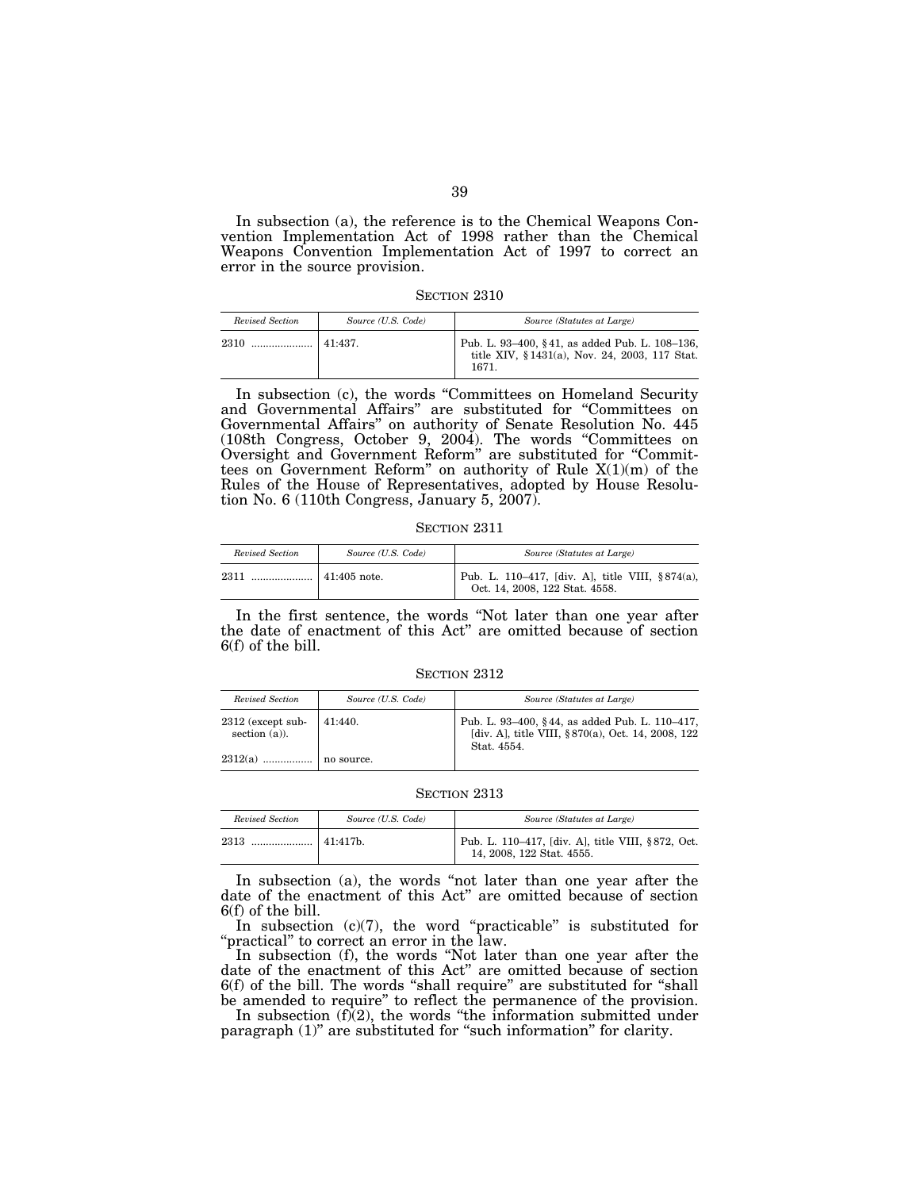In subsection (a), the reference is to the Chemical Weapons Convention Implementation Act of 1998 rather than the Chemical Weapons Convention Implementation Act of 1997 to correct an error in the source provision.

SECTION 2310

| *Revised Section* | *Source (U.S. Code)* | *Source (Statutes at Large)* |
|---|---|---|
| 2310 .................... | 41:437. | Pub. L. 93–400, §41, as added Pub. L. 108–136, title XIV, §1431(a), Nov. 24, 2003, 117 Stat. 1671. |

In subsection (c), the words "Committees on Homeland Security and Governmental Affairs" are substituted for "Committees on Governmental Affairs" on authority of Senate Resolution No. 445 (108th Congress, October 9, 2004). The words "Committees on Oversight and Government Reform" are substituted for "Committees on Government Reform" on authority of Rule X(1)(m) of the Rules of the House of Representatives, adopted by House Resolution No. 6 (110th Congress, January 5, 2007).

SECTION 2311

| *Revised Section* | *Source (U.S. Code)* | *Source (Statutes at Large)* |
|---|---|---|
| 2311 .................... | 41:405 note. | Pub. L. 110–417, [div. A], title VIII, §874(a), Oct. 14, 2008, 122 Stat. 4558. |

In the first sentence, the words "Not later than one year after the date of enactment of this Act" are omitted because of section 6(f) of the bill.

SECTION 2312

| *Revised Section* | *Source (U.S. Code)* | *Source (Statutes at Large)* |
|---|---|---|
| 2312 (except subsection (a)). | 41:440. | Pub. L. 93–400, §44, as added Pub. L. 110–417, [div. A], title VIII, §870(a), Oct. 14, 2008, 122 Stat. 4554. |
| 2312(a) ................ | no source. | |

SECTION 2313

| *Revised Section* | *Source (U.S. Code)* | *Source (Statutes at Large)* |
|---|---|---|
| 2313 .................... | 41:417b. | Pub. L. 110–417, [div. A], title VIII, §872, Oct. 14, 2008, 122 Stat. 4555. |

In subsection (a), the words "not later than one year after the date of the enactment of this Act" are omitted because of section 6(f) of the bill.

In subsection (c)(7), the word "practicable" is substituted for "practical" to correct an error in the law.

In subsection (f), the words "Not later than one year after the date of the enactment of this Act" are omitted because of section 6(f) of the bill. The words "shall require" are substituted for "shall be amended to require" to reflect the permanence of the provision.

In subsection (f)(2), the words "the information submitted under paragraph (1)" are substituted for "such information" for clarity.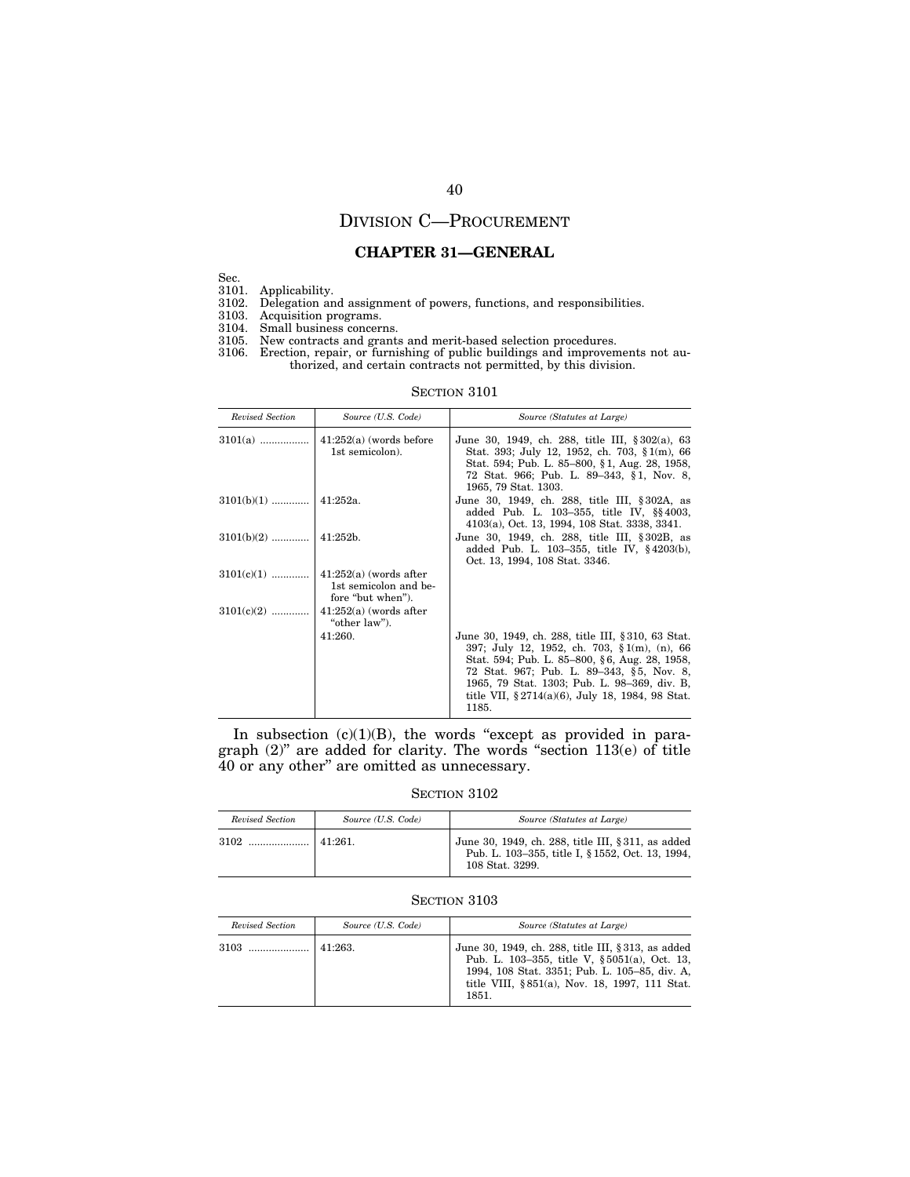# DIVISION C—PROCUREMENT

## CHAPTER 31—GENERAL

Sec.
3101. Applicability.
3102. Delegation and assignment of powers, functions, and responsibilities.
3103. Acquisition programs.
3104. Small business concerns.
3105. New contracts and grants and merit-based selection procedures.
3106. Erection, repair, or furnishing of public buildings and improvements not authorized, and certain contracts not permitted, by this division.

### SECTION 3101

| *Revised Section* | *Source (U.S. Code)* | *Source (Statutes at Large)* |
|---|---|---|
| 3101(a) ................. | 41:252(a) (words before 1st semicolon). | June 30, 1949, ch. 288, title III, § 302(a), 63 Stat. 393; July 12, 1952, ch. 703, § 1(m), 66 Stat. 594; Pub. L. 85–800, § 1, Aug. 28, 1958, 72 Stat. 966; Pub. L. 89–343, § 1, Nov. 8, 1965, 79 Stat. 1303. |
| 3101(b)(1) ............. | 41:252a. | June 30, 1949, ch. 288, title III, § 302A, as added Pub. L. 103–355, title IV, §§ 4003, 4103(a), Oct. 13, 1994, 108 Stat. 3338, 3341. |
| 3101(b)(2) ............. | 41:252b. | June 30, 1949, ch. 288, title III, § 302B, as added Pub. L. 103–355, title IV, § 4203(b), Oct. 13, 1994, 108 Stat. 3346. |
| 3101(c)(1) ............. | 41:252(a) (words after 1st semicolon and before "but when"). | |
| 3101(c)(2) ............. | 41:252(a) (words after "other law"). | |
| | 41:260. | June 30, 1949, ch. 288, title III, § 310, 63 Stat. 397; July 12, 1952, ch. 703, § 1(m), (n), 66 Stat. 594; Pub. L. 85–800, § 6, Aug. 28, 1958, 72 Stat. 967; Pub. L. 89–343, § 5, Nov. 8, 1965, 79 Stat. 1303; Pub. L. 98–369, div. B, title VII, § 2714(a)(6), July 18, 1984, 98 Stat. 1185. |

In subsection (c)(1)(B), the words "except as provided in paragraph (2)" are added for clarity. The words "section 113(e) of title 40 or any other" are omitted as unnecessary.

### SECTION 3102

| *Revised Section* | *Source (U.S. Code)* | *Source (Statutes at Large)* |
|---|---|---|
| 3102 ..................... | 41:261. | June 30, 1949, ch. 288, title III, § 311, as added Pub. L. 103–355, title I, § 1552, Oct. 13, 1994, 108 Stat. 3299. |

### SECTION 3103

| *Revised Section* | *Source (U.S. Code)* | *Source (Statutes at Large)* |
|---|---|---|
| 3103 ..................... | 41:263. | June 30, 1949, ch. 288, title III, § 313, as added Pub. L. 103–355, title V, § 5051(a), Oct. 13, 1994, 108 Stat. 3351; Pub. L. 105–85, div. A, title VIII, § 851(a), Nov. 18, 1997, 111 Stat. 1851. |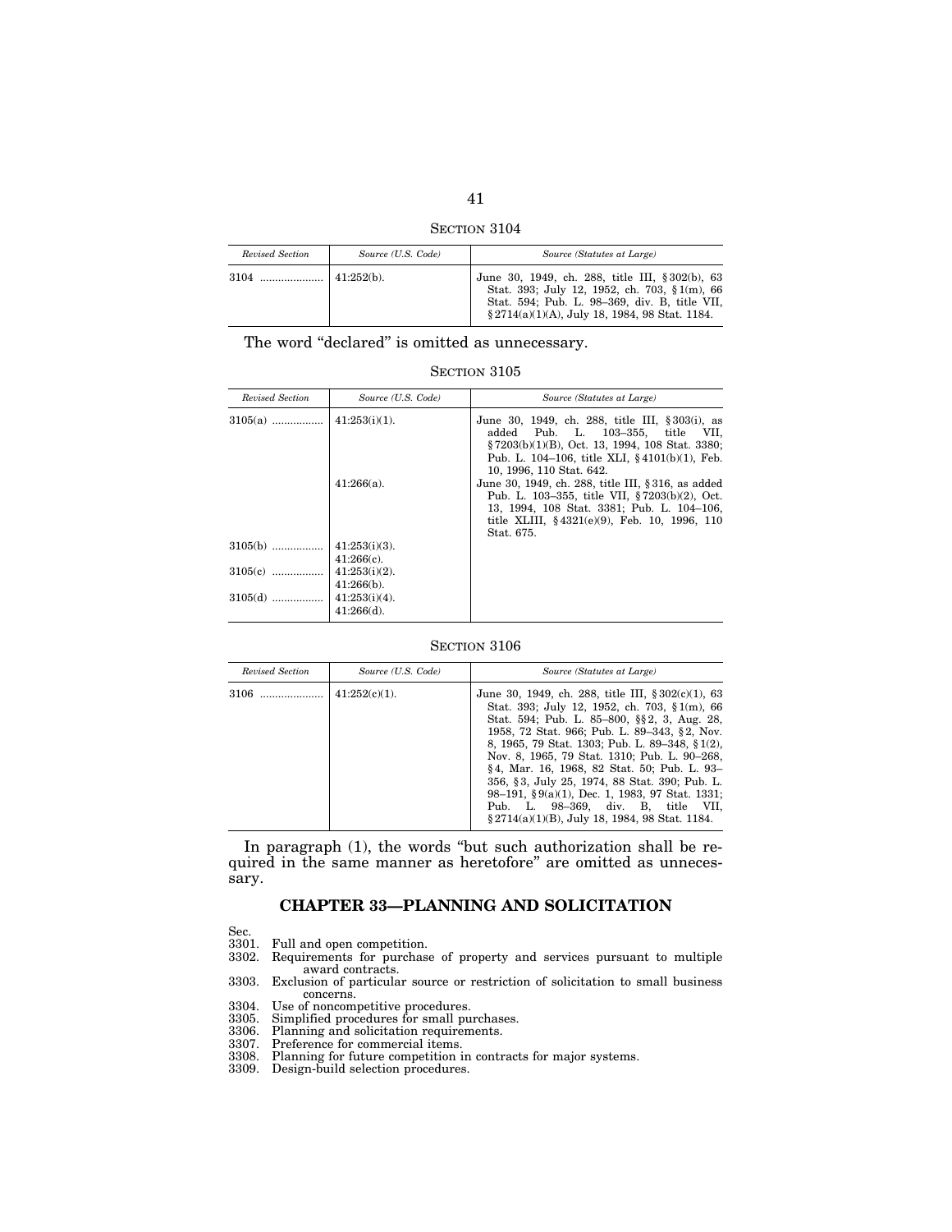SECTION 3104

| Revised Section | Source (U.S. Code) | Source (Statutes at Large) |
| --- | --- | --- |
| 3104 ..................... | 41:252(b). | June 30, 1949, ch. 288, title III, §302(b), 63 Stat. 393; July 12, 1952, ch. 703, §1(m), 66 Stat. 594; Pub. L. 98–369, div. B, title VII, §2714(a)(1)(A), July 18, 1984, 98 Stat. 1184. |

The word "declared" is omitted as unnecessary.

SECTION 3105

| Revised Section | Source (U.S. Code) | Source (Statutes at Large) |
| --- | --- | --- |
| 3105(a) ................. | 41:253(i)(1). | June 30, 1949, ch. 288, title III, §303(i), as added Pub. L. 103–355, title VII, §7203(b)(1)(B), Oct. 13, 1994, 108 Stat. 3380; Pub. L. 104–106, title XLI, §4101(b)(1), Feb. 10, 1996, 110 Stat. 642. |
| | 41:266(a). | June 30, 1949, ch. 288, title III, §316, as added Pub. L. 103–355, title VII, §7203(b)(2), Oct. 13, 1994, 108 Stat. 3381; Pub. L. 104–106, title XLIII, §4321(e)(9), Feb. 10, 1996, 110 Stat. 675. |
| 3105(b) ................. | 41:253(i)(3). | |
| | 41:266(c). | |
| 3105(c) ................. | 41:253(i)(2). | |
| | 41:266(b). | |
| 3105(d) ................. | 41:253(i)(4). | |
| | 41:266(d). | |

SECTION 3106

| Revised Section | Source (U.S. Code) | Source (Statutes at Large) |
| --- | --- | --- |
| 3106 ..................... | 41:252(c)(1). | June 30, 1949, ch. 288, title III, §302(c)(1), 63 Stat. 393; July 12, 1952, ch. 703, §1(m), 66 Stat. 594; Pub. L. 85–800, §§2, 3, Aug. 28, 1958, 72 Stat. 966; Pub. L. 89–343, §2, Nov. 8, 1965, 79 Stat. 1303; Pub. L. 89–348, §1(2), Nov. 8, 1965, 79 Stat. 1310; Pub. L. 90–268, §4, Mar. 16, 1968, 82 Stat. 50; Pub. L. 93–356, §3, July 25, 1974, 88 Stat. 390; Pub. L. 98–191, §9(a)(1), Dec. 1, 1983, 97 Stat. 1331; Pub. L. 98–369, div. B, title VII, §2714(a)(1)(B), July 18, 1984, 98 Stat. 1184. |

In paragraph (1), the words "but such authorization shall be required in the same manner as heretofore" are omitted as unnecessary.

## CHAPTER 33—PLANNING AND SOLICITATION

Sec.
3301. Full and open competition.
3302. Requirements for purchase of property and services pursuant to multiple award contracts.
3303. Exclusion of particular source or restriction of solicitation to small business concerns.
3304. Use of noncompetitive procedures.
3305. Simplified procedures for small purchases.
3306. Planning and solicitation requirements.
3307. Preference for commercial items.
3308. Planning for future competition in contracts for major systems.
3309. Design-build selection procedures.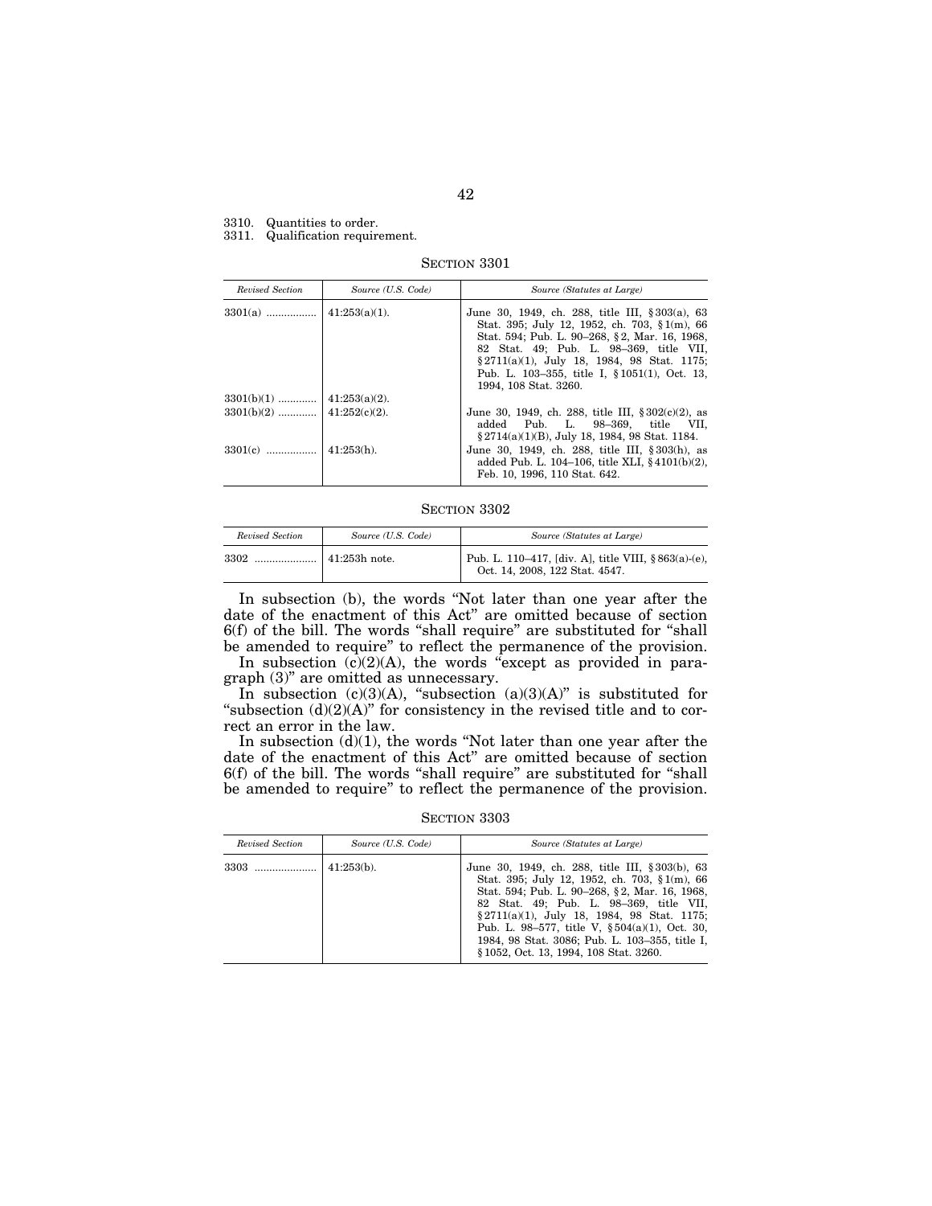3310. Quantities to order.
3311. Qualification requirement.

SECTION 3301

| *Revised Section* | *Source (U.S. Code)* | *Source (Statutes at Large)* |
|---|---|---|
| 3301(a) ................. | 41:253(a)(1). | June 30, 1949, ch. 288, title III, § 303(a), 63 Stat. 395; July 12, 1952, ch. 703, § 1(m), 66 Stat. 594; Pub. L. 90–268, § 2, Mar. 16, 1968, 82 Stat. 49; Pub. L. 98–369, title VII, § 2711(a)(1), July 18, 1984, 98 Stat. 1175; Pub. L. 103–355, title I, § 1051(1), Oct. 13, 1994, 108 Stat. 3260. |
| 3301(b)(1) ............. | 41:253(a)(2). | |
| 3301(b)(2) ............. | 41:252(c)(2). | June 30, 1949, ch. 288, title III, § 302(c)(2), as added Pub. L. 98–369, title VII, § 2714(a)(1)(B), July 18, 1984, 98 Stat. 1184. |
| 3301(c) ................. | 41:253(h). | June 30, 1949, ch. 288, title III, § 303(h), as added Pub. L. 104–106, title XLI, § 4101(b)(2), Feb. 10, 1996, 110 Stat. 642. |

SECTION 3302

| *Revised Section* | *Source (U.S. Code)* | *Source (Statutes at Large)* |
|---|---|---|
| 3302 ..................... | 41:253h note. | Pub. L. 110–417, [div. A], title VIII, § 863(a)-(e), Oct. 14, 2008, 122 Stat. 4547. |

In subsection (b), the words "Not later than one year after the date of the enactment of this Act" are omitted because of section 6(f) of the bill. The words "shall require" are substituted for "shall be amended to require" to reflect the permanence of the provision.

In subsection (c)(2)(A), the words "except as provided in paragraph (3)" are omitted as unnecessary.

In subsection (c)(3)(A), "subsection (a)(3)(A)" is substituted for "subsection (d)(2)(A)" for consistency in the revised title and to correct an error in the law.

In subsection (d)(1), the words "Not later than one year after the date of the enactment of this Act" are omitted because of section 6(f) of the bill. The words "shall require" are substituted for "shall be amended to require" to reflect the permanence of the provision.

SECTION 3303

| *Revised Section* | *Source (U.S. Code)* | *Source (Statutes at Large)* |
|---|---|---|
| 3303 ..................... | 41:253(b). | June 30, 1949, ch. 288, title III, § 303(b), 63 Stat. 395; July 12, 1952, ch. 703, § 1(m), 66 Stat. 594; Pub. L. 90–268, § 2, Mar. 16, 1968, 82 Stat. 49; Pub. L. 98–369, title VII, § 2711(a)(1), July 18, 1984, 98 Stat. 1175; Pub. L. 98–577, title V, § 504(a)(1), Oct. 30, 1984, 98 Stat. 3086; Pub. L. 103–355, title I, § 1052, Oct. 13, 1994, 108 Stat. 3260. |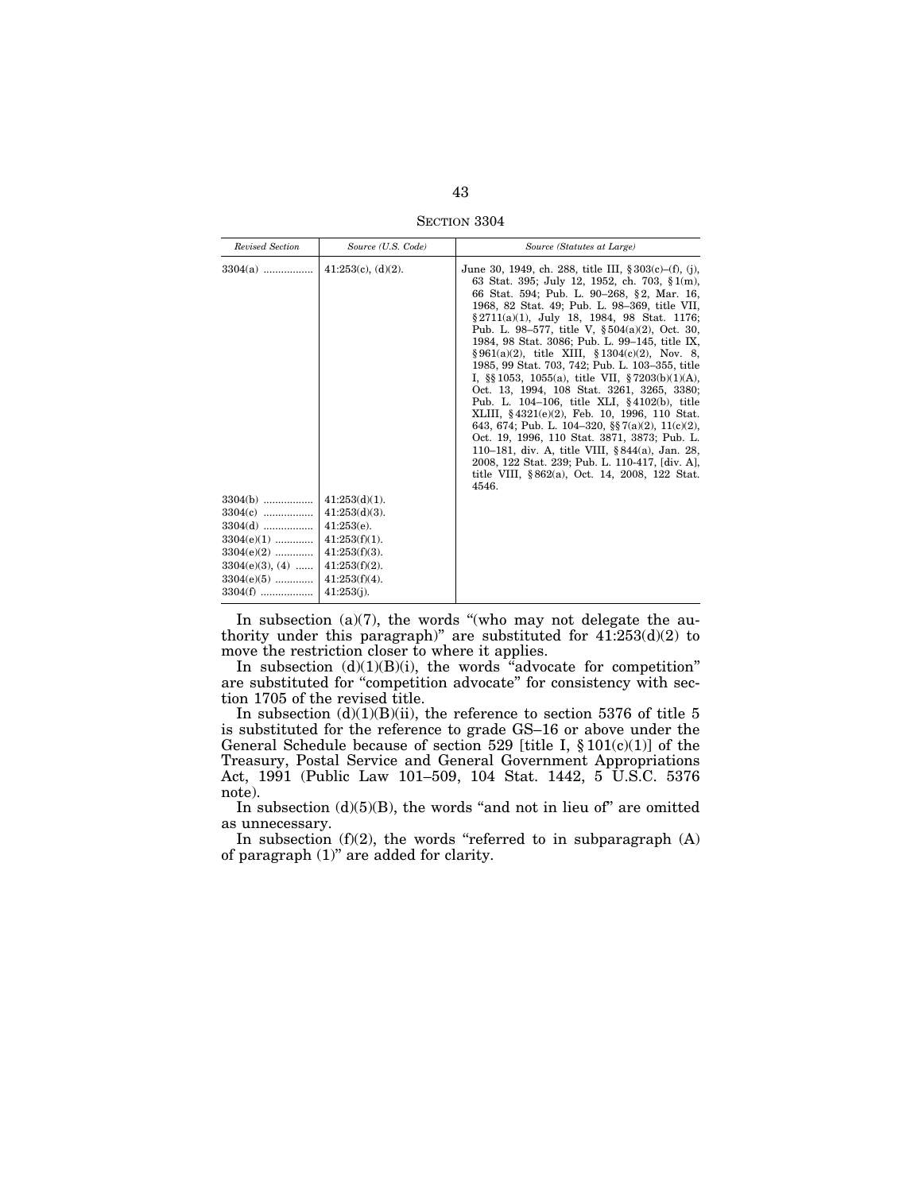SECTION 3304

| Revised Section | Source (U.S. Code) | Source (Statutes at Large) |
|---|---|---|
| 3304(a) ................. | 41:253(c), (d)(2). | June 30, 1949, ch. 288, title III, § 303(c)–(f), (j), 63 Stat. 395; July 12, 1952, ch. 703, § 1(m), 66 Stat. 594; Pub. L. 90–268, § 2, Mar. 16, 1968, 82 Stat. 49; Pub. L. 98–369, title VII, § 2711(a)(1), July 18, 1984, 98 Stat. 1176; Pub. L. 98–577, title V, § 504(a)(2), Oct. 30, 1984, 98 Stat. 3086; Pub. L. 99–145, title IX, § 961(a)(2), title XIII, § 1304(c)(2), Nov. 8, 1985, 99 Stat. 703, 742; Pub. L. 103–355, title I, §§ 1053, 1055(a), title VII, § 7203(b)(1)(A), Oct. 13, 1994, 108 Stat. 3261, 3265, 3380; Pub. L. 104–106, title XLI, § 4102(b), title XLIII, § 4321(e)(2), Feb. 10, 1996, 110 Stat. 643, 674; Pub. L. 104–320, §§ 7(a)(2), 11(c)(2), Oct. 19, 1996, 110 Stat. 3871, 3873; Pub. L. 110–181, div. A, title VIII, § 844(a), Jan. 28, 2008, 122 Stat. 239; Pub. L. 110-417, [div. A], title VIII, § 862(a), Oct. 14, 2008, 122 Stat. 4546. |
| 3304(b) ................. | 41:253(d)(1). | |
| 3304(c) ................. | 41:253(d)(3). | |
| 3304(d) ................. | 41:253(e). | |
| 3304(e)(1) ............. | 41:253(f)(1). | |
| 3304(e)(2) ............. | 41:253(f)(3). | |
| 3304(e)(3), (4) ...... | 41:253(f)(2). | |
| 3304(e)(5) ............. | 41:253(f)(4). | |
| 3304(f) .................. | 41:253(j). | |

In subsection (a)(7), the words "(who may not delegate the authority under this paragraph)" are substituted for 41:253(d)(2) to move the restriction closer to where it applies.

In subsection (d)(1)(B)(i), the words "advocate for competition" are substituted for "competition advocate" for consistency with section 1705 of the revised title.

In subsection (d)(1)(B)(ii), the reference to section 5376 of title 5 is substituted for the reference to grade GS–16 or above under the General Schedule because of section 529 [title I, § 101(c)(1)] of the Treasury, Postal Service and General Government Appropriations Act, 1991 (Public Law 101–509, 104 Stat. 1442, 5 U.S.C. 5376 note).

In subsection (d)(5)(B), the words "and not in lieu of" are omitted as unnecessary.

In subsection (f)(2), the words "referred to in subparagraph (A) of paragraph (1)" are added for clarity.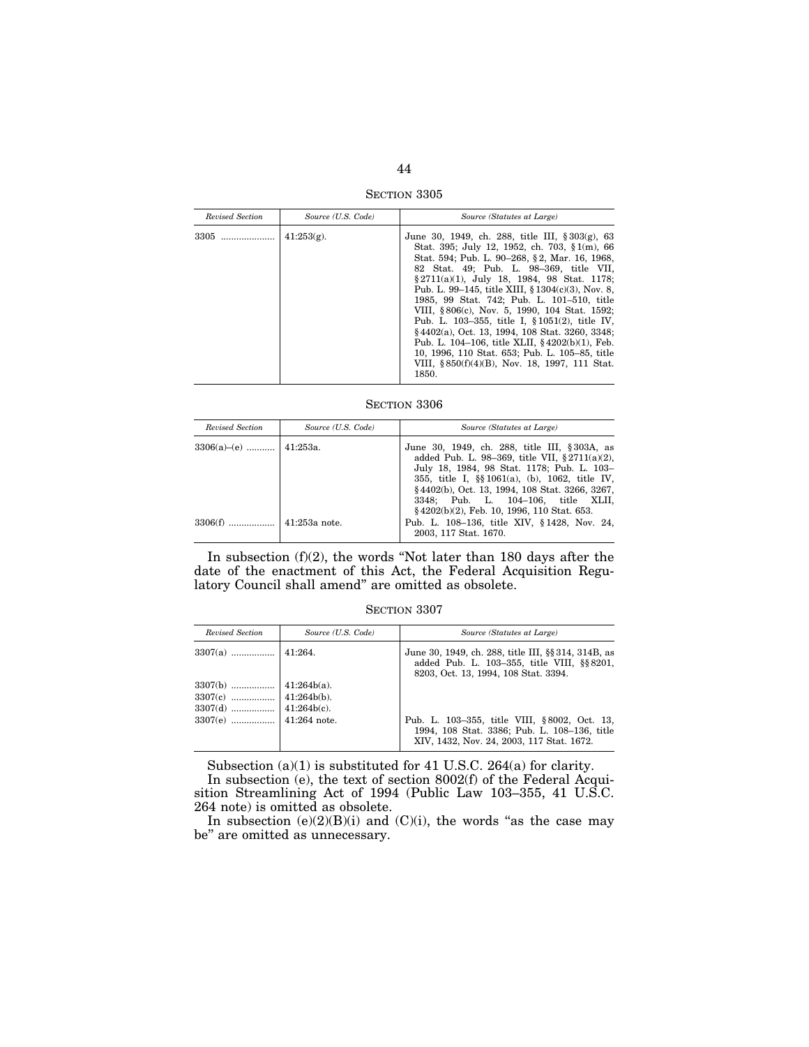SECTION 3305

| Revised Section | Source (U.S. Code) | Source (Statutes at Large) |
|---|---|---|
| 3305 ..................... | 41:253(g). | June 30, 1949, ch. 288, title III, §303(g), 63 Stat. 395; July 12, 1952, ch. 703, §1(m), 66 Stat. 594; Pub. L. 90–268, §2, Mar. 16, 1968, 82 Stat. 49; Pub. L. 98–369, title VII, §2711(a)(1), July 18, 1984, 98 Stat. 1178; Pub. L. 99–145, title XIII, §1304(c)(3), Nov. 8, 1985, 99 Stat. 742; Pub. L. 101–510, title VIII, §806(c), Nov. 5, 1990, 104 Stat. 1592; Pub. L. 103–355, title I, §1051(2), title IV, §4402(a), Oct. 13, 1994, 108 Stat. 3260, 3348; Pub. L. 104–106, title XLII, §4202(b)(1), Feb. 10, 1996, 110 Stat. 653; Pub. L. 105–85, title VIII, §850(f)(4)(B), Nov. 18, 1997, 111 Stat. 1850. |

SECTION 3306

| Revised Section | Source (U.S. Code) | Source (Statutes at Large) |
|---|---|---|
| 3306(a)–(e) ........... | 41:253a. | June 30, 1949, ch. 288, title III, §303A, as added Pub. L. 98–369, title VII, §2711(a)(2), July 18, 1984, 98 Stat. 1178; Pub. L. 103–355, title I, §§1061(a), (b), 1062, title IV, §4402(b), Oct. 13, 1994, 108 Stat. 3266, 3267, 3348; Pub. L. 104–106, title XLII, §4202(b)(2), Feb. 10, 1996, 110 Stat. 653. |
| 3306(f) .................. | 41:253a note. | Pub. L. 108–136, title XIV, §1428, Nov. 24, 2003, 117 Stat. 1670. |

In subsection (f)(2), the words "Not later than 180 days after the date of the enactment of this Act, the Federal Acquisition Regulatory Council shall amend" are omitted as obsolete.

SECTION 3307

| Revised Section | Source (U.S. Code) | Source (Statutes at Large) |
|---|---|---|
| 3307(a) ................. | 41:264. | June 30, 1949, ch. 288, title III, §§314, 314B, as added Pub. L. 103–355, title VIII, §§8201, 8203, Oct. 13, 1994, 108 Stat. 3394. |
| 3307(b) ................. | 41:264b(a). | |
| 3307(c) ................. | 41:264b(b). | |
| 3307(d) ................. | 41:264b(c). | |
| 3307(e) ................. | 41:264 note. | Pub. L. 103–355, title VIII, §8002, Oct. 13, 1994, 108 Stat. 3386; Pub. L. 108–136, title XIV, 1432, Nov. 24, 2003, 117 Stat. 1672. |

Subsection (a)(1) is substituted for 41 U.S.C. 264(a) for clarity.

In subsection (e), the text of section 8002(f) of the Federal Acquisition Streamlining Act of 1994 (Public Law 103–355, 41 U.S.C. 264 note) is omitted as obsolete.

In subsection (e)(2)(B)(i) and (C)(i), the words "as the case may be" are omitted as unnecessary.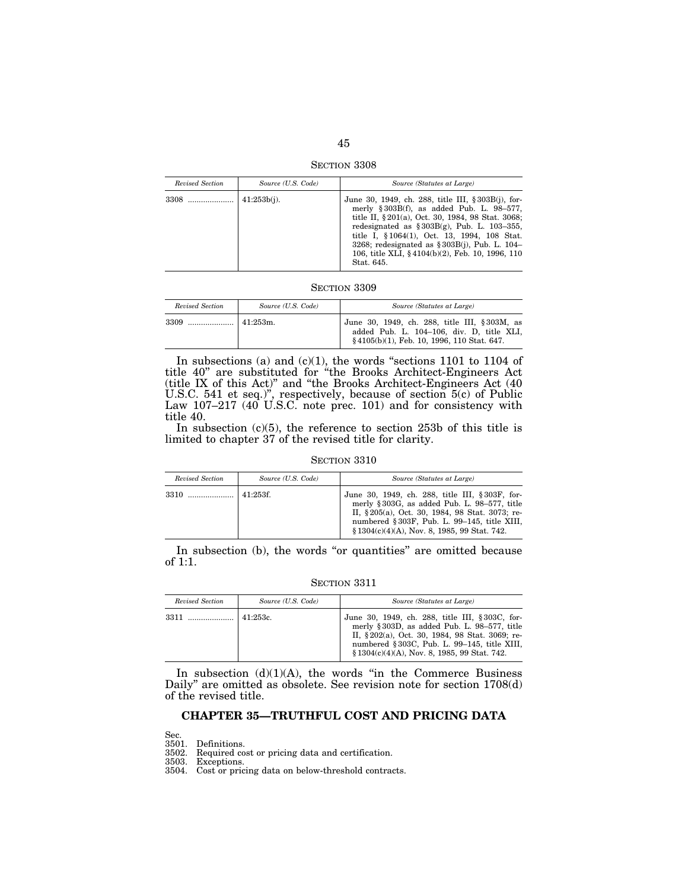SECTION 3308

| *Revised Section* | *Source (U.S. Code)* | *Source (Statutes at Large)* |
|---|---|---|
| 3308 ..................... | 41:253b(j). | June 30, 1949, ch. 288, title III, § 303B(j), formerly § 303B(f), as added Pub. L. 98–577, title II, § 201(a), Oct. 30, 1984, 98 Stat. 3068; redesignated as § 303B(g), Pub. L. 103–355, title I, § 1064(1), Oct. 13, 1994, 108 Stat. 3268; redesignated as § 303B(j), Pub. L. 104–106, title XLI, § 4104(b)(2), Feb. 10, 1996, 110 Stat. 645. |

SECTION 3309

| *Revised Section* | *Source (U.S. Code)* | *Source (Statutes at Large)* |
|---|---|---|
| 3309 ..................... | 41:253m. | June 30, 1949, ch. 288, title III, § 303M, as added Pub. L. 104–106, div. D, title XLI, § 4105(b)(1), Feb. 10, 1996, 110 Stat. 647. |

In subsections (a) and (c)(1), the words "sections 1101 to 1104 of title 40" are substituted for "the Brooks Architect-Engineers Act (title IX of this Act)" and "the Brooks Architect-Engineers Act (40 U.S.C. 541 et seq.)", respectively, because of section 5(c) of Public Law 107–217 (40 U.S.C. note prec. 101) and for consistency with title 40.

In subsection (c)(5), the reference to section 253b of this title is limited to chapter 37 of the revised title for clarity.

SECTION 3310

| *Revised Section* | *Source (U.S. Code)* | *Source (Statutes at Large)* |
|---|---|---|
| 3310 ..................... | 41:253f. | June 30, 1949, ch. 288, title III, § 303F, formerly § 303G, as added Pub. L. 98–577, title II, § 205(a), Oct. 30, 1984, 98 Stat. 3073; renumbered § 303F, Pub. L. 99–145, title XIII, § 1304(c)(4)(A), Nov. 8, 1985, 99 Stat. 742. |

In subsection (b), the words "or quantities" are omitted because of 1:1.

SECTION 3311

| *Revised Section* | *Source (U.S. Code)* | *Source (Statutes at Large)* |
|---|---|---|
| 3311 ..................... | 41:253c. | June 30, 1949, ch. 288, title III, § 303C, formerly § 303D, as added Pub. L. 98–577, title II, § 202(a), Oct. 30, 1984, 98 Stat. 3069; renumbered § 303C, Pub. L. 99–145, title XIII, § 1304(c)(4)(A), Nov. 8, 1985, 99 Stat. 742. |

In subsection (d)(1)(A), the words "in the Commerce Business Daily" are omitted as obsolete. See revision note for section 1708(d) of the revised title.

## CHAPTER 35—TRUTHFUL COST AND PRICING DATA

Sec.
3501. Definitions.
3502. Required cost or pricing data and certification.
3503. Exceptions.
3504. Cost or pricing data on below-threshold contracts.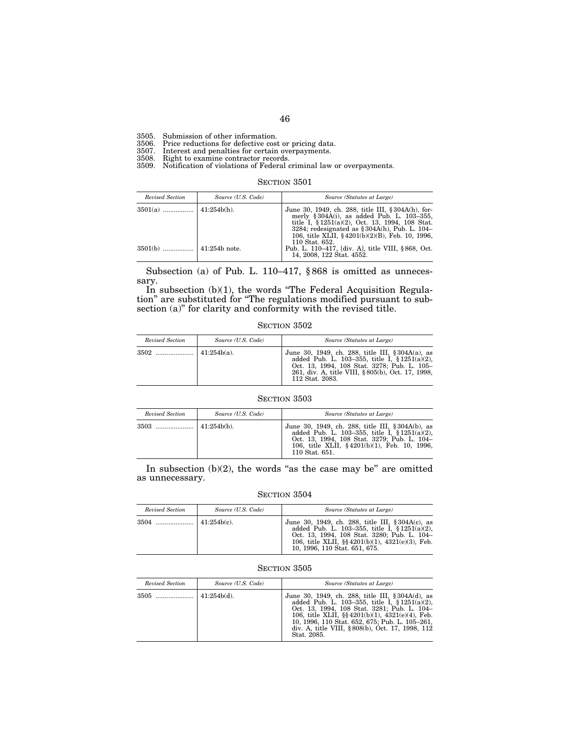3505. Submission of other information.
3506. Price reductions for defective cost or pricing data.
3507. Interest and penalties for certain overpayments.
3508. Right to examine contractor records.
3509. Notification of violations of Federal criminal law or overpayments.

### SECTION 3501

| *Revised Section* | *Source (U.S. Code)* | *Source (Statutes at Large)* |
|---|---|---|
| 3501(a) ................. | 41:254b(h). | June 30, 1949, ch. 288, title III, §304A(h), formerly §304A(i), as added Pub. L. 103–355, title I, §1251(a)(2), Oct. 13, 1994, 108 Stat. 3284; redesignated as §304A(h), Pub. L. 104–106, title XLII, §4201(b)(2)(B), Feb. 10, 1996, 110 Stat. 652. |
| 3501(b) ................. | 41:254b note. | Pub. L. 110–417, [div. A], title VIII, §868, Oct. 14, 2008, 122 Stat. 4552. |

Subsection (a) of Pub. L. 110–417, §868 is omitted as unnecessary.

In subsection (b)(1), the words "The Federal Acquisition Regulation" are substituted for "The regulations modified pursuant to subsection (a)" for clarity and conformity with the revised title.

### SECTION 3502

| *Revised Section* | *Source (U.S. Code)* | *Source (Statutes at Large)* |
|---|---|---|
| 3502 ..................... | 41:254b(a). | June 30, 1949, ch. 288, title III, §304A(a), as added Pub. L. 103–355, title I, §1251(a)(2), Oct. 13, 1994, 108 Stat. 3278; Pub. L. 105–261, div. A, title VIII, §805(b), Oct. 17, 1998, 112 Stat. 2083. |

### SECTION 3503

| *Revised Section* | *Source (U.S. Code)* | *Source (Statutes at Large)* |
|---|---|---|
| 3503 ..................... | 41:254b(b). | June 30, 1949, ch. 288, title III, §304A(b), as added Pub. L. 103–355, title I, §1251(a)(2), Oct. 13, 1994, 108 Stat. 3279; Pub. L. 104–106, title XLII, §4201(b)(1), Feb. 10, 1996, 110 Stat. 651. |

In subsection (b)(2), the words "as the case may be" are omitted as unnecessary.

### SECTION 3504

| *Revised Section* | *Source (U.S. Code)* | *Source (Statutes at Large)* |
|---|---|---|
| 3504 ..................... | 41:254b(c). | June 30, 1949, ch. 288, title III, §304A(c), as added Pub. L. 103–355, title I, §1251(a)(2), Oct. 13, 1994, 108 Stat. 3280; Pub. L. 104–106, title XLII, §§4201(b)(1), 4321(e)(3), Feb. 10, 1996, 110 Stat. 651, 675. |

### SECTION 3505

| *Revised Section* | *Source (U.S. Code)* | *Source (Statutes at Large)* |
|---|---|---|
| 3505 ..................... | 41:254b(d). | June 30, 1949, ch. 288, title III, §304A(d), as added Pub. L. 103–355, title I, §1251(a)(2), Oct. 13, 1994, 108 Stat. 3281; Pub. L. 104–106, title XLII, §§4201(b)(1), 4321(e)(4), Feb. 10, 1996, 110 Stat. 652, 675; Pub. L. 105–261, div. A, title VIII, §808(b), Oct. 17, 1998, 112 Stat. 2085. |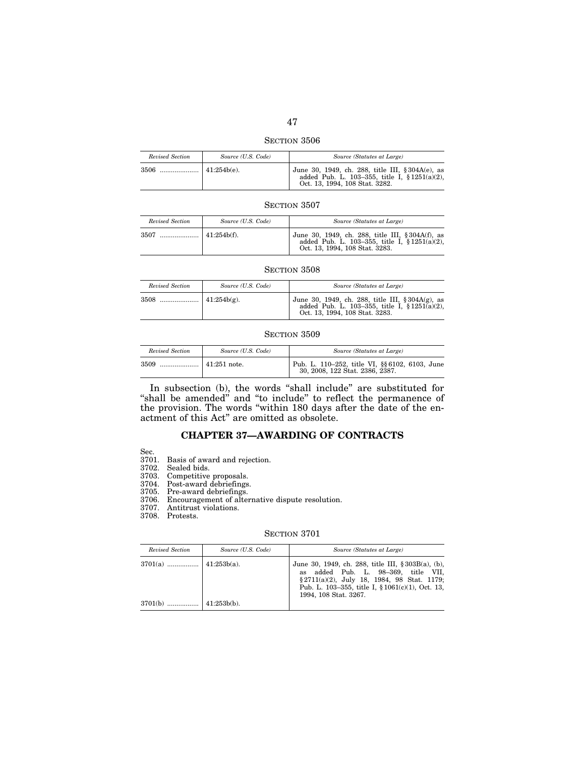SECTION 3506

| *Revised Section* | *Source (U.S. Code)* | *Source (Statutes at Large)* |
|---|---|---|
| 3506 ..................... | 41:254b(e). | June 30, 1949, ch. 288, title III, § 304A(e), as added Pub. L. 103–355, title I, § 1251(a)(2), Oct. 13, 1994, 108 Stat. 3282. |

SECTION 3507

| *Revised Section* | *Source (U.S. Code)* | *Source (Statutes at Large)* |
|---|---|---|
| 3507 ..................... | 41:254b(f). | June 30, 1949, ch. 288, title III, § 304A(f), as added Pub. L. 103–355, title I, § 1251(a)(2), Oct. 13, 1994, 108 Stat. 3283. |

SECTION 3508

| *Revised Section* | *Source (U.S. Code)* | *Source (Statutes at Large)* |
|---|---|---|
| 3508 ..................... | 41:254b(g). | June 30, 1949, ch. 288, title III, § 304A(g), as added Pub. L. 103–355, title I, § 1251(a)(2), Oct. 13, 1994, 108 Stat. 3283. |

SECTION 3509

| *Revised Section* | *Source (U.S. Code)* | *Source (Statutes at Large)* |
|---|---|---|
| 3509 ..................... | 41:251 note. | Pub. L. 110–252, title VI, §§ 6102, 6103, June 30, 2008, 122 Stat. 2386, 2387. |

In subsection (b), the words "shall include" are substituted for "shall be amended" and "to include" to reflect the permanence of the provision. The words "within 180 days after the date of the enactment of this Act" are omitted as obsolete.

## CHAPTER 37—AWARDING OF CONTRACTS

Sec.
3701. Basis of award and rejection.
3702. Sealed bids.
3703. Competitive proposals.
3704. Post-award debriefings.
3705. Pre-award debriefings.
3706. Encouragement of alternative dispute resolution.
3707. Antitrust violations.
3708. Protests.

SECTION 3701

| *Revised Section* | *Source (U.S. Code)* | *Source (Statutes at Large)* |
|---|---|---|
| 3701(a) ................. | 41:253b(a). | June 30, 1949, ch. 288, title III, § 303B(a), (b), as added Pub. L. 98–369, title VII, § 2711(a)(2), July 18, 1984, 98 Stat. 1179; Pub. L. 103–355, title I, § 1061(c)(1), Oct. 13, 1994, 108 Stat. 3267. |
| 3701(b) ................. | 41:253b(b). | |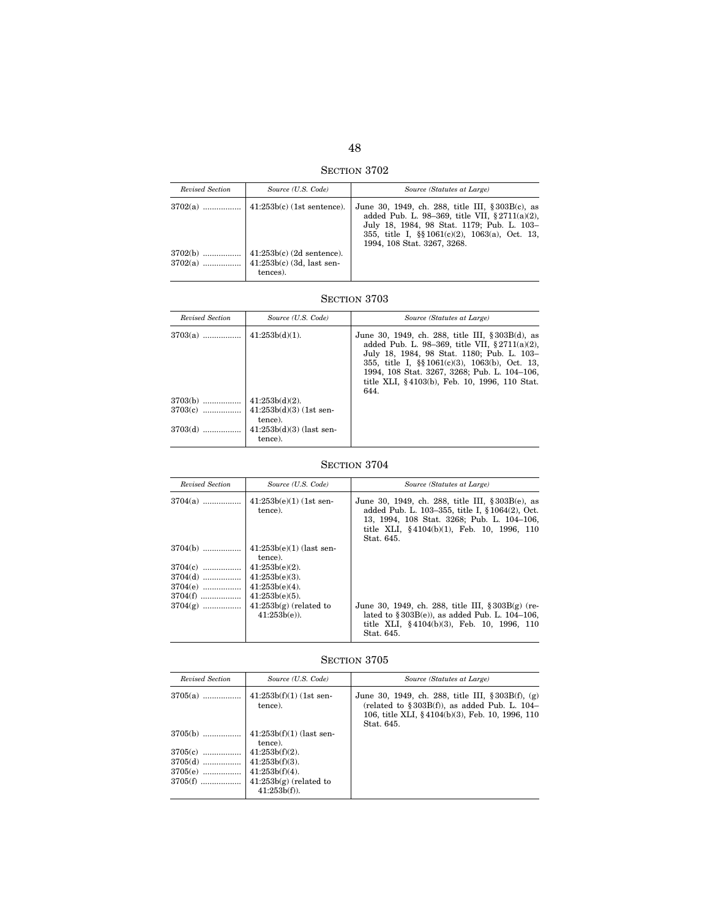## SECTION 3702

| *Revised Section* | *Source (U.S. Code)* | *Source (Statutes at Large)* |
|---|---|---|
| 3702(a) ................. | 41:253b(c) (1st sentence). | June 30, 1949, ch. 288, title III, §303B(c), as added Pub. L. 98–369, title VII, §2711(a)(2), July 18, 1984, 98 Stat. 1179; Pub. L. 103–355, title I, §§1061(c)(2), 1063(a), Oct. 13, 1994, 108 Stat. 3267, 3268. |
| 3702(b) ................. | 41:253b(c) (2d sentence). | |
| 3702(a) ................. | 41:253b(c) (3d, last sentences). | |

## SECTION 3703

| *Revised Section* | *Source (U.S. Code)* | *Source (Statutes at Large)* |
|---|---|---|
| 3703(a) ................. | 41:253b(d)(1). | June 30, 1949, ch. 288, title III, §303B(d), as added Pub. L. 98–369, title VII, §2711(a)(2), July 18, 1984, 98 Stat. 1180; Pub. L. 103–355, title I, §§1061(c)(3), 1063(b), Oct. 13, 1994, 108 Stat. 3267, 3268; Pub. L. 104–106, title XLI, §4103(b), Feb. 10, 1996, 110 Stat. 644. |
| 3703(b) ................. | 41:253b(d)(2). | |
| 3703(c) ................. | 41:253b(d)(3) (1st sentence). | |
| 3703(d) ................. | 41:253b(d)(3) (last sentence). | |

## SECTION 3704

| *Revised Section* | *Source (U.S. Code)* | *Source (Statutes at Large)* |
|---|---|---|
| 3704(a) ................. | 41:253b(e)(1) (1st sentence). | June 30, 1949, ch. 288, title III, §303B(e), as added Pub. L. 103–355, title I, §1064(2), Oct. 13, 1994, 108 Stat. 3268; Pub. L. 104–106, title XLI, §4104(b)(1), Feb. 10, 1996, 110 Stat. 645. |
| 3704(b) ................. | 41:253b(e)(1) (last sentence). | |
| 3704(c) ................. | 41:253b(e)(2). | |
| 3704(d) ................. | 41:253b(e)(3). | |
| 3704(e) ................. | 41:253b(e)(4). | |
| 3704(f) ................. | 41:253b(e)(5). | |
| 3704(g) ................. | 41:253b(g) (related to 41:253b(e)). | June 30, 1949, ch. 288, title III, §303B(g) (related to §303B(e)), as added Pub. L. 104–106, title XLI, §4104(b)(3), Feb. 10, 1996, 110 Stat. 645. |

## SECTION 3705

| *Revised Section* | *Source (U.S. Code)* | *Source (Statutes at Large)* |
|---|---|---|
| 3705(a) ................. | 41:253b(f)(1) (1st sentence). | June 30, 1949, ch. 288, title III, §303B(f), (g) (related to §303B(f)), as added Pub. L. 104–106, title XLI, §4104(b)(3), Feb. 10, 1996, 110 Stat. 645. |
| 3705(b) ................. | 41:253b(f)(1) (last sentence). | |
| 3705(c) ................. | 41:253b(f)(2). | |
| 3705(d) ................. | 41:253b(f)(3). | |
| 3705(e) ................. | 41:253b(f)(4). | |
| 3705(f) ................. | 41:253b(g) (related to 41:253b(f)). | |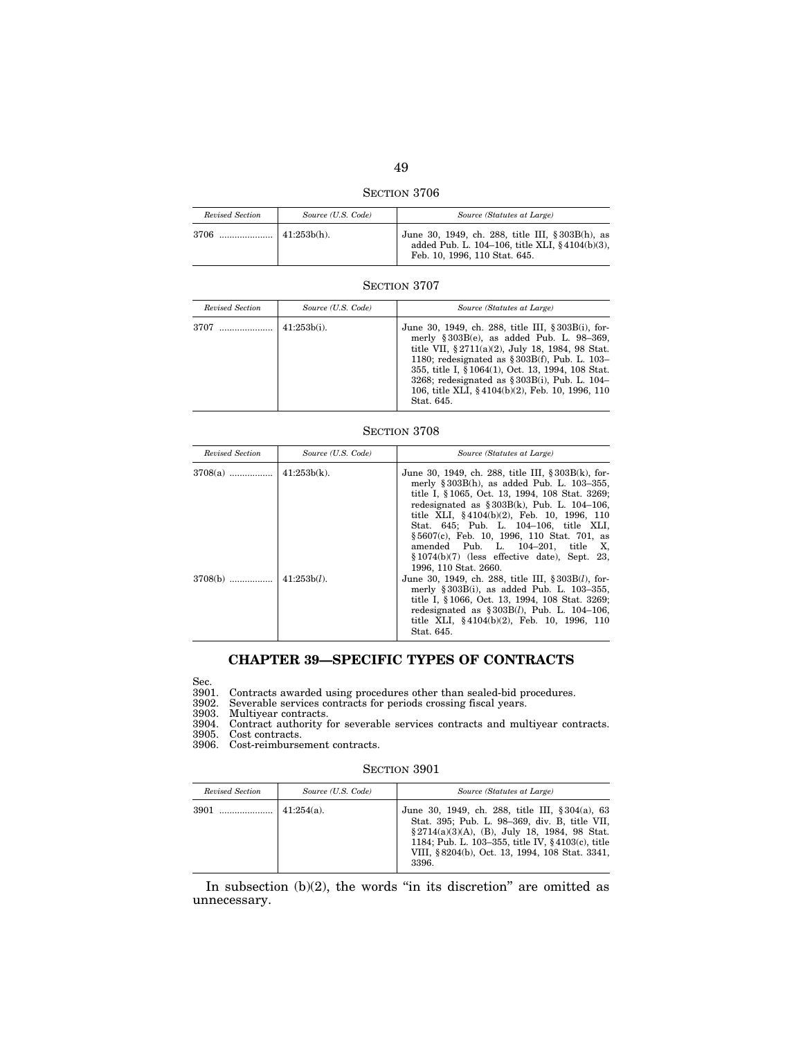SECTION 3706

| *Revised Section* | *Source (U.S. Code)* | *Source (Statutes at Large)* |
| --- | --- | --- |
| 3706 ..................... | 41:253b(h). | June 30, 1949, ch. 288, title III, §303B(h), as added Pub. L. 104–106, title XLI, §4104(b)(3), Feb. 10, 1996, 110 Stat. 645. |

SECTION 3707

| *Revised Section* | *Source (U.S. Code)* | *Source (Statutes at Large)* |
| --- | --- | --- |
| 3707 ..................... | 41:253b(i). | June 30, 1949, ch. 288, title III, §303B(i), formerly §303B(e), as added Pub. L. 98–369, title VII, §2711(a)(2), July 18, 1984, 98 Stat. 1180; redesignated as §303B(f), Pub. L. 103–355, title I, §1064(1), Oct. 13, 1994, 108 Stat. 3268; redesignated as §303B(i), Pub. L. 104–106, title XLI, §4104(b)(2), Feb. 10, 1996, 110 Stat. 645. |

SECTION 3708

| *Revised Section* | *Source (U.S. Code)* | *Source (Statutes at Large)* |
| --- | --- | --- |
| 3708(a) ................. | 41:253b(k). | June 30, 1949, ch. 288, title III, §303B(k), formerly §303B(h), as added Pub. L. 103–355, title I, §1065, Oct. 13, 1994, 108 Stat. 3269; redesignated as §303B(k), Pub. L. 104–106, title XLI, §4104(b)(2), Feb. 10, 1996, 110 Stat. 645; Pub. L. 104–106, title XLI, §5607(c), Feb. 10, 1996, 110 Stat. 701, as amended Pub. L. 104–201, title X, §1074(b)(7) (less effective date), Sept. 23, 1996, 110 Stat. 2660. |
| 3708(b) ................. | 41:253b(*l*). | June 30, 1949, ch. 288, title III, §303B(*l*), formerly §303B(i), as added Pub. L. 103–355, title I, §1066, Oct. 13, 1994, 108 Stat. 3269; redesignated as §303B(*l*), Pub. L. 104–106, title XLI, §4104(b)(2), Feb. 10, 1996, 110 Stat. 645. |

## CHAPTER 39—SPECIFIC TYPES OF CONTRACTS

Sec.
3901. Contracts awarded using procedures other than sealed-bid procedures.
3902. Severable services contracts for periods crossing fiscal years.
3903. Multiyear contracts.
3904. Contract authority for severable services contracts and multiyear contracts.
3905. Cost contracts.
3906. Cost-reimbursement contracts.

SECTION 3901

| *Revised Section* | *Source (U.S. Code)* | *Source (Statutes at Large)* |
| --- | --- | --- |
| 3901 ..................... | 41:254(a). | June 30, 1949, ch. 288, title III, §304(a), 63 Stat. 395; Pub. L. 98–369, div. B, title VII, §2714(a)(3)(A), (B), July 18, 1984, 98 Stat. 1184; Pub. L. 103–355, title IV, §4103(c), title VIII, §8204(b), Oct. 13, 1994, 108 Stat. 3341, 3396. |

In subsection (b)(2), the words "in its discretion" are omitted as unnecessary.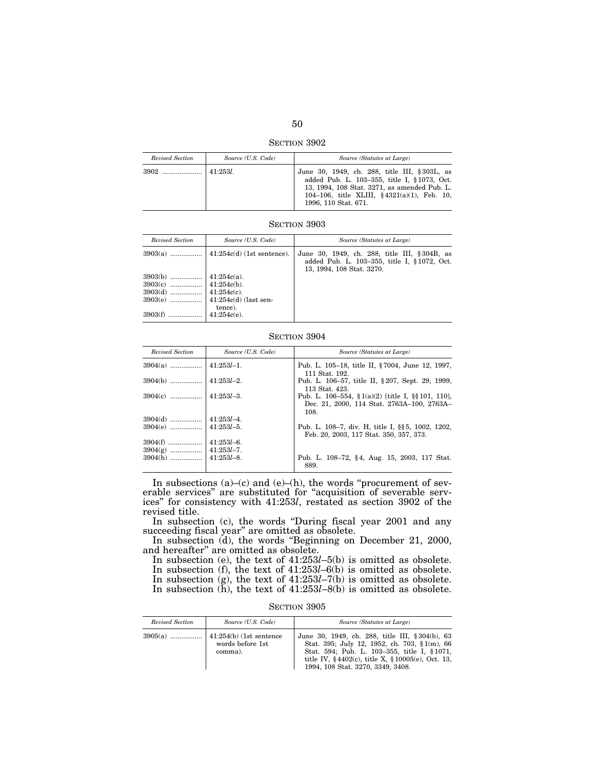SECTION 3902

| Revised Section | Source (U.S. Code) | Source (Statutes at Large) |
|---|---|---|
| 3902 .................... | 41:253*l*. | June 30, 1949, ch. 288, title III, §303L, as added Pub. L. 103–355, title I, §1073, Oct. 13, 1994, 108 Stat. 3271, as amended Pub. L. 104–106, title XLIII, §4321(a)(1), Feb. 10, 1996, 110 Stat. 671. |

SECTION 3903

| Revised Section | Source (U.S. Code) | Source (Statutes at Large) |
|---|---|---|
| 3903(a) ................ | 41:254c(d) (1st sentence). | June 30, 1949, ch. 288, title III, §304B, as added Pub. L. 103–355, title I, §1072, Oct. 13, 1994, 108 Stat. 3270. |
| 3903(b) ................ | 41:254c(a). | |
| 3903(c) ................ | 41:254c(b). | |
| 3903(d) ................ | 41:254c(c). | |
| 3903(e) ................ | 41:254c(d) (last sentence). | |
| 3903(f) ................ | 41:254c(e). | |

SECTION 3904

| Revised Section | Source (U.S. Code) | Source (Statutes at Large) |
|---|---|---|
| 3904(a) ................ | 41:253*l*–1. | Pub. L. 105–18, title II, §7004, June 12, 1997, 111 Stat. 192. |
| 3904(b) ................ | 41:253*l*–2. | Pub. L. 106–57, title II, §207, Sept. 29, 1999, 113 Stat. 423. |
| 3904(c) ................ | 41:253*l*–3. | Pub. L. 106–554, §1(a)(2) [title I, §§101, 110], Dec. 21, 2000, 114 Stat. 2763A–100, 2763A–108. |
| 3904(d) ................ | 41:253*l*–4. | |
| 3904(e) ................ | 41:253*l*–5. | Pub. L. 108–7, div. H, title I, §§5, 1002, 1202, Feb. 20, 2003, 117 Stat. 350, 357, 373. |
| 3904(f) ................ | 41:253*l*–6. | |
| 3904(g) ................ | 41:253*l*–7. | |
| 3904(h) ................ | 41:253*l*–8. | Pub. L. 108–72, §4, Aug. 15, 2003, 117 Stat. 889. |

In subsections (a)–(c) and (e)–(h), the words "procurement of severable services" are substituted for "acquisition of severable services" for consistency with 41:253*l*, restated as section 3902 of the revised title.

In subsection (c), the words "During fiscal year 2001 and any succeeding fiscal year" are omitted as obsolete.

In subsection (d), the words "Beginning on December 21, 2000, and hereafter" are omitted as obsolete.

In subsection (e), the text of 41:253*l*–5(b) is omitted as obsolete.
In subsection (f), the text of 41:253*l*–6(b) is omitted as obsolete.
In subsection (g), the text of 41:253*l*–7(b) is omitted as obsolete.
In subsection (h), the text of 41:253*l*–8(b) is omitted as obsolete.

SECTION 3905

| Revised Section | Source (U.S. Code) | Source (Statutes at Large) |
|---|---|---|
| 3905(a) ................ | 41:254(b) (1st sentence words before 1st comma). | June 30, 1949, ch. 288, title III, §304(b), 63 Stat. 395; July 12, 1952, ch. 703, §1(m), 66 Stat. 594; Pub. L. 103–355, title I, §1071, title IV, §4402(c), title X, §10005(e), Oct. 13, 1994, 108 Stat. 3270, 3349, 3408. |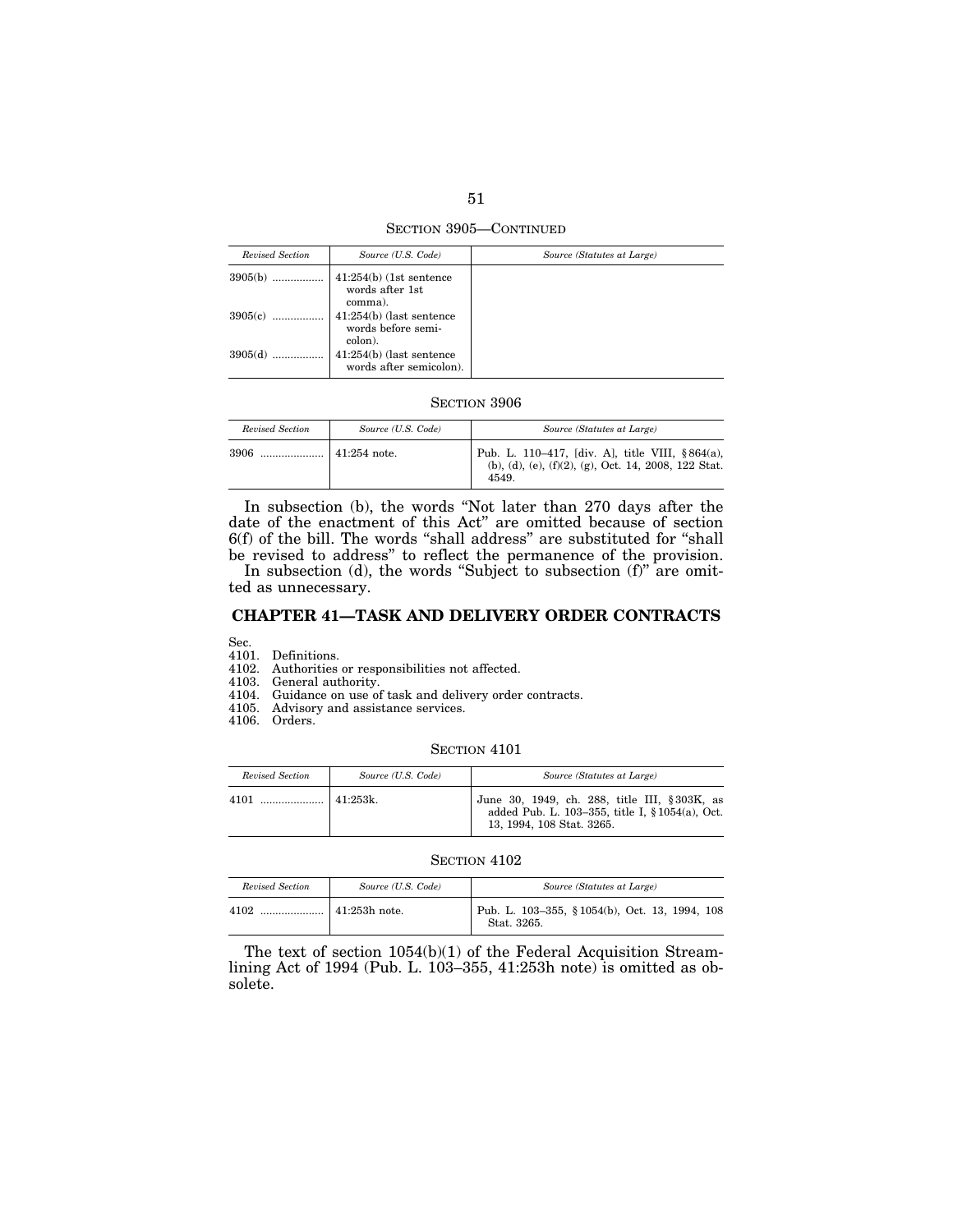SECTION 3905—CONTINUED

| Revised Section | Source (U.S. Code) | Source (Statutes at Large) |
|---|---|---|
| 3905(b) ................. | 41:254(b) (1st sentence words after 1st comma). | |
| 3905(c) ................. | 41:254(b) (last sentence words before semi-colon). | |
| 3905(d) ................. | 41:254(b) (last sentence words after semicolon). | |

SECTION 3906

| Revised Section | Source (U.S. Code) | Source (Statutes at Large) |
|---|---|---|
| 3906 ..................... | 41:254 note. | Pub. L. 110–417, [div. A], title VIII, § 864(a), (b), (d), (e), (f)(2), (g), Oct. 14, 2008, 122 Stat. 4549. |

In subsection (b), the words "Not later than 270 days after the date of the enactment of this Act" are omitted because of section 6(f) of the bill. The words "shall address" are substituted for "shall be revised to address" to reflect the permanence of the provision.

In subsection (d), the words "Subject to subsection (f)" are omitted as unnecessary.

## CHAPTER 41—TASK AND DELIVERY ORDER CONTRACTS

Sec.
4101. Definitions.
4102. Authorities or responsibilities not affected.
4103. General authority.
4104. Guidance on use of task and delivery order contracts.
4105. Advisory and assistance services.
4106. Orders.

SECTION 4101

| Revised Section | Source (U.S. Code) | Source (Statutes at Large) |
|---|---|---|
| 4101 ..................... | 41:253k. | June 30, 1949, ch. 288, title III, § 303K, as added Pub. L. 103–355, title I, § 1054(a), Oct. 13, 1994, 108 Stat. 3265. |

SECTION 4102

| Revised Section | Source (U.S. Code) | Source (Statutes at Large) |
|---|---|---|
| 4102 ..................... | 41:253h note. | Pub. L. 103–355, § 1054(b), Oct. 13, 1994, 108 Stat. 3265. |

The text of section 1054(b)(1) of the Federal Acquisition Streamlining Act of 1994 (Pub. L. 103–355, 41:253h note) is omitted as obsolete.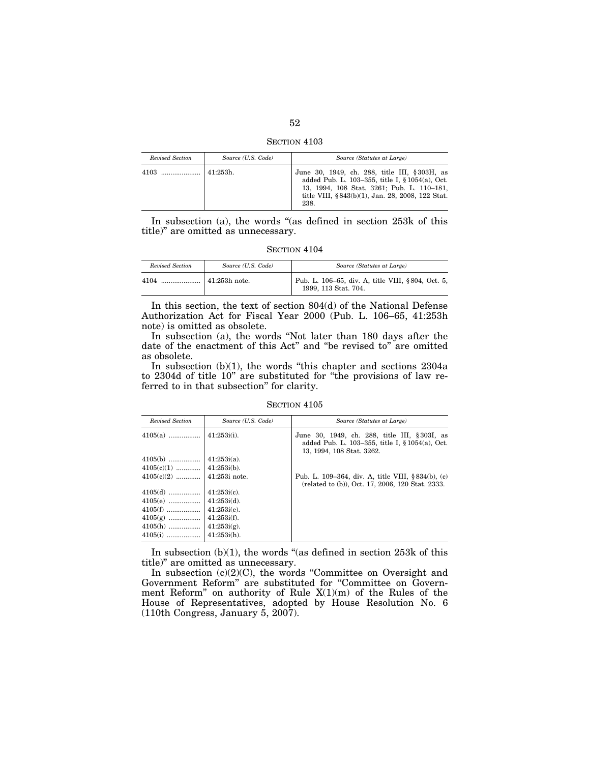SECTION 4103

| *Revised Section* | *Source (U.S. Code)* | *Source (Statutes at Large)* |
|---|---|---|
| 4103 | 41:253h. | June 30, 1949, ch. 288, title III, §303H, as added Pub. L. 103–355, title I, §1054(a), Oct. 13, 1994, 108 Stat. 3261; Pub. L. 110–181, title VIII, §843(b)(1), Jan. 28, 2008, 122 Stat. 238. |

In subsection (a), the words "(as defined in section 253k of this title)" are omitted as unnecessary.

SECTION 4104

| *Revised Section* | *Source (U.S. Code)* | *Source (Statutes at Large)* |
|---|---|---|
| 4104 | 41:253h note. | Pub. L. 106–65, div. A, title VIII, §804, Oct. 5, 1999, 113 Stat. 704. |

In this section, the text of section 804(d) of the National Defense Authorization Act for Fiscal Year 2000 (Pub. L. 106–65, 41:253h note) is omitted as obsolete.

In subsection (a), the words "Not later than 180 days after the date of the enactment of this Act" and "be revised to" are omitted as obsolete.

In subsection (b)(1), the words "this chapter and sections 2304a to 2304d of title 10" are substituted for "the provisions of law referred to in that subsection" for clarity.

SECTION 4105

| *Revised Section* | *Source (U.S. Code)* | *Source (Statutes at Large)* |
|---|---|---|
| 4105(a) | 41:253i(i). | June 30, 1949, ch. 288, title III, §303I, as added Pub. L. 103–355, title I, §1054(a), Oct. 13, 1994, 108 Stat. 3262. |
| 4105(b) | 41:253i(a). | |
| 4105(c)(1) | 41:253i(b). | |
| 4105(c)(2) | 41:253i note. | Pub. L. 109–364, div. A, title VIII, §834(b), (c) (related to (b)), Oct. 17, 2006, 120 Stat. 2333. |
| 4105(d) | 41:253i(c). | |
| 4105(e) | 41:253i(d). | |
| 4105(f) | 41:253i(e). | |
| 4105(g) | 41:253i(f). | |
| 4105(h) | 41:253i(g). | |
| 4105(i) | 41:253i(h). | |

In subsection (b)(1), the words "(as defined in section 253k of this title)" are omitted as unnecessary.

In subsection (c)(2)(C), the words "Committee on Oversight and Government Reform" are substituted for "Committee on Government Reform" on authority of Rule X(1)(m) of the Rules of the House of Representatives, adopted by House Resolution No. 6 (110th Congress, January 5, 2007).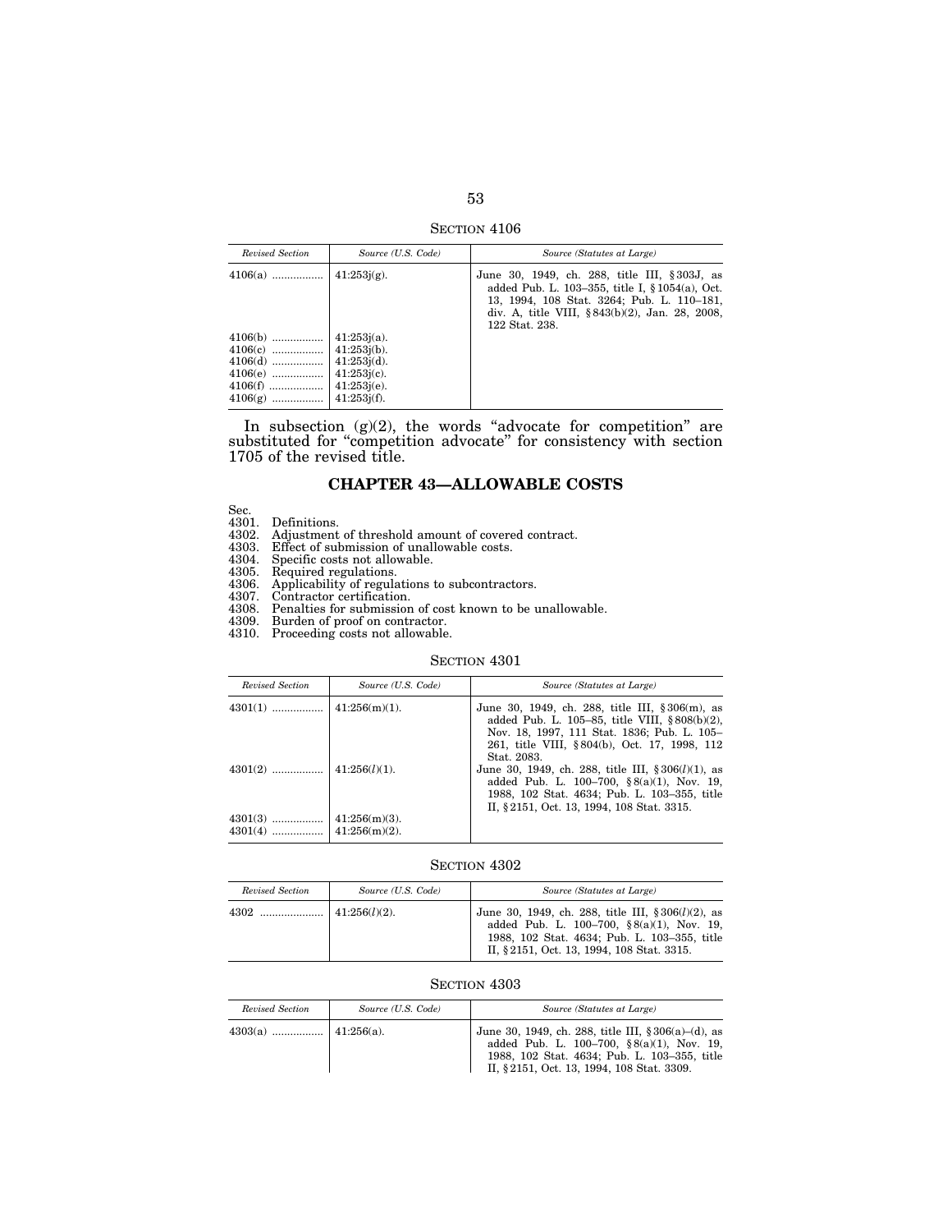SECTION 4106

| Revised Section | Source (U.S. Code) | Source (Statutes at Large) |
|---|---|---|
| 4106(a) | 41:253j(g). | June 30, 1949, ch. 288, title III, §303J, as added Pub. L. 103–355, title I, §1054(a), Oct. 13, 1994, 108 Stat. 3264; Pub. L. 110–181, div. A, title VIII, §843(b)(2), Jan. 28, 2008, 122 Stat. 238. |
| 4106(b) | 41:253j(a). | |
| 4106(c) | 41:253j(b). | |
| 4106(d) | 41:253j(d). | |
| 4106(e) | 41:253j(c). | |
| 4106(f) | 41:253j(e). | |
| 4106(g) | 41:253j(f). | |

In subsection (g)(2), the words "advocate for competition" are substituted for "competition advocate" for consistency with section 1705 of the revised title.

## CHAPTER 43—ALLOWABLE COSTS

Sec.
4301. Definitions.
4302. Adjustment of threshold amount of covered contract.
4303. Effect of submission of unallowable costs.
4304. Specific costs not allowable.
4305. Required regulations.
4306. Applicability of regulations to subcontractors.
4307. Contractor certification.
4308. Penalties for submission of cost known to be unallowable.
4309. Burden of proof on contractor.
4310. Proceeding costs not allowable.

SECTION 4301

| Revised Section | Source (U.S. Code) | Source (Statutes at Large) |
|---|---|---|
| 4301(1) | 41:256(m)(1). | June 30, 1949, ch. 288, title III, §306(m), as added Pub. L. 105–85, title VIII, §808(b)(2), Nov. 18, 1997, 111 Stat. 1836; Pub. L. 105–261, title VIII, §804(b), Oct. 17, 1998, 112 Stat. 2083. |
| 4301(2) | 41:256(*l*)(1). | June 30, 1949, ch. 288, title III, §306(*l*)(1), as added Pub. L. 100–700, §8(a)(1), Nov. 19, 1988, 102 Stat. 4634; Pub. L. 103–355, title II, §2151, Oct. 13, 1994, 108 Stat. 3315. |
| 4301(3) | 41:256(m)(3). | |
| 4301(4) | 41:256(m)(2). | |

SECTION 4302

| Revised Section | Source (U.S. Code) | Source (Statutes at Large) |
|---|---|---|
| 4302 | 41:256(*l*)(2). | June 30, 1949, ch. 288, title III, §306(*l*)(2), as added Pub. L. 100–700, §8(a)(1), Nov. 19, 1988, 102 Stat. 4634; Pub. L. 103–355, title II, §2151, Oct. 13, 1994, 108 Stat. 3315. |

SECTION 4303

| Revised Section | Source (U.S. Code) | Source (Statutes at Large) |
|---|---|---|
| 4303(a) | 41:256(a). | June 30, 1949, ch. 288, title III, §306(a)–(d), as added Pub. L. 100–700, §8(a)(1), Nov. 19, 1988, 102 Stat. 4634; Pub. L. 103–355, title II, §2151, Oct. 13, 1994, 108 Stat. 3309. |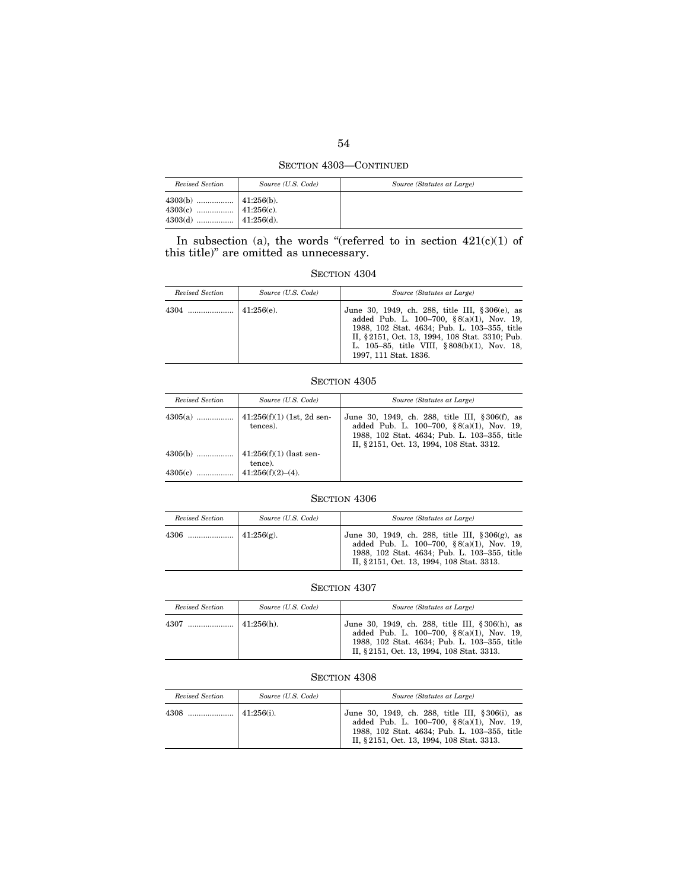SECTION 4303—CONTINUED

| *Revised Section* | *Source (U.S. Code)* | *Source (Statutes at Large)* |
|---|---|---|
| 4303(b) ................. | 41:256(b). | |
| 4303(c) ................. | 41:256(c). | |
| 4303(d) ................. | 41:256(d). | |

In subsection (a), the words "(referred to in section 421(c)(1) of this title)" are omitted as unnecessary.

SECTION 4304

| *Revised Section* | *Source (U.S. Code)* | *Source (Statutes at Large)* |
|---|---|---|
| 4304 ..................... | 41:256(e). | June 30, 1949, ch. 288, title III, §306(e), as added Pub. L. 100–700, §8(a)(1), Nov. 19, 1988, 102 Stat. 4634; Pub. L. 103–355, title II, §2151, Oct. 13, 1994, 108 Stat. 3310; Pub. L. 105–85, title VIII, §808(b)(1), Nov. 18, 1997, 111 Stat. 1836. |

SECTION 4305

| *Revised Section* | *Source (U.S. Code)* | *Source (Statutes at Large)* |
|---|---|---|
| 4305(a) ................. | 41:256(f)(1) (1st, 2d sentences). | June 30, 1949, ch. 288, title III, §306(f), as added Pub. L. 100–700, §8(a)(1), Nov. 19, 1988, 102 Stat. 4634; Pub. L. 103–355, title II, §2151, Oct. 13, 1994, 108 Stat. 3312. |
| 4305(b) ................. | 41:256(f)(1) (last sentence). | |
| 4305(c) ................. | 41:256(f)(2)–(4). | |

SECTION 4306

| *Revised Section* | *Source (U.S. Code)* | *Source (Statutes at Large)* |
|---|---|---|
| 4306 ..................... | 41:256(g). | June 30, 1949, ch. 288, title III, §306(g), as added Pub. L. 100–700, §8(a)(1), Nov. 19, 1988, 102 Stat. 4634; Pub. L. 103–355, title II, §2151, Oct. 13, 1994, 108 Stat. 3313. |

SECTION 4307

| *Revised Section* | *Source (U.S. Code)* | *Source (Statutes at Large)* |
|---|---|---|
| 4307 ..................... | 41:256(h). | June 30, 1949, ch. 288, title III, §306(h), as added Pub. L. 100–700, §8(a)(1), Nov. 19, 1988, 102 Stat. 4634; Pub. L. 103–355, title II, §2151, Oct. 13, 1994, 108 Stat. 3313. |

SECTION 4308

| *Revised Section* | *Source (U.S. Code)* | *Source (Statutes at Large)* |
|---|---|---|
| 4308 ..................... | 41:256(i). | June 30, 1949, ch. 288, title III, §306(i), as added Pub. L. 100–700, §8(a)(1), Nov. 19, 1988, 102 Stat. 4634; Pub. L. 103–355, title II, §2151, Oct. 13, 1994, 108 Stat. 3313. |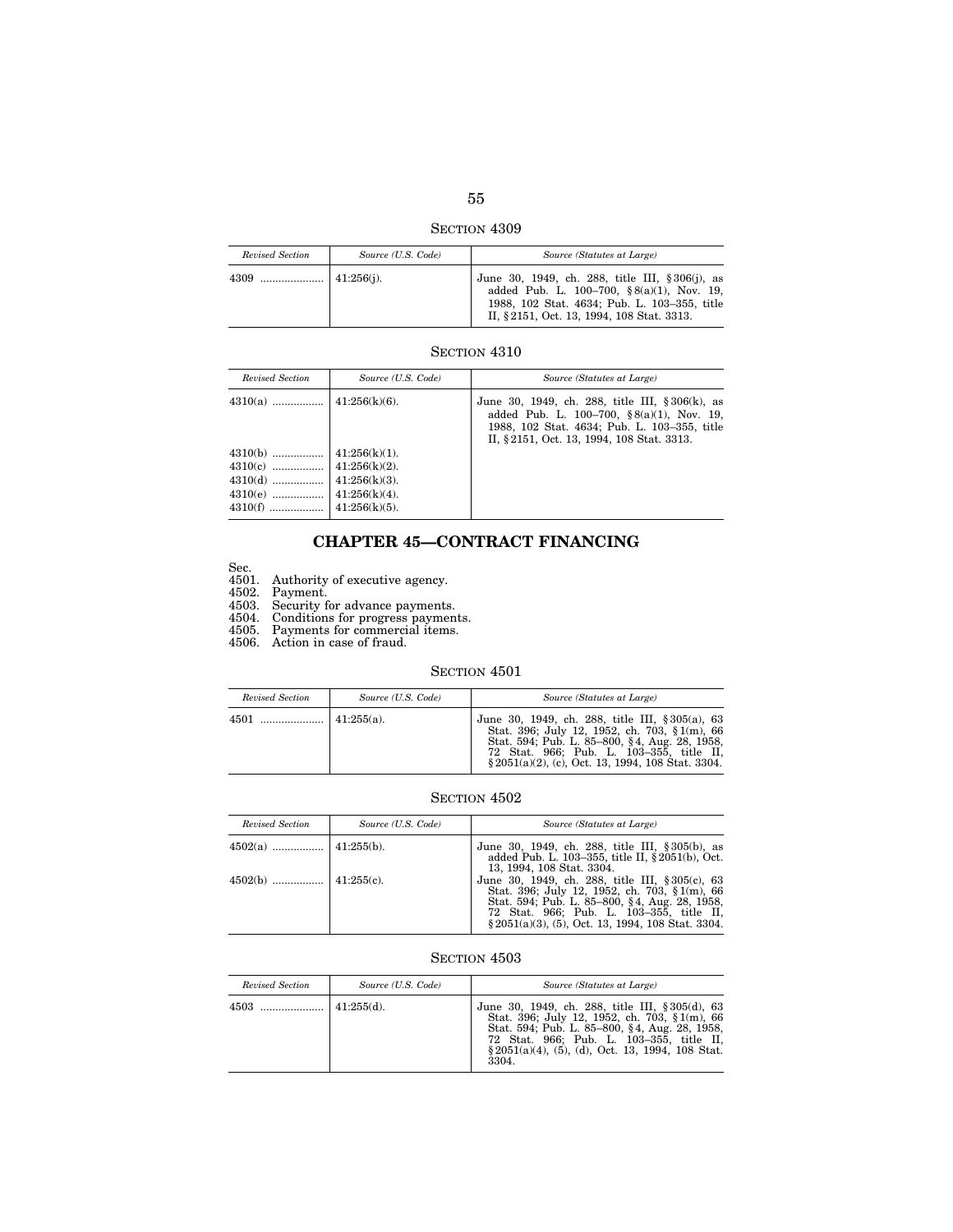SECTION 4309

| *Revised Section* | *Source (U.S. Code)* | *Source (Statutes at Large)* |
|---|---|---|
| 4309 ..................... | 41:256(j). | June 30, 1949, ch. 288, title III, §306(j), as added Pub. L. 100–700, §8(a)(1), Nov. 19, 1988, 102 Stat. 4634; Pub. L. 103–355, title II, §2151, Oct. 13, 1994, 108 Stat. 3313. |

SECTION 4310

| *Revised Section* | *Source (U.S. Code)* | *Source (Statutes at Large)* |
|---|---|---|
| 4310(a) ................. | 41:256(k)(6). | June 30, 1949, ch. 288, title III, §306(k), as added Pub. L. 100–700, §8(a)(1), Nov. 19, 1988, 102 Stat. 4634; Pub. L. 103–355, title II, §2151, Oct. 13, 1994, 108 Stat. 3313. |
| 4310(b) ................. | 41:256(k)(1). | |
| 4310(c) ................. | 41:256(k)(2). | |
| 4310(d) ................. | 41:256(k)(3). | |
| 4310(e) ................. | 41:256(k)(4). | |
| 4310(f) ................. | 41:256(k)(5). | |

## CHAPTER 45—CONTRACT FINANCING

Sec.
4501. Authority of executive agency.
4502. Payment.
4503. Security for advance payments.
4504. Conditions for progress payments.
4505. Payments for commercial items.
4506. Action in case of fraud.

SECTION 4501

| *Revised Section* | *Source (U.S. Code)* | *Source (Statutes at Large)* |
|---|---|---|
| 4501 ..................... | 41:255(a). | June 30, 1949, ch. 288, title III, §305(a), 63 Stat. 396; July 12, 1952, ch. 703, §1(m), 66 Stat. 594; Pub. L. 85–800, §4, Aug. 28, 1958, 72 Stat. 966; Pub. L. 103–355, title II, §2051(a)(2), (c), Oct. 13, 1994, 108 Stat. 3304. |

SECTION 4502

| *Revised Section* | *Source (U.S. Code)* | *Source (Statutes at Large)* |
|---|---|---|
| 4502(a) ................. | 41:255(b). | June 30, 1949, ch. 288, title III, §305(b), as added Pub. L. 103–355, title II, §2051(b), Oct. 13, 1994, 108 Stat. 3304. |
| 4502(b) ................. | 41:255(c). | June 30, 1949, ch. 288, title III, §305(c), 63 Stat. 396; July 12, 1952, ch. 703, §1(m), 66 Stat. 594; Pub. L. 85–800, §4, Aug. 28, 1958, 72 Stat. 966; Pub. L. 103–355, title II, §2051(a)(3), (5), Oct. 13, 1994, 108 Stat. 3304. |

SECTION 4503

| *Revised Section* | *Source (U.S. Code)* | *Source (Statutes at Large)* |
|---|---|---|
| 4503 ..................... | 41:255(d). | June 30, 1949, ch. 288, title III, §305(d), 63 Stat. 396; July 12, 1952, ch. 703, §1(m), 66 Stat. 594; Pub. L. 85–800, §4, Aug. 28, 1958, 72 Stat. 966; Pub. L. 103–355, title II, §2051(a)(4), (5), (d), Oct. 13, 1994, 108 Stat. 3304. |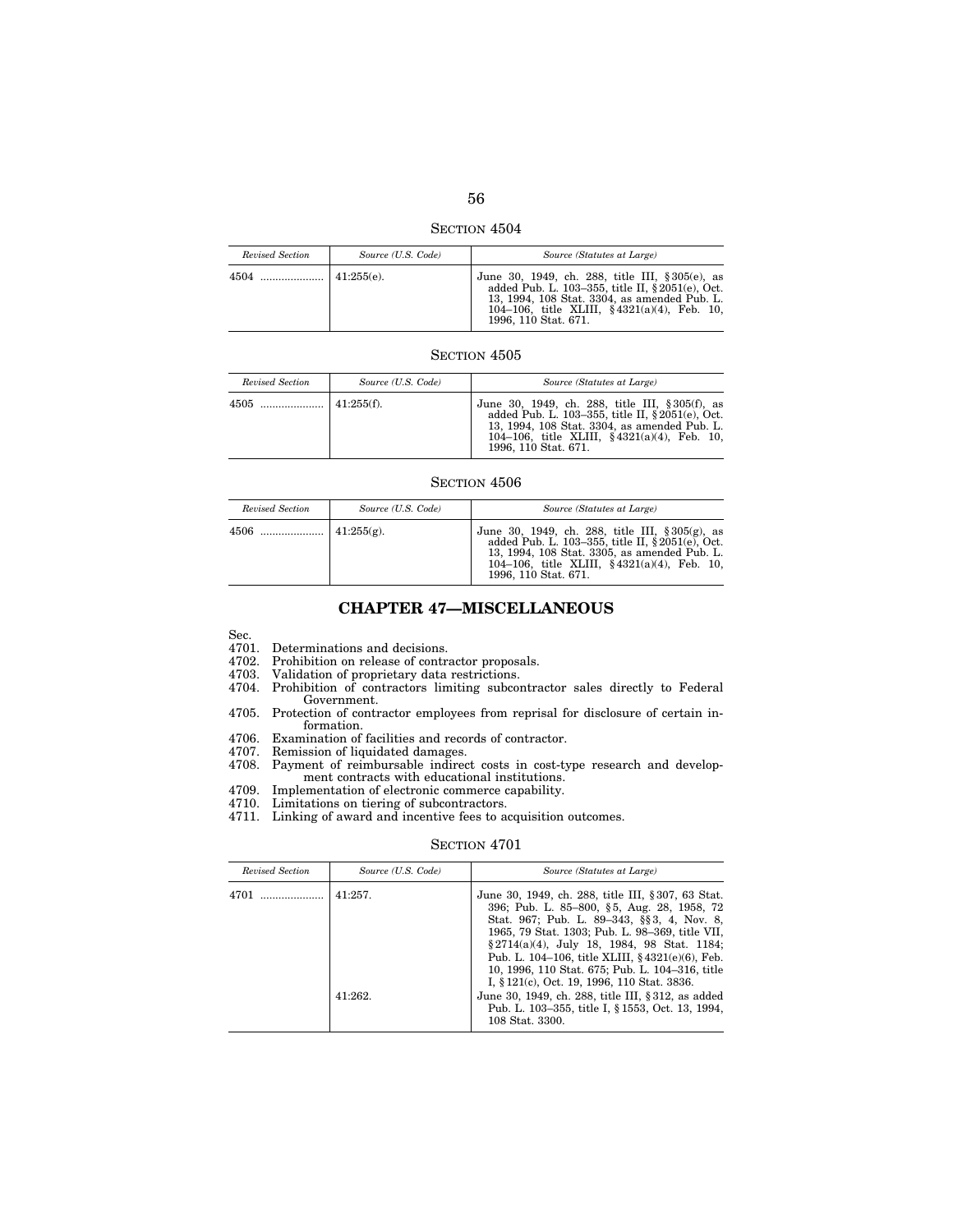SECTION 4504

| *Revised Section* | *Source (U.S. Code)* | *Source (Statutes at Large)* |
|---|---|---|
| 4504 .................... | 41:255(e). | June 30, 1949, ch. 288, title III, §305(e), as added Pub. L. 103–355, title II, §2051(e), Oct. 13, 1994, 108 Stat. 3304, as amended Pub. L. 104–106, title XLIII, §4321(a)(4), Feb. 10, 1996, 110 Stat. 671. |

SECTION 4505

| *Revised Section* | *Source (U.S. Code)* | *Source (Statutes at Large)* |
|---|---|---|
| 4505 .................... | 41:255(f). | June 30, 1949, ch. 288, title III, §305(f), as added Pub. L. 103–355, title II, §2051(e), Oct. 13, 1994, 108 Stat. 3304, as amended Pub. L. 104–106, title XLIII, §4321(a)(4), Feb. 10, 1996, 110 Stat. 671. |

SECTION 4506

| *Revised Section* | *Source (U.S. Code)* | *Source (Statutes at Large)* |
|---|---|---|
| 4506 .................... | 41:255(g). | June 30, 1949, ch. 288, title III, §305(g), as added Pub. L. 103–355, title II, §2051(e), Oct. 13, 1994, 108 Stat. 3305, as amended Pub. L. 104–106, title XLIII, §4321(a)(4), Feb. 10, 1996, 110 Stat. 671. |

## CHAPTER 47—MISCELLANEOUS

Sec.
4701. Determinations and decisions.
4702. Prohibition on release of contractor proposals.
4703. Validation of proprietary data restrictions.
4704. Prohibition of contractors limiting subcontractor sales directly to Federal Government.
4705. Protection of contractor employees from reprisal for disclosure of certain information.
4706. Examination of facilities and records of contractor.
4707. Remission of liquidated damages.
4708. Payment of reimbursable indirect costs in cost-type research and development contracts with educational institutions.
4709. Implementation of electronic commerce capability.
4710. Limitations on tiering of subcontractors.
4711. Linking of award and incentive fees to acquisition outcomes.

SECTION 4701

| *Revised Section* | *Source (U.S. Code)* | *Source (Statutes at Large)* |
|---|---|---|
| 4701 .................... | 41:257. | June 30, 1949, ch. 288, title III, §307, 63 Stat. 396; Pub. L. 85–800, §5, Aug. 28, 1958, 72 Stat. 967; Pub. L. 89–343, §§3, 4, Nov. 8, 1965, 79 Stat. 1303; Pub. L. 98–369, title VII, §2714(a)(4), July 18, 1984, 98 Stat. 1184; Pub. L. 104–106, title XLIII, §4321(e)(6), Feb. 10, 1996, 110 Stat. 675; Pub. L. 104–316, title I, §121(c), Oct. 19, 1996, 110 Stat. 3836. |
| | 41:262. | June 30, 1949, ch. 288, title III, §312, as added Pub. L. 103–355, title I, §1553, Oct. 13, 1994, 108 Stat. 3300. |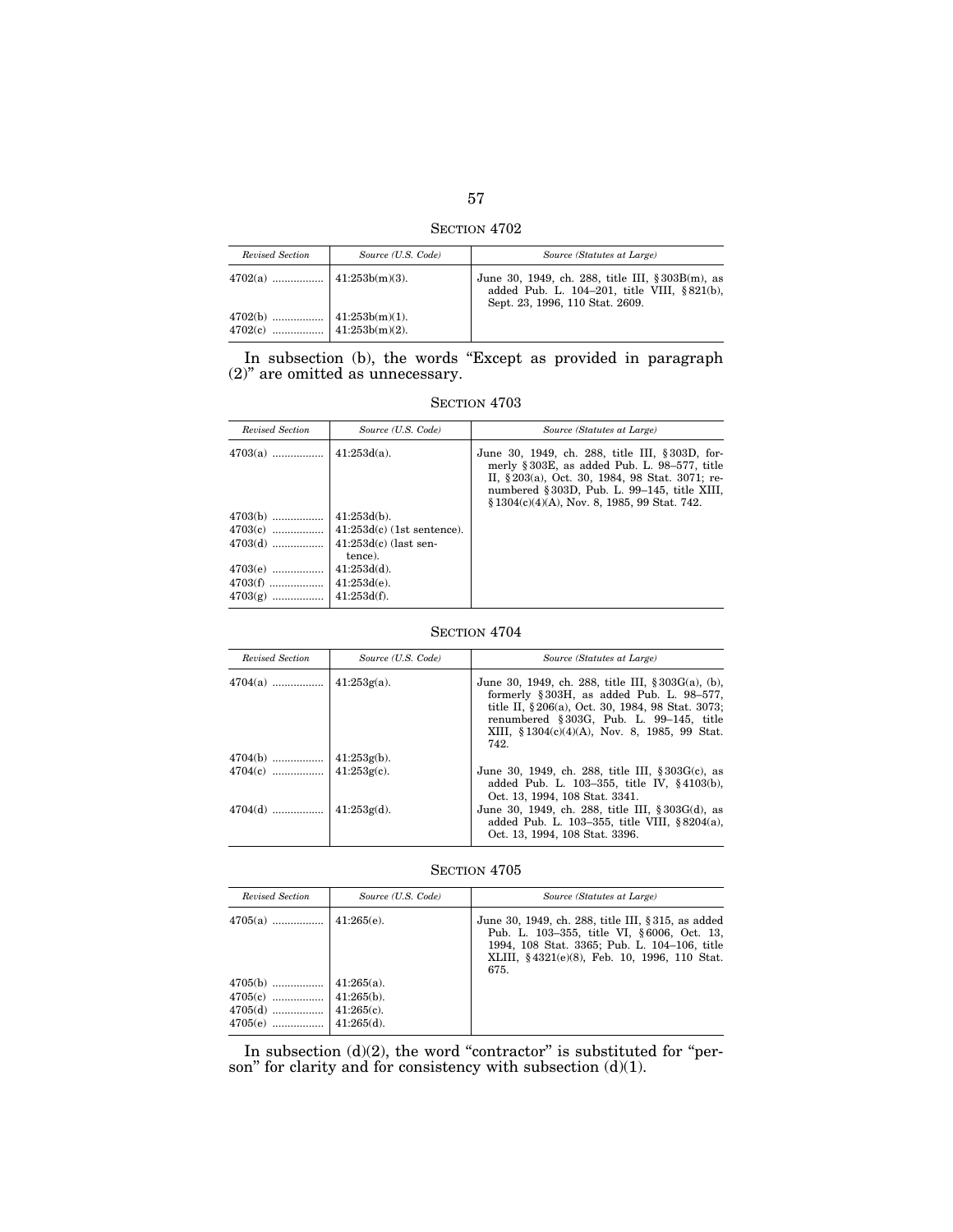## SECTION 4702

| *Revised Section* | *Source (U.S. Code)* | *Source (Statutes at Large)* |
|---|---|---|
| 4702(a) ................. | 41:253b(m)(3). | June 30, 1949, ch. 288, title III, §303B(m), as added Pub. L. 104–201, title VIII, §821(b), Sept. 23, 1996, 110 Stat. 2609. |
| 4702(b) ................. | 41:253b(m)(1). | |
| 4702(c) ................. | 41:253b(m)(2). | |

In subsection (b), the words "Except as provided in paragraph (2)" are omitted as unnecessary.

## SECTION 4703

| *Revised Section* | *Source (U.S. Code)* | *Source (Statutes at Large)* |
|---|---|---|
| 4703(a) ................. | 41:253d(a). | June 30, 1949, ch. 288, title III, §303D, formerly §303E, as added Pub. L. 98–577, title II, §203(a), Oct. 30, 1984, 98 Stat. 3071; renumbered §303D, Pub. L. 99–145, title XIII, §1304(c)(4)(A), Nov. 8, 1985, 99 Stat. 742. |
| 4703(b) ................. | 41:253d(b). | |
| 4703(c) ................. | 41:253d(c) (1st sentence). | |
| 4703(d) ................. | 41:253d(c) (last sentence). | |
| 4703(e) ................. | 41:253d(d). | |
| 4703(f) ................. | 41:253d(e). | |
| 4703(g) ................. | 41:253d(f). | |

## SECTION 4704

| *Revised Section* | *Source (U.S. Code)* | *Source (Statutes at Large)* |
|---|---|---|
| 4704(a) ................. | 41:253g(a). | June 30, 1949, ch. 288, title III, §303G(a), (b), formerly §303H, as added Pub. L. 98–577, title II, §206(a), Oct. 30, 1984, 98 Stat. 3073; renumbered §303G, Pub. L. 99–145, title XIII, §1304(c)(4)(A), Nov. 8, 1985, 99 Stat. 742. |
| 4704(b) ................. | 41:253g(b). | |
| 4704(c) ................. | 41:253g(c). | June 30, 1949, ch. 288, title III, §303G(c), as added Pub. L. 103–355, title IV, §4103(b), Oct. 13, 1994, 108 Stat. 3341. |
| 4704(d) ................. | 41:253g(d). | June 30, 1949, ch. 288, title III, §303G(d), as added Pub. L. 103–355, title VIII, §8204(a), Oct. 13, 1994, 108 Stat. 3396. |

## SECTION 4705

| *Revised Section* | *Source (U.S. Code)* | *Source (Statutes at Large)* |
|---|---|---|
| 4705(a) ................. | 41:265(e). | June 30, 1949, ch. 288, title III, §315, as added Pub. L. 103–355, title VI, §6006, Oct. 13, 1994, 108 Stat. 3365; Pub. L. 104–106, title XLIII, §4321(e)(8), Feb. 10, 1996, 110 Stat. 675. |
| 4705(b) ................. | 41:265(a). | |
| 4705(c) ................. | 41:265(b). | |
| 4705(d) ................. | 41:265(c). | |
| 4705(e) ................. | 41:265(d). | |

In subsection (d)(2), the word "contractor" is substituted for "person" for clarity and for consistency with subsection (d)(1).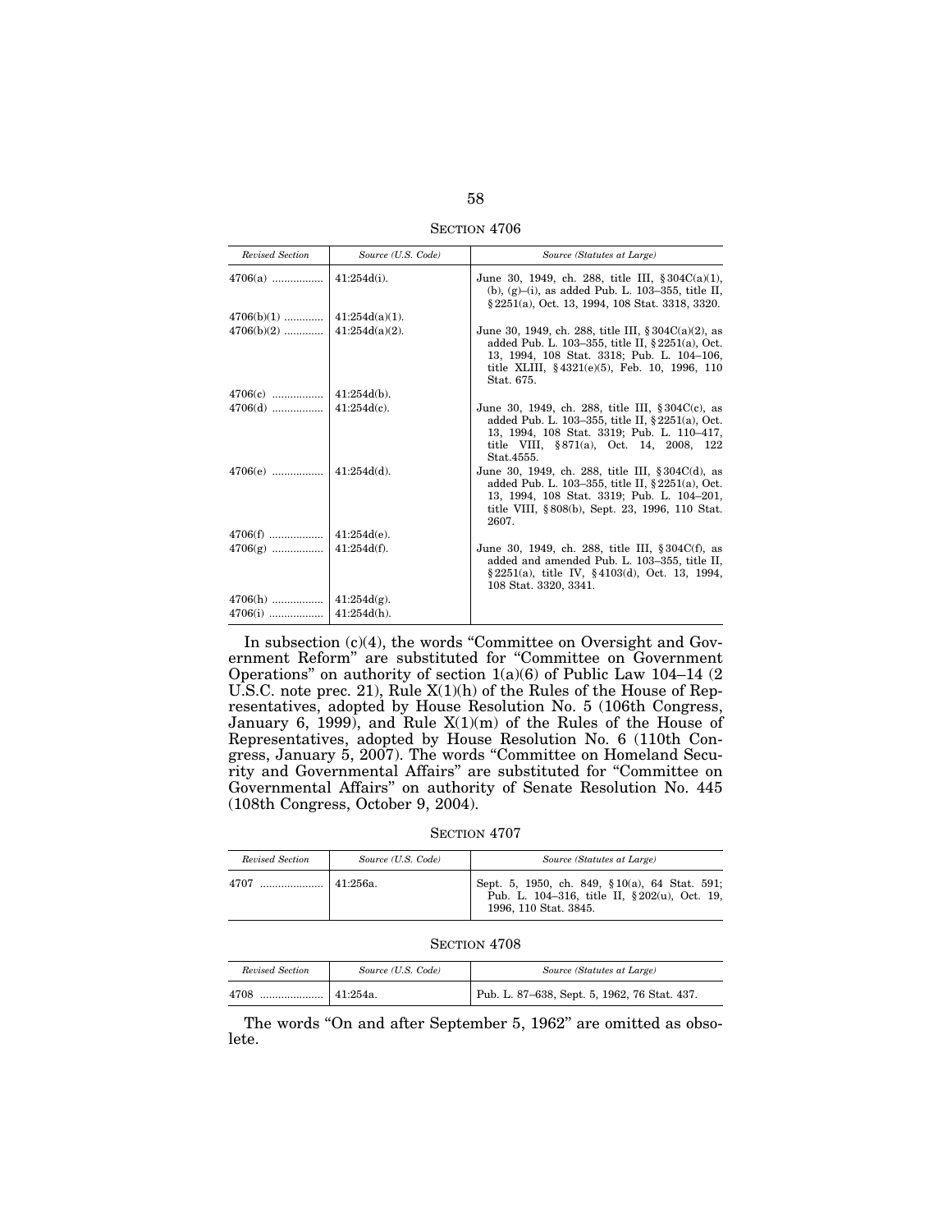SECTION 4706

| *Revised Section* | *Source (U.S. Code)* | *Source (Statutes at Large)* |
|---|---|---|
| 4706(a) ................. | 41:254d(i). | June 30, 1949, ch. 288, title III, §304C(a)(1), (b), (g)–(i), as added Pub. L. 103–355, title II, §2251(a), Oct. 13, 1994, 108 Stat. 3318, 3320. |
| 4706(b)(1) ............. | 41:254d(a)(1). | |
| 4706(b)(2) ............. | 41:254d(a)(2). | June 30, 1949, ch. 288, title III, §304C(a)(2), as added Pub. L. 103–355, title II, §2251(a), Oct. 13, 1994, 108 Stat. 3318; Pub. L. 104–106, title XLIII, §4321(e)(5), Feb. 10, 1996, 110 Stat. 675. |
| 4706(c) ................. | 41:254d(b). | |
| 4706(d) ................. | 41:254d(c). | June 30, 1949, ch. 288, title III, §304C(c), as added Pub. L. 103–355, title II, §2251(a), Oct. 13, 1994, 108 Stat. 3319; Pub. L. 110–417, title VIII, §871(a), Oct. 14, 2008, 122 Stat.4555. |
| 4706(e) ................. | 41:254d(d). | June 30, 1949, ch. 288, title III, §304C(d), as added Pub. L. 103–355, title II, §2251(a), Oct. 13, 1994, 108 Stat. 3319; Pub. L. 104–201, title VIII, §808(b), Sept. 23, 1996, 110 Stat. 2607. |
| 4706(f) .................. | 41:254d(e). | |
| 4706(g) ................. | 41:254d(f). | June 30, 1949, ch. 288, title III, §304C(f), as added and amended Pub. L. 103–355, title II, §2251(a), title IV, §4103(d), Oct. 13, 1994, 108 Stat. 3320, 3341. |
| 4706(h) ................. | 41:254d(g). | |
| 4706(i) .................. | 41:254d(h). | |

In subsection (c)(4), the words "Committee on Oversight and Government Reform" are substituted for "Committee on Government Operations" on authority of section 1(a)(6) of Public Law 104–14 (2 U.S.C. note prec. 21), Rule X(1)(h) of the Rules of the House of Representatives, adopted by House Resolution No. 5 (106th Congress, January 6, 1999), and Rule X(1)(m) of the Rules of the House of Representatives, adopted by House Resolution No. 6 (110th Congress, January 5, 2007). The words "Committee on Homeland Security and Governmental Affairs" are substituted for "Committee on Governmental Affairs" on authority of Senate Resolution No. 445 (108th Congress, October 9, 2004).

SECTION 4707

| *Revised Section* | *Source (U.S. Code)* | *Source (Statutes at Large)* |
|---|---|---|
| 4707 ..................... | 41:256a. | Sept. 5, 1950, ch. 849, §10(a), 64 Stat. 591; Pub. L. 104–316, title II, §202(u), Oct. 19, 1996, 110 Stat. 3845. |

SECTION 4708

| *Revised Section* | *Source (U.S. Code)* | *Source (Statutes at Large)* |
|---|---|---|
| 4708 ..................... | 41:254a. | Pub. L. 87–638, Sept. 5, 1962, 76 Stat. 437. |

The words "On and after September 5, 1962" are omitted as obsolete.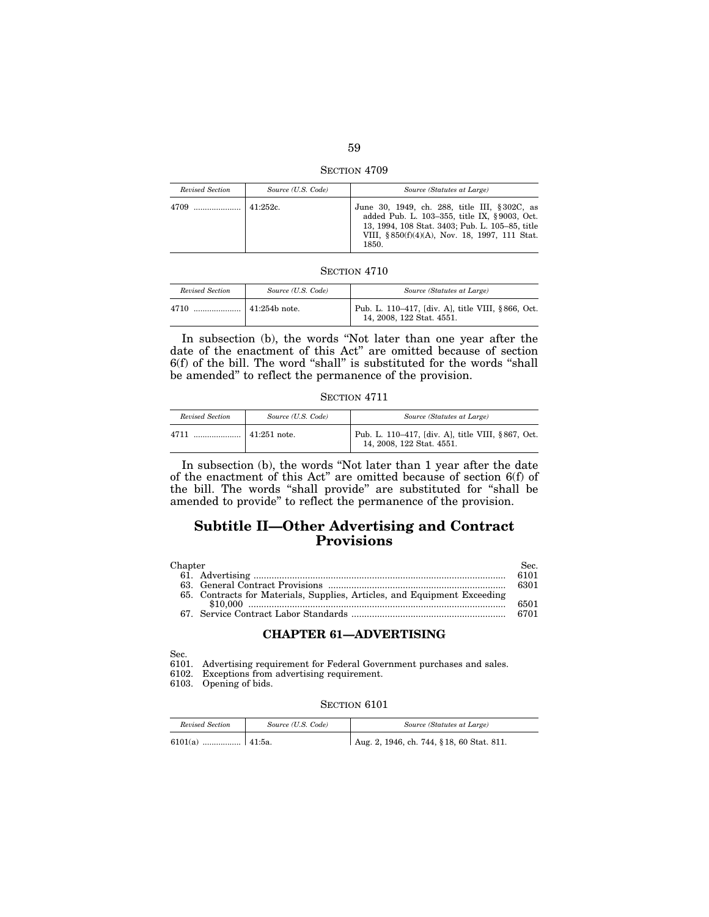SECTION 4709

| Revised Section | Source (U.S. Code) | Source (Statutes at Large) |
|---|---|---|
| 4709 | 41:252c. | June 30, 1949, ch. 288, title III, §302C, as added Pub. L. 103–355, title IX, §9003, Oct. 13, 1994, 108 Stat. 3403; Pub. L. 105–85, title VIII, §850(f)(4)(A), Nov. 18, 1997, 111 Stat. 1850. |

SECTION 4710

| Revised Section | Source (U.S. Code) | Source (Statutes at Large) |
|---|---|---|
| 4710 | 41:254b note. | Pub. L. 110–417, [div. A], title VIII, §866, Oct. 14, 2008, 122 Stat. 4551. |

In subsection (b), the words "Not later than one year after the date of the enactment of this Act" are omitted because of section 6(f) of the bill. The word "shall" is substituted for the words "shall be amended" to reflect the permanence of the provision.

SECTION 4711

| Revised Section | Source (U.S. Code) | Source (Statutes at Large) |
|---|---|---|
| 4711 | 41:251 note. | Pub. L. 110–417, [div. A], title VIII, §867, Oct. 14, 2008, 122 Stat. 4551. |

In subsection (b), the words "Not later than 1 year after the date of the enactment of this Act" are omitted because of section 6(f) of the bill. The words "shall provide" are substituted for "shall be amended to provide" to reflect the permanence of the provision.

## Subtitle II—Other Advertising and Contract Provisions

| Chapter | Sec. |
|---|---|
| 61. Advertising | 6101 |
| 63. General Contract Provisions | 6301 |
| 65. Contracts for Materials, Supplies, Articles, and Equipment Exceeding $10,000 | 6501 |
| 67. Service Contract Labor Standards | 6701 |

## CHAPTER 61—ADVERTISING

Sec.
6101. Advertising requirement for Federal Government purchases and sales.
6102. Exceptions from advertising requirement.
6103. Opening of bids.

SECTION 6101

| Revised Section | Source (U.S. Code) | Source (Statutes at Large) |
|---|---|---|
| 6101(a) | 41:5a. | Aug. 2, 1946, ch. 744, §18, 60 Stat. 811. |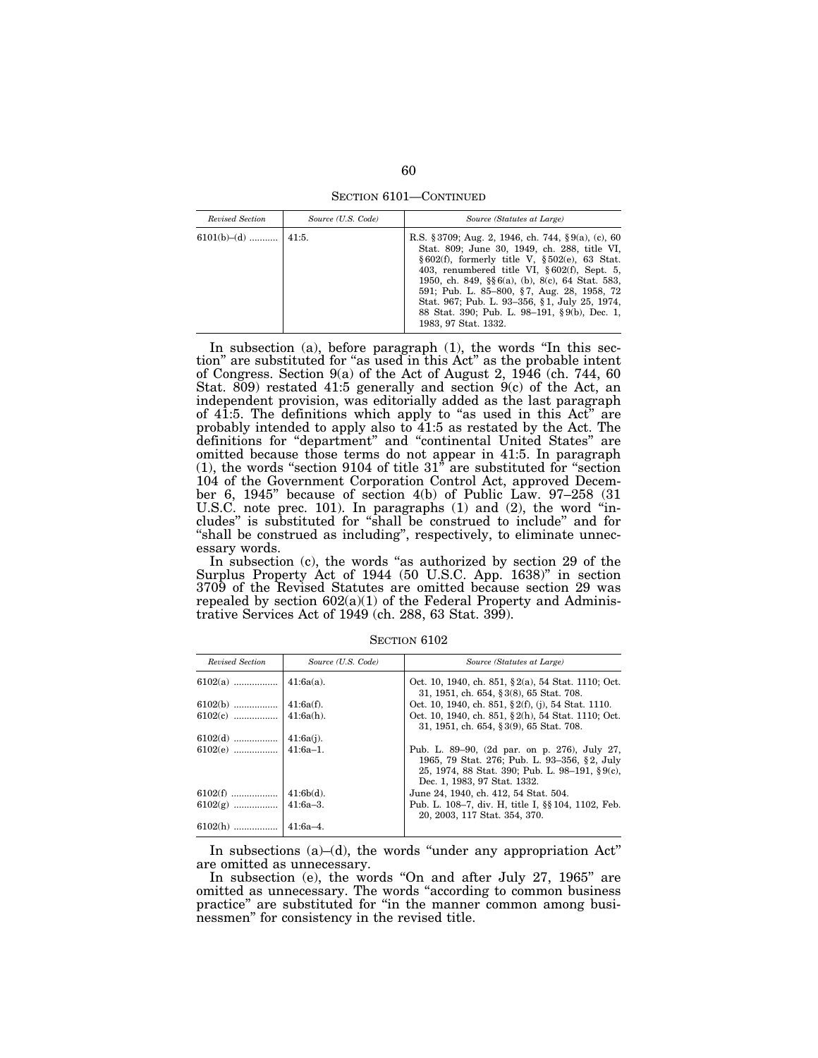SECTION 6101—CONTINUED

| *Revised Section* | *Source (U.S. Code)* | *Source (Statutes at Large)* |
|---|---|---|
| 6101(b)–(d) ........... | 41:5. | R.S. §3709; Aug. 2, 1946, ch. 744, §9(a), (c), 60 Stat. 809; June 30, 1949, ch. 288, title VI, §602(f), formerly title V, §502(e), 63 Stat. 403, renumbered title VI, §602(f), Sept. 5, 1950, ch. 849, §§6(a), (b), 8(c), 64 Stat. 583, 591; Pub. L. 85–800, §7, Aug. 28, 1958, 72 Stat. 967; Pub. L. 93–356, §1, July 25, 1974, 88 Stat. 390; Pub. L. 98–191, §9(b), Dec. 1, 1983, 97 Stat. 1332. |

In subsection (a), before paragraph (1), the words "In this section" are substituted for "as used in this Act" as the probable intent of Congress. Section 9(a) of the Act of August 2, 1946 (ch. 744, 60 Stat. 809) restated 41:5 generally and section 9(c) of the Act, an independent provision, was editorially added as the last paragraph of 41:5. The definitions which apply to "as used in this Act" are probably intended to apply also to 41:5 as restated by the Act. The definitions for "department" and "continental United States" are omitted because those terms do not appear in 41:5. In paragraph (1), the words "section 9104 of title 31" are substituted for "section 104 of the Government Corporation Control Act, approved December 6, 1945" because of section 4(b) of Public Law. 97–258 (31 U.S.C. note prec. 101). In paragraphs (1) and (2), the word "includes" is substituted for "shall be construed to include" and for "shall be construed as including", respectively, to eliminate unnecessary words.

In subsection (c), the words "as authorized by section 29 of the Surplus Property Act of 1944 (50 U.S.C. App. 1638)" in section 3709 of the Revised Statutes are omitted because section 29 was repealed by section 602(a)(1) of the Federal Property and Administrative Services Act of 1949 (ch. 288, 63 Stat. 399).

SECTION 6102

| *Revised Section* | *Source (U.S. Code)* | *Source (Statutes at Large)* |
|---|---|---|
| 6102(a) ................. | 41:6a(a). | Oct. 10, 1940, ch. 851, §2(a), 54 Stat. 1110; Oct. 31, 1951, ch. 654, §3(8), 65 Stat. 708. |
| 6102(b) ................. | 41:6a(f). | Oct. 10, 1940, ch. 851, §2(f), (j), 54 Stat. 1110. |
| 6102(c) ................. | 41:6a(h). | Oct. 10, 1940, ch. 851, §2(h), 54 Stat. 1110; Oct. 31, 1951, ch. 654, §3(9), 65 Stat. 708. |
| 6102(d) ................. | 41:6a(j). | |
| 6102(e) ................. | 41:6a–1. | Pub. L. 89–90, (2d par. on p. 276), July 27, 1965, 79 Stat. 276; Pub. L. 93–356, §2, July 25, 1974, 88 Stat. 390; Pub. L. 98–191, §9(c), Dec. 1, 1983, 97 Stat. 1332. |
| 6102(f) ................. | 41:6b(d). | June 24, 1940, ch. 412, 54 Stat. 504. |
| 6102(g) ................. | 41:6a–3. | Pub. L. 108–7, div. H, title I, §§104, 1102, Feb. 20, 2003, 117 Stat. 354, 370. |
| 6102(h) ................. | 41:6a–4. | |

In subsections (a)–(d), the words "under any appropriation Act" are omitted as unnecessary.

In subsection (e), the words "On and after July 27, 1965" are omitted as unnecessary. The words "according to common business practice" are substituted for "in the manner common among businessmen" for consistency in the revised title.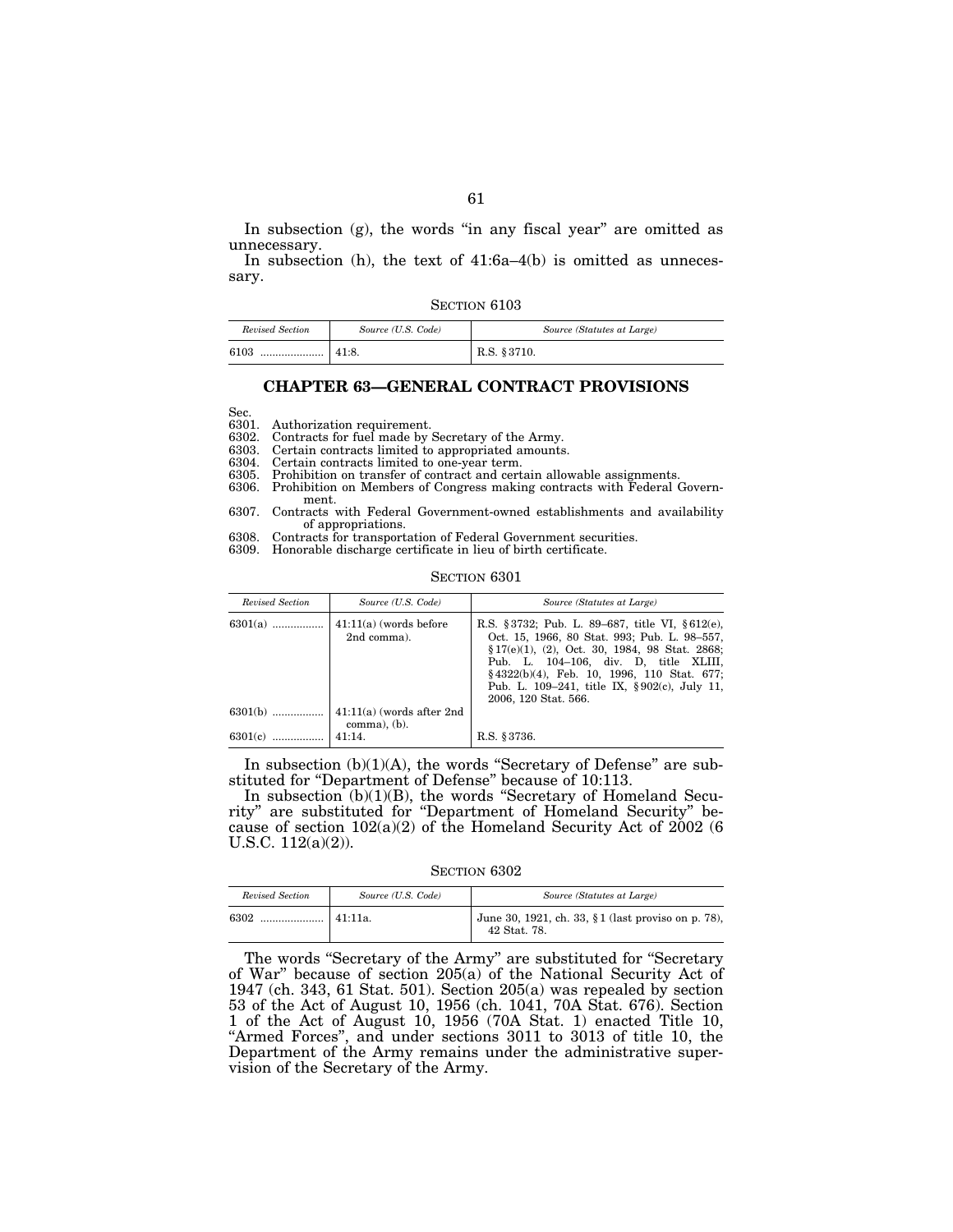In subsection (g), the words "in any fiscal year" are omitted as unnecessary.

In subsection (h), the text of 41:6a–4(b) is omitted as unnecessary.

SECTION 6103

| *Revised Section* | *Source (U.S. Code)* | *Source (Statutes at Large)* |
|---|---|---|
| 6103 ..................... | 41:8. | R.S. §3710. |

## CHAPTER 63—GENERAL CONTRACT PROVISIONS

Sec.
6301. Authorization requirement.
6302. Contracts for fuel made by Secretary of the Army.
6303. Certain contracts limited to appropriated amounts.
6304. Certain contracts limited to one-year term.
6305. Prohibition on transfer of contract and certain allowable assignments.
6306. Prohibition on Members of Congress making contracts with Federal Government.
6307. Contracts with Federal Government-owned establishments and availability of appropriations.
6308. Contracts for transportation of Federal Government securities.
6309. Honorable discharge certificate in lieu of birth certificate.

SECTION 6301

| *Revised Section* | *Source (U.S. Code)* | *Source (Statutes at Large)* |
|---|---|---|
| 6301(a) ................. | 41:11(a) (words before 2nd comma). | R.S. §3732; Pub. L. 89–687, title VI, §612(e), Oct. 15, 1966, 80 Stat. 993; Pub. L. 98–557, §17(e)(1), (2), Oct. 30, 1984, 98 Stat. 2868; Pub. L. 104–106, div. D, title XLIII, §4322(b)(4), Feb. 10, 1996, 110 Stat. 677; Pub. L. 109–241, title IX, §902(c), July 11, 2006, 120 Stat. 566. |
| 6301(b) ................. | 41:11(a) (words after 2nd comma), (b). | |
| 6301(c) ................. | 41:14. | R.S. §3736. |

In subsection (b)(1)(A), the words "Secretary of Defense" are substituted for "Department of Defense" because of 10:113.

In subsection (b)(1)(B), the words "Secretary of Homeland Security" are substituted for "Department of Homeland Security" because of section 102(a)(2) of the Homeland Security Act of 2002 (6 U.S.C. 112(a)(2)).

SECTION 6302

| *Revised Section* | *Source (U.S. Code)* | *Source (Statutes at Large)* |
|---|---|---|
| 6302 ..................... | 41:11a. | June 30, 1921, ch. 33, §1 (last proviso on p. 78), 42 Stat. 78. |

The words "Secretary of the Army" are substituted for "Secretary of War" because of section 205(a) of the National Security Act of 1947 (ch. 343, 61 Stat. 501). Section 205(a) was repealed by section 53 of the Act of August 10, 1956 (ch. 1041, 70A Stat. 676). Section 1 of the Act of August 10, 1956 (70A Stat. 1) enacted Title 10, "Armed Forces", and under sections 3011 to 3013 of title 10, the Department of the Army remains under the administrative supervision of the Secretary of the Army.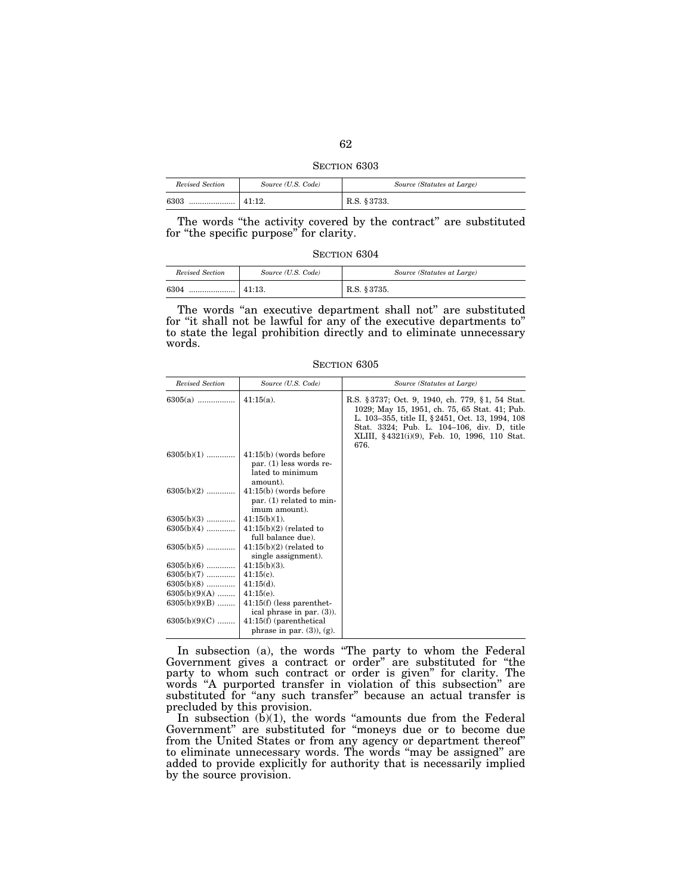SECTION 6303

| *Revised Section* | *Source (U.S. Code)* | *Source (Statutes at Large)* |
|---|---|---|
| 6303 .................... | 41:12. | R.S. §3733. |

The words "the activity covered by the contract" are substituted for "the specific purpose" for clarity.

SECTION 6304

| *Revised Section* | *Source (U.S. Code)* | *Source (Statutes at Large)* |
|---|---|---|
| 6304 .................... | 41:13. | R.S. §3735. |

The words "an executive department shall not" are substituted for "it shall not be lawful for any of the executive departments to" to state the legal prohibition directly and to eliminate unnecessary words.

SECTION 6305

| *Revised Section* | *Source (U.S. Code)* | *Source (Statutes at Large)* |
|---|---|---|
| 6305(a) ................ | 41:15(a). | R.S. §3737; Oct. 9, 1940, ch. 779, §1, 54 Stat. 1029; May 15, 1951, ch. 75, 65 Stat. 41; Pub. L. 103–355, title II, §2451, Oct. 13, 1994, 108 Stat. 3324; Pub. L. 104–106, div. D, title XLIII, §4321(i)(9), Feb. 10, 1996, 110 Stat. 676. |
| 6305(b)(1) ............ | 41:15(b) (words before par. (1) less words related to minimum amount). | |
| 6305(b)(2) ............ | 41:15(b) (words before par. (1) related to minimum amount). | |
| 6305(b)(3) ............ | 41:15(b)(1). | |
| 6305(b)(4) ............ | 41:15(b)(2) (related to full balance due). | |
| 6305(b)(5) ............ | 41:15(b)(2) (related to single assignment). | |
| 6305(b)(6) ............ | 41:15(b)(3). | |
| 6305(b)(7) ............ | 41:15(c). | |
| 6305(b)(8) ............ | 41:15(d). | |
| 6305(b)(9)(A) ........ | 41:15(e). | |
| 6305(b)(9)(B) ........ | 41:15(f) (less parenthetical phrase in par. (3)). | |
| 6305(b)(9)(C) ........ | 41:15(f) (parenthetical phrase in par. (3)), (g). | |

In subsection (a), the words "The party to whom the Federal Government gives a contract or order" are substituted for "the party to whom such contract or order is given" for clarity. The words "A purported transfer in violation of this subsection" are substituted for "any such transfer" because an actual transfer is precluded by this provision.

In subsection (b)(1), the words "amounts due from the Federal Government" are substituted for "moneys due or to become due from the United States or from any agency or department thereof" to eliminate unnecessary words. The words "may be assigned" are added to provide explicitly for authority that is necessarily implied by the source provision.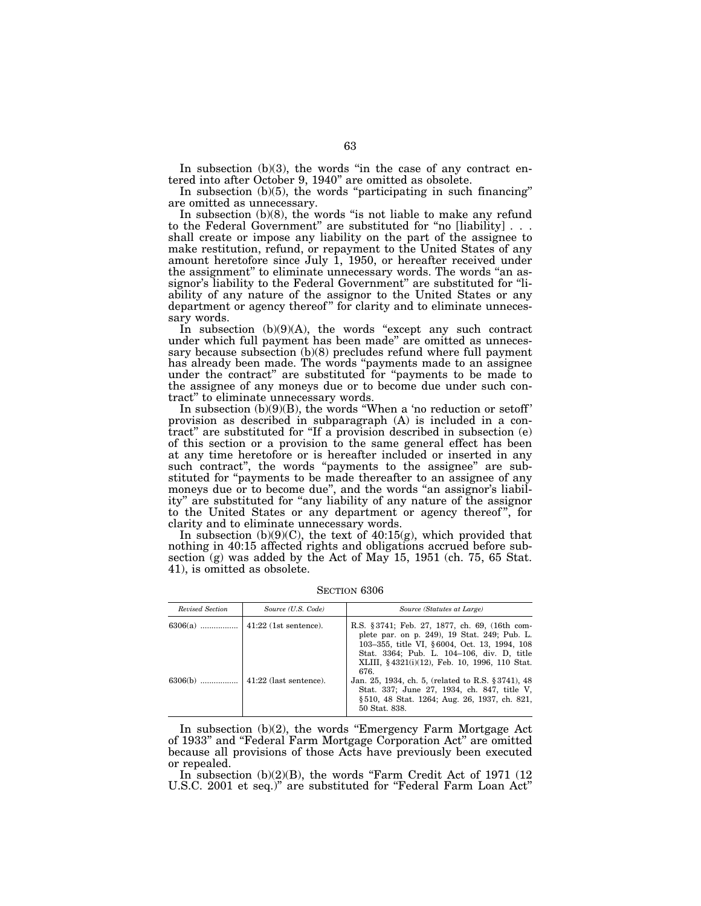In subsection (b)(3), the words "in the case of any contract entered into after October 9, 1940" are omitted as obsolete.

In subsection (b)(5), the words "participating in such financing" are omitted as unnecessary.

In subsection (b)(8), the words "is not liable to make any refund to the Federal Government" are substituted for "no [liability] . . . shall create or impose any liability on the part of the assignee to make restitution, refund, or repayment to the United States of any amount heretofore since July 1, 1950, or hereafter received under the assignment" to eliminate unnecessary words. The words "an assignor's liability to the Federal Government" are substituted for "liability of any nature of the assignor to the United States or any department or agency thereof" for clarity and to eliminate unnecessary words.

In subsection (b)(9)(A), the words "except any such contract under which full payment has been made" are omitted as unnecessary because subsection (b)(8) precludes refund where full payment has already been made. The words "payments made to an assignee under the contract" are substituted for "payments to be made to the assignee of any moneys due or to become due under such contract" to eliminate unnecessary words.

In subsection (b)(9)(B), the words "When a 'no reduction or setoff' provision as described in subparagraph (A) is included in a contract" are substituted for "If a provision described in subsection (e) of this section or a provision to the same general effect has been at any time heretofore or is hereafter included or inserted in any such contract", the words "payments to the assignee" are substituted for "payments to be made thereafter to an assignee of any moneys due or to become due", and the words "an assignor's liability" are substituted for "any liability of any nature of the assignor to the United States or any department or agency thereof", for clarity and to eliminate unnecessary words.

In subsection (b)(9)(C), the text of 40:15(g), which provided that nothing in 40:15 affected rights and obligations accrued before subsection (g) was added by the Act of May 15, 1951 (ch. 75, 65 Stat. 41), is omitted as obsolete.

SECTION 6306

| *Revised Section* | *Source (U.S. Code)* | *Source (Statutes at Large)* |
|---|---|---|
| 6306(a) ................ | 41:22 (1st sentence). | R.S. §3741; Feb. 27, 1877, ch. 69, (16th complete par. on p. 249), 19 Stat. 249; Pub. L. 103–355, title VI, §6004, Oct. 13, 1994, 108 Stat. 3364; Pub. L. 104–106, div. D, title XLIII, §4321(i)(12), Feb. 10, 1996, 110 Stat. 676. |
| 6306(b) ................ | 41:22 (last sentence). | Jan. 25, 1934, ch. 5, (related to R.S. §3741), 48 Stat. 337; June 27, 1934, ch. 847, title V, §510, 48 Stat. 1264; Aug. 26, 1937, ch. 821, 50 Stat. 838. |

In subsection (b)(2), the words "Emergency Farm Mortgage Act of 1933" and "Federal Farm Mortgage Corporation Act" are omitted because all provisions of those Acts have previously been executed or repealed.

In subsection (b)(2)(B), the words "Farm Credit Act of 1971 (12 U.S.C. 2001 et seq.)" are substituted for "Federal Farm Loan Act"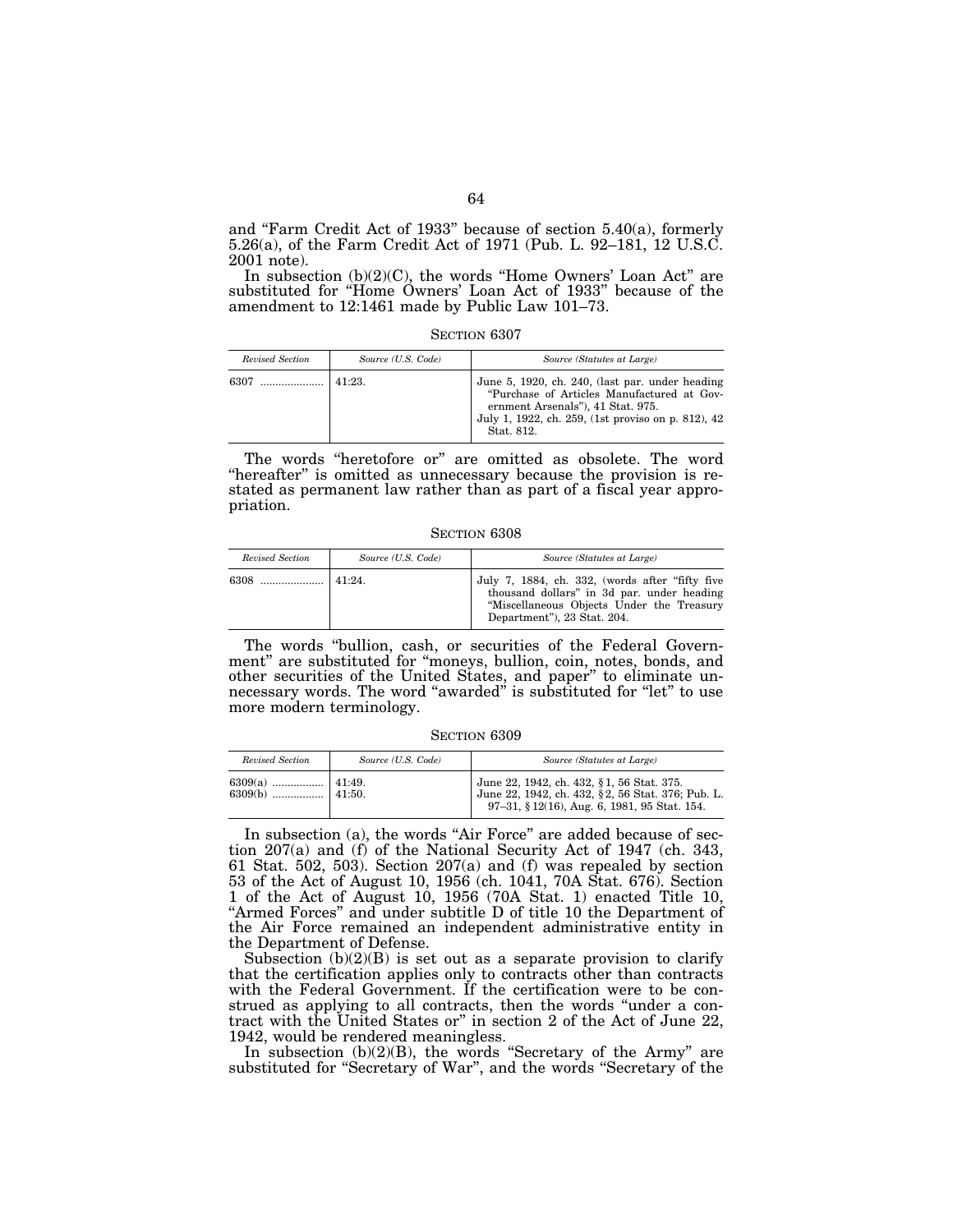and "Farm Credit Act of 1933" because of section 5.40(a), formerly 5.26(a), of the Farm Credit Act of 1971 (Pub. L. 92–181, 12 U.S.C. 2001 note).

In subsection (b)(2)(C), the words "Home Owners' Loan Act" are substituted for "Home Owners' Loan Act of 1933" because of the amendment to 12:1461 made by Public Law 101–73.

SECTION 6307

| *Revised Section* | *Source (U.S. Code)* | *Source (Statutes at Large)* |
|---|---|---|
| 6307 ..................... | 41:23. | June 5, 1920, ch. 240, (last par. under heading "Purchase of Articles Manufactured at Government Arsenals"), 41 Stat. 975.<br>July 1, 1922, ch. 259, (1st proviso on p. 812), 42 Stat. 812. |

The words "heretofore or" are omitted as obsolete. The word "hereafter" is omitted as unnecessary because the provision is restated as permanent law rather than as part of a fiscal year appropriation.

SECTION 6308

| *Revised Section* | *Source (U.S. Code)* | *Source (Statutes at Large)* |
|---|---|---|
| 6308 ..................... | 41:24. | July 7, 1884, ch. 332, (words after "fifty five thousand dollars" in 3d par. under heading "Miscellaneous Objects Under the Treasury Department"), 23 Stat. 204. |

The words "bullion, cash, or securities of the Federal Government" are substituted for "moneys, bullion, coin, notes, bonds, and other securities of the United States, and paper" to eliminate unnecessary words. The word "awarded" is substituted for "let" to use more modern terminology.

SECTION 6309

| *Revised Section* | *Source (U.S. Code)* | *Source (Statutes at Large)* |
|---|---|---|
| 6309(a) ................. | 41:49. | June 22, 1942, ch. 432, § 1, 56 Stat. 375. |
| 6309(b) ................. | 41:50. | June 22, 1942, ch. 432, § 2, 56 Stat. 376; Pub. L. 97–31, § 12(16), Aug. 6, 1981, 95 Stat. 154. |

In subsection (a), the words "Air Force" are added because of section 207(a) and (f) of the National Security Act of 1947 (ch. 343, 61 Stat. 502, 503). Section 207(a) and (f) was repealed by section 53 of the Act of August 10, 1956 (ch. 1041, 70A Stat. 676). Section 1 of the Act of August 10, 1956 (70A Stat. 1) enacted Title 10, "Armed Forces" and under subtitle D of title 10 the Department of the Air Force remained an independent administrative entity in the Department of Defense.

Subsection (b)(2)(B) is set out as a separate provision to clarify that the certification applies only to contracts other than contracts with the Federal Government. If the certification were to be construed as applying to all contracts, then the words "under a contract with the United States or" in section 2 of the Act of June 22, 1942, would be rendered meaningless.

In subsection (b)(2)(B), the words "Secretary of the Army" are substituted for "Secretary of War", and the words "Secretary of the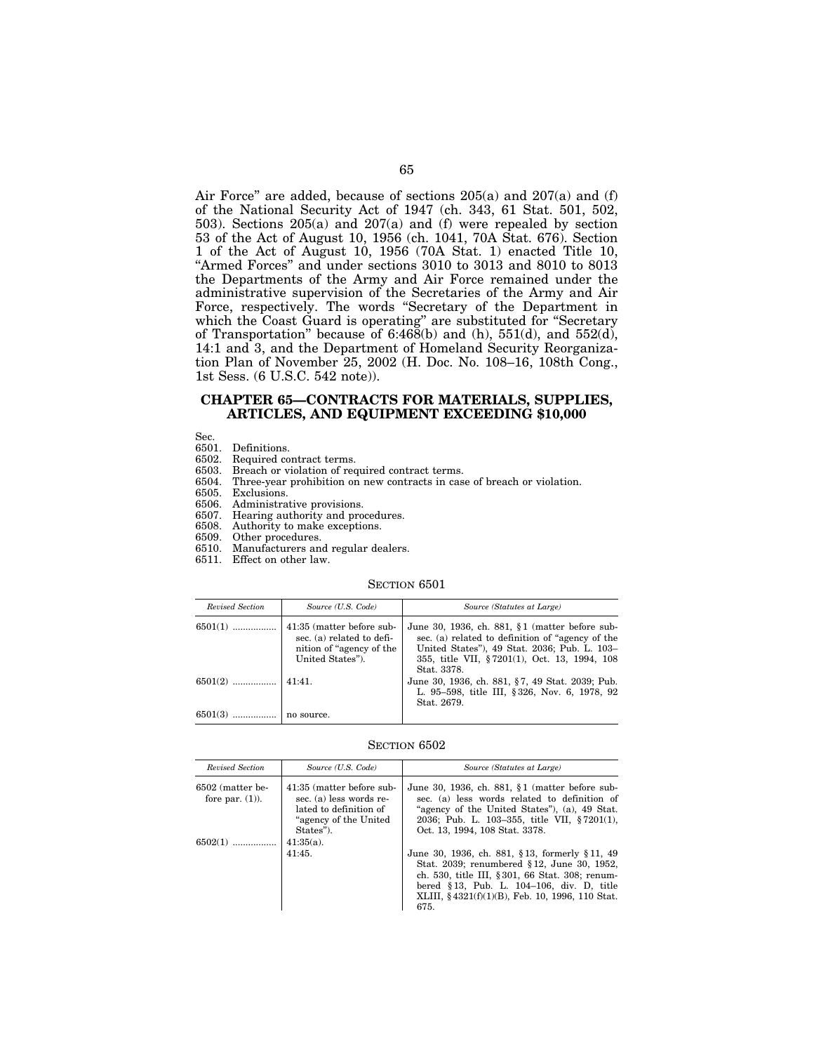Air Force" are added, because of sections 205(a) and 207(a) and (f) of the National Security Act of 1947 (ch. 343, 61 Stat. 501, 502, 503). Sections 205(a) and 207(a) and (f) were repealed by section 53 of the Act of August 10, 1956 (ch. 1041, 70A Stat. 676). Section 1 of the Act of August 10, 1956 (70A Stat. 1) enacted Title 10, "Armed Forces" and under sections 3010 to 3013 and 8010 to 8013 the Departments of the Army and Air Force remained under the administrative supervision of the Secretaries of the Army and Air Force, respectively. The words "Secretary of the Department in which the Coast Guard is operating" are substituted for "Secretary of Transportation" because of 6:468(b) and (h), 551(d), and 552(d), 14:1 and 3, and the Department of Homeland Security Reorganization Plan of November 25, 2002 (H. Doc. No. 108–16, 108th Cong., 1st Sess. (6 U.S.C. 542 note)).

## CHAPTER 65—CONTRACTS FOR MATERIALS, SUPPLIES, ARTICLES, AND EQUIPMENT EXCEEDING $10,000

Sec.
6501. Definitions.
6502. Required contract terms.
6503. Breach or violation of required contract terms.
6504. Three-year prohibition on new contracts in case of breach or violation.
6505. Exclusions.
6506. Administrative provisions.
6507. Hearing authority and procedures.
6508. Authority to make exceptions.
6509. Other procedures.
6510. Manufacturers and regular dealers.
6511. Effect on other law.

### SECTION 6501

| *Revised Section* | *Source (U.S. Code)* | *Source (Statutes at Large)* |
|---|---|---|
| 6501(1) ................. | 41:35 (matter before subsec. (a) related to definition of "agency of the United States"). | June 30, 1936, ch. 881, §1 (matter before subsec. (a) related to definition of "agency of the United States"), 49 Stat. 2036; Pub. L. 103–355, title VII, §7201(1), Oct. 13, 1994, 108 Stat. 3378. |
| 6501(2) ................. | 41:41. | June 30, 1936, ch. 881, §7, 49 Stat. 2039; Pub. L. 95–598, title III, §326, Nov. 6, 1978, 92 Stat. 2679. |
| 6501(3) ................. | no source. | |

### SECTION 6502

| *Revised Section* | *Source (U.S. Code)* | *Source (Statutes at Large)* |
|---|---|---|
| 6502 (matter before par. (1)). | 41:35 (matter before subsec. (a) less words related to definition of "agency of the United States"). | June 30, 1936, ch. 881, §1 (matter before subsec. (a) less words related to definition of "agency of the United States"), (a), 49 Stat. 2036; Pub. L. 103–355, title VII, §7201(1), Oct. 13, 1994, 108 Stat. 3378. |
| 6502(1) ................. | 41:35(a). | |
| | 41:45. | June 30, 1936, ch. 881, §13, formerly §11, 49 Stat. 2039; renumbered §12, June 30, 1952, ch. 530, title III, §301, 66 Stat. 308; renumbered §13, Pub. L. 104–106, div. D, title XLIII, §4321(f)(1)(B), Feb. 10, 1996, 110 Stat. 675. |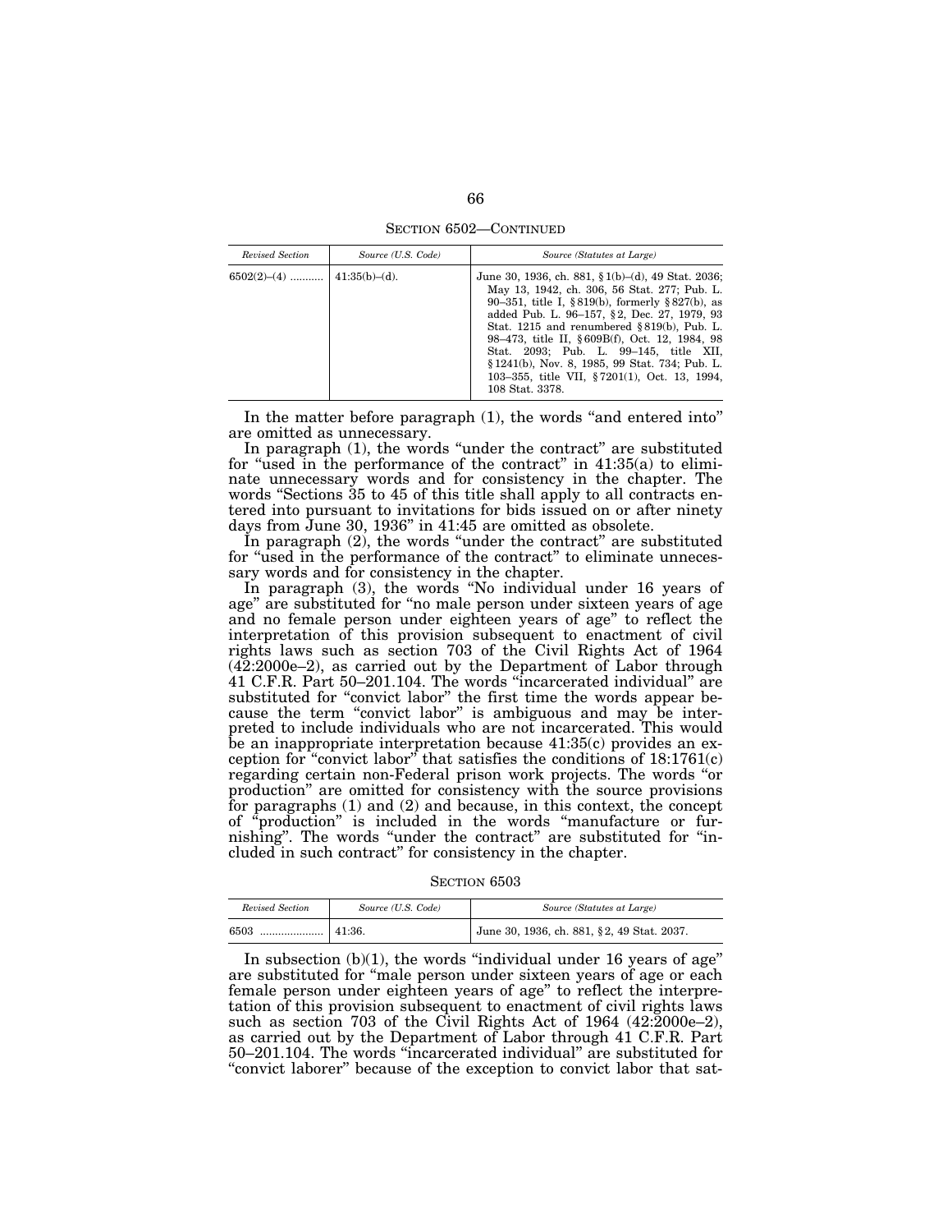SECTION 6502—CONTINUED

| *Revised Section* | *Source (U.S. Code)* | *Source (Statutes at Large)* |
|---|---|---|
| 6502(2)–(4) .......... | 41:35(b)–(d). | June 30, 1936, ch. 881, § 1(b)–(d), 49 Stat. 2036; May 13, 1942, ch. 306, 56 Stat. 277; Pub. L. 90–351, title I, § 819(b), formerly § 827(b), as added Pub. L. 96–157, § 2, Dec. 27, 1979, 93 Stat. 1215 and renumbered § 819(b), Pub. L. 98–473, title II, § 609B(f), Oct. 12, 1984, 98 Stat. 2093; Pub. L. 99–145, title XII, § 1241(b), Nov. 8, 1985, 99 Stat. 734; Pub. L. 103–355, title VII, § 7201(1), Oct. 13, 1994, 108 Stat. 3378. |

In the matter before paragraph (1), the words "and entered into" are omitted as unnecessary.

In paragraph (1), the words "under the contract" are substituted for "used in the performance of the contract" in 41:35(a) to eliminate unnecessary words and for consistency in the chapter. The words "Sections 35 to 45 of this title shall apply to all contracts entered into pursuant to invitations for bids issued on or after ninety days from June 30, 1936" in 41:45 are omitted as obsolete.

In paragraph (2), the words "under the contract" are substituted for "used in the performance of the contract" to eliminate unnecessary words and for consistency in the chapter.

In paragraph (3), the words "No individual under 16 years of age" are substituted for "no male person under sixteen years of age and no female person under eighteen years of age" to reflect the interpretation of this provision subsequent to enactment of civil rights laws such as section 703 of the Civil Rights Act of 1964 (42:2000e–2), as carried out by the Department of Labor through 41 C.F.R. Part 50–201.104. The words "incarcerated individual" are substituted for "convict labor" the first time the words appear because the term "convict labor" is ambiguous and may be interpreted to include individuals who are not incarcerated. This would be an inappropriate interpretation because 41:35(c) provides an exception for "convict labor" that satisfies the conditions of 18:1761(c) regarding certain non-Federal prison work projects. The words "or production" are omitted for consistency with the source provisions for paragraphs (1) and (2) and because, in this context, the concept of "production" is included in the words "manufacture or furnishing". The words "under the contract" are substituted for "included in such contract" for consistency in the chapter.

SECTION 6503

| *Revised Section* | *Source (U.S. Code)* | *Source (Statutes at Large)* |
|---|---|---|
| 6503 .................... | 41:36. | June 30, 1936, ch. 881, § 2, 49 Stat. 2037. |

In subsection (b)(1), the words "individual under 16 years of age" are substituted for "male person under sixteen years of age or each female person under eighteen years of age" to reflect the interpretation of this provision subsequent to enactment of civil rights laws such as section 703 of the Civil Rights Act of 1964 (42:2000e–2), as carried out by the Department of Labor through 41 C.F.R. Part 50–201.104. The words "incarcerated individual" are substituted for "convict laborer" because of the exception to convict labor that sat-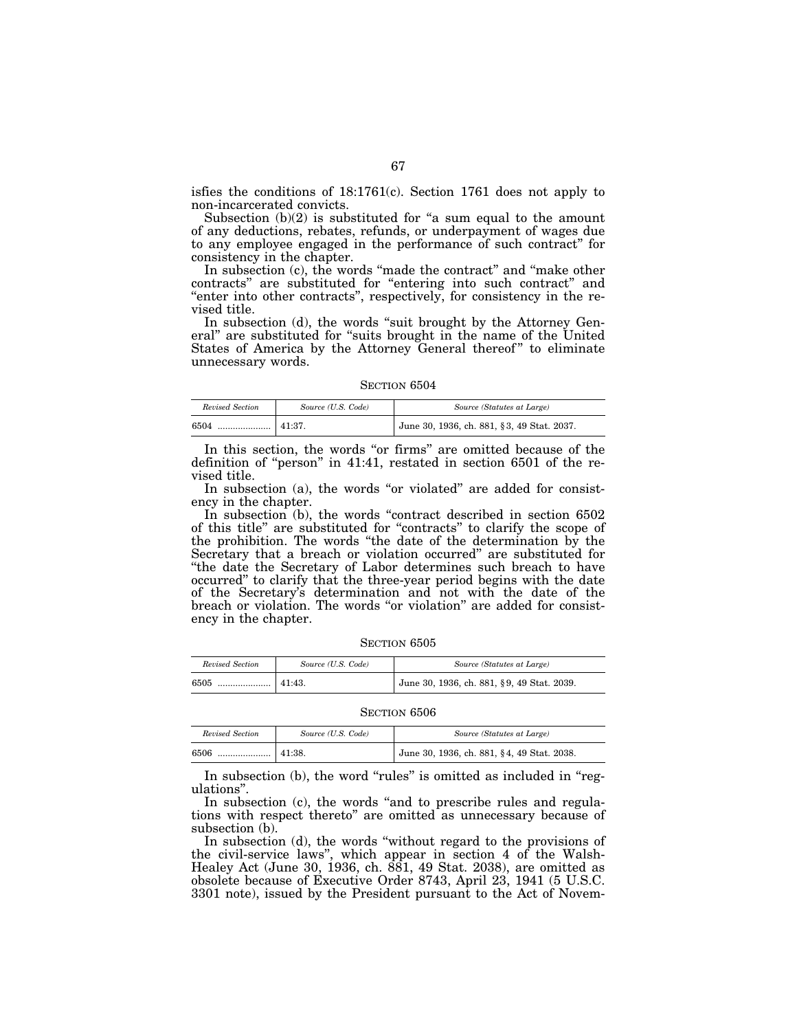isfies the conditions of 18:1761(c). Section 1761 does not apply to non-incarcerated convicts.

Subsection (b)(2) is substituted for "a sum equal to the amount of any deductions, rebates, refunds, or underpayment of wages due to any employee engaged in the performance of such contract" for consistency in the chapter.

In subsection (c), the words "made the contract" and "make other contracts" are substituted for "entering into such contract" and "enter into other contracts", respectively, for consistency in the revised title.

In subsection (d), the words "suit brought by the Attorney General" are substituted for "suits brought in the name of the United States of America by the Attorney General thereof" to eliminate unnecessary words.

SECTION 6504

| *Revised Section* | *Source (U.S. Code)* | *Source (Statutes at Large)* |
|---|---|---|
| 6504 .................... | 41:37. | June 30, 1936, ch. 881, §3, 49 Stat. 2037. |

In this section, the words "or firms" are omitted because of the definition of "person" in 41:41, restated in section 6501 of the revised title.

In subsection (a), the words "or violated" are added for consistency in the chapter.

In subsection (b), the words "contract described in section 6502 of this title" are substituted for "contracts" to clarify the scope of the prohibition. The words "the date of the determination by the Secretary that a breach or violation occurred" are substituted for "the date the Secretary of Labor determines such breach to have occurred" to clarify that the three-year period begins with the date of the Secretary's determination and not with the date of the breach or violation. The words "or violation" are added for consistency in the chapter.

SECTION 6505

| *Revised Section* | *Source (U.S. Code)* | *Source (Statutes at Large)* |
|---|---|---|
| 6505 .................... | 41:43. | June 30, 1936, ch. 881, §9, 49 Stat. 2039. |

SECTION 6506

| *Revised Section* | *Source (U.S. Code)* | *Source (Statutes at Large)* |
|---|---|---|
| 6506 .................... | 41:38. | June 30, 1936, ch. 881, §4, 49 Stat. 2038. |

In subsection (b), the word "rules" is omitted as included in "regulations".

In subsection (c), the words "and to prescribe rules and regulations with respect thereto" are omitted as unnecessary because of subsection (b).

In subsection (d), the words "without regard to the provisions of the civil-service laws", which appear in section 4 of the Walsh-Healey Act (June 30, 1936, ch. 881, 49 Stat. 2038), are omitted as obsolete because of Executive Order 8743, April 23, 1941 (5 U.S.C. 3301 note), issued by the President pursuant to the Act of Novem-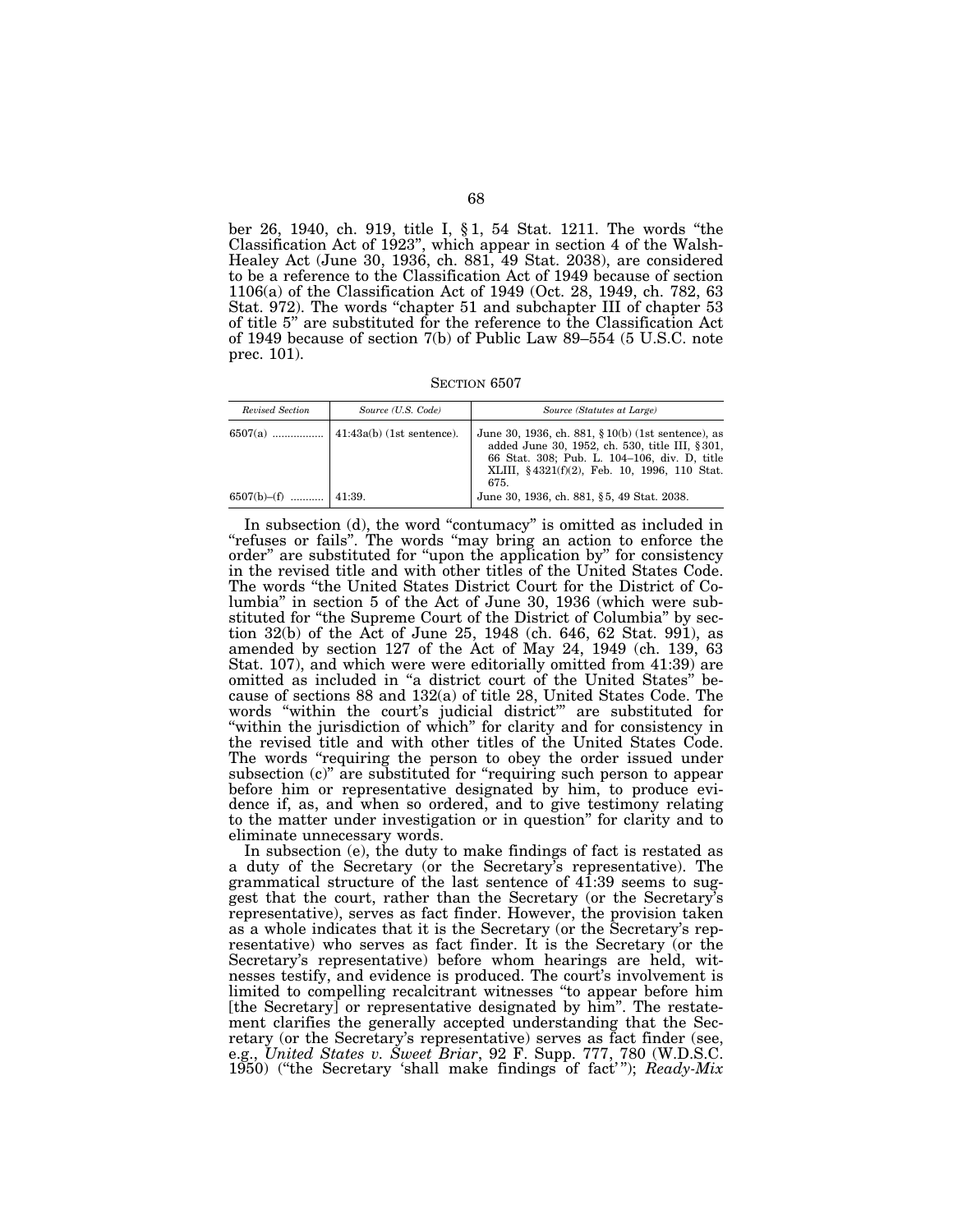ber 26, 1940, ch. 919, title I, § 1, 54 Stat. 1211. The words "the Classification Act of 1923", which appear in section 4 of the Walsh-Healey Act (June 30, 1936, ch. 881, 49 Stat. 2038), are considered to be a reference to the Classification Act of 1949 because of section 1106(a) of the Classification Act of 1949 (Oct. 28, 1949, ch. 782, 63 Stat. 972). The words "chapter 51 and subchapter III of chapter 53 of title 5" are substituted for the reference to the Classification Act of 1949 because of section 7(b) of Public Law 89–554 (5 U.S.C. note prec. 101).

SECTION 6507

| *Revised Section* | *Source (U.S. Code)* | *Source (Statutes at Large)* |
|---|---|---|
| 6507(a) ................ | 41:43a(b) (1st sentence). | June 30, 1936, ch. 881, § 10(b) (1st sentence), as added June 30, 1952, ch. 530, title III, § 301, 66 Stat. 308; Pub. L. 104–106, div. D, title XLIII, § 4321(f)(2), Feb. 10, 1996, 110 Stat. 675. |
| 6507(b)–(f) ........... | 41:39. | June 30, 1936, ch. 881, § 5, 49 Stat. 2038. |

In subsection (d), the word "contumacy" is omitted as included in "refuses or fails". The words "may bring an action to enforce the order" are substituted for "upon the application by" for consistency in the revised title and with other titles of the United States Code. The words "the United States District Court for the District of Columbia" in section 5 of the Act of June 30, 1936 (which were substituted for "the Supreme Court of the District of Columbia" by section 32(b) of the Act of June 25, 1948 (ch. 646, 62 Stat. 991), as amended by section 127 of the Act of May 24, 1949 (ch. 139, 63 Stat. 107), and which were were editorially omitted from 41:39) are omitted as included in "a district court of the United States" because of sections 88 and 132(a) of title 28, United States Code. The words "within the court's judicial district'" are substituted for "within the jurisdiction of which" for clarity and for consistency in the revised title and with other titles of the United States Code. The words "requiring the person to obey the order issued under subsection (c)" are substituted for "requiring such person to appear before him or representative designated by him, to produce evidence if, as, and when so ordered, and to give testimony relating to the matter under investigation or in question" for clarity and to eliminate unnecessary words.

In subsection (e), the duty to make findings of fact is restated as a duty of the Secretary (or the Secretary's representative). The grammatical structure of the last sentence of 41:39 seems to suggest that the court, rather than the Secretary (or the Secretary's representative), serves as fact finder. However, the provision taken as a whole indicates that it is the Secretary (or the Secretary's representative) who serves as fact finder. It is the Secretary (or the Secretary's representative) before whom hearings are held, witnesses testify, and evidence is produced. The court's involvement is limited to compelling recalcitrant witnesses "to appear before him [the Secretary] or representative designated by him". The restatement clarifies the generally accepted understanding that the Secretary (or the Secretary's representative) serves as fact finder (see, e.g., *United States v. Sweet Briar*, 92 F. Supp. 777, 780 (W.D.S.C. 1950) ("the Secretary 'shall make findings of fact'"); *Ready-Mix*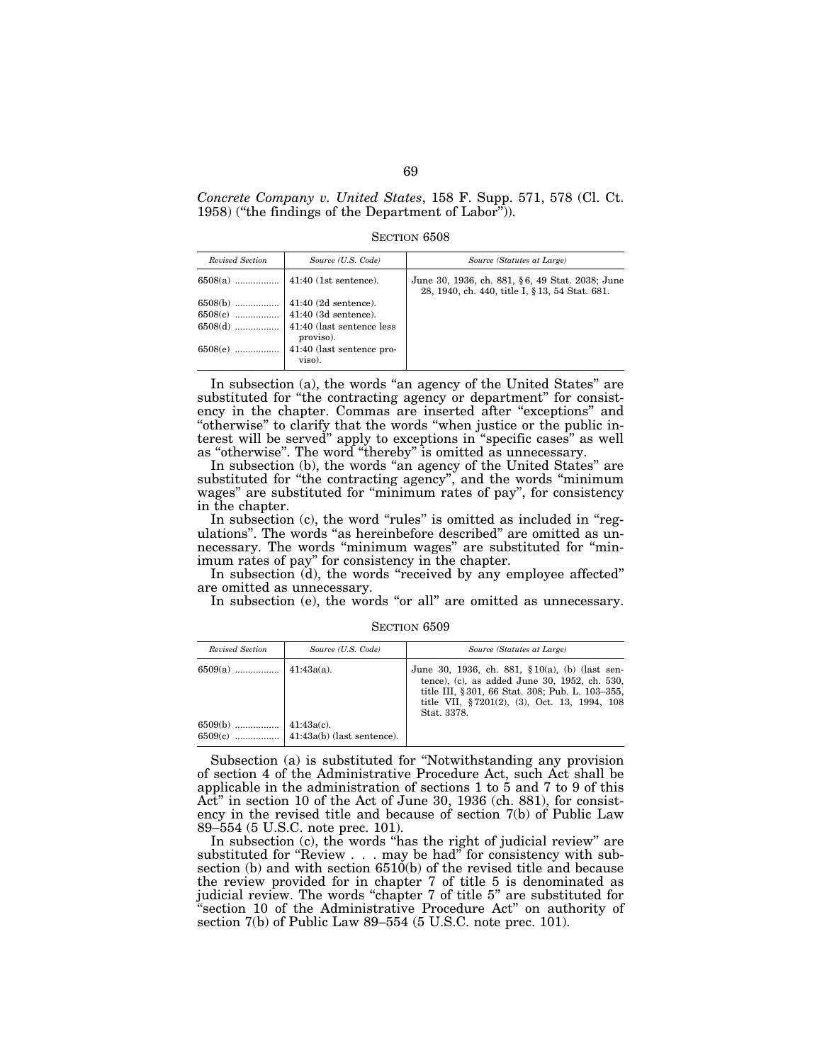*Concrete Company v. United States*, 158 F. Supp. 571, 578 (Cl. Ct. 1958) ("the findings of the Department of Labor")).

SECTION 6508

| *Revised Section* | *Source (U.S. Code)* | *Source (Statutes at Large)* |
|---|---|---|
| 6508(a) ................. | 41:40 (1st sentence). | June 30, 1936, ch. 881, § 6, 49 Stat. 2038; June 28, 1940, ch. 440, title I, § 13, 54 Stat. 681. |
| 6508(b) ................. | 41:40 (2d sentence). | |
| 6508(c) ................. | 41:40 (3d sentence). | |
| 6508(d) ................. | 41:40 (last sentence less proviso). | |
| 6508(e) ................. | 41:40 (last sentence proviso). | |

In subsection (a), the words "an agency of the United States" are substituted for "the contracting agency or department" for consistency in the chapter. Commas are inserted after "exceptions" and "otherwise" to clarify that the words "when justice or the public interest will be served" apply to exceptions in "specific cases" as well as "otherwise". The word "thereby" is omitted as unnecessary.

In subsection (b), the words "an agency of the United States" are substituted for "the contracting agency", and the words "minimum wages" are substituted for "minimum rates of pay", for consistency in the chapter.

In subsection (c), the word "rules" is omitted as included in "regulations". The words "as hereinbefore described" are omitted as unnecessary. The words "minimum wages" are substituted for "minimum rates of pay" for consistency in the chapter.

In subsection (d), the words "received by any employee affected" are omitted as unnecessary.

In subsection (e), the words "or all" are omitted as unnecessary.

SECTION 6509

| *Revised Section* | *Source (U.S. Code)* | *Source (Statutes at Large)* |
|---|---|---|
| 6509(a) ................. | 41:43a(a). | June 30, 1936, ch. 881, § 10(a), (b) (last sentence), (c), as added June 30, 1952, ch. 530, title III, § 301, 66 Stat. 308; Pub. L. 103–355, title VII, § 7201(2), (3), Oct. 13, 1994, 108 Stat. 3378. |
| 6509(b) ................. | 41:43a(c). | |
| 6509(c) ................. | 41:43a(b) (last sentence). | |

Subsection (a) is substituted for "Notwithstanding any provision of section 4 of the Administrative Procedure Act, such Act shall be applicable in the administration of sections 1 to 5 and 7 to 9 of this Act" in section 10 of the Act of June 30, 1936 (ch. 881), for consistency in the revised title and because of section 7(b) of Public Law 89–554 (5 U.S.C. note prec. 101).

In subsection (c), the words "has the right of judicial review" are substituted for "Review . . . may be had" for consistency with subsection (b) and with section 6510(b) of the revised title and because the review provided for in chapter 7 of title 5 is denominated as judicial review. The words "chapter 7 of title 5" are substituted for "section 10 of the Administrative Procedure Act" on authority of section 7(b) of Public Law 89–554 (5 U.S.C. note prec. 101).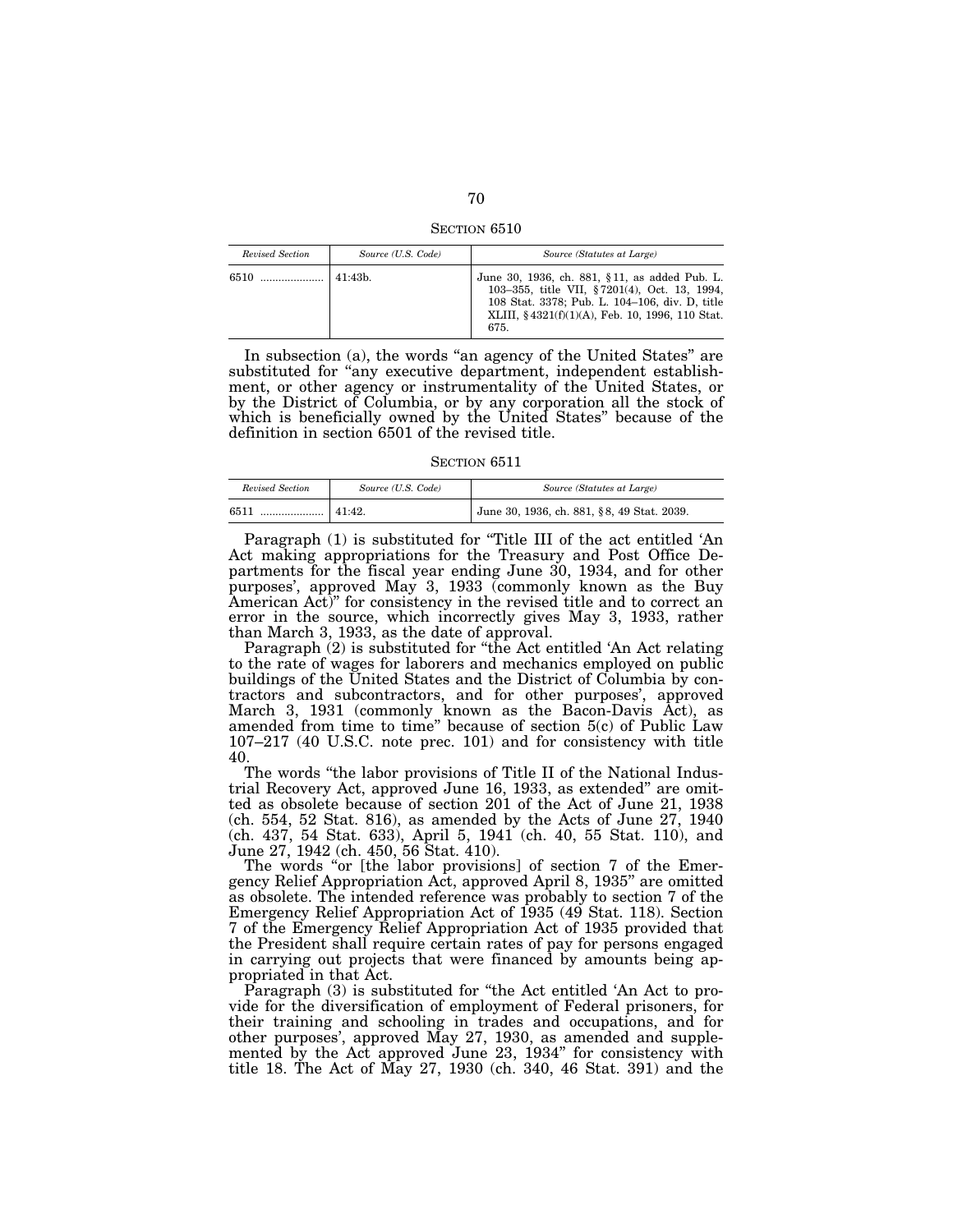SECTION 6510

| *Revised Section* | *Source (U.S. Code)* | *Source (Statutes at Large)* |
|---|---|---|
| 6510 ..................... | 41:43b. | June 30, 1936, ch. 881, §11, as added Pub. L. 103–355, title VII, §7201(4), Oct. 13, 1994, 108 Stat. 3378; Pub. L. 104–106, div. D, title XLIII, §4321(f)(1)(A), Feb. 10, 1996, 110 Stat. 675. |

In subsection (a), the words "an agency of the United States" are substituted for "any executive department, independent establishment, or other agency or instrumentality of the United States, or by the District of Columbia, or by any corporation all the stock of which is beneficially owned by the United States" because of the definition in section 6501 of the revised title.

SECTION 6511

| *Revised Section* | *Source (U.S. Code)* | *Source (Statutes at Large)* |
|---|---|---|
| 6511 ..................... | 41:42. | June 30, 1936, ch. 881, §8, 49 Stat. 2039. |

Paragraph (1) is substituted for "Title III of the act entitled 'An Act making appropriations for the Treasury and Post Office Departments for the fiscal year ending June 30, 1934, and for other purposes', approved May 3, 1933 (commonly known as the Buy American Act)" for consistency in the revised title and to correct an error in the source, which incorrectly gives May 3, 1933, rather than March 3, 1933, as the date of approval.

Paragraph (2) is substituted for "the Act entitled 'An Act relating to the rate of wages for laborers and mechanics employed on public buildings of the United States and the District of Columbia by contractors and subcontractors, and for other purposes', approved March 3, 1931 (commonly known as the Bacon-Davis Act), as amended from time to time" because of section 5(c) of Public Law 107–217 (40 U.S.C. note prec. 101) and for consistency with title 40.

The words "the labor provisions of Title II of the National Industrial Recovery Act, approved June 16, 1933, as extended" are omitted as obsolete because of section 201 of the Act of June 21, 1938 (ch. 554, 52 Stat. 816), as amended by the Acts of June 27, 1940 (ch. 437, 54 Stat. 633), April 5, 1941 (ch. 40, 55 Stat. 110), and June 27, 1942 (ch. 450, 56 Stat. 410).

The words "or [the labor provisions] of section 7 of the Emergency Relief Appropriation Act, approved April 8, 1935" are omitted as obsolete. The intended reference was probably to section 7 of the Emergency Relief Appropriation Act of 1935 (49 Stat. 118). Section 7 of the Emergency Relief Appropriation Act of 1935 provided that the President shall require certain rates of pay for persons engaged in carrying out projects that were financed by amounts being appropriated in that Act.

Paragraph (3) is substituted for "the Act entitled 'An Act to provide for the diversification of employment of Federal prisoners, for their training and schooling in trades and occupations, and for other purposes', approved May 27, 1930, as amended and supplemented by the Act approved June 23, 1934" for consistency with title 18. The Act of May 27, 1930 (ch. 340, 46 Stat. 391) and the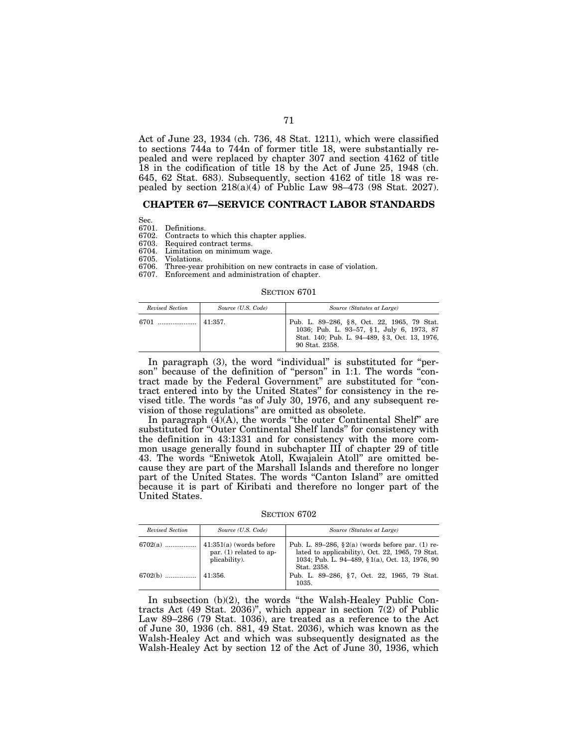Act of June 23, 1934 (ch. 736, 48 Stat. 1211), which were classified to sections 744a to 744n of former title 18, were substantially repealed and were replaced by chapter 307 and section 4162 of title 18 in the codification of title 18 by the Act of June 25, 1948 (ch. 645, 62 Stat. 683). Subsequently, section 4162 of title 18 was repealed by section 218(a)(4) of Public Law 98–473 (98 Stat. 2027).

## CHAPTER 67—SERVICE CONTRACT LABOR STANDARDS

Sec.
6701. Definitions.
6702. Contracts to which this chapter applies.
6703. Required contract terms.
6704. Limitation on minimum wage.
6705. Violations.
6706. Three-year prohibition on new contracts in case of violation.
6707. Enforcement and administration of chapter.

SECTION 6701

| *Revised Section* | *Source (U.S. Code)* | *Source (Statutes at Large)* |
|---|---|---|
| 6701 ..................... | 41:357. | Pub. L. 89–286, §8, Oct. 22, 1965, 79 Stat. 1036; Pub. L. 93–57, §1, July 6, 1973, 87 Stat. 140; Pub. L. 94–489, §3, Oct. 13, 1976, 90 Stat. 2358. |

In paragraph (3), the word "individual" is substituted for "person" because of the definition of "person" in 1:1. The words "contract made by the Federal Government" are substituted for "contract entered into by the United States" for consistency in the revised title. The words "as of July 30, 1976, and any subsequent revision of those regulations" are omitted as obsolete.

In paragraph (4)(A), the words "the outer Continental Shelf" are substituted for "Outer Continental Shelf lands" for consistency with the definition in 43:1331 and for consistency with the more common usage generally found in subchapter III of chapter 29 of title 43. The words "Eniwetok Atoll, Kwajalein Atoll" are omitted because they are part of the Marshall Islands and therefore no longer part of the United States. The words "Canton Island" are omitted because it is part of Kiribati and therefore no longer part of the United States.

SECTION 6702

| *Revised Section* | *Source (U.S. Code)* | *Source (Statutes at Large)* |
|---|---|---|
| 6702(a) ................. | 41:351(a) (words before par. (1) related to applicability). | Pub. L. 89–286, §2(a) (words before par. (1) related to applicability), Oct. 22, 1965, 79 Stat. 1034; Pub. L. 94–489, §1(a), Oct. 13, 1976, 90 Stat. 2358. |
| 6702(b) ................. | 41:356. | Pub. L. 89–286, §7, Oct. 22, 1965, 79 Stat. 1035. |

In subsection (b)(2), the words "the Walsh-Healey Public Contracts Act (49 Stat. 2036)", which appear in section 7(2) of Public Law 89–286 (79 Stat. 1036), are treated as a reference to the Act of June 30, 1936 (ch. 881, 49 Stat. 2036), which was known as the Walsh-Healey Act and which was subsequently designated as the Walsh-Healey Act by section 12 of the Act of June 30, 1936, which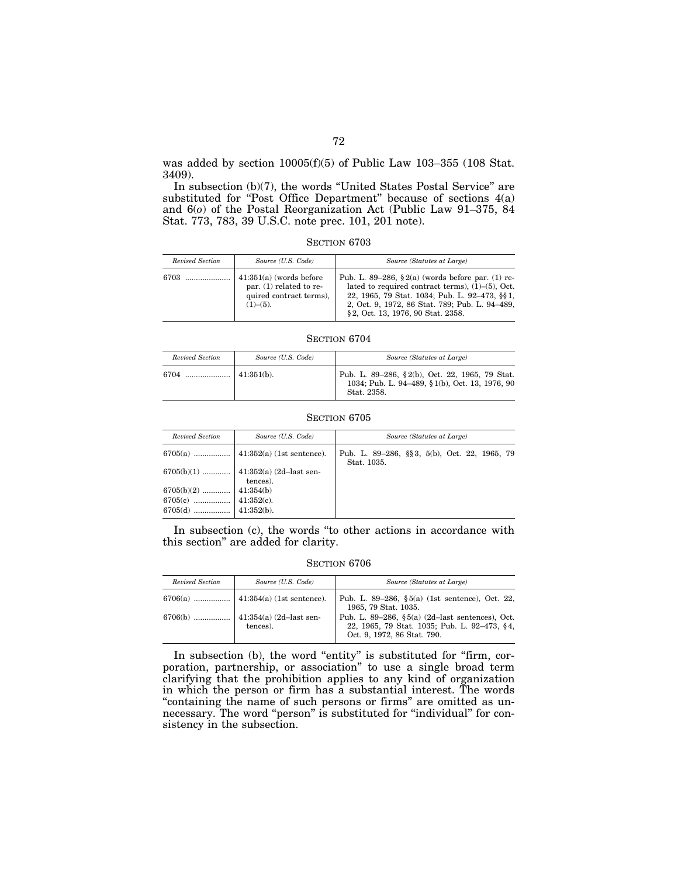was added by section 10005(f)(5) of Public Law 103–355 (108 Stat. 3409).

In subsection (b)(7), the words "United States Postal Service" are substituted for "Post Office Department" because of sections 4(a) and 6(*o*) of the Postal Reorganization Act (Public Law 91–375, 84 Stat. 773, 783, 39 U.S.C. note prec. 101, 201 note).

### SECTION 6703

| *Revised Section* | *Source (U.S. Code)* | *Source (Statutes at Large)* |
|---|---|---|
| 6703 ..................... | 41:351(a) (words before par. (1) related to required contract terms), (1)–(5). | Pub. L. 89–286, §2(a) (words before par. (1) related to required contract terms), (1)–(5), Oct. 22, 1965, 79 Stat. 1034; Pub. L. 92–473, §§1, 2, Oct. 9, 1972, 86 Stat. 789; Pub. L. 94–489, §2, Oct. 13, 1976, 90 Stat. 2358. |

### SECTION 6704

| *Revised Section* | *Source (U.S. Code)* | *Source (Statutes at Large)* |
|---|---|---|
| 6704 ..................... | 41:351(b). | Pub. L. 89–286, §2(b), Oct. 22, 1965, 79 Stat. 1034; Pub. L. 94–489, §1(b), Oct. 13, 1976, 90 Stat. 2358. |

### SECTION 6705

| *Revised Section* | *Source (U.S. Code)* | *Source (Statutes at Large)* |
|---|---|---|
| 6705(a) ................. | 41:352(a) (1st sentence). | Pub. L. 89–286, §§3, 5(b), Oct. 22, 1965, 79 Stat. 1035. |
| 6705(b)(1) ............. | 41:352(a) (2d–last sentences). | |
| 6705(b)(2) ............. | 41:354(b) | |
| 6705(c) ................. | 41:352(c). | |
| 6705(d) ................. | 41:352(b). | |

In subsection (c), the words "to other actions in accordance with this section" are added for clarity.

### SECTION 6706

| *Revised Section* | *Source (U.S. Code)* | *Source (Statutes at Large)* |
|---|---|---|
| 6706(a) ................. | 41:354(a) (1st sentence). | Pub. L. 89–286, §5(a) (1st sentence), Oct. 22, 1965, 79 Stat. 1035. |
| 6706(b) ................. | 41:354(a) (2d–last sentences). | Pub. L. 89–286, §5(a) (2d–last sentences), Oct. 22, 1965, 79 Stat. 1035; Pub. L. 92–473, §4, Oct. 9, 1972, 86 Stat. 790. |

In subsection (b), the word "entity" is substituted for "firm, corporation, partnership, or association" to use a single broad term clarifying that the prohibition applies to any kind of organization in which the person or firm has a substantial interest. The words "containing the name of such persons or firms" are omitted as unnecessary. The word "person" is substituted for "individual" for consistency in the subsection.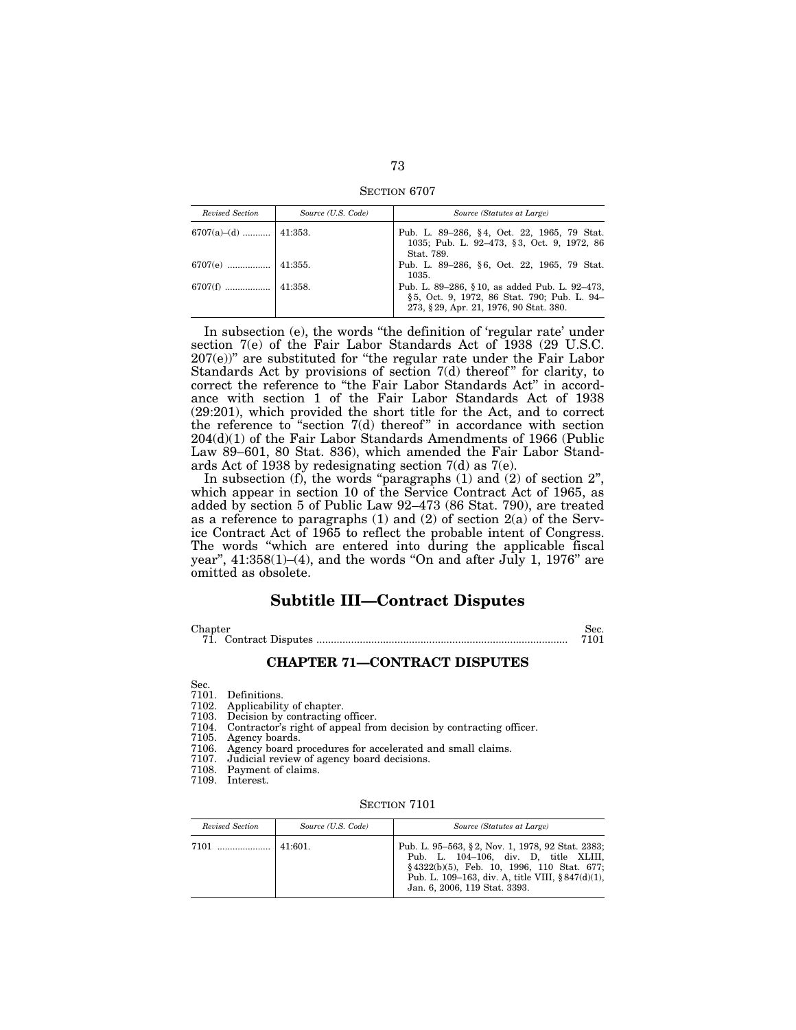SECTION 6707

| *Revised Section* | *Source (U.S. Code)* | *Source (Statutes at Large)* |
| --- | --- | --- |
| 6707(a)–(d) ........... | 41:353. | Pub. L. 89–286, §4, Oct. 22, 1965, 79 Stat. 1035; Pub. L. 92–473, §3, Oct. 9, 1972, 86 Stat. 789. |
| 6707(e) ................. | 41:355. | Pub. L. 89–286, §6, Oct. 22, 1965, 79 Stat. 1035. |
| 6707(f) .................. | 41:358. | Pub. L. 89–286, §10, as added Pub. L. 92–473, §5, Oct. 9, 1972, 86 Stat. 790; Pub. L. 94–273, §29, Apr. 21, 1976, 90 Stat. 380. |

In subsection (e), the words "the definition of 'regular rate' under section 7(e) of the Fair Labor Standards Act of 1938 (29 U.S.C. 207(e))" are substituted for "the regular rate under the Fair Labor Standards Act by provisions of section 7(d) thereof" for clarity, to correct the reference to "the Fair Labor Standards Act" in accordance with section 1 of the Fair Labor Standards Act of 1938 (29:201), which provided the short title for the Act, and to correct the reference to "section 7(d) thereof" in accordance with section 204(d)(1) of the Fair Labor Standards Amendments of 1966 (Public Law 89–601, 80 Stat. 836), which amended the Fair Labor Standards Act of 1938 by redesignating section 7(d) as 7(e).

In subsection (f), the words "paragraphs (1) and (2) of section 2", which appear in section 10 of the Service Contract Act of 1965, as added by section 5 of Public Law 92–473 (86 Stat. 790), are treated as a reference to paragraphs (1) and (2) of section 2(a) of the Service Contract Act of 1965 to reflect the probable intent of Congress. The words "which are entered into during the applicable fiscal year", 41:358(1)–(4), and the words "On and after July 1, 1976" are omitted as obsolete.

## Subtitle III—Contract Disputes

| Chapter | Sec. |
| --- | --- |
| 71. Contract Disputes ...................................................................................... | 7101 |

### CHAPTER 71—CONTRACT DISPUTES

Sec.
7101. Definitions.
7102. Applicability of chapter.
7103. Decision by contracting officer.
7104. Contractor's right of appeal from decision by contracting officer.
7105. Agency boards.
7106. Agency board procedures for accelerated and small claims.
7107. Judicial review of agency board decisions.
7108. Payment of claims.
7109. Interest.

SECTION 7101

| *Revised Section* | *Source (U.S. Code)* | *Source (Statutes at Large)* |
| --- | --- | --- |
| 7101 ..................... | 41:601. | Pub. L. 95–563, §2, Nov. 1, 1978, 92 Stat. 2383; Pub. L. 104–106, div. D, title XLIII, §4322(b)(5), Feb. 10, 1996, 110 Stat. 677; Pub. L. 109–163, div. A, title VIII, §847(d)(1), Jan. 6, 2006, 119 Stat. 3393. |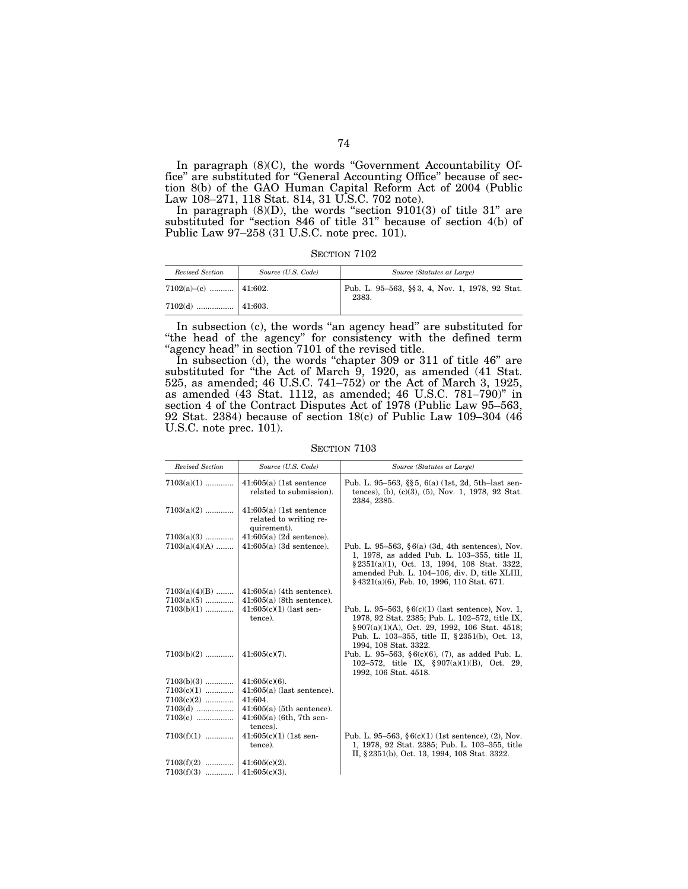In paragraph (8)(C), the words "Government Accountability Office" are substituted for "General Accounting Office" because of section 8(b) of the GAO Human Capital Reform Act of 2004 (Public Law 108–271, 118 Stat. 814, 31 U.S.C. 702 note).

In paragraph (8)(D), the words "section 9101(3) of title 31" are substituted for "section 846 of title 31" because of section 4(b) of Public Law 97–258 (31 U.S.C. note prec. 101).

SECTION 7102

| *Revised Section* | *Source (U.S. Code)* | *Source (Statutes at Large)* |
|---|---|---|
| 7102(a)–(c) ........... | 41:602. | Pub. L. 95–563, §§ 3, 4, Nov. 1, 1978, 92 Stat. 2383. |
| 7102(d) ................. | 41:603. | |

In subsection (c), the words "an agency head" are substituted for "the head of the agency" for consistency with the defined term "agency head" in section 7101 of the revised title.

In subsection (d), the words "chapter 309 or 311 of title 46" are substituted for "the Act of March 9, 1920, as amended (41 Stat. 525, as amended; 46 U.S.C. 741–752) or the Act of March 3, 1925, as amended (43 Stat. 1112, as amended; 46 U.S.C. 781–790)" in section 4 of the Contract Disputes Act of 1978 (Public Law 95–563, 92 Stat. 2384) because of section 18(c) of Public Law 109–304 (46 U.S.C. note prec. 101).

SECTION 7103

| *Revised Section* | *Source (U.S. Code)* | *Source (Statutes at Large)* |
|---|---|---|
| 7103(a)(1) ............. | 41:605(a) (1st sentence related to submission). | Pub. L. 95–563, §§ 5, 6(a) (1st, 2d, 5th–last sentences), (b), (c)(3), (5), Nov. 1, 1978, 92 Stat. 2384, 2385. |
| 7103(a)(2) ............. | 41:605(a) (1st sentence related to writing requirement). | |
| 7103(a)(3) ............. | 41:605(a) (2d sentence). | |
| 7103(a)(4)(A) ........ | 41:605(a) (3d sentence). | Pub. L. 95–563, § 6(a) (3d, 4th sentences), Nov. 1, 1978, as added Pub. L. 103–355, title II, § 2351(a)(1), Oct. 13, 1994, 108 Stat. 3322, amended Pub. L. 104–106, div. D, title XLIII, § 4321(a)(6), Feb. 10, 1996, 110 Stat. 671. |
| 7103(a)(4)(B) ........ | 41:605(a) (4th sentence). | |
| 7103(a)(5) ............. | 41:605(a) (8th sentence). | |
| 7103(b)(1) ............. | 41:605(c)(1) (last sentence). | Pub. L. 95–563, § 6(c)(1) (last sentence), Nov. 1, 1978, 92 Stat. 2385; Pub. L. 102–572, title IX, § 907(a)(1)(A), Oct. 29, 1992, 106 Stat. 4518; Pub. L. 103–355, title II, § 2351(b), Oct. 13, 1994, 108 Stat. 3322. |
| 7103(b)(2) ............. | 41:605(c)(7). | Pub. L. 95–563, § 6(c)(6), (7), as added Pub. L. 102–572, title IX, § 907(a)(1)(B), Oct. 29, 1992, 106 Stat. 4518. |
| 7103(b)(3) ............. | 41:605(c)(6). | |
| 7103(c)(1) ............. | 41:605(a) (last sentence). | |
| 7103(c)(2) ............. | 41:604. | |
| 7103(d) ................. | 41:605(a) (5th sentence). | |
| 7103(e) ................. | 41:605(a) (6th, 7th sentences). | |
| 7103(f)(1) ............. | 41:605(c)(1) (1st sentence). | Pub. L. 95–563, § 6(c)(1) (1st sentence), (2), Nov. 1, 1978, 92 Stat. 2385; Pub. L. 103–355, title II, § 2351(b), Oct. 13, 1994, 108 Stat. 3322. |
| 7103(f)(2) ............. | 41:605(c)(2). | |
| 7103(f)(3) ............. | 41:605(c)(3). | |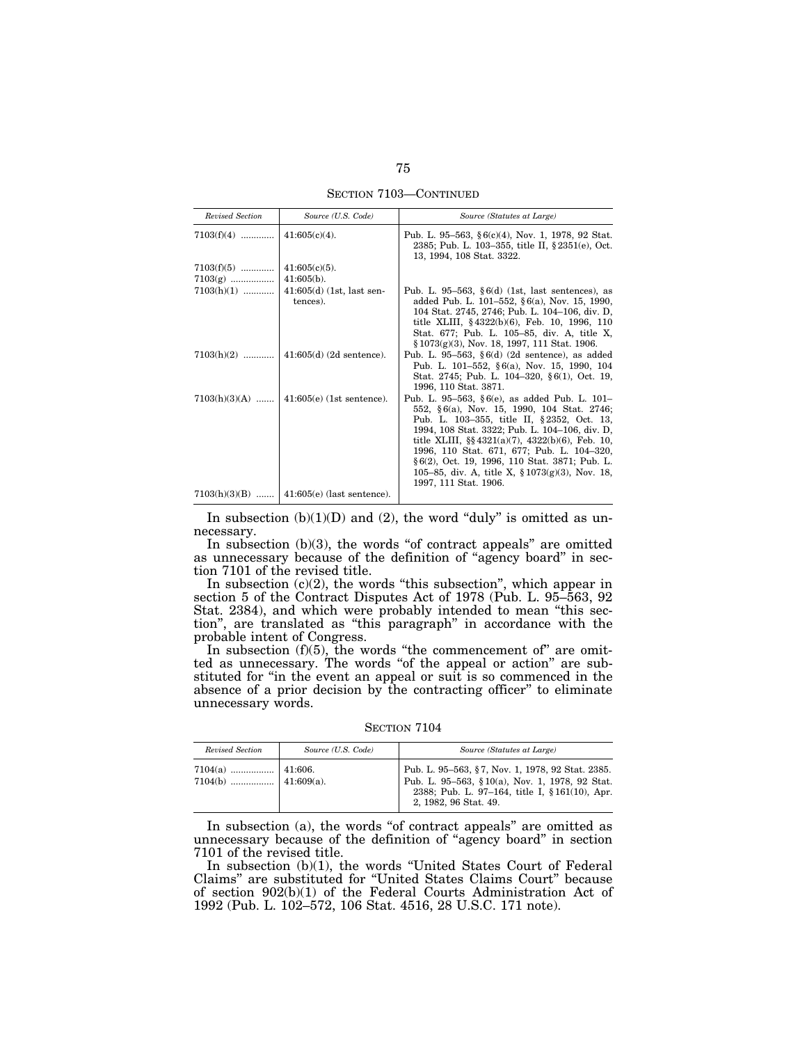SECTION 7103—CONTINUED

| Revised Section | Source (U.S. Code) | Source (Statutes at Large) |
| --- | --- | --- |
| 7103(f)(4) ............ | 41:605(c)(4). | Pub. L. 95–563, §6(c)(4), Nov. 1, 1978, 92 Stat. 2385; Pub. L. 103–355, title II, §2351(e), Oct. 13, 1994, 108 Stat. 3322. |
| 7103(f)(5) ............ | 41:605(c)(5). | |
| 7103(g) ................. | 41:605(b). | |
| 7103(h)(1) ............ | 41:605(d) (1st, last sentences). | Pub. L. 95–563, §6(d) (1st, last sentences), as added Pub. L. 101–552, §6(a), Nov. 15, 1990, 104 Stat. 2745, 2746; Pub. L. 104–106, div. D, title XLIII, §4322(b)(6), Feb. 10, 1996, 110 Stat. 677; Pub. L. 105–85, div. A, title X, §1073(g)(3), Nov. 18, 1997, 111 Stat. 1906. |
| 7103(h)(2) ............ | 41:605(d) (2d sentence). | Pub. L. 95–563, §6(d) (2d sentence), as added Pub. L. 101–552, §6(a), Nov. 15, 1990, 104 Stat. 2745; Pub. L. 104–320, §6(1), Oct. 19, 1996, 110 Stat. 3871. |
| 7103(h)(3)(A) ....... | 41:605(e) (1st sentence). | Pub. L. 95–563, §6(e), as added Pub. L. 101–552, §6(a), Nov. 15, 1990, 104 Stat. 2746; Pub. L. 103–355, title II, §2352, Oct. 13, 1994, 108 Stat. 3322; Pub. L. 104–106, div. D, title XLIII, §§4321(a)(7), 4322(b)(6), Feb. 10, 1996, 110 Stat. 671, 677; Pub. L. 104–320, §6(2), Oct. 19, 1996, 110 Stat. 3871; Pub. L. 105–85, div. A, title X, §1073(g)(3), Nov. 18, 1997, 111 Stat. 1906. |
| 7103(h)(3)(B) ....... | 41:605(e) (last sentence). | |

In subsection (b)(1)(D) and (2), the word "duly" is omitted as unnecessary.

In subsection (b)(3), the words "of contract appeals" are omitted as unnecessary because of the definition of "agency board" in section 7101 of the revised title.

In subsection (c)(2), the words "this subsection", which appear in section 5 of the Contract Disputes Act of 1978 (Pub. L. 95–563, 92 Stat. 2384), and which were probably intended to mean "this section", are translated as "this paragraph" in accordance with the probable intent of Congress.

In subsection (f)(5), the words "the commencement of" are omitted as unnecessary. The words "of the appeal or action" are substituted for "in the event an appeal or suit is so commenced in the absence of a prior decision by the contracting officer" to eliminate unnecessary words.

SECTION 7104

| Revised Section | Source (U.S. Code) | Source (Statutes at Large) |
| --- | --- | --- |
| 7104(a) ................. | 41:606. | Pub. L. 95–563, §7, Nov. 1, 1978, 92 Stat. 2385. |
| 7104(b) ................. | 41:609(a). | Pub. L. 95–563, §10(a), Nov. 1, 1978, 92 Stat. 2388; Pub. L. 97–164, title I, §161(10), Apr. 2, 1982, 96 Stat. 49. |

In subsection (a), the words "of contract appeals" are omitted as unnecessary because of the definition of "agency board" in section 7101 of the revised title.

In subsection (b)(1), the words "United States Court of Federal Claims" are substituted for "United States Claims Court" because of section 902(b)(1) of the Federal Courts Administration Act of 1992 (Pub. L. 102–572, 106 Stat. 4516, 28 U.S.C. 171 note).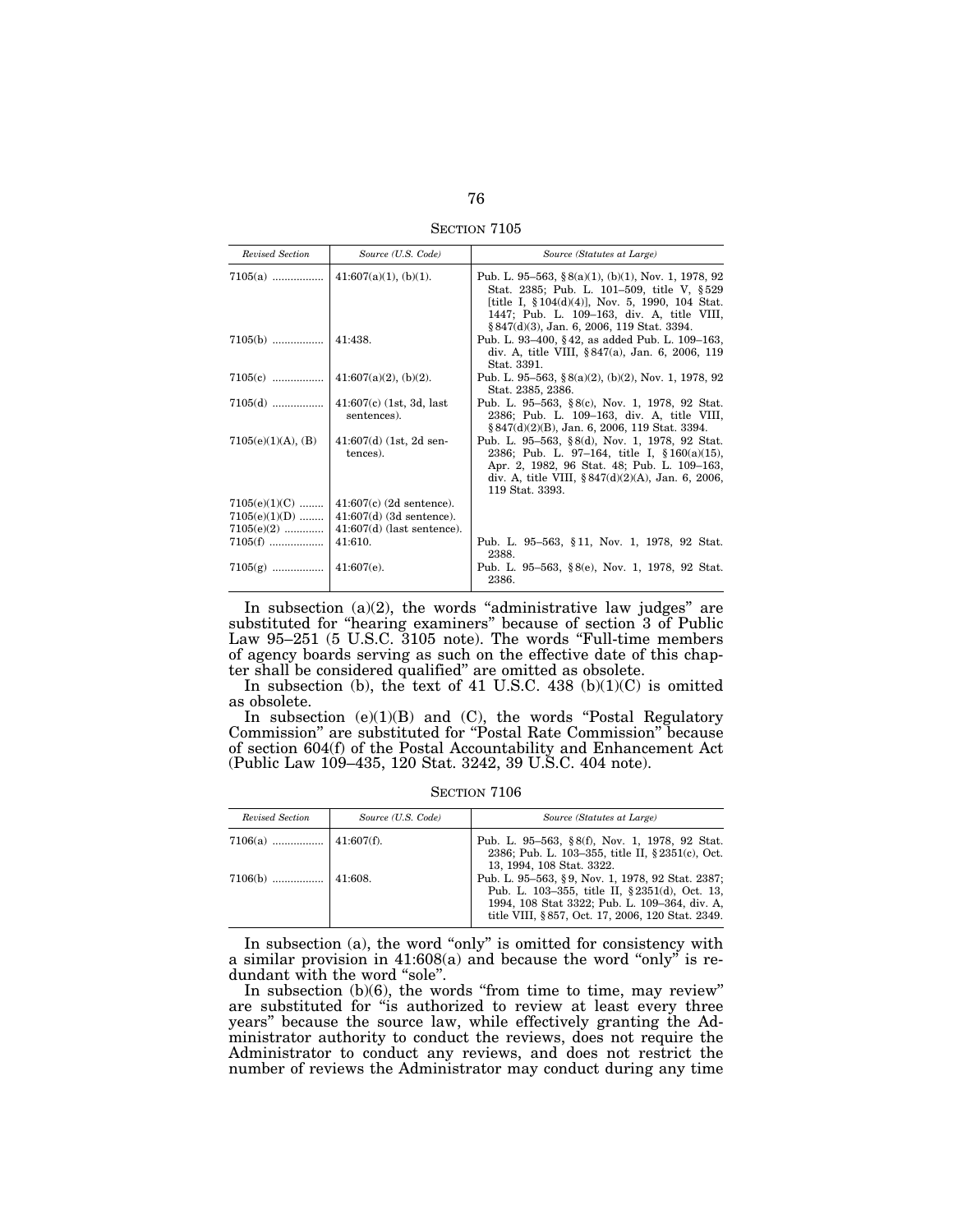SECTION 7105

| *Revised Section* | *Source (U.S. Code)* | *Source (Statutes at Large)* |
|---|---|---|
| 7105(a) ................ | 41:607(a)(1), (b)(1). | Pub. L. 95–563, §8(a)(1), (b)(1), Nov. 1, 1978, 92 Stat. 2385; Pub. L. 101–509, title V, §529 [title I, §104(d)(4)], Nov. 5, 1990, 104 Stat. 1447; Pub. L. 109–163, div. A, title VIII, §847(d)(3), Jan. 6, 2006, 119 Stat. 3394. |
| 7105(b) ................ | 41:438. | Pub. L. 93–400, §42, as added Pub. L. 109–163, div. A, title VIII, §847(a), Jan. 6, 2006, 119 Stat. 3391. |
| 7105(c) ................ | 41:607(a)(2), (b)(2). | Pub. L. 95–563, §8(a)(2), (b)(2), Nov. 1, 1978, 92 Stat. 2385, 2386. |
| 7105(d) ................ | 41:607(c) (1st, 3d, last sentences). | Pub. L. 95–563, §8(c), Nov. 1, 1978, 92 Stat. 2386; Pub. L. 109–163, div. A, title VIII, §847(d)(2)(B), Jan. 6, 2006, 119 Stat. 3394. |
| 7105(e)(1)(A), (B) | 41:607(d) (1st, 2d sentences). | Pub. L. 95–563, §8(d), Nov. 1, 1978, 92 Stat. 2386; Pub. L. 97–164, title I, §160(a)(15), Apr. 2, 1982, 96 Stat. 48; Pub. L. 109–163, div. A, title VIII, §847(d)(2)(A), Jan. 6, 2006, 119 Stat. 3393. |
| 7105(e)(1)(C) ........ | 41:607(c) (2d sentence). | |
| 7105(e)(1)(D) ........ | 41:607(d) (3d sentence). | |
| 7105(e)(2) ............ | 41:607(d) (last sentence). | |
| 7105(f) .................. | 41:610. | Pub. L. 95–563, §11, Nov. 1, 1978, 92 Stat. 2388. |
| 7105(g) ................ | 41:607(e). | Pub. L. 95–563, §8(e), Nov. 1, 1978, 92 Stat. 2386. |

In subsection (a)(2), the words "administrative law judges" are substituted for "hearing examiners" because of section 3 of Public Law 95–251 (5 U.S.C. 3105 note). The words "Full-time members of agency boards serving as such on the effective date of this chapter shall be considered qualified" are omitted as obsolete.

In subsection (b), the text of 41 U.S.C. 438 (b)(1)(C) is omitted as obsolete.

In subsection (e)(1)(B) and (C), the words "Postal Regulatory Commission" are substituted for "Postal Rate Commission" because of section 604(f) of the Postal Accountability and Enhancement Act (Public Law 109–435, 120 Stat. 3242, 39 U.S.C. 404 note).

SECTION 7106

| *Revised Section* | *Source (U.S. Code)* | *Source (Statutes at Large)* |
|---|---|---|
| 7106(a) ................ | 41:607(f). | Pub. L. 95–563, §8(f), Nov. 1, 1978, 92 Stat. 2386; Pub. L. 103–355, title II, §2351(c), Oct. 13, 1994, 108 Stat. 3322. |
| 7106(b) ................ | 41:608. | Pub. L. 95–563, §9, Nov. 1, 1978, 92 Stat. 2387; Pub. L. 103–355, title II, §2351(d), Oct. 13, 1994, 108 Stat 3322; Pub. L. 109–364, div. A, title VIII, §857, Oct. 17, 2006, 120 Stat. 2349. |

In subsection (a), the word "only" is omitted for consistency with a similar provision in 41:608(a) and because the word "only" is redundant with the word "sole".

In subsection (b)(6), the words "from time to time, may review" are substituted for "is authorized to review at least every three years" because the source law, while effectively granting the Administrator authority to conduct the reviews, does not require the Administrator to conduct any reviews, and does not restrict the number of reviews the Administrator may conduct during any time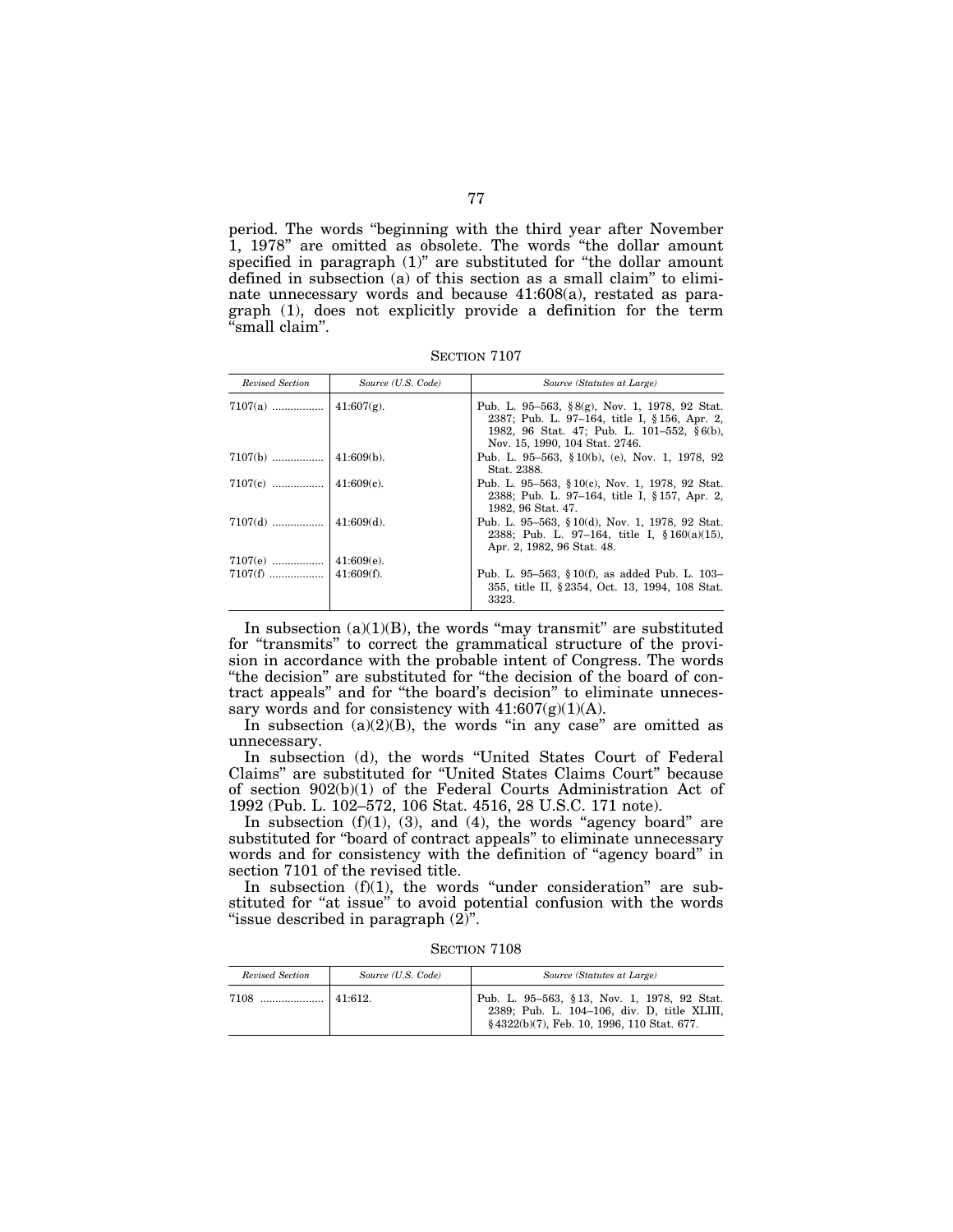period. The words "beginning with the third year after November 1, 1978" are omitted as obsolete. The words "the dollar amount specified in paragraph (1)" are substituted for "the dollar amount defined in subsection (a) of this section as a small claim" to eliminate unnecessary words and because 41:608(a), restated as paragraph (1), does not explicitly provide a definition for the term "small claim".

SECTION 7107

| *Revised Section* | *Source (U.S. Code)* | *Source (Statutes at Large)* |
|---|---|---|
| 7107(a) ................. | 41:607(g). | Pub. L. 95–563, §8(g), Nov. 1, 1978, 92 Stat. 2387; Pub. L. 97–164, title I, §156, Apr. 2, 1982, 96 Stat. 47; Pub. L. 101–552, §6(b), Nov. 15, 1990, 104 Stat. 2746. |
| 7107(b) ................. | 41:609(b). | Pub. L. 95–563, §10(b), (e), Nov. 1, 1978, 92 Stat. 2388. |
| 7107(c) ................. | 41:609(c). | Pub. L. 95–563, §10(c), Nov. 1, 1978, 92 Stat. 2388; Pub. L. 97–164, title I, §157, Apr. 2, 1982, 96 Stat. 47. |
| 7107(d) ................. | 41:609(d). | Pub. L. 95–563, §10(d), Nov. 1, 1978, 92 Stat. 2388; Pub. L. 97–164, title I, §160(a)(15), Apr. 2, 1982, 96 Stat. 48. |
| 7107(e) ................. | 41:609(e). | |
| 7107(f) ................. | 41:609(f). | Pub. L. 95–563, §10(f), as added Pub. L. 103–355, title II, §2354, Oct. 13, 1994, 108 Stat. 3323. |

In subsection (a)(1)(B), the words "may transmit" are substituted for "transmits" to correct the grammatical structure of the provision in accordance with the probable intent of Congress. The words "the decision" are substituted for "the decision of the board of contract appeals" and for "the board's decision" to eliminate unnecessary words and for consistency with 41:607(g)(1)(A).

In subsection (a)(2)(B), the words "in any case" are omitted as unnecessary.

In subsection (d), the words "United States Court of Federal Claims" are substituted for "United States Claims Court" because of section 902(b)(1) of the Federal Courts Administration Act of 1992 (Pub. L. 102–572, 106 Stat. 4516, 28 U.S.C. 171 note).

In subsection (f)(1), (3), and (4), the words "agency board" are substituted for "board of contract appeals" to eliminate unnecessary words and for consistency with the definition of "agency board" in section 7101 of the revised title.

In subsection (f)(1), the words "under consideration" are substituted for "at issue" to avoid potential confusion with the words "issue described in paragraph (2)".

SECTION 7108

| *Revised Section* | *Source (U.S. Code)* | *Source (Statutes at Large)* |
|---|---|---|
| 7108 ..................... | 41:612. | Pub. L. 95–563, §13, Nov. 1, 1978, 92 Stat. 2389; Pub. L. 104–106, div. D, title XLIII, §4322(b)(7), Feb. 10, 1996, 110 Stat. 677. |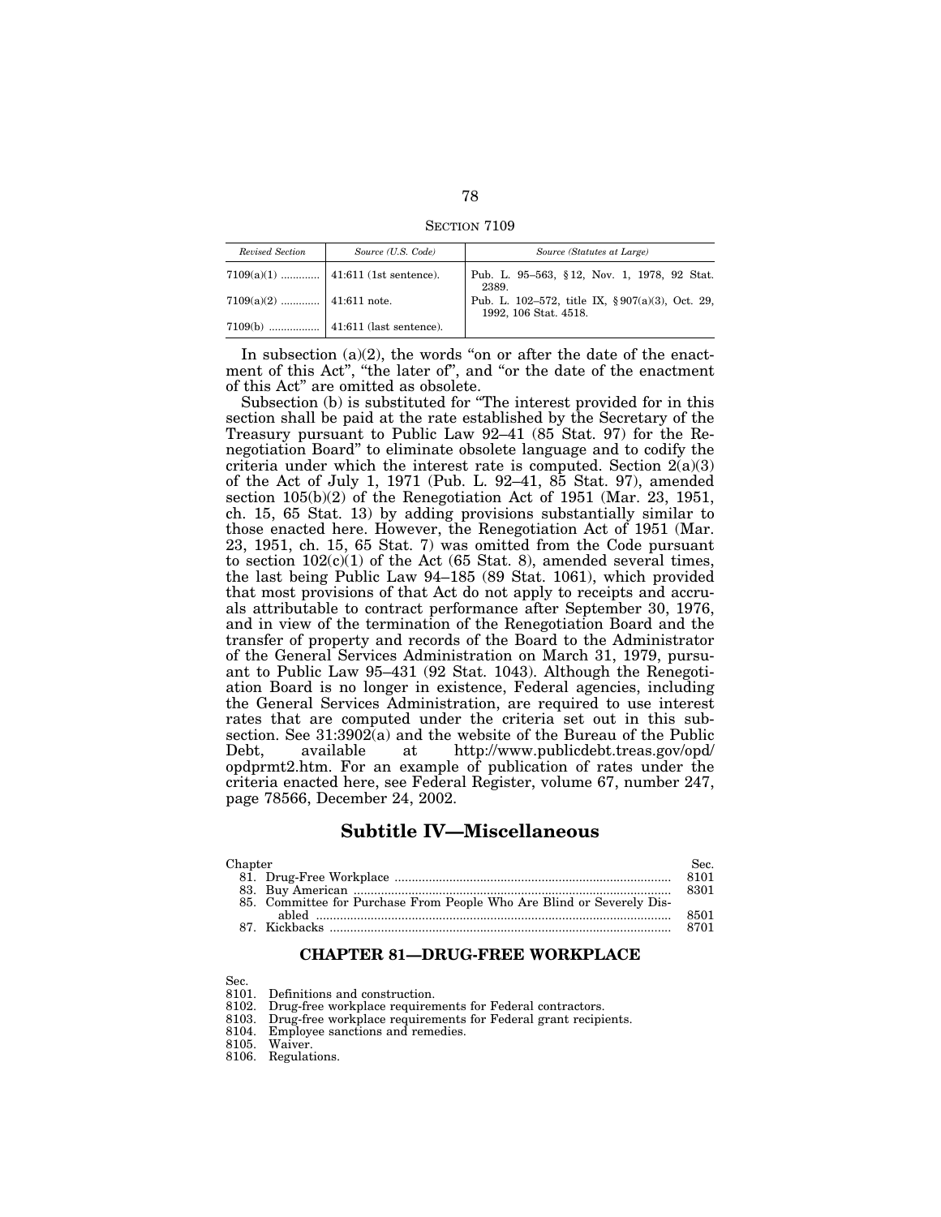SECTION 7109

| *Revised Section* | *Source (U.S. Code)* | *Source (Statutes at Large)* |
|---|---|---|
| 7109(a)(1) ............. | 41:611 (1st sentence). | Pub. L. 95–563, § 12, Nov. 1, 1978, 92 Stat. 2389. |
| 7109(a)(2) ............. | 41:611 note. | Pub. L. 102–572, title IX, § 907(a)(3), Oct. 29, 1992, 106 Stat. 4518. |
| 7109(b) ................. | 41:611 (last sentence). | |

In subsection (a)(2), the words "on or after the date of the enactment of this Act", "the later of", and "or the date of the enactment of this Act" are omitted as obsolete.

Subsection (b) is substituted for "The interest provided for in this section shall be paid at the rate established by the Secretary of the Treasury pursuant to Public Law 92–41 (85 Stat. 97) for the Renegotiation Board" to eliminate obsolete language and to codify the criteria under which the interest rate is computed. Section 2(a)(3) of the Act of July 1, 1971 (Pub. L. 92–41, 85 Stat. 97), amended section 105(b)(2) of the Renegotiation Act of 1951 (Mar. 23, 1951, ch. 15, 65 Stat. 13) by adding provisions substantially similar to those enacted here. However, the Renegotiation Act of 1951 (Mar. 23, 1951, ch. 15, 65 Stat. 7) was omitted from the Code pursuant to section 102(c)(1) of the Act (65 Stat. 8), amended several times, the last being Public Law 94–185 (89 Stat. 1061), which provided that most provisions of that Act do not apply to receipts and accruals attributable to contract performance after September 30, 1976, and in view of the termination of the Renegotiation Board and the transfer of property and records of the Board to the Administrator of the General Services Administration on March 31, 1979, pursuant to Public Law 95–431 (92 Stat. 1043). Although the Renegotiation Board is no longer in existence, Federal agencies, including the General Services Administration, are required to use interest rates that are computed under the criteria set out in this subsection. See 31:3902(a) and the website of the Bureau of the Public Debt, available at http://www.publicdebt.treas.gov/opd/opdprmt2.htm. For an example of publication of rates under the criteria enacted here, see Federal Register, volume 67, number 247, page 78566, December 24, 2002.

## Subtitle IV—Miscellaneous

| Chapter | Sec. |
|---|---|
| 81. Drug-Free Workplace | 8101 |
| 83. Buy American | 8301 |
| 85. Committee for Purchase From People Who Are Blind or Severely Disabled | 8501 |
| 87. Kickbacks | 8701 |

### CHAPTER 81—DRUG-FREE WORKPLACE

Sec.
8101. Definitions and construction.
8102. Drug-free workplace requirements for Federal contractors.
8103. Drug-free workplace requirements for Federal grant recipients.
8104. Employee sanctions and remedies.
8105. Waiver.
8106. Regulations.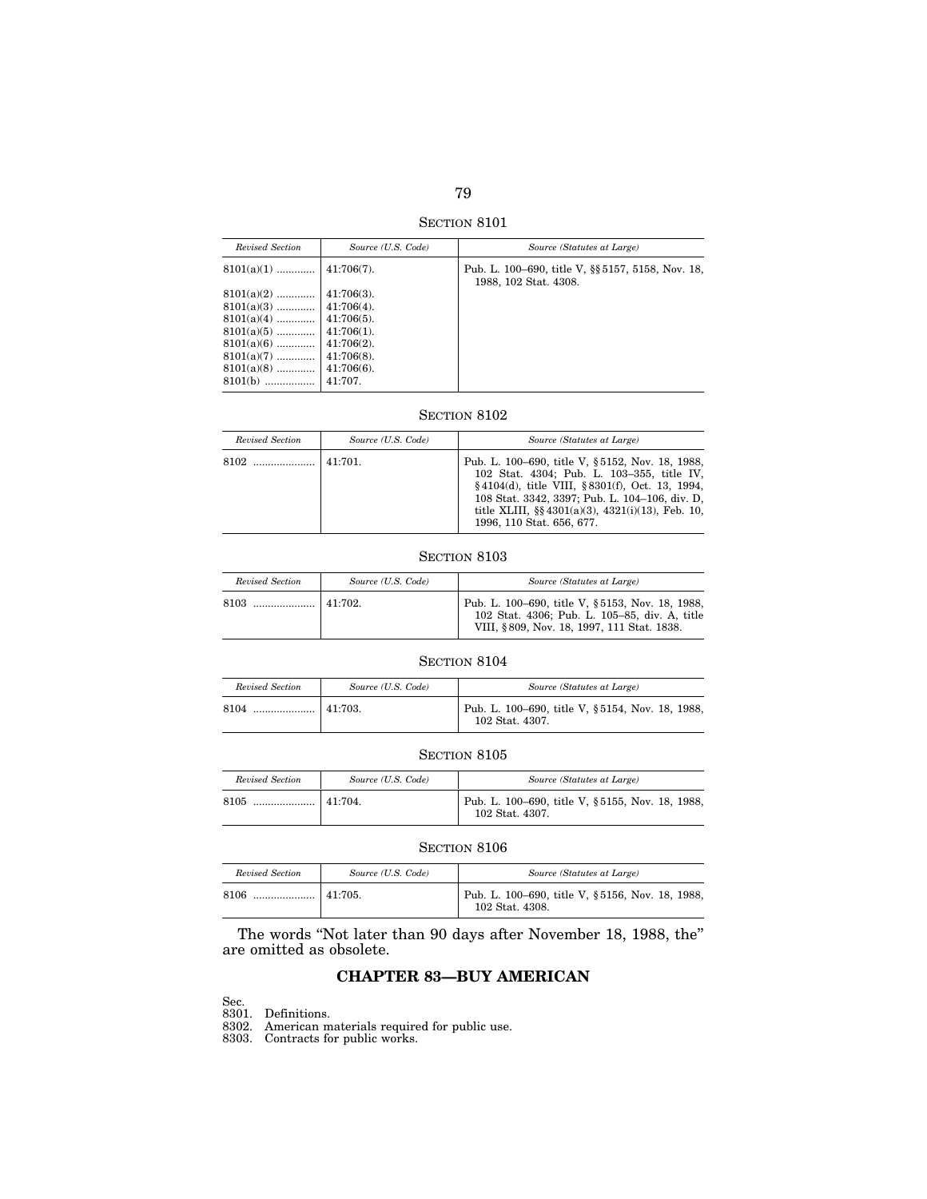SECTION 8101

| Revised Section | Source (U.S. Code) | Source (Statutes at Large) |
| --- | --- | --- |
| 8101(a)(1) ............ | 41:706(7). | Pub. L. 100–690, title V, §§5157, 5158, Nov. 18, 1988, 102 Stat. 4308. |
| 8101(a)(2) ............ | 41:706(3). | |
| 8101(a)(3) ............ | 41:706(4). | |
| 8101(a)(4) ............ | 41:706(5). | |
| 8101(a)(5) ............ | 41:706(1). | |
| 8101(a)(6) ............ | 41:706(2). | |
| 8101(a)(7) ............ | 41:706(8). | |
| 8101(a)(8) ............ | 41:706(6). | |
| 8101(b) ................ | 41:707. | |

SECTION 8102

| Revised Section | Source (U.S. Code) | Source (Statutes at Large) |
| --- | --- | --- |
| 8102 .................... | 41:701. | Pub. L. 100–690, title V, §5152, Nov. 18, 1988, 102 Stat. 4304; Pub. L. 103–355, title IV, §4104(d), title VIII, §8301(f), Oct. 13, 1994, 108 Stat. 3342, 3397; Pub. L. 104–106, div. D, title XLIII, §§4301(a)(3), 4321(i)(13), Feb. 10, 1996, 110 Stat. 656, 677. |

SECTION 8103

| Revised Section | Source (U.S. Code) | Source (Statutes at Large) |
| --- | --- | --- |
| 8103 .................... | 41:702. | Pub. L. 100–690, title V, §5153, Nov. 18, 1988, 102 Stat. 4306; Pub. L. 105–85, div. A, title VIII, §809, Nov. 18, 1997, 111 Stat. 1838. |

SECTION 8104

| Revised Section | Source (U.S. Code) | Source (Statutes at Large) |
| --- | --- | --- |
| 8104 .................... | 41:703. | Pub. L. 100–690, title V, §5154, Nov. 18, 1988, 102 Stat. 4307. |

SECTION 8105

| Revised Section | Source (U.S. Code) | Source (Statutes at Large) |
| --- | --- | --- |
| 8105 .................... | 41:704. | Pub. L. 100–690, title V, §5155, Nov. 18, 1988, 102 Stat. 4307. |

SECTION 8106

| Revised Section | Source (U.S. Code) | Source (Statutes at Large) |
| --- | --- | --- |
| 8106 .................... | 41:705. | Pub. L. 100–690, title V, §5156, Nov. 18, 1988, 102 Stat. 4308. |

The words "Not later than 90 days after November 18, 1988, the" are omitted as obsolete.

## CHAPTER 83—BUY AMERICAN

Sec.
8301. Definitions.
8302. American materials required for public use.
8303. Contracts for public works.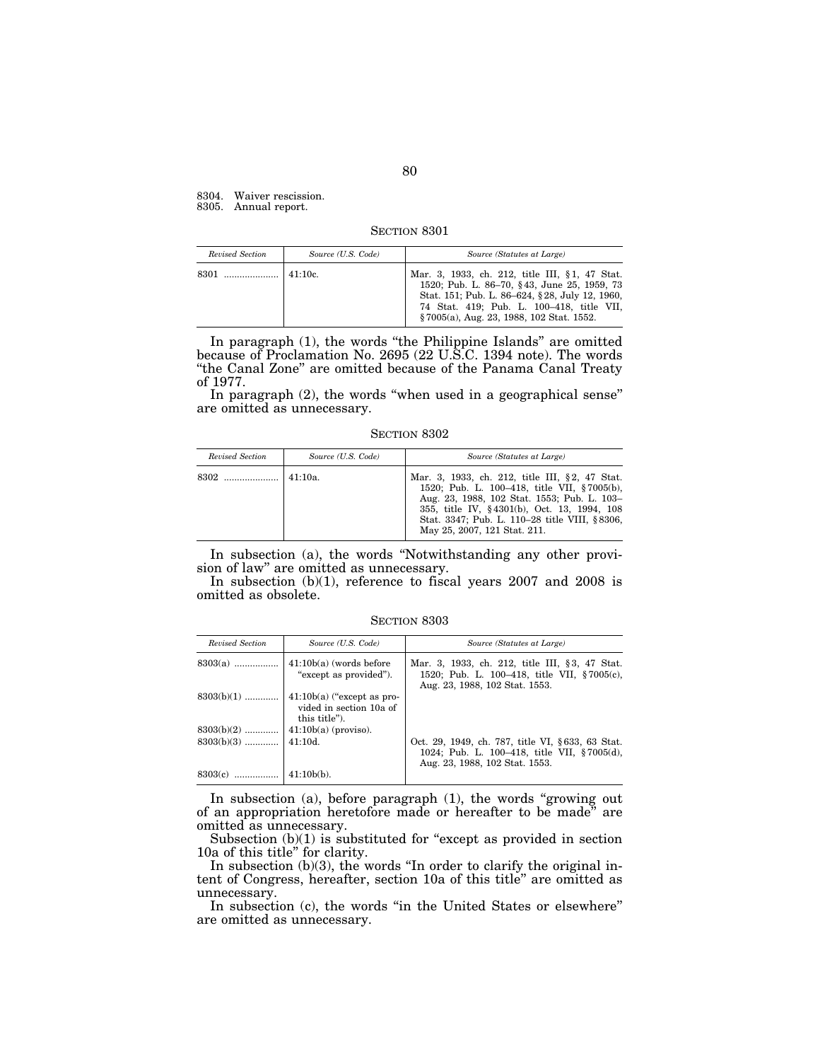8304. Waiver rescission.
8305. Annual report.

SECTION 8301

| *Revised Section* | *Source (U.S. Code)* | *Source (Statutes at Large)* |
| --- | --- | --- |
| 8301 .................... | 41:10c. | Mar. 3, 1933, ch. 212, title III, §1, 47 Stat. 1520; Pub. L. 86–70, §43, June 25, 1959, 73 Stat. 151; Pub. L. 86–624, §28, July 12, 1960, 74 Stat. 419; Pub. L. 100–418, title VII, §7005(a), Aug. 23, 1988, 102 Stat. 1552. |

In paragraph (1), the words "the Philippine Islands" are omitted because of Proclamation No. 2695 (22 U.S.C. 1394 note). The words "the Canal Zone" are omitted because of the Panama Canal Treaty of 1977.

In paragraph (2), the words "when used in a geographical sense" are omitted as unnecessary.

SECTION 8302

| *Revised Section* | *Source (U.S. Code)* | *Source (Statutes at Large)* |
| --- | --- | --- |
| 8302 .................... | 41:10a. | Mar. 3, 1933, ch. 212, title III, §2, 47 Stat. 1520; Pub. L. 100–418, title VII, §7005(b), Aug. 23, 1988, 102 Stat. 1553; Pub. L. 103–355, title IV, §4301(b), Oct. 13, 1994, 108 Stat. 3347; Pub. L. 110–28 title VIII, §8306, May 25, 2007, 121 Stat. 211. |

In subsection (a), the words "Notwithstanding any other provision of law" are omitted as unnecessary.

In subsection (b)(1), reference to fiscal years 2007 and 2008 is omitted as obsolete.

SECTION 8303

| *Revised Section* | *Source (U.S. Code)* | *Source (Statutes at Large)* |
| --- | --- | --- |
| 8303(a) ................. | 41:10b(a) (words before "except as provided"). | Mar. 3, 1933, ch. 212, title III, §3, 47 Stat. 1520; Pub. L. 100–418, title VII, §7005(c), Aug. 23, 1988, 102 Stat. 1553. |
| 8303(b)(1) ............. | 41:10b(a) ("except as provided in section 10a of this title"). | |
| 8303(b)(2) ............. | 41:10b(a) (proviso). | |
| 8303(b)(3) ............. | 41:10d. | Oct. 29, 1949, ch. 787, title VI, §633, 63 Stat. 1024; Pub. L. 100–418, title VII, §7005(d), Aug. 23, 1988, 102 Stat. 1553. |
| 8303(c) ................. | 41:10b(b). | |

In subsection (a), before paragraph (1), the words "growing out of an appropriation heretofore made or hereafter to be made" are omitted as unnecessary.

Subsection (b)(1) is substituted for "except as provided in section 10a of this title" for clarity.

In subsection (b)(3), the words "In order to clarify the original intent of Congress, hereafter, section 10a of this title" are omitted as unnecessary.

In subsection (c), the words "in the United States or elsewhere" are omitted as unnecessary.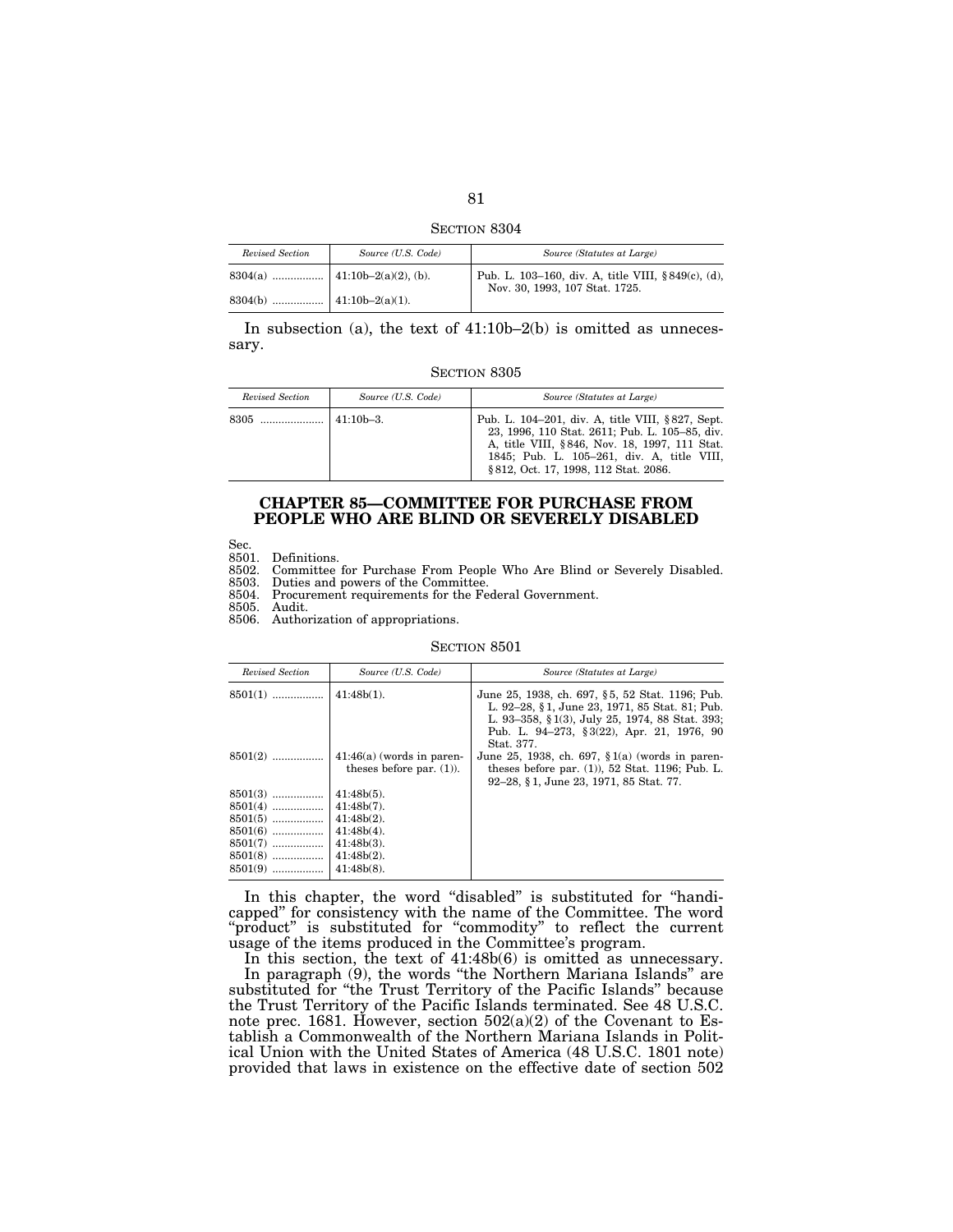SECTION 8304

| Revised Section | Source (U.S. Code) | Source (Statutes at Large) |
|---|---|---|
| 8304(a) ................ | 41:10b–2(a)(2), (b). | Pub. L. 103–160, div. A, title VIII, §849(c), (d), Nov. 30, 1993, 107 Stat. 1725. |
| 8304(b) ................ | 41:10b–2(a)(1). | |

In subsection (a), the text of 41:10b–2(b) is omitted as unnecessary.

SECTION 8305

| Revised Section | Source (U.S. Code) | Source (Statutes at Large) |
|---|---|---|
| 8305 .................... | 41:10b–3. | Pub. L. 104–201, div. A, title VIII, §827, Sept. 23, 1996, 110 Stat. 2611; Pub. L. 105–85, div. A, title VIII, §846, Nov. 18, 1997, 111 Stat. 1845; Pub. L. 105–261, div. A, title VIII, §812, Oct. 17, 1998, 112 Stat. 2086. |

## CHAPTER 85—COMMITTEE FOR PURCHASE FROM PEOPLE WHO ARE BLIND OR SEVERELY DISABLED

Sec.
8501. Definitions.
8502. Committee for Purchase From People Who Are Blind or Severely Disabled.
8503. Duties and powers of the Committee.
8504. Procurement requirements for the Federal Government.
8505. Audit.
8506. Authorization of appropriations.

SECTION 8501

| Revised Section | Source (U.S. Code) | Source (Statutes at Large) |
|---|---|---|
| 8501(1) ................ | 41:48b(1). | June 25, 1938, ch. 697, §5, 52 Stat. 1196; Pub. L. 92–28, §1, June 23, 1971, 85 Stat. 81; Pub. L. 93–358, §1(3), July 25, 1974, 88 Stat. 393; Pub. L. 94–273, §3(22), Apr. 21, 1976, 90 Stat. 377. |
| 8501(2) ................ | 41:46(a) (words in parentheses before par. (1)). | June 25, 1938, ch. 697, §1(a) (words in parentheses before par. (1)), 52 Stat. 1196; Pub. L. 92–28, §1, June 23, 1971, 85 Stat. 77. |
| 8501(3) ................ | 41:48b(5). | |
| 8501(4) ................ | 41:48b(7). | |
| 8501(5) ................ | 41:48b(2). | |
| 8501(6) ................ | 41:48b(4). | |
| 8501(7) ................ | 41:48b(3). | |
| 8501(8) ................ | 41:48b(2). | |
| 8501(9) ................ | 41:48b(8). | |

In this chapter, the word "disabled" is substituted for "handicapped" for consistency with the name of the Committee. The word "product" is substituted for "commodity" to reflect the current usage of the items produced in the Committee's program.

In this section, the text of 41:48b(6) is omitted as unnecessary.

In paragraph (9), the words "the Northern Mariana Islands" are substituted for "the Trust Territory of the Pacific Islands" because the Trust Territory of the Pacific Islands terminated. See 48 U.S.C. note prec. 1681. However, section 502(a)(2) of the Covenant to Establish a Commonwealth of the Northern Mariana Islands in Political Union with the United States of America (48 U.S.C. 1801 note) provided that laws in existence on the effective date of section 502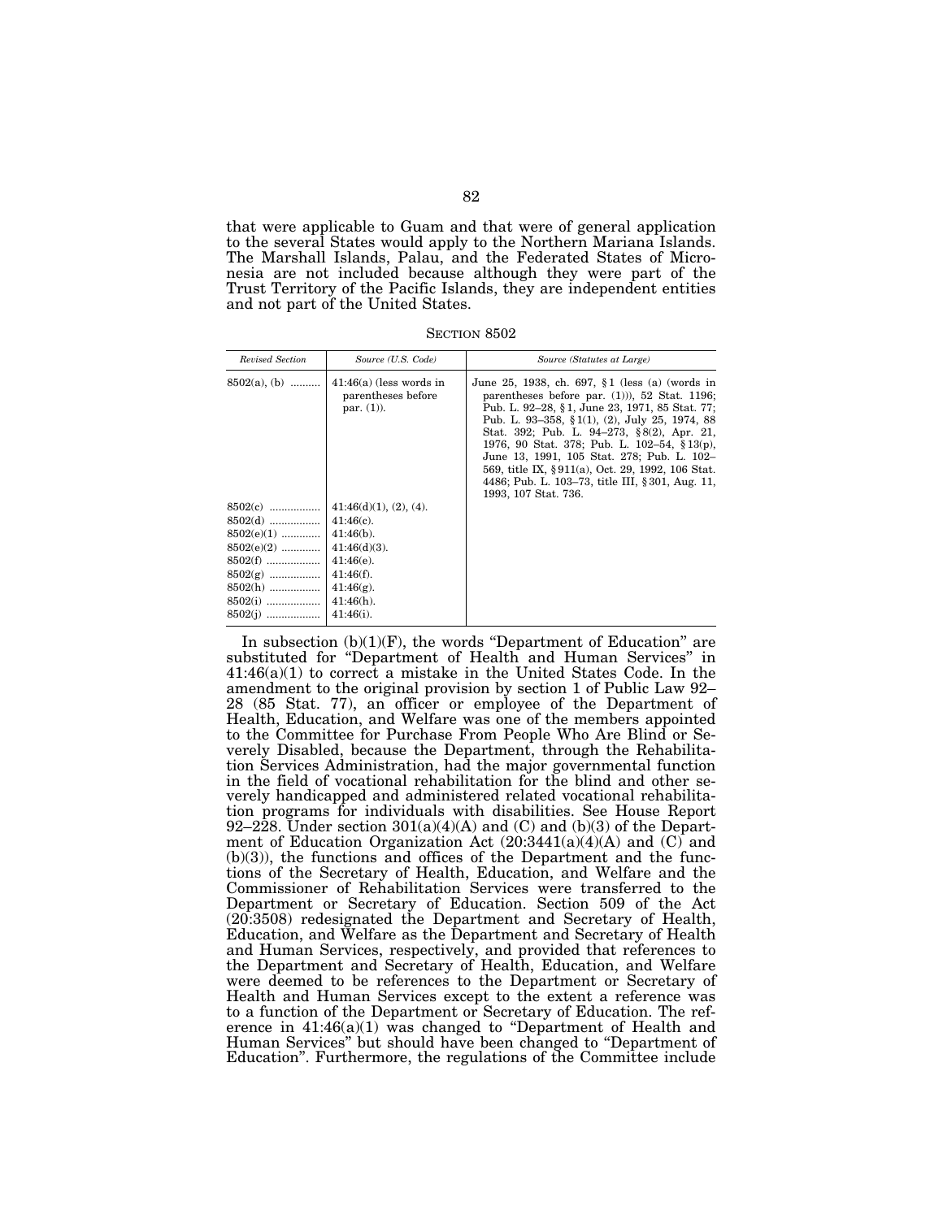that were applicable to Guam and that were of general application to the several States would apply to the Northern Mariana Islands. The Marshall Islands, Palau, and the Federated States of Micronesia are not included because although they were part of the Trust Territory of the Pacific Islands, they are independent entities and not part of the United States.

SECTION 8502

| *Revised Section* | *Source (U.S. Code)* | *Source (Statutes at Large)* |
|---|---|---|
| 8502(a), (b) .......... | 41:46(a) (less words in parentheses before par. (1)). | June 25, 1938, ch. 697, §1 (less (a) (words in parentheses before par. (1))), 52 Stat. 1196; Pub. L. 92–28, §1, June 23, 1971, 85 Stat. 77; Pub. L. 93–358, §1(1), (2), July 25, 1974, 88 Stat. 392; Pub. L. 94–273, §8(2), Apr. 21, 1976, 90 Stat. 378; Pub. L. 102–54, §13(p), June 13, 1991, 105 Stat. 278; Pub. L. 102–569, title IX, §911(a), Oct. 29, 1992, 106 Stat. 4486; Pub. L. 103–73, title III, §301, Aug. 11, 1993, 107 Stat. 736. |
| 8502(c) ................. | 41:46(d)(1), (2), (4). | |
| 8502(d) ................. | 41:46(c). | |
| 8502(e)(1) ............. | 41:46(b). | |
| 8502(e)(2) ............. | 41:46(d)(3). | |
| 8502(f) .................. | 41:46(e). | |
| 8502(g) ................. | 41:46(f). | |
| 8502(h) ................. | 41:46(g). | |
| 8502(i) .................. | 41:46(h). | |
| 8502(j) .................. | 41:46(i). | |

In subsection (b)(1)(F), the words "Department of Education" are substituted for "Department of Health and Human Services" in 41:46(a)(1) to correct a mistake in the United States Code. In the amendment to the original provision by section 1 of Public Law 92–28 (85 Stat. 77), an officer or employee of the Department of Health, Education, and Welfare was one of the members appointed to the Committee for Purchase From People Who Are Blind or Severely Disabled, because the Department, through the Rehabilitation Services Administration, had the major governmental function in the field of vocational rehabilitation for the blind and other severely handicapped and administered related vocational rehabilitation programs for individuals with disabilities. See House Report 92–228. Under section 301(a)(4)(A) and (C) and (b)(3) of the Department of Education Organization Act (20:3441(a)(4)(A) and (C) and (b)(3)), the functions and offices of the Department and the functions of the Secretary of Health, Education, and Welfare and the Commissioner of Rehabilitation Services were transferred to the Department or Secretary of Education. Section 509 of the Act (20:3508) redesignated the Department and Secretary of Health, Education, and Welfare as the Department and Secretary of Health and Human Services, respectively, and provided that references to the Department and Secretary of Health, Education, and Welfare were deemed to be references to the Department or Secretary of Health and Human Services except to the extent a reference was to a function of the Department or Secretary of Education. The reference in 41:46(a)(1) was changed to "Department of Health and Human Services" but should have been changed to "Department of Education". Furthermore, the regulations of the Committee include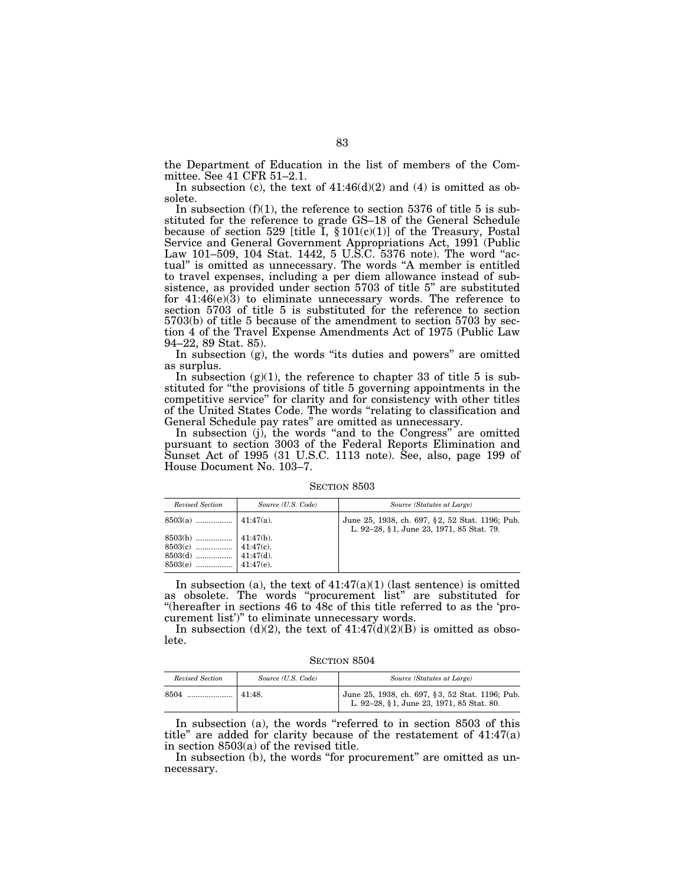the Department of Education in the list of members of the Committee. See 41 CFR 51–2.1.

In subsection (c), the text of 41:46(d)(2) and (4) is omitted as obsolete.

In subsection (f)(1), the reference to section 5376 of title 5 is substituted for the reference to grade GS–18 of the General Schedule because of section 529 [title I, § 101(c)(1)] of the Treasury, Postal Service and General Government Appropriations Act, 1991 (Public Law 101–509, 104 Stat. 1442, 5 U.S.C. 5376 note). The word "actual" is omitted as unnecessary. The words "A member is entitled to travel expenses, including a per diem allowance instead of subsistence, as provided under section 5703 of title 5" are substituted for 41:46(e)(3) to eliminate unnecessary words. The reference to section 5703 of title 5 is substituted for the reference to section 5703(b) of title 5 because of the amendment to section 5703 by section 4 of the Travel Expense Amendments Act of 1975 (Public Law 94–22, 89 Stat. 85).

In subsection (g), the words "its duties and powers" are omitted as surplus.

In subsection (g)(1), the reference to chapter 33 of title 5 is substituted for "the provisions of title 5 governing appointments in the competitive service" for clarity and for consistency with other titles of the United States Code. The words "relating to classification and General Schedule pay rates" are omitted as unnecessary.

In subsection (j), the words "and to the Congress" are omitted pursuant to section 3003 of the Federal Reports Elimination and Sunset Act of 1995 (31 U.S.C. 1113 note). See, also, page 199 of House Document No. 103–7.

SECTION 8503

| *Revised Section* | *Source (U.S. Code)* | *Source (Statutes at Large)* |
|---|---|---|
| 8503(a) ................. | 41:47(a). | June 25, 1938, ch. 697, § 2, 52 Stat. 1196; Pub. L. 92–28, § 1, June 23, 1971, 85 Stat. 79. |
| 8503(b) ................. | 41:47(b). | |
| 8503(c) ................. | 41:47(c). | |
| 8503(d) ................. | 41:47(d). | |
| 8503(e) ................. | 41:47(e). | |

In subsection (a), the text of 41:47(a)(1) (last sentence) is omitted as obsolete. The words "procurement list" are substituted for "(hereafter in sections 46 to 48c of this title referred to as the 'procurement list')" to eliminate unnecessary words.

In subsection (d)(2), the text of 41:47(d)(2)(B) is omitted as obsolete.

SECTION 8504

| *Revised Section* | *Source (U.S. Code)* | *Source (Statutes at Large)* |
|---|---|---|
| 8504 ..................... | 41:48. | June 25, 1938, ch. 697, § 3, 52 Stat. 1196; Pub. L. 92–28, § 1, June 23, 1971, 85 Stat. 80. |

In subsection (a), the words "referred to in section 8503 of this title" are added for clarity because of the restatement of 41:47(a) in section 8503(a) of the revised title.

In subsection (b), the words "for procurement" are omitted as unnecessary.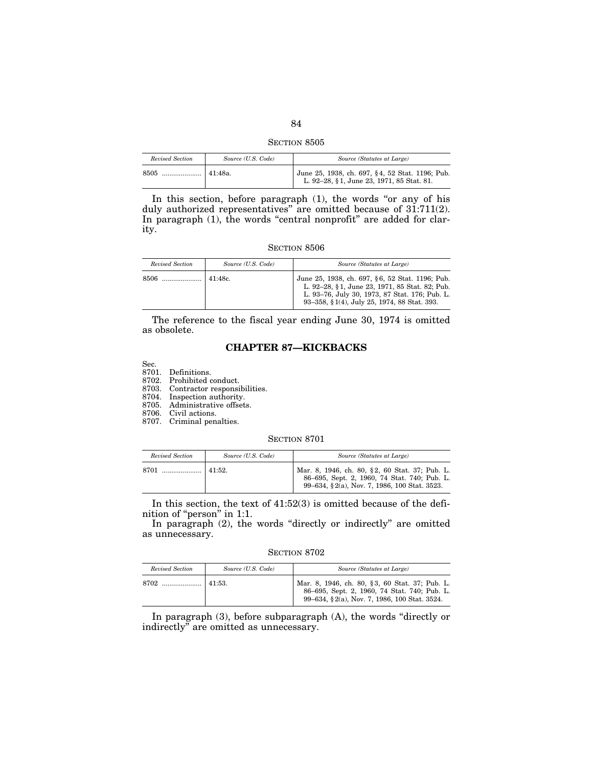SECTION 8505

| *Revised Section* | *Source (U.S. Code)* | *Source (Statutes at Large)* |
|---|---|---|
| 8505 ..................... | 41:48a. | June 25, 1938, ch. 697, §4, 52 Stat. 1196; Pub. L. 92–28, §1, June 23, 1971, 85 Stat. 81. |

In this section, before paragraph (1), the words "or any of his duly authorized representatives" are omitted because of 31:711(2). In paragraph (1), the words "central nonprofit" are added for clarity.

SECTION 8506

| *Revised Section* | *Source (U.S. Code)* | *Source (Statutes at Large)* |
|---|---|---|
| 8506 ..................... | 41:48c. | June 25, 1938, ch. 697, §6, 52 Stat. 1196; Pub. L. 92–28, §1, June 23, 1971, 85 Stat. 82; Pub. L. 93–76, July 30, 1973, 87 Stat. 176; Pub. L. 93–358, §1(4), July 25, 1974, 88 Stat. 393. |

The reference to the fiscal year ending June 30, 1974 is omitted as obsolete.

## CHAPTER 87—KICKBACKS

Sec.
8701. Definitions.
8702. Prohibited conduct.
8703. Contractor responsibilities.
8704. Inspection authority.
8705. Administrative offsets.
8706. Civil actions.
8707. Criminal penalties.

SECTION 8701

| *Revised Section* | *Source (U.S. Code)* | *Source (Statutes at Large)* |
|---|---|---|
| 8701 ..................... | 41:52. | Mar. 8, 1946, ch. 80, §2, 60 Stat. 37; Pub. L. 86–695, Sept. 2, 1960, 74 Stat. 740; Pub. L. 99–634, §2(a), Nov. 7, 1986, 100 Stat. 3523. |

In this section, the text of 41:52(3) is omitted because of the definition of "person" in 1:1.

In paragraph (2), the words "directly or indirectly" are omitted as unnecessary.

SECTION 8702

| *Revised Section* | *Source (U.S. Code)* | *Source (Statutes at Large)* |
|---|---|---|
| 8702 ..................... | 41:53. | Mar. 8, 1946, ch. 80, §3, 60 Stat. 37; Pub. L. 86–695, Sept. 2, 1960, 74 Stat. 740; Pub. L. 99–634, §2(a), Nov. 7, 1986, 100 Stat. 3524. |

In paragraph (3), before subparagraph (A), the words "directly or indirectly" are omitted as unnecessary.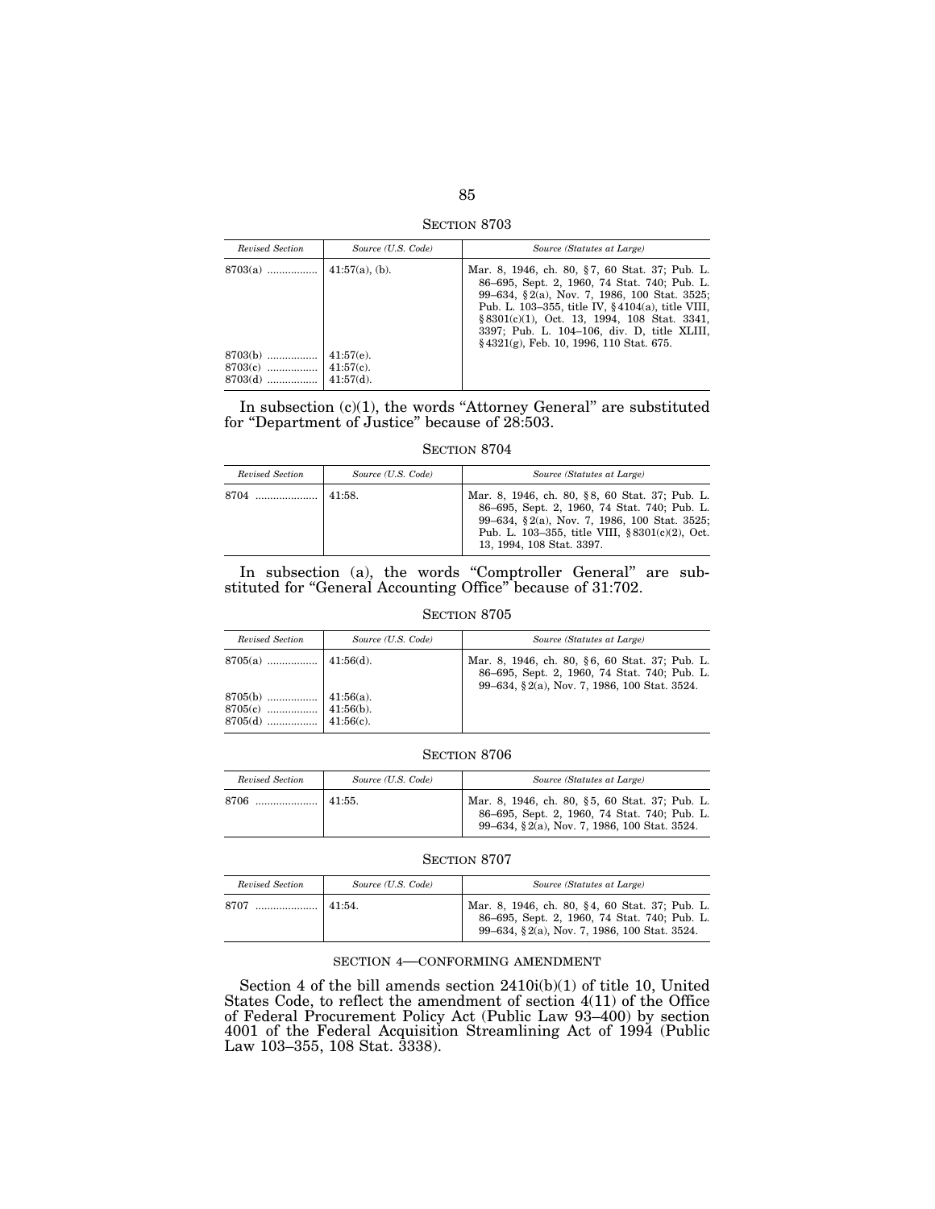### SECTION 8703

| *Revised Section* | *Source (U.S. Code)* | *Source (Statutes at Large)* |
|---|---|---|
| 8703(a) ................. | 41:57(a), (b). | Mar. 8, 1946, ch. 80, §7, 60 Stat. 37; Pub. L. 86–695, Sept. 2, 1960, 74 Stat. 740; Pub. L. 99–634, §2(a), Nov. 7, 1986, 100 Stat. 3525; Pub. L. 103–355, title IV, §4104(a), title VIII, §8301(c)(1), Oct. 13, 1994, 108 Stat. 3341, 3397; Pub. L. 104–106, div. D, title XLIII, §4321(g), Feb. 10, 1996, 110 Stat. 675. |
| 8703(b) ................. | 41:57(e). | |
| 8703(c) ................. | 41:57(c). | |
| 8703(d) ................. | 41:57(d). | |

In subsection (c)(1), the words "Attorney General" are substituted for "Department of Justice" because of 28:503.

### SECTION 8704

| *Revised Section* | *Source (U.S. Code)* | *Source (Statutes at Large)* |
|---|---|---|
| 8704 ..................... | 41:58. | Mar. 8, 1946, ch. 80, §8, 60 Stat. 37; Pub. L. 86–695, Sept. 2, 1960, 74 Stat. 740; Pub. L. 99–634, §2(a), Nov. 7, 1986, 100 Stat. 3525; Pub. L. 103–355, title VIII, §8301(c)(2), Oct. 13, 1994, 108 Stat. 3397. |

In subsection (a), the words "Comptroller General" are substituted for "General Accounting Office" because of 31:702.

### SECTION 8705

| *Revised Section* | *Source (U.S. Code)* | *Source (Statutes at Large)* |
|---|---|---|
| 8705(a) ................. | 41:56(d). | Mar. 8, 1946, ch. 80, §6, 60 Stat. 37; Pub. L. 86–695, Sept. 2, 1960, 74 Stat. 740; Pub. L. 99–634, §2(a), Nov. 7, 1986, 100 Stat. 3524. |
| 8705(b) ................. | 41:56(a). | |
| 8705(c) ................. | 41:56(b). | |
| 8705(d) ................. | 41:56(c). | |

### SECTION 8706

| *Revised Section* | *Source (U.S. Code)* | *Source (Statutes at Large)* |
|---|---|---|
| 8706 ..................... | 41:55. | Mar. 8, 1946, ch. 80, §5, 60 Stat. 37; Pub. L. 86–695, Sept. 2, 1960, 74 Stat. 740; Pub. L. 99–634, §2(a), Nov. 7, 1986, 100 Stat. 3524. |

### SECTION 8707

| *Revised Section* | *Source (U.S. Code)* | *Source (Statutes at Large)* |
|---|---|---|
| 8707 ..................... | 41:54. | Mar. 8, 1946, ch. 80, §4, 60 Stat. 37; Pub. L. 86–695, Sept. 2, 1960, 74 Stat. 740; Pub. L. 99–634, §2(a), Nov. 7, 1986, 100 Stat. 3524. |

### SECTION 4—CONFORMING AMENDMENT

Section 4 of the bill amends section 2410i(b)(1) of title 10, United States Code, to reflect the amendment of section 4(11) of the Office of Federal Procurement Policy Act (Public Law 93–400) by section 4001 of the Federal Acquisition Streamlining Act of 1994 (Public Law 103–355, 108 Stat. 3338).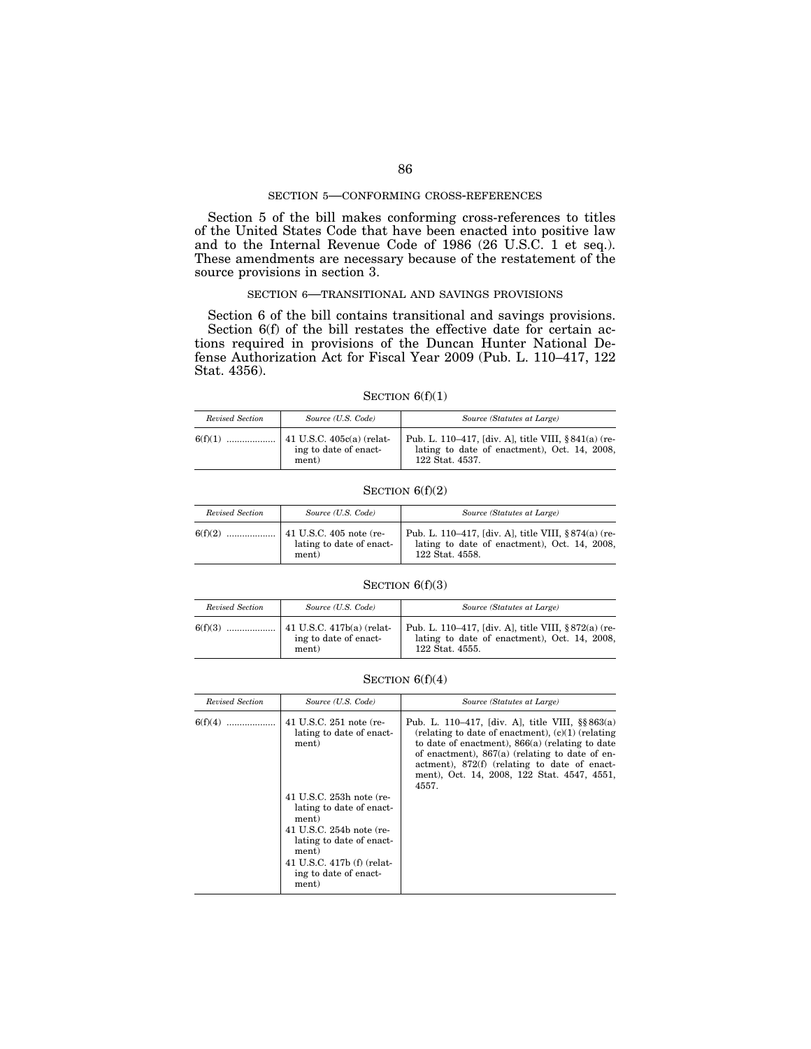## SECTION 5—CONFORMING CROSS-REFERENCES

Section 5 of the bill makes conforming cross-references to titles of the United States Code that have been enacted into positive law and to the Internal Revenue Code of 1986 (26 U.S.C. 1 et seq.). These amendments are necessary because of the restatement of the source provisions in section 3.

## SECTION 6—TRANSITIONAL AND SAVINGS PROVISIONS

Section 6 of the bill contains transitional and savings provisions.

Section 6(f) of the bill restates the effective date for certain actions required in provisions of the Duncan Hunter National Defense Authorization Act for Fiscal Year 2009 (Pub. L. 110–417, 122 Stat. 4356).

### SECTION 6(f)(1)

| *Revised Section* | *Source (U.S. Code)* | *Source (Statutes at Large)* |
|---|---|---|
| 6(f)(1) .................. | 41 U.S.C. 405c(a) (relating to date of enactment) | Pub. L. 110–417, [div. A], title VIII, §841(a) (relating to date of enactment), Oct. 14, 2008, 122 Stat. 4537. |

### SECTION 6(f)(2)

| *Revised Section* | *Source (U.S. Code)* | *Source (Statutes at Large)* |
|---|---|---|
| 6(f)(2) .................. | 41 U.S.C. 405 note (relating to date of enactment) | Pub. L. 110–417, [div. A], title VIII, §874(a) (relating to date of enactment), Oct. 14, 2008, 122 Stat. 4558. |

### SECTION 6(f)(3)

| *Revised Section* | *Source (U.S. Code)* | *Source (Statutes at Large)* |
|---|---|---|
| 6(f)(3) .................. | 41 U.S.C. 417b(a) (relating to date of enactment) | Pub. L. 110–417, [div. A], title VIII, §872(a) (relating to date of enactment), Oct. 14, 2008, 122 Stat. 4555. |

### SECTION 6(f)(4)

| *Revised Section* | *Source (U.S. Code)* | *Source (Statutes at Large)* |
|---|---|---|
| 6(f)(4) .................. | 41 U.S.C. 251 note (relating to date of enactment) | Pub. L. 110–417, [div. A], title VIII, §§863(a) (relating to date of enactment), (c)(1) (relating to date of enactment), 866(a) (relating to date of enactment), 867(a) (relating to date of enactment), 872(f) (relating to date of enactment), Oct. 14, 2008, 122 Stat. 4547, 4551, 4557. |
| | 41 U.S.C. 253h note (relating to date of enactment) | |
| | 41 U.S.C. 254b note (relating to date of enactment) | |
| | 41 U.S.C. 417b (f) (relating to date of enactment) | |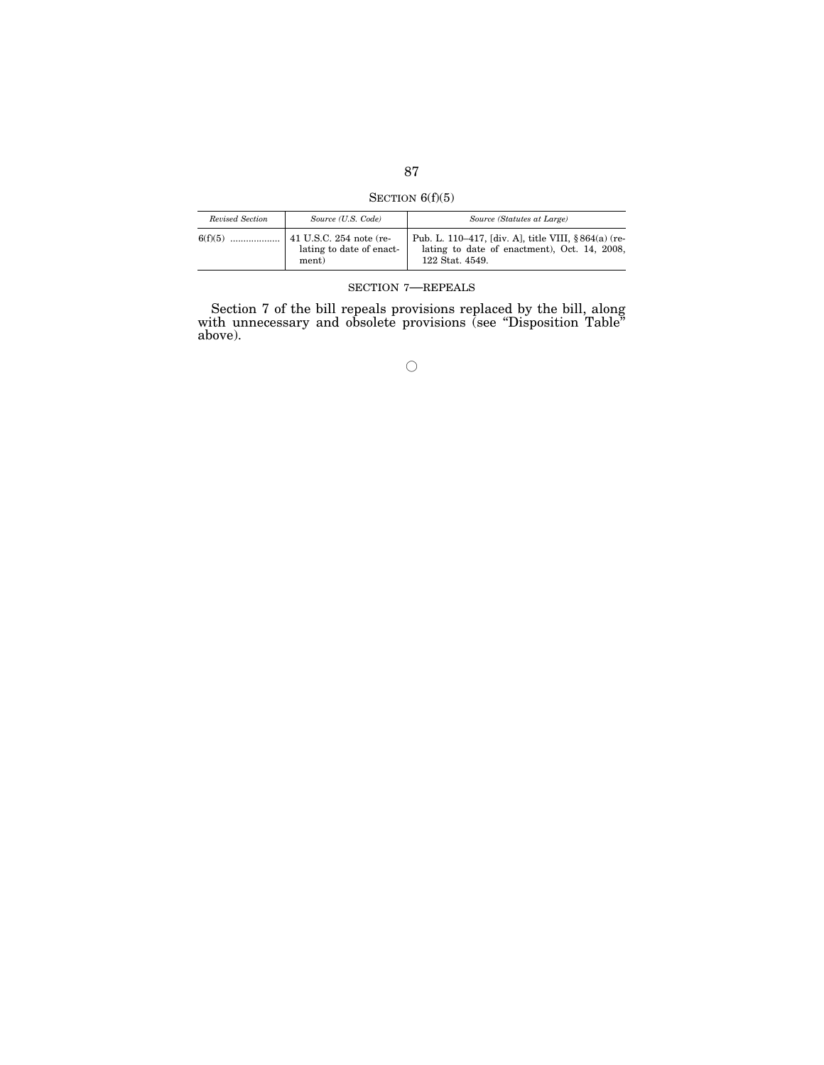SECTION 6(f)(5)

| *Revised Section* | *Source (U.S. Code)* | *Source (Statutes at Large)* |
| --- | --- | --- |
| 6(f)(5) .................. | 41 U.S.C. 254 note (relating to date of enactment) | Pub. L. 110–417, [div. A], title VIII, § 864(a) (relating to date of enactment), Oct. 14, 2008, 122 Stat. 4549. |

SECTION 7—REPEALS

Section 7 of the bill repeals provisions replaced by the bill, along with unnecessary and obsolete provisions (see "Disposition Table" above).

○